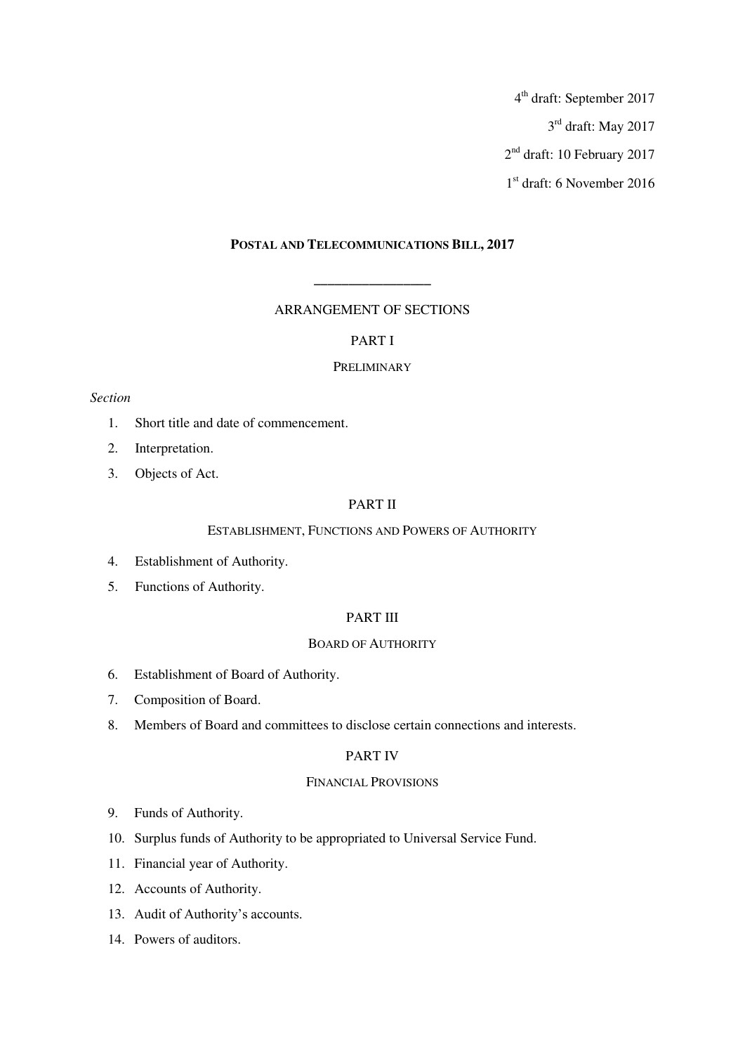4[th] draft: September 2017

3[rd] draft: May 2017

2[nd] draft: 10 February 2017

1[st] draft: 6 November 2016

# POSTAL AND TELECOMMUNICATIONS BILL, 2017

---

## ARRANGEMENT OF SECTIONS

### PART I

#### PRELIMINARY

*Section*

1. Short title and date of commencement.
2. Interpretation.
3. Objects of Act.

### PART II

#### ESTABLISHMENT, FUNCTIONS AND POWERS OF AUTHORITY

4. Establishment of Authority.
5. Functions of Authority.

### PART III

#### BOARD OF AUTHORITY

6. Establishment of Board of Authority.
7. Composition of Board.
8. Members of Board and committees to disclose certain connections and interests.

### PART IV

#### FINANCIAL PROVISIONS

9. Funds of Authority.
10. Surplus funds of Authority to be appropriated to Universal Service Fund.
11. Financial year of Authority.
12. Accounts of Authority.
13. Audit of Authority's accounts.
14. Powers of auditors.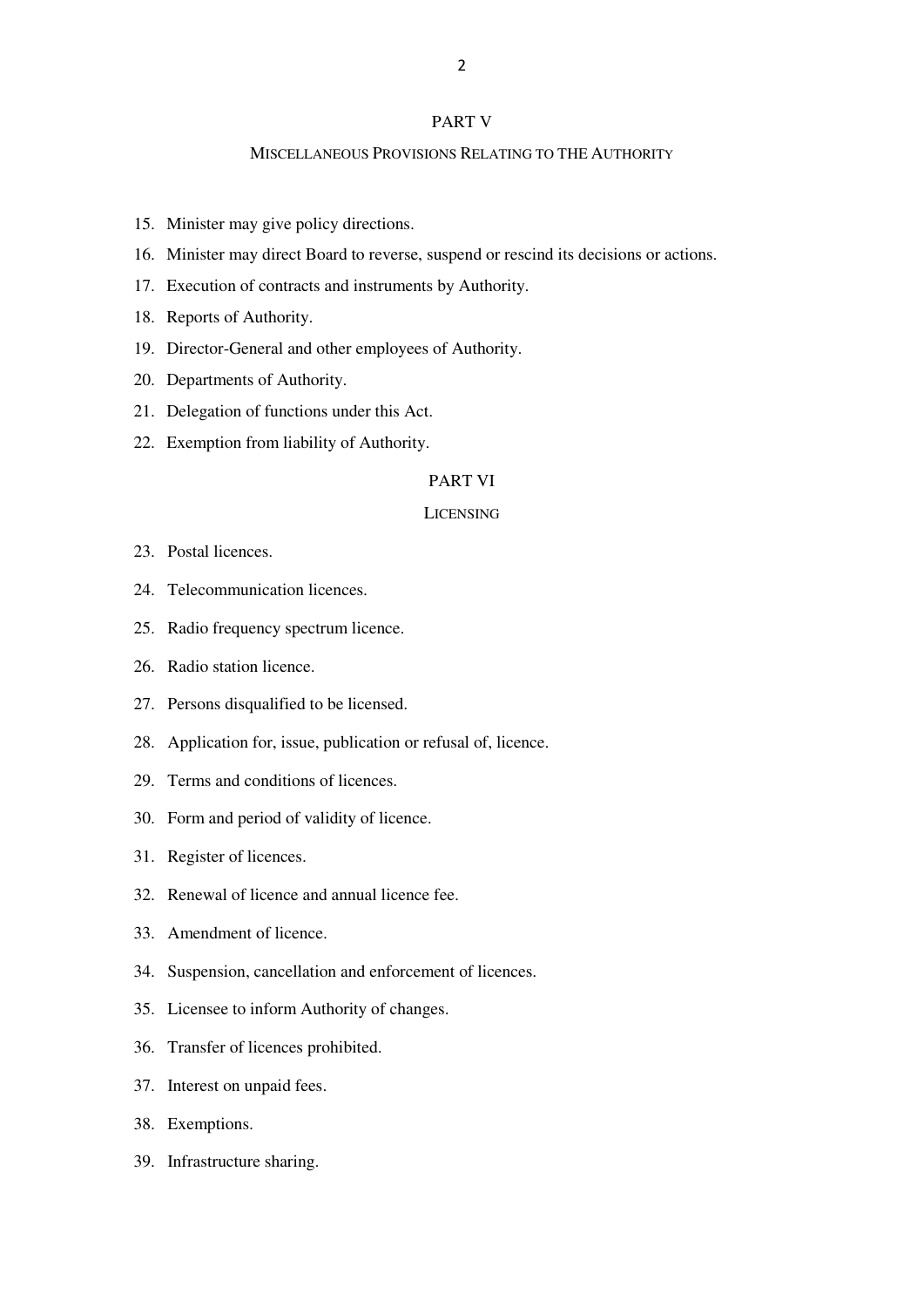## PART V

### MISCELLANEOUS PROVISIONS RELATING TO THE AUTHORITY

15. Minister may give policy directions.
16. Minister may direct Board to reverse, suspend or rescind its decisions or actions.
17. Execution of contracts and instruments by Authority.
18. Reports of Authority.
19. Director-General and other employees of Authority.
20. Departments of Authority.
21. Delegation of functions under this Act.
22. Exemption from liability of Authority.

## PART VI

### LICENSING

23. Postal licences.
24. Telecommunication licences.
25. Radio frequency spectrum licence.
26. Radio station licence.
27. Persons disqualified to be licensed.
28. Application for, issue, publication or refusal of, licence.
29. Terms and conditions of licences.
30. Form and period of validity of licence.
31. Register of licences.
32. Renewal of licence and annual licence fee.
33. Amendment of licence.
34. Suspension, cancellation and enforcement of licences.
35. Licensee to inform Authority of changes.
36. Transfer of licences prohibited.
37. Interest on unpaid fees.
38. Exemptions.
39. Infrastructure sharing.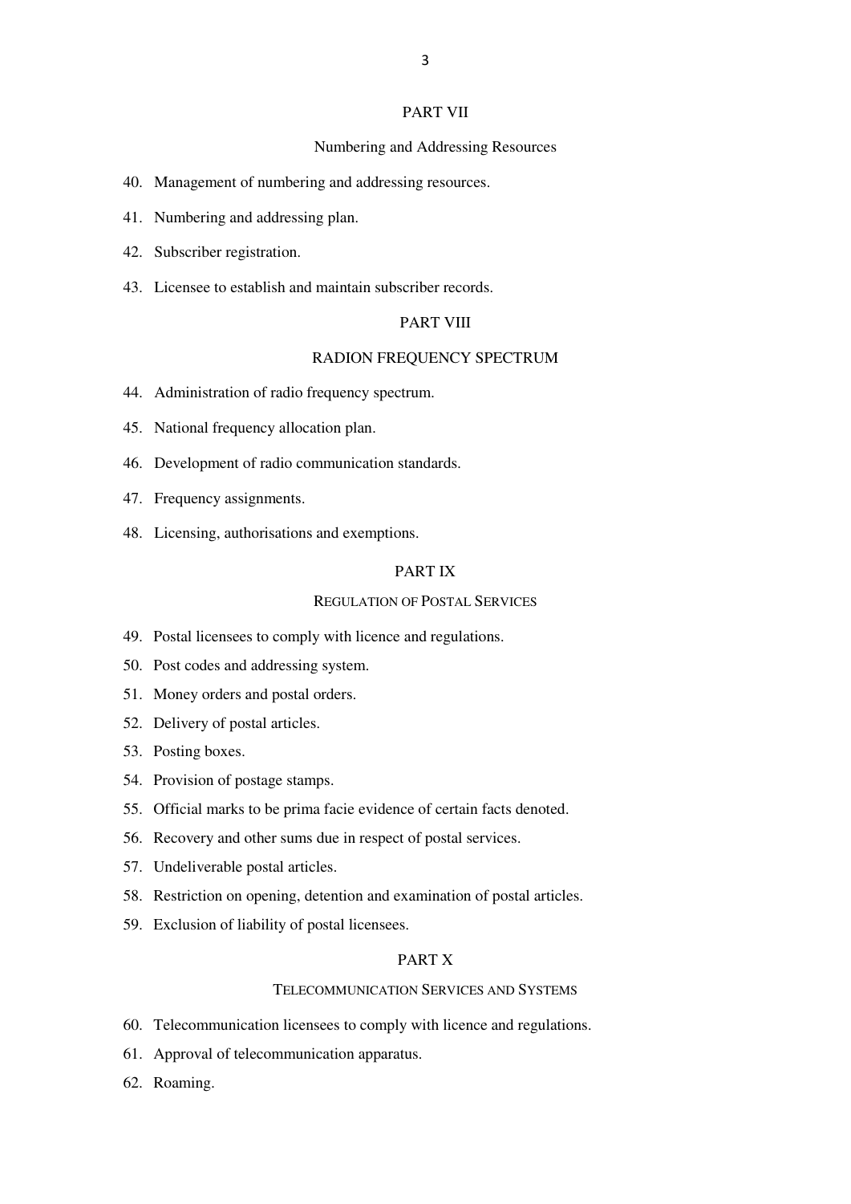## PART VII

### Numbering and Addressing Resources

40. Management of numbering and addressing resources.
41. Numbering and addressing plan.
42. Subscriber registration.
43. Licensee to establish and maintain subscriber records.

## PART VIII

### RADION FREQUENCY SPECTRUM

44. Administration of radio frequency spectrum.
45. National frequency allocation plan.
46. Development of radio communication standards.
47. Frequency assignments.
48. Licensing, authorisations and exemptions.

## PART IX

### REGULATION OF POSTAL SERVICES

49. Postal licensees to comply with licence and regulations.
50. Post codes and addressing system.
51. Money orders and postal orders.
52. Delivery of postal articles.
53. Posting boxes.
54. Provision of postage stamps.
55. Official marks to be prima facie evidence of certain facts denoted.
56. Recovery and other sums due in respect of postal services.
57. Undeliverable postal articles.
58. Restriction on opening, detention and examination of postal articles.
59. Exclusion of liability of postal licensees.

## PART X

### TELECOMMUNICATION SERVICES AND SYSTEMS

60. Telecommunication licensees to comply with licence and regulations.
61. Approval of telecommunication apparatus.
62. Roaming.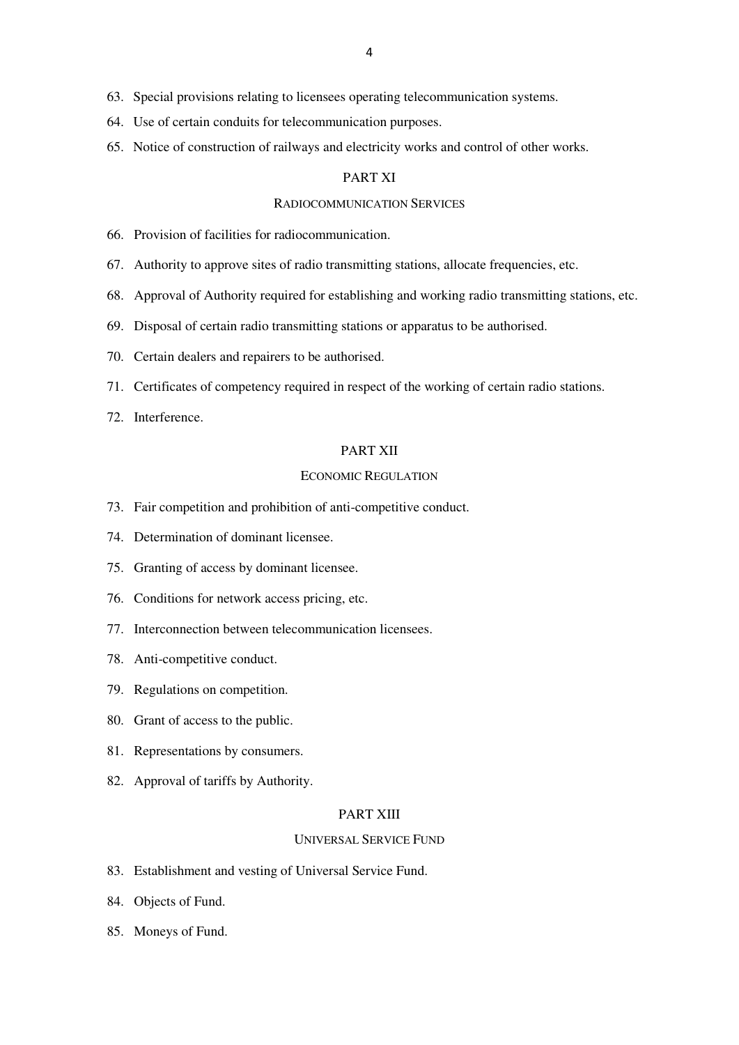63. Special provisions relating to licensees operating telecommunication systems.

64. Use of certain conduits for telecommunication purposes.

65. Notice of construction of railways and electricity works and control of other works.

PART XI

RADIOCOMMUNICATION SERVICES

66. Provision of facilities for radiocommunication.

67. Authority to approve sites of radio transmitting stations, allocate frequencies, etc.

68. Approval of Authority required for establishing and working radio transmitting stations, etc.

69. Disposal of certain radio transmitting stations or apparatus to be authorised.

70. Certain dealers and repairers to be authorised.

71. Certificates of competency required in respect of the working of certain radio stations.

72. Interference.

PART XII

ECONOMIC REGULATION

73. Fair competition and prohibition of anti-competitive conduct.

74. Determination of dominant licensee.

75. Granting of access by dominant licensee.

76. Conditions for network access pricing, etc.

77. Interconnection between telecommunication licensees.

78. Anti-competitive conduct.

79. Regulations on competition.

80. Grant of access to the public.

81. Representations by consumers.

82. Approval of tariffs by Authority.

PART XIII

UNIVERSAL SERVICE FUND

83. Establishment and vesting of Universal Service Fund.

84. Objects of Fund.

85. Moneys of Fund.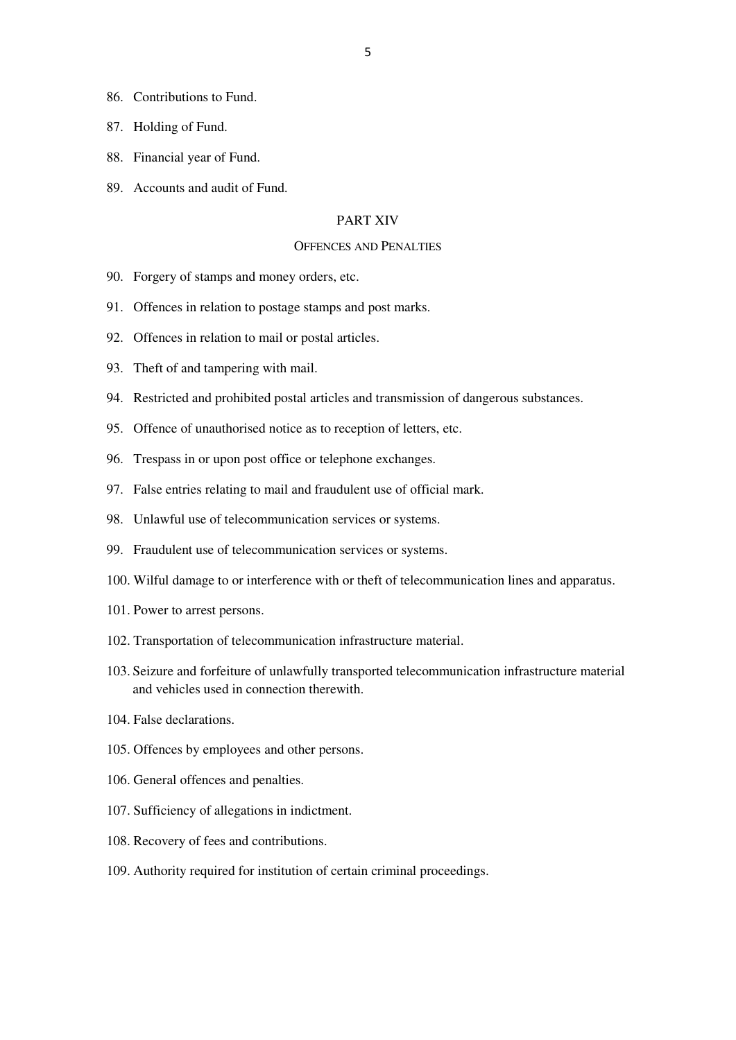86. Contributions to Fund.

87. Holding of Fund.

88. Financial year of Fund.

89. Accounts and audit of Fund.

PART XIV

OFFENCES AND PENALTIES

90. Forgery of stamps and money orders, etc.

91. Offences in relation to postage stamps and post marks.

92. Offences in relation to mail or postal articles.

93. Theft of and tampering with mail.

94. Restricted and prohibited postal articles and transmission of dangerous substances.

95. Offence of unauthorised notice as to reception of letters, etc.

96. Trespass in or upon post office or telephone exchanges.

97. False entries relating to mail and fraudulent use of official mark.

98. Unlawful use of telecommunication services or systems.

99. Fraudulent use of telecommunication services or systems.

100. Wilful damage to or interference with or theft of telecommunication lines and apparatus.

101. Power to arrest persons.

102. Transportation of telecommunication infrastructure material.

103. Seizure and forfeiture of unlawfully transported telecommunication infrastructure material and vehicles used in connection therewith.

104. False declarations.

105. Offences by employees and other persons.

106. General offences and penalties.

107. Sufficiency of allegations in indictment.

108. Recovery of fees and contributions.

109. Authority required for institution of certain criminal proceedings.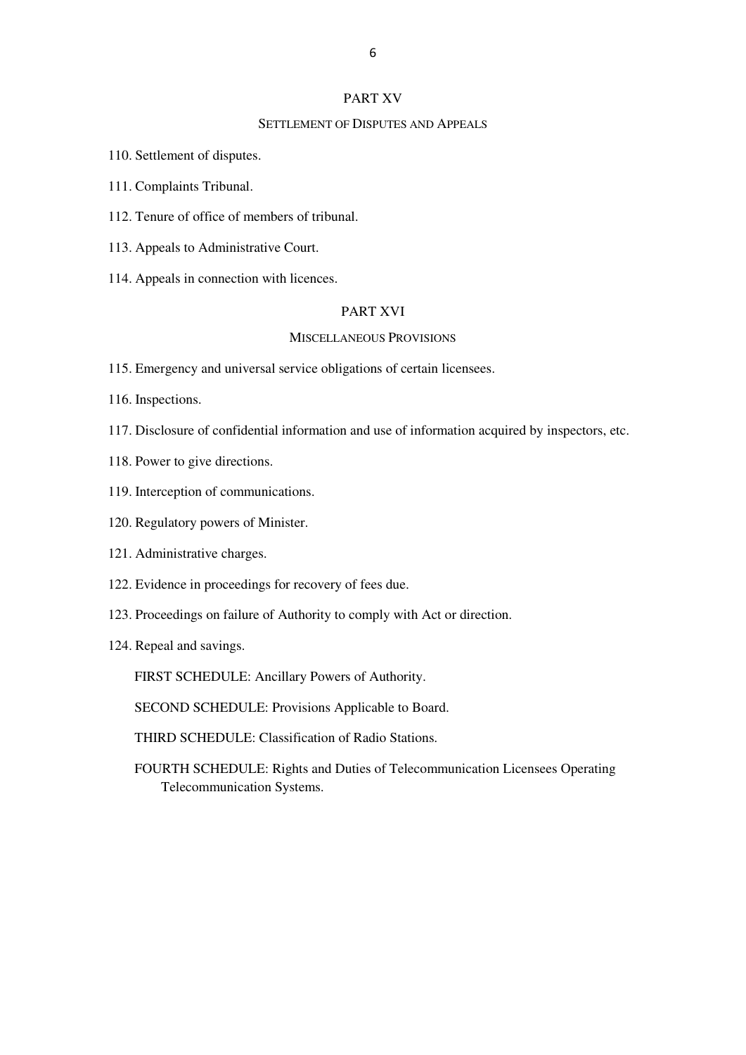## PART XV

### SETTLEMENT OF DISPUTES AND APPEALS

110. Settlement of disputes.

111. Complaints Tribunal.

112. Tenure of office of members of tribunal.

113. Appeals to Administrative Court.

114. Appeals in connection with licences.

## PART XVI

### MISCELLANEOUS PROVISIONS

115. Emergency and universal service obligations of certain licensees.

116. Inspections.

117. Disclosure of confidential information and use of information acquired by inspectors, etc.

118. Power to give directions.

119. Interception of communications.

120. Regulatory powers of Minister.

121. Administrative charges.

122. Evidence in proceedings for recovery of fees due.

123. Proceedings on failure of Authority to comply with Act or direction.

124. Repeal and savings.

FIRST SCHEDULE: Ancillary Powers of Authority.

SECOND SCHEDULE: Provisions Applicable to Board.

THIRD SCHEDULE: Classification of Radio Stations.

FOURTH SCHEDULE: Rights and Duties of Telecommunication Licensees Operating Telecommunication Systems.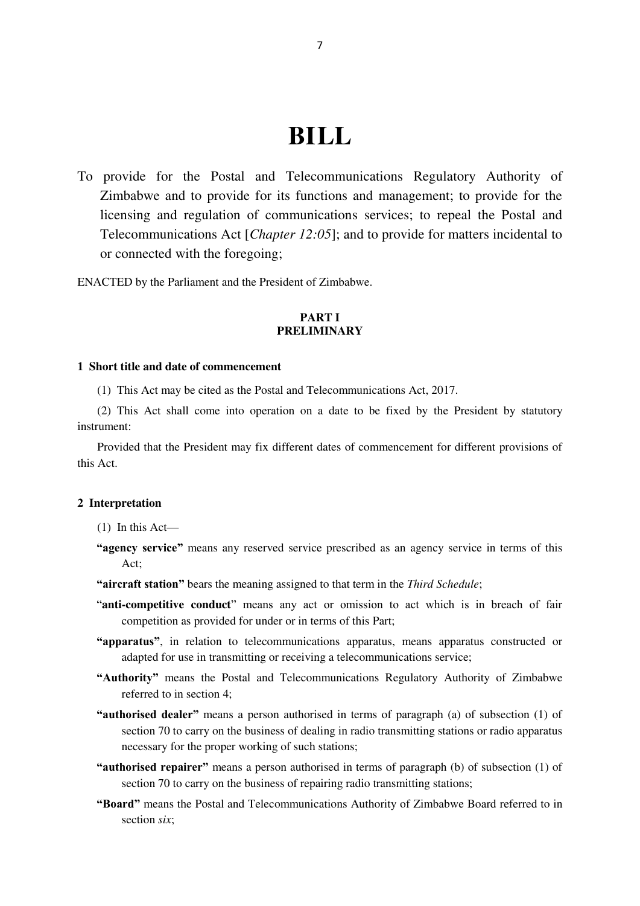# BILL

To provide for the Postal and Telecommunications Regulatory Authority of Zimbabwe and to provide for its functions and management; to provide for the licensing and regulation of communications services; to repeal the Postal and Telecommunications Act [*Chapter 12:05*]; and to provide for matters incidental to or connected with the foregoing;

ENACTED by the Parliament and the President of Zimbabwe.

## PART I
## PRELIMINARY

### 1 Short title and date of commencement

(1) This Act may be cited as the Postal and Telecommunications Act, 2017.

(2) This Act shall come into operation on a date to be fixed by the President by statutory instrument:

Provided that the President may fix different dates of commencement for different provisions of this Act.

### 2 Interpretation

(1) In this Act—

**"agency service"** means any reserved service prescribed as an agency service in terms of this Act;

**"aircraft station"** bears the meaning assigned to that term in the *Third Schedule*;

"**anti-competitive conduct**" means any act or omission to act which is in breach of fair competition as provided for under or in terms of this Part;

**"apparatus"**, in relation to telecommunications apparatus, means apparatus constructed or adapted for use in transmitting or receiving a telecommunications service;

**"Authority"** means the Postal and Telecommunications Regulatory Authority of Zimbabwe referred to in section 4;

**"authorised dealer"** means a person authorised in terms of paragraph (a) of subsection (1) of section 70 to carry on the business of dealing in radio transmitting stations or radio apparatus necessary for the proper working of such stations;

**"authorised repairer"** means a person authorised in terms of paragraph (b) of subsection (1) of section 70 to carry on the business of repairing radio transmitting stations;

**"Board"** means the Postal and Telecommunications Authority of Zimbabwe Board referred to in section *six*;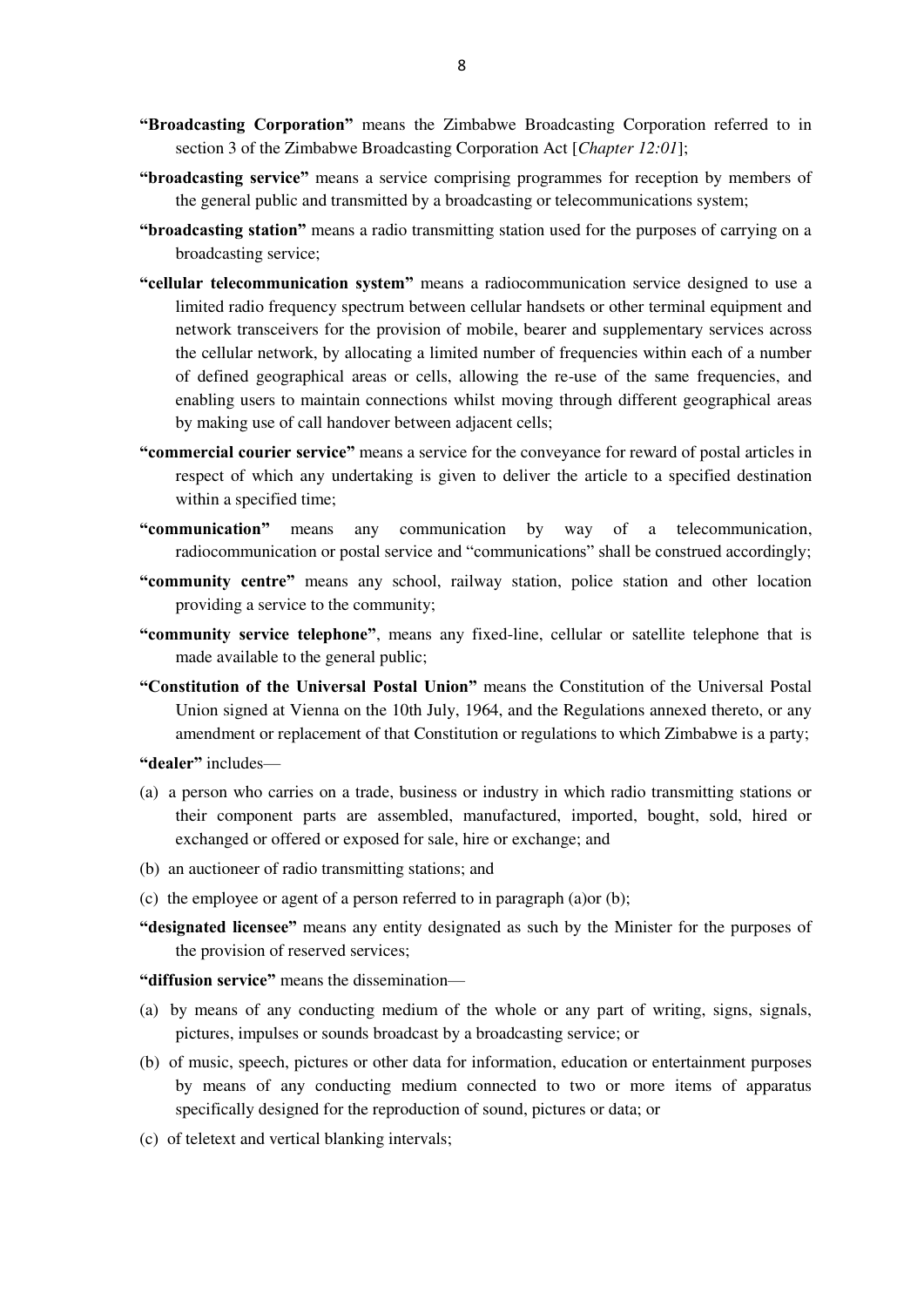**"Broadcasting Corporation"** means the Zimbabwe Broadcasting Corporation referred to in section 3 of the Zimbabwe Broadcasting Corporation Act [*Chapter 12:01*];

**"broadcasting service"** means a service comprising programmes for reception by members of the general public and transmitted by a broadcasting or telecommunications system;

**"broadcasting station"** means a radio transmitting station used for the purposes of carrying on a broadcasting service;

**"cellular telecommunication system"** means a radiocommunication service designed to use a limited radio frequency spectrum between cellular handsets or other terminal equipment and network transceivers for the provision of mobile, bearer and supplementary services across the cellular network, by allocating a limited number of frequencies within each of a number of defined geographical areas or cells, allowing the re-use of the same frequencies, and enabling users to maintain connections whilst moving through different geographical areas by making use of call handover between adjacent cells;

**"commercial courier service"** means a service for the conveyance for reward of postal articles in respect of which any undertaking is given to deliver the article to a specified destination within a specified time;

**"communication"** means any communication by way of a telecommunication, radiocommunication or postal service and "communications" shall be construed accordingly;

**"community centre"** means any school, railway station, police station and other location providing a service to the community;

**"community service telephone"**, means any fixed-line, cellular or satellite telephone that is made available to the general public;

**"Constitution of the Universal Postal Union"** means the Constitution of the Universal Postal Union signed at Vienna on the 10th July, 1964, and the Regulations annexed thereto, or any amendment or replacement of that Constitution or regulations to which Zimbabwe is a party;

**"dealer"** includes—

(a) a person who carries on a trade, business or industry in which radio transmitting stations or their component parts are assembled, manufactured, imported, bought, sold, hired or exchanged or offered or exposed for sale, hire or exchange; and

(b) an auctioneer of radio transmitting stations; and

(c) the employee or agent of a person referred to in paragraph (a)or (b);

**"designated licensee"** means any entity designated as such by the Minister for the purposes of the provision of reserved services;

**"diffusion service"** means the dissemination—

(a) by means of any conducting medium of the whole or any part of writing, signs, signals, pictures, impulses or sounds broadcast by a broadcasting service; or

(b) of music, speech, pictures or other data for information, education or entertainment purposes by means of any conducting medium connected to two or more items of apparatus specifically designed for the reproduction of sound, pictures or data; or

(c) of teletext and vertical blanking intervals;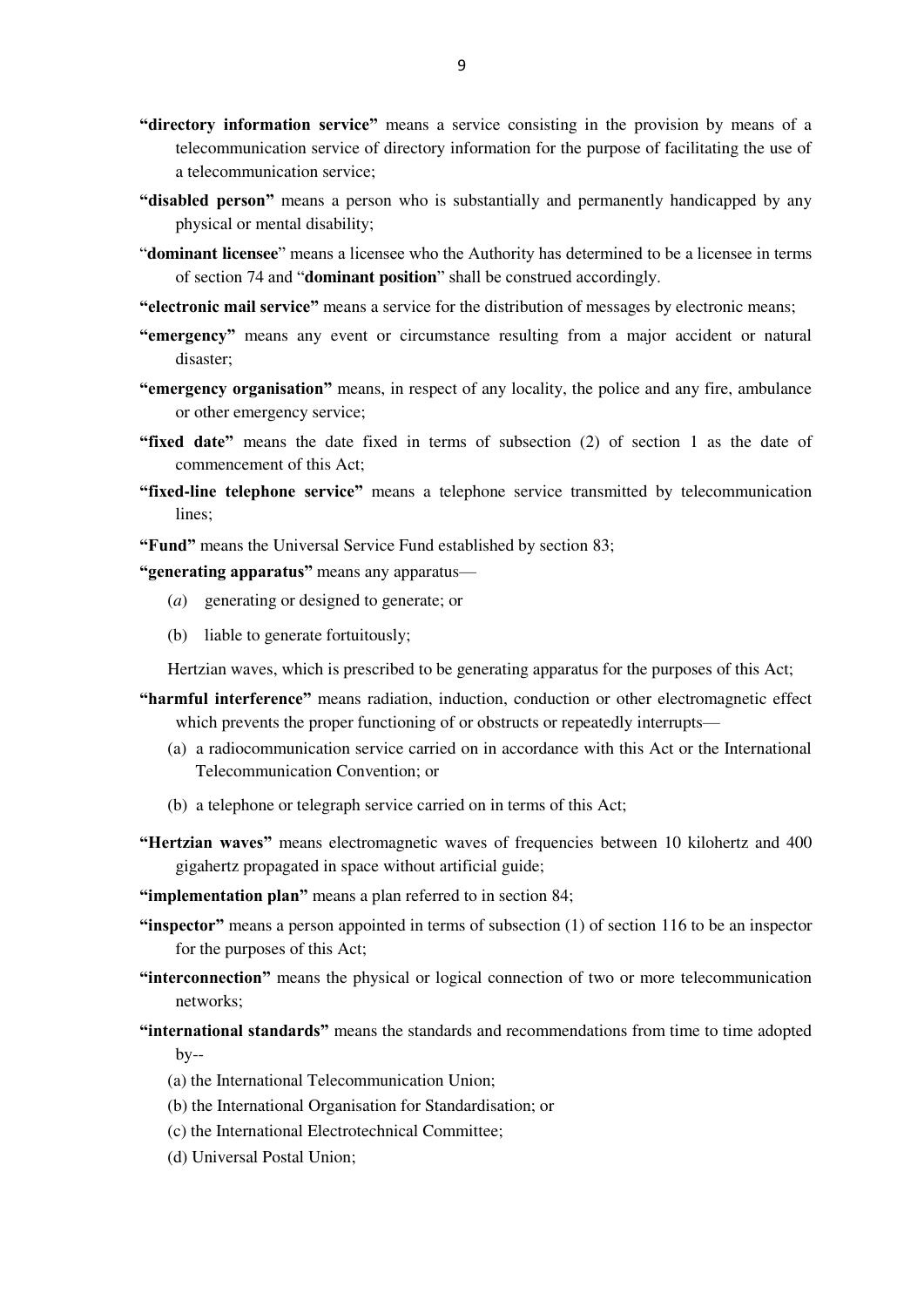**"directory information service"** means a service consisting in the provision by means of a telecommunication service of directory information for the purpose of facilitating the use of a telecommunication service;

**"disabled person"** means a person who is substantially and permanently handicapped by any physical or mental disability;

"**dominant licensee**" means a licensee who the Authority has determined to be a licensee in terms of section 74 and "**dominant position**" shall be construed accordingly.

**"electronic mail service"** means a service for the distribution of messages by electronic means;

**"emergency"** means any event or circumstance resulting from a major accident or natural disaster;

**"emergency organisation"** means, in respect of any locality, the police and any fire, ambulance or other emergency service;

**"fixed date"** means the date fixed in terms of subsection (2) of section 1 as the date of commencement of this Act;

**"fixed-line telephone service"** means a telephone service transmitted by telecommunication lines;

**"Fund"** means the Universal Service Fund established by section 83;

**"generating apparatus"** means any apparatus—

(*a*) generating or designed to generate; or

(b) liable to generate fortuitously;

Hertzian waves, which is prescribed to be generating apparatus for the purposes of this Act;

**"harmful interference"** means radiation, induction, conduction or other electromagnetic effect which prevents the proper functioning of or obstructs or repeatedly interrupts—

(a) a radiocommunication service carried on in accordance with this Act or the International Telecommunication Convention; or

(b) a telephone or telegraph service carried on in terms of this Act;

**"Hertzian waves"** means electromagnetic waves of frequencies between 10 kilohertz and 400 gigahertz propagated in space without artificial guide;

**"implementation plan"** means a plan referred to in section 84;

**"inspector"** means a person appointed in terms of subsection (1) of section 116 to be an inspector for the purposes of this Act;

**"interconnection"** means the physical or logical connection of two or more telecommunication networks;

**"international standards"** means the standards and recommendations from time to time adopted by--

(a) the International Telecommunication Union;

(b) the International Organisation for Standardisation; or

(c) the International Electrotechnical Committee;

(d) Universal Postal Union;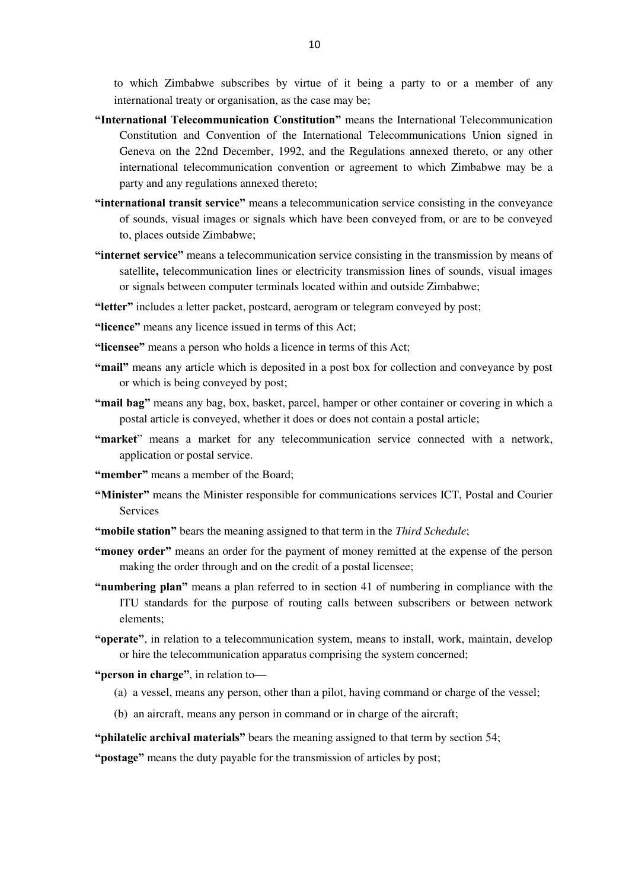to which Zimbabwe subscribes by virtue of it being a party to or a member of any international treaty or organisation, as the case may be;

**"International Telecommunication Constitution"** means the International Telecommunication Constitution and Convention of the International Telecommunications Union signed in Geneva on the 22nd December, 1992, and the Regulations annexed thereto, or any other international telecommunication convention or agreement to which Zimbabwe may be a party and any regulations annexed thereto;

**"international transit service"** means a telecommunication service consisting in the conveyance of sounds, visual images or signals which have been conveyed from, or are to be conveyed to, places outside Zimbabwe;

**"internet service"** means a telecommunication service consisting in the transmission by means of satellite**,** telecommunication lines or electricity transmission lines of sounds, visual images or signals between computer terminals located within and outside Zimbabwe;

**"letter"** includes a letter packet, postcard, aerogram or telegram conveyed by post;

**"licence"** means any licence issued in terms of this Act;

**"licensee"** means a person who holds a licence in terms of this Act;

**"mail"** means any article which is deposited in a post box for collection and conveyance by post or which is being conveyed by post;

**"mail bag"** means any bag, box, basket, parcel, hamper or other container or covering in which a postal article is conveyed, whether it does or does not contain a postal article;

**"market**" means a market for any telecommunication service connected with a network, application or postal service.

**"member"** means a member of the Board;

**"Minister"** means the Minister responsible for communications services ICT, Postal and Courier Services

**"mobile station"** bears the meaning assigned to that term in the *Third Schedule*;

**"money order"** means an order for the payment of money remitted at the expense of the person making the order through and on the credit of a postal licensee;

**"numbering plan"** means a plan referred to in section 41 of numbering in compliance with the ITU standards for the purpose of routing calls between subscribers or between network elements;

**"operate"**, in relation to a telecommunication system, means to install, work, maintain, develop or hire the telecommunication apparatus comprising the system concerned;

**"person in charge"**, in relation to—

(a) a vessel, means any person, other than a pilot, having command or charge of the vessel;

(b) an aircraft, means any person in command or in charge of the aircraft;

**"philatelic archival materials"** bears the meaning assigned to that term by section 54;

**"postage"** means the duty payable for the transmission of articles by post;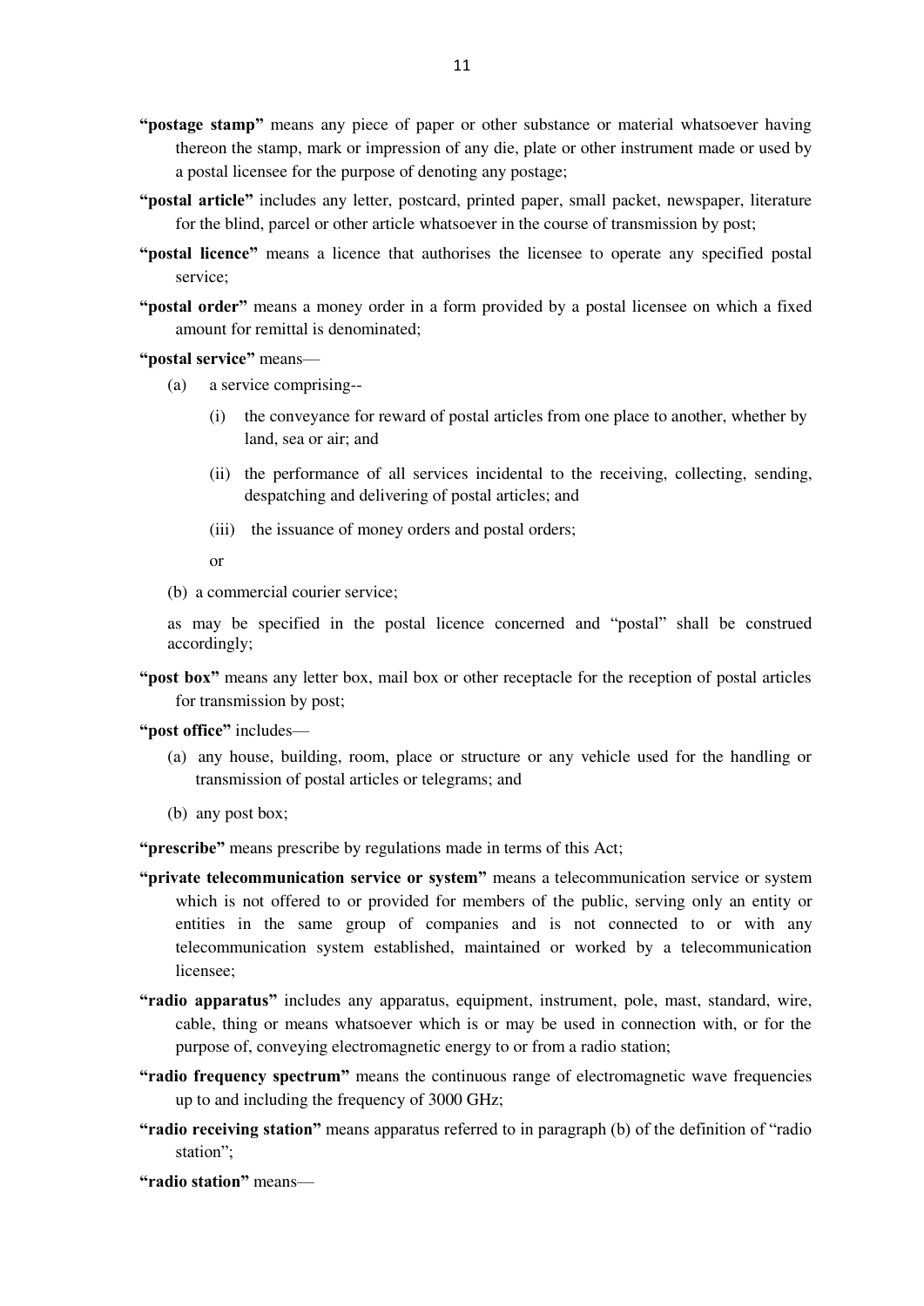**"postage stamp"** means any piece of paper or other substance or material whatsoever having thereon the stamp, mark or impression of any die, plate or other instrument made or used by a postal licensee for the purpose of denoting any postage;

**"postal article"** includes any letter, postcard, printed paper, small packet, newspaper, literature for the blind, parcel or other article whatsoever in the course of transmission by post;

**"postal licence"** means a licence that authorises the licensee to operate any specified postal service;

**"postal order"** means a money order in a form provided by a postal licensee on which a fixed amount for remittal is denominated;

**"postal service"** means—

(a) a service comprising--

(i) the conveyance for reward of postal articles from one place to another, whether by land, sea or air; and

(ii) the performance of all services incidental to the receiving, collecting, sending, despatching and delivering of postal articles; and

(iii) the issuance of money orders and postal orders;

or

(b) a commercial courier service;

as may be specified in the postal licence concerned and "postal" shall be construed accordingly;

**"post box"** means any letter box, mail box or other receptacle for the reception of postal articles for transmission by post;

**"post office"** includes—

(a) any house, building, room, place or structure or any vehicle used for the handling or transmission of postal articles or telegrams; and

(b) any post box;

**"prescribe"** means prescribe by regulations made in terms of this Act;

**"private telecommunication service or system"** means a telecommunication service or system which is not offered to or provided for members of the public, serving only an entity or entities in the same group of companies and is not connected to or with any telecommunication system established, maintained or worked by a telecommunication licensee;

**"radio apparatus"** includes any apparatus, equipment, instrument, pole, mast, standard, wire, cable, thing or means whatsoever which is or may be used in connection with, or for the purpose of, conveying electromagnetic energy to or from a radio station;

**"radio frequency spectrum"** means the continuous range of electromagnetic wave frequencies up to and including the frequency of 3000 GHz;

**"radio receiving station"** means apparatus referred to in paragraph (b) of the definition of "radio station";

**"radio station"** means—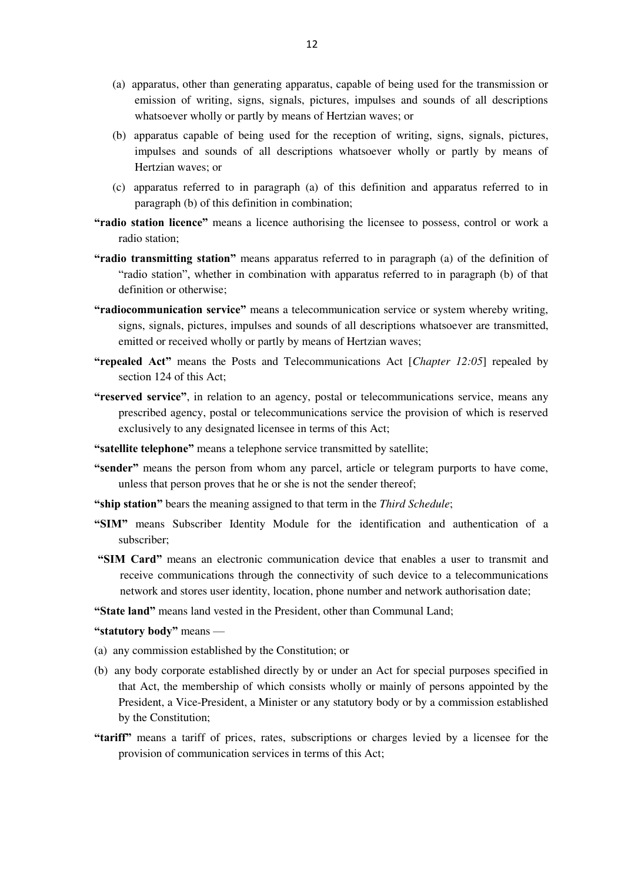(a) apparatus, other than generating apparatus, capable of being used for the transmission or emission of writing, signs, signals, pictures, impulses and sounds of all descriptions whatsoever wholly or partly by means of Hertzian waves; or

(b) apparatus capable of being used for the reception of writing, signs, signals, pictures, impulses and sounds of all descriptions whatsoever wholly or partly by means of Hertzian waves; or

(c) apparatus referred to in paragraph (a) of this definition and apparatus referred to in paragraph (b) of this definition in combination;

**"radio station licence"** means a licence authorising the licensee to possess, control or work a radio station;

**"radio transmitting station"** means apparatus referred to in paragraph (a) of the definition of "radio station", whether in combination with apparatus referred to in paragraph (b) of that definition or otherwise;

**"radiocommunication service"** means a telecommunication service or system whereby writing, signs, signals, pictures, impulses and sounds of all descriptions whatsoever are transmitted, emitted or received wholly or partly by means of Hertzian waves;

**"repealed Act"** means the Posts and Telecommunications Act [*Chapter 12:05*] repealed by section 124 of this Act;

**"reserved service"**, in relation to an agency, postal or telecommunications service, means any prescribed agency, postal or telecommunications service the provision of which is reserved exclusively to any designated licensee in terms of this Act;

**"satellite telephone"** means a telephone service transmitted by satellite;

**"sender"** means the person from whom any parcel, article or telegram purports to have come, unless that person proves that he or she is not the sender thereof;

**"ship station"** bears the meaning assigned to that term in the *Third Schedule*;

**"SIM"** means Subscriber Identity Module for the identification and authentication of a subscriber;

**"SIM Card"** means an electronic communication device that enables a user to transmit and receive communications through the connectivity of such device to a telecommunications network and stores user identity, location, phone number and network authorisation date;

**"State land"** means land vested in the President, other than Communal Land;

**"statutory body"** means —

(a) any commission established by the Constitution; or

(b) any body corporate established directly by or under an Act for special purposes specified in that Act, the membership of which consists wholly or mainly of persons appointed by the President, a Vice-President, a Minister or any statutory body or by a commission established by the Constitution;

**"tariff"** means a tariff of prices, rates, subscriptions or charges levied by a licensee for the provision of communication services in terms of this Act;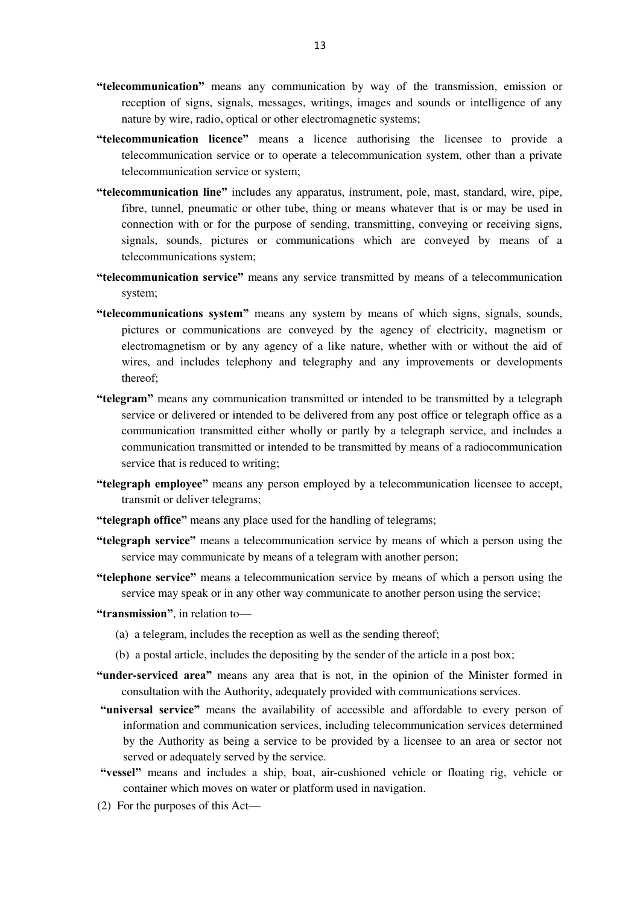**"telecommunication"** means any communication by way of the transmission, emission or reception of signs, signals, messages, writings, images and sounds or intelligence of any nature by wire, radio, optical or other electromagnetic systems;

**"telecommunication licence"** means a licence authorising the licensee to provide a telecommunication service or to operate a telecommunication system, other than a private telecommunication service or system;

**"telecommunication line"** includes any apparatus, instrument, pole, mast, standard, wire, pipe, fibre, tunnel, pneumatic or other tube, thing or means whatever that is or may be used in connection with or for the purpose of sending, transmitting, conveying or receiving signs, signals, sounds, pictures or communications which are conveyed by means of a telecommunications system;

**"telecommunication service"** means any service transmitted by means of a telecommunication system;

**"telecommunications system"** means any system by means of which signs, signals, sounds, pictures or communications are conveyed by the agency of electricity, magnetism or electromagnetism or by any agency of a like nature, whether with or without the aid of wires, and includes telephony and telegraphy and any improvements or developments thereof;

**"telegram"** means any communication transmitted or intended to be transmitted by a telegraph service or delivered or intended to be delivered from any post office or telegraph office as a communication transmitted either wholly or partly by a telegraph service, and includes a communication transmitted or intended to be transmitted by means of a radiocommunication service that is reduced to writing;

**"telegraph employee"** means any person employed by a telecommunication licensee to accept, transmit or deliver telegrams;

**"telegraph office"** means any place used for the handling of telegrams;

**"telegraph service"** means a telecommunication service by means of which a person using the service may communicate by means of a telegram with another person;

**"telephone service"** means a telecommunication service by means of which a person using the service may speak or in any other way communicate to another person using the service;

**"transmission"**, in relation to—

(a) a telegram, includes the reception as well as the sending thereof;

(b) a postal article, includes the depositing by the sender of the article in a post box;

**"under-serviced area"** means any area that is not, in the opinion of the Minister formed in consultation with the Authority, adequately provided with communications services.

**"universal service"** means the availability of accessible and affordable to every person of information and communication services, including telecommunication services determined by the Authority as being a service to be provided by a licensee to an area or sector not served or adequately served by the service.

**"vessel"** means and includes a ship, boat, air-cushioned vehicle or floating rig, vehicle or container which moves on water or platform used in navigation.

(2) For the purposes of this Act—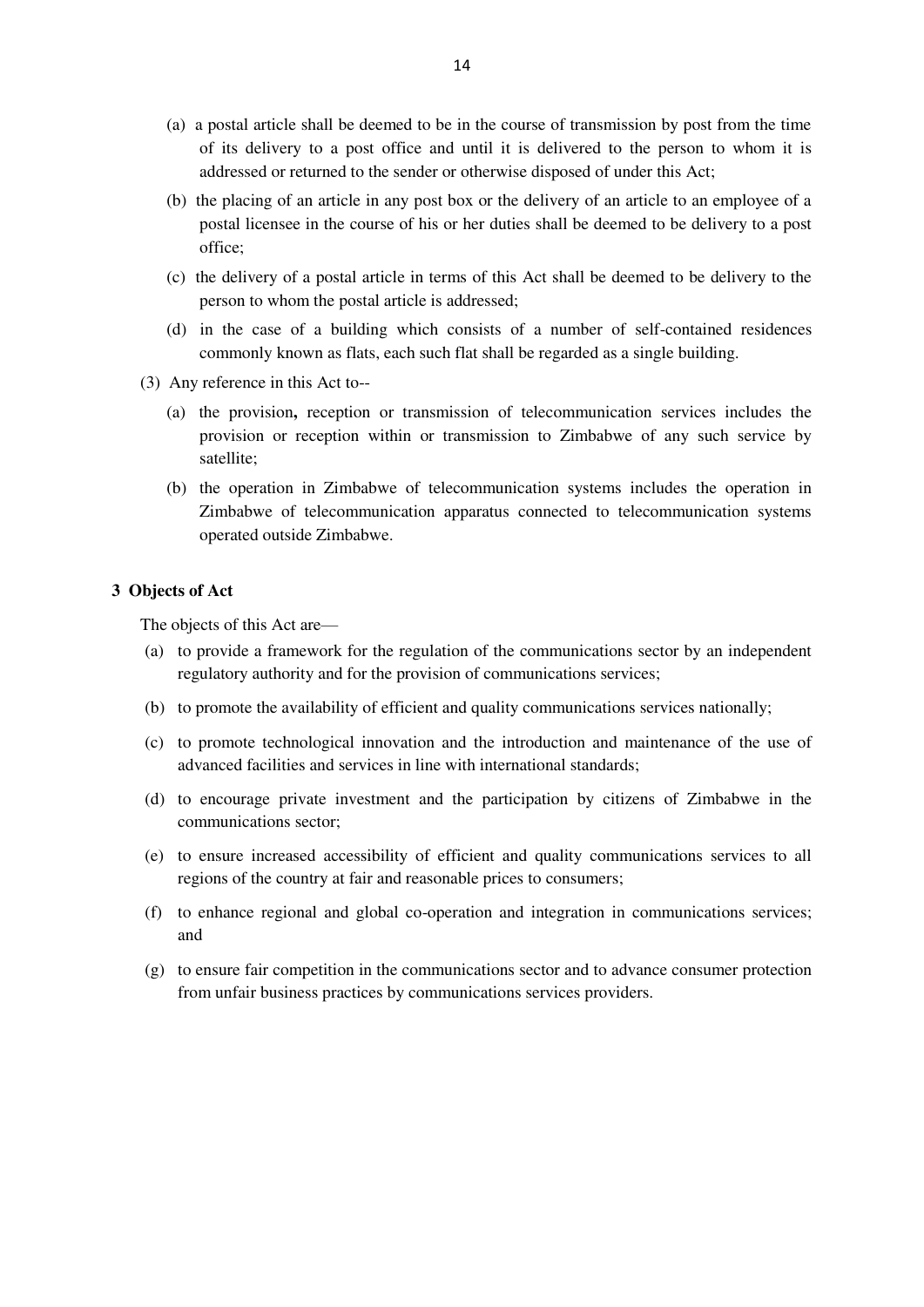(a) a postal article shall be deemed to be in the course of transmission by post from the time of its delivery to a post office and until it is delivered to the person to whom it is addressed or returned to the sender or otherwise disposed of under this Act;

(b) the placing of an article in any post box or the delivery of an article to an employee of a postal licensee in the course of his or her duties shall be deemed to be delivery to a post office;

(c) the delivery of a postal article in terms of this Act shall be deemed to be delivery to the person to whom the postal article is addressed;

(d) in the case of a building which consists of a number of self-contained residences commonly known as flats, each such flat shall be regarded as a single building.

(3) Any reference in this Act to--

(a) the provision**,** reception or transmission of telecommunication services includes the provision or reception within or transmission to Zimbabwe of any such service by satellite;

(b) the operation in Zimbabwe of telecommunication systems includes the operation in Zimbabwe of telecommunication apparatus connected to telecommunication systems operated outside Zimbabwe.

**3 Objects of Act**

The objects of this Act are—

(a) to provide a framework for the regulation of the communications sector by an independent regulatory authority and for the provision of communications services;

(b) to promote the availability of efficient and quality communications services nationally;

(c) to promote technological innovation and the introduction and maintenance of the use of advanced facilities and services in line with international standards;

(d) to encourage private investment and the participation by citizens of Zimbabwe in the communications sector;

(e) to ensure increased accessibility of efficient and quality communications services to all regions of the country at fair and reasonable prices to consumers;

(f) to enhance regional and global co-operation and integration in communications services; and

(g) to ensure fair competition in the communications sector and to advance consumer protection from unfair business practices by communications services providers.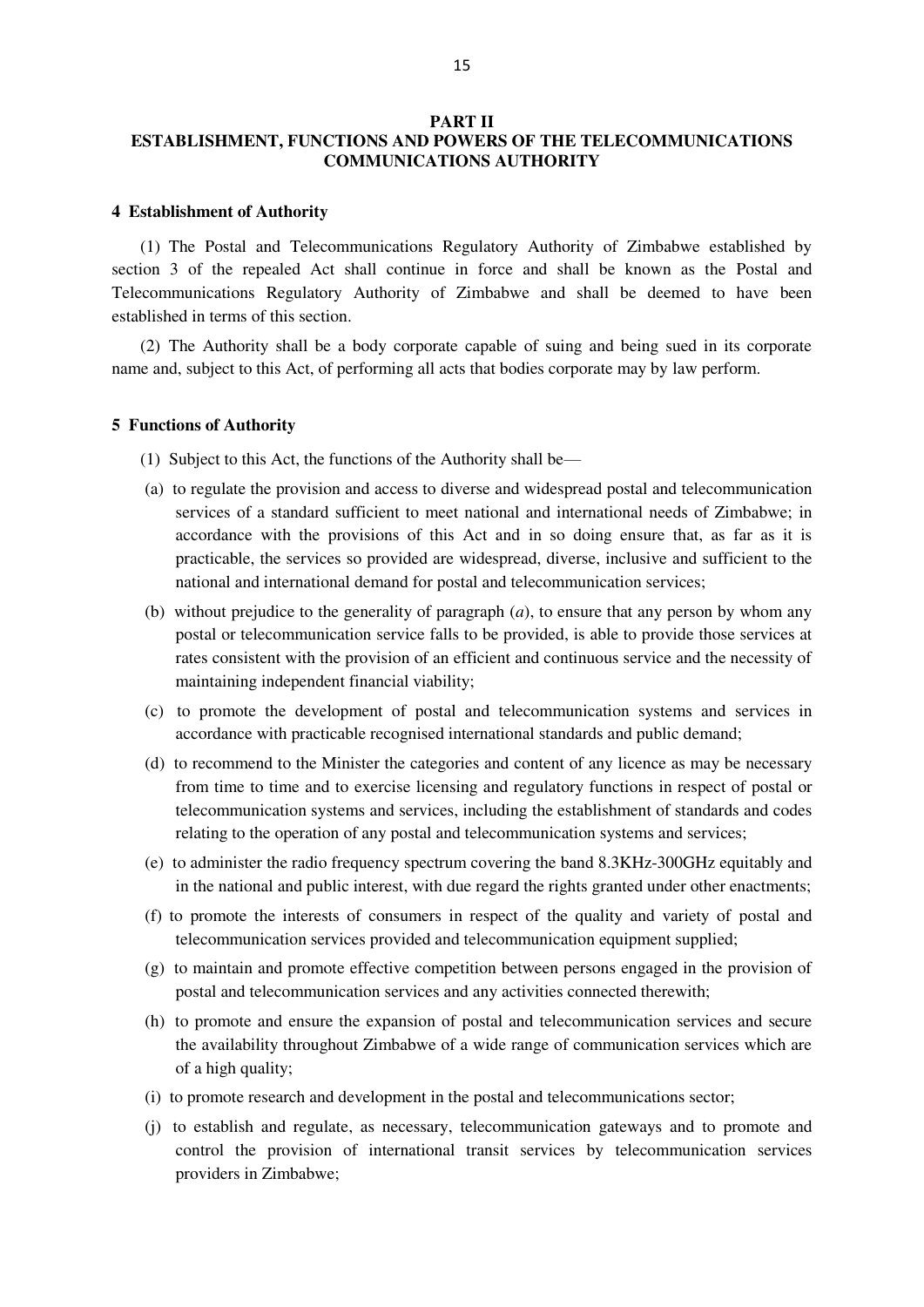**PART II**
**ESTABLISHMENT, FUNCTIONS AND POWERS OF THE TELECOMMUNICATIONS COMMUNICATIONS AUTHORITY**

**4 Establishment of Authority**

(1) The Postal and Telecommunications Regulatory Authority of Zimbabwe established by section 3 of the repealed Act shall continue in force and shall be known as the Postal and Telecommunications Regulatory Authority of Zimbabwe and shall be deemed to have been established in terms of this section.

(2) The Authority shall be a body corporate capable of suing and being sued in its corporate name and, subject to this Act, of performing all acts that bodies corporate may by law perform.

**5 Functions of Authority**

(1) Subject to this Act, the functions of the Authority shall be—

(a) to regulate the provision and access to diverse and widespread postal and telecommunication services of a standard sufficient to meet national and international needs of Zimbabwe; in accordance with the provisions of this Act and in so doing ensure that, as far as it is practicable, the services so provided are widespread, diverse, inclusive and sufficient to the national and international demand for postal and telecommunication services;

(b) without prejudice to the generality of paragraph (*a*), to ensure that any person by whom any postal or telecommunication service falls to be provided, is able to provide those services at rates consistent with the provision of an efficient and continuous service and the necessity of maintaining independent financial viability;

(c) to promote the development of postal and telecommunication systems and services in accordance with practicable recognised international standards and public demand;

(d) to recommend to the Minister the categories and content of any licence as may be necessary from time to time and to exercise licensing and regulatory functions in respect of postal or telecommunication systems and services, including the establishment of standards and codes relating to the operation of any postal and telecommunication systems and services;

(e) to administer the radio frequency spectrum covering the band 8.3KHz-300GHz equitably and in the national and public interest, with due regard the rights granted under other enactments;

(f) to promote the interests of consumers in respect of the quality and variety of postal and telecommunication services provided and telecommunication equipment supplied;

(g) to maintain and promote effective competition between persons engaged in the provision of postal and telecommunication services and any activities connected therewith;

(h) to promote and ensure the expansion of postal and telecommunication services and secure the availability throughout Zimbabwe of a wide range of communication services which are of a high quality;

(i) to promote research and development in the postal and telecommunications sector;

(j) to establish and regulate, as necessary, telecommunication gateways and to promote and control the provision of international transit services by telecommunication services providers in Zimbabwe;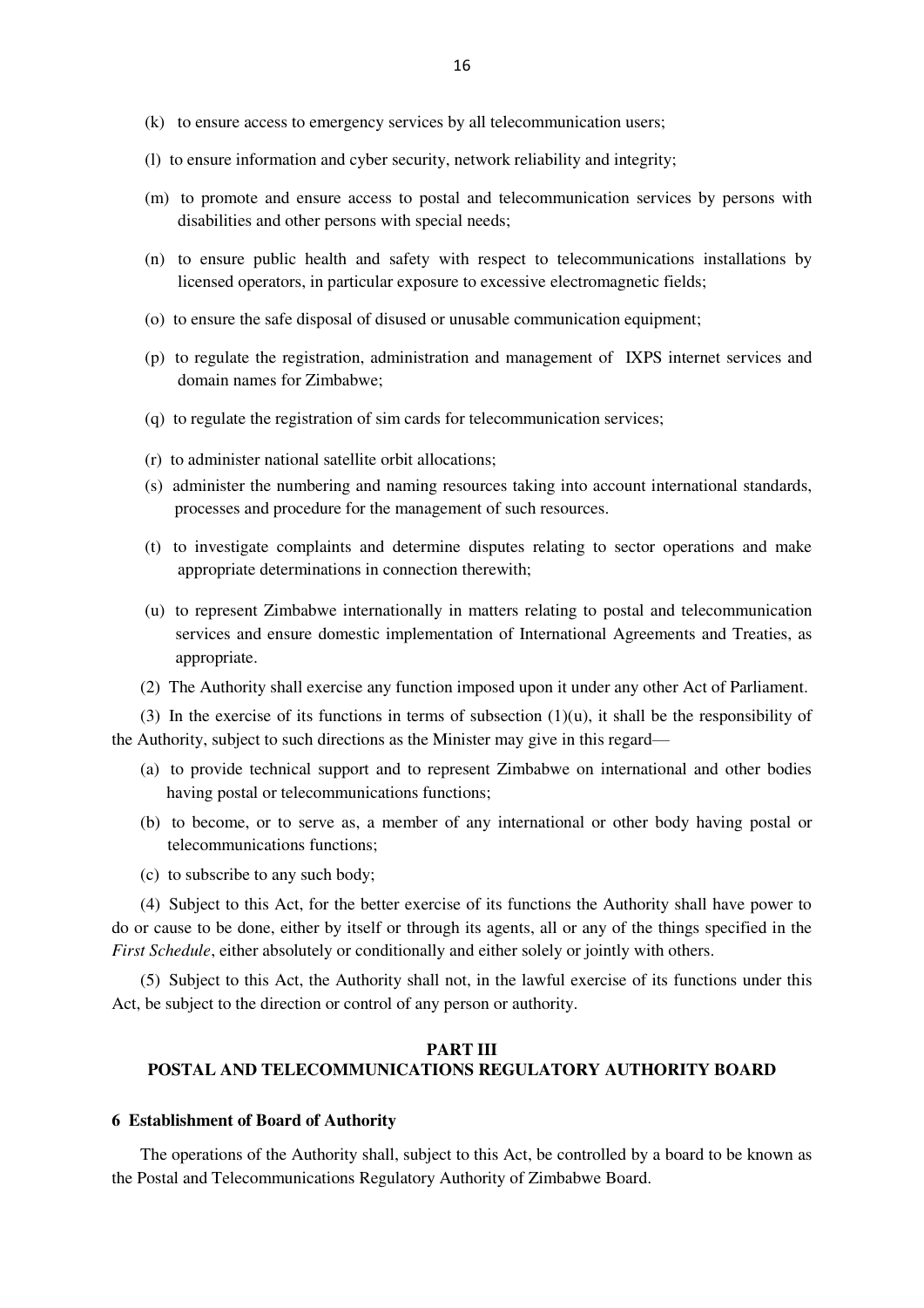(k) to ensure access to emergency services by all telecommunication users;

(l) to ensure information and cyber security, network reliability and integrity;

(m) to promote and ensure access to postal and telecommunication services by persons with disabilities and other persons with special needs;

(n) to ensure public health and safety with respect to telecommunications installations by licensed operators, in particular exposure to excessive electromagnetic fields;

(o) to ensure the safe disposal of disused or unusable communication equipment;

(p) to regulate the registration, administration and management of IXPS internet services and domain names for Zimbabwe;

(q) to regulate the registration of sim cards for telecommunication services;

(r) to administer national satellite orbit allocations;

(s) administer the numbering and naming resources taking into account international standards, processes and procedure for the management of such resources.

(t) to investigate complaints and determine disputes relating to sector operations and make appropriate determinations in connection therewith;

(u) to represent Zimbabwe internationally in matters relating to postal and telecommunication services and ensure domestic implementation of International Agreements and Treaties, as appropriate.

(2) The Authority shall exercise any function imposed upon it under any other Act of Parliament.

(3) In the exercise of its functions in terms of subsection (1)(u), it shall be the responsibility of the Authority, subject to such directions as the Minister may give in this regard—

(a) to provide technical support and to represent Zimbabwe on international and other bodies having postal or telecommunications functions;

(b) to become, or to serve as, a member of any international or other body having postal or telecommunications functions;

(c) to subscribe to any such body;

(4) Subject to this Act, for the better exercise of its functions the Authority shall have power to do or cause to be done, either by itself or through its agents, all or any of the things specified in the *First Schedule*, either absolutely or conditionally and either solely or jointly with others.

(5) Subject to this Act, the Authority shall not, in the lawful exercise of its functions under this Act, be subject to the direction or control of any person or authority.

## PART III
## POSTAL AND TELECOMMUNICATIONS REGULATORY AUTHORITY BOARD

### 6 Establishment of Board of Authority

The operations of the Authority shall, subject to this Act, be controlled by a board to be known as the Postal and Telecommunications Regulatory Authority of Zimbabwe Board.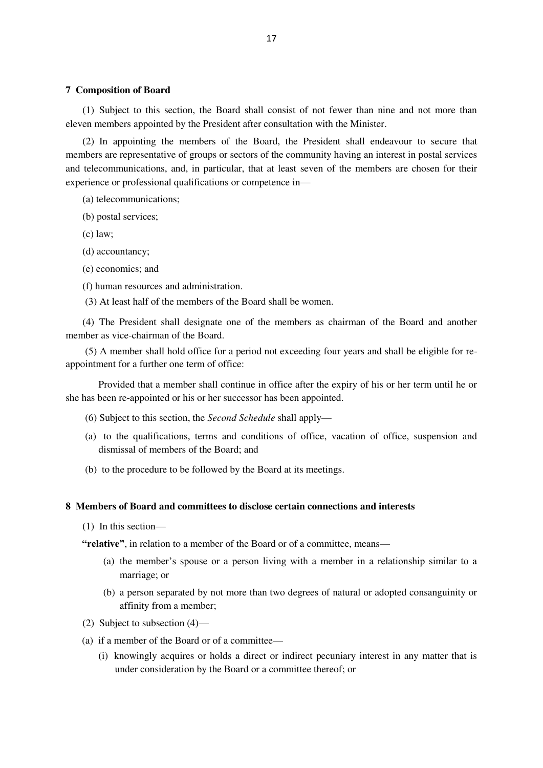### 7 Composition of Board

(1) Subject to this section, the Board shall consist of not fewer than nine and not more than eleven members appointed by the President after consultation with the Minister.

(2) In appointing the members of the Board, the President shall endeavour to secure that members are representative of groups or sectors of the community having an interest in postal services and telecommunications, and, in particular, that at least seven of the members are chosen for their experience or professional qualifications or competence in—

(a) telecommunications;

(b) postal services;

(c) law;

(d) accountancy;

(e) economics; and

(f) human resources and administration.

(3) At least half of the members of the Board shall be women.

(4) The President shall designate one of the members as chairman of the Board and another member as vice-chairman of the Board.

(5) A member shall hold office for a period not exceeding four years and shall be eligible for re-appointment for a further one term of office:

Provided that a member shall continue in office after the expiry of his or her term until he or she has been re-appointed or his or her successor has been appointed.

(6) Subject to this section, the *Second Schedule* shall apply—

(a) to the qualifications, terms and conditions of office, vacation of office, suspension and dismissal of members of the Board; and

(b) to the procedure to be followed by the Board at its meetings.

### 8 Members of Board and committees to disclose certain connections and interests

(1) In this section—

**"relative"**, in relation to a member of the Board or of a committee, means—

(a) the member's spouse or a person living with a member in a relationship similar to a marriage; or

(b) a person separated by not more than two degrees of natural or adopted consanguinity or affinity from a member;

(2) Subject to subsection (4)—

(a) if a member of the Board or of a committee—

(i) knowingly acquires or holds a direct or indirect pecuniary interest in any matter that is under consideration by the Board or a committee thereof; or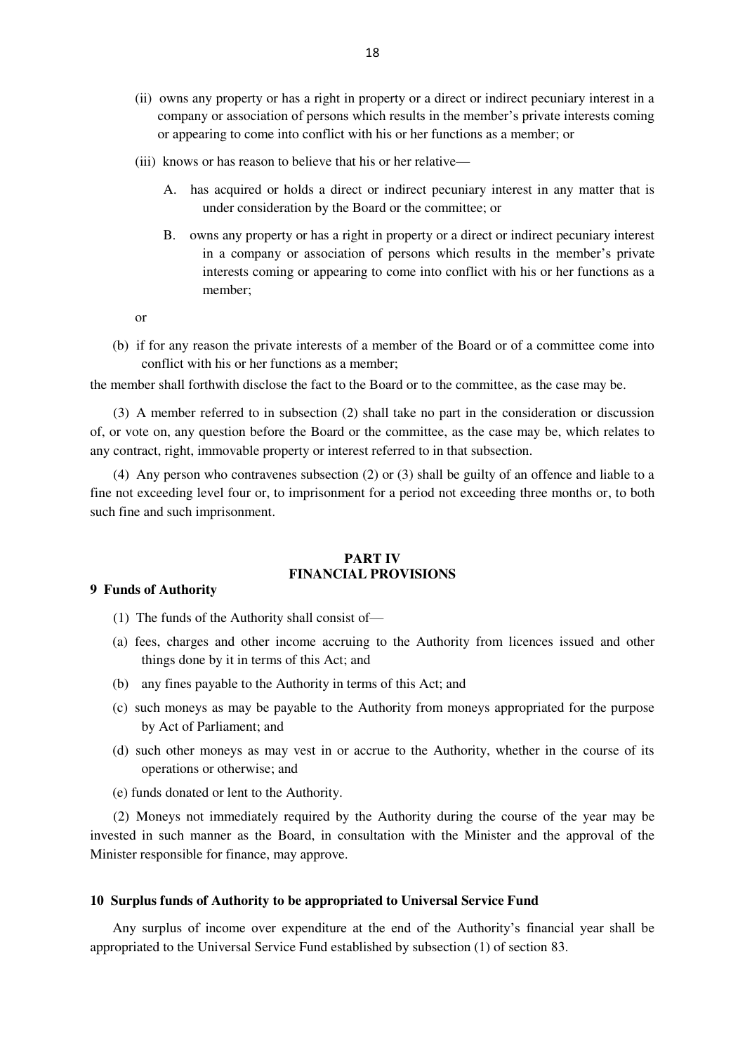(ii) owns any property or has a right in property or a direct or indirect pecuniary interest in a company or association of persons which results in the member's private interests coming or appearing to come into conflict with his or her functions as a member; or

(iii) knows or has reason to believe that his or her relative—

A. has acquired or holds a direct or indirect pecuniary interest in any matter that is under consideration by the Board or the committee; or

B. owns any property or has a right in property or a direct or indirect pecuniary interest in a company or association of persons which results in the member's private interests coming or appearing to come into conflict with his or her functions as a member;

or

(b) if for any reason the private interests of a member of the Board or of a committee come into conflict with his or her functions as a member;

the member shall forthwith disclose the fact to the Board or to the committee, as the case may be.

(3) A member referred to in subsection (2) shall take no part in the consideration or discussion of, or vote on, any question before the Board or the committee, as the case may be, which relates to any contract, right, immovable property or interest referred to in that subsection.

(4) Any person who contravenes subsection (2) or (3) shall be guilty of an offence and liable to a fine not exceeding level four or, to imprisonment for a period not exceeding three months or, to both such fine and such imprisonment.

## PART IV
## FINANCIAL PROVISIONS

**9 Funds of Authority**

(1) The funds of the Authority shall consist of—

(a) fees, charges and other income accruing to the Authority from licences issued and other things done by it in terms of this Act; and

(b) any fines payable to the Authority in terms of this Act; and

(c) such moneys as may be payable to the Authority from moneys appropriated for the purpose by Act of Parliament; and

(d) such other moneys as may vest in or accrue to the Authority, whether in the course of its operations or otherwise; and

(e) funds donated or lent to the Authority.

(2) Moneys not immediately required by the Authority during the course of the year may be invested in such manner as the Board, in consultation with the Minister and the approval of the Minister responsible for finance, may approve.

**10 Surplus funds of Authority to be appropriated to Universal Service Fund**

Any surplus of income over expenditure at the end of the Authority's financial year shall be appropriated to the Universal Service Fund established by subsection (1) of section 83.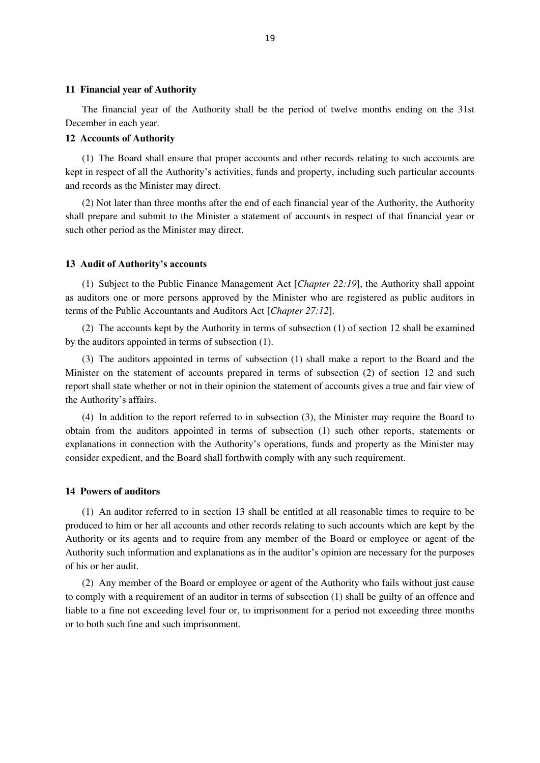#### 11 Financial year of Authority

The financial year of the Authority shall be the period of twelve months ending on the 31st December in each year.

#### 12 Accounts of Authority

(1) The Board shall ensure that proper accounts and other records relating to such accounts are kept in respect of all the Authority's activities, funds and property, including such particular accounts and records as the Minister may direct.

(2) Not later than three months after the end of each financial year of the Authority, the Authority shall prepare and submit to the Minister a statement of accounts in respect of that financial year or such other period as the Minister may direct.

#### 13 Audit of Authority's accounts

(1) Subject to the Public Finance Management Act [*Chapter 22:19*], the Authority shall appoint as auditors one or more persons approved by the Minister who are registered as public auditors in terms of the Public Accountants and Auditors Act [*Chapter 27:12*].

(2) The accounts kept by the Authority in terms of subsection (1) of section 12 shall be examined by the auditors appointed in terms of subsection (1).

(3) The auditors appointed in terms of subsection (1) shall make a report to the Board and the Minister on the statement of accounts prepared in terms of subsection (2) of section 12 and such report shall state whether or not in their opinion the statement of accounts gives a true and fair view of the Authority's affairs.

(4) In addition to the report referred to in subsection (3), the Minister may require the Board to obtain from the auditors appointed in terms of subsection (1) such other reports, statements or explanations in connection with the Authority's operations, funds and property as the Minister may consider expedient, and the Board shall forthwith comply with any such requirement.

#### 14 Powers of auditors

(1) An auditor referred to in section 13 shall be entitled at all reasonable times to require to be produced to him or her all accounts and other records relating to such accounts which are kept by the Authority or its agents and to require from any member of the Board or employee or agent of the Authority such information and explanations as in the auditor's opinion are necessary for the purposes of his or her audit.

(2) Any member of the Board or employee or agent of the Authority who fails without just cause to comply with a requirement of an auditor in terms of subsection (1) shall be guilty of an offence and liable to a fine not exceeding level four or, to imprisonment for a period not exceeding three months or to both such fine and such imprisonment.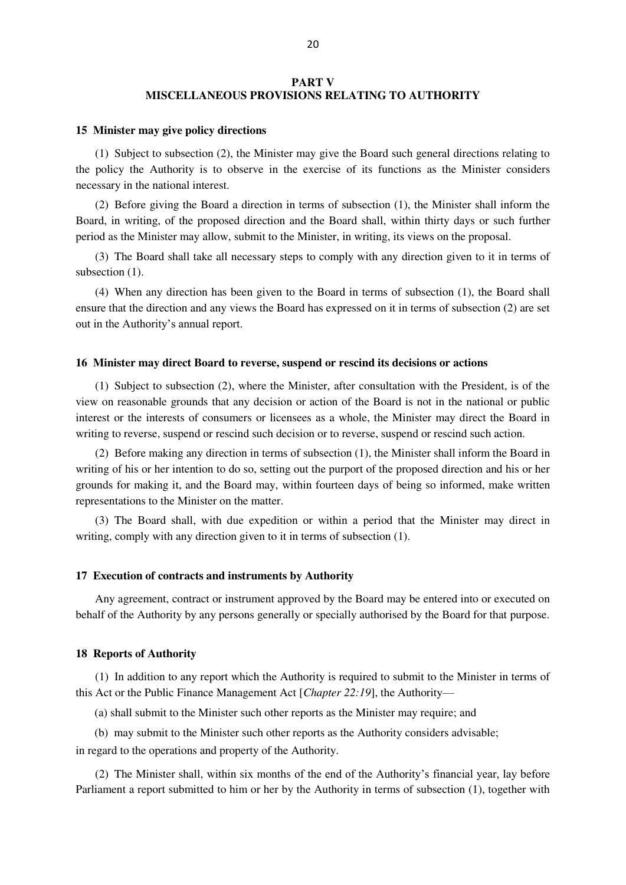## PART V
## MISCELLANEOUS PROVISIONS RELATING TO AUTHORITY

**15 Minister may give policy directions**

(1) Subject to subsection (2), the Minister may give the Board such general directions relating to the policy the Authority is to observe in the exercise of its functions as the Minister considers necessary in the national interest.

(2) Before giving the Board a direction in terms of subsection (1), the Minister shall inform the Board, in writing, of the proposed direction and the Board shall, within thirty days or such further period as the Minister may allow, submit to the Minister, in writing, its views on the proposal.

(3) The Board shall take all necessary steps to comply with any direction given to it in terms of subsection (1).

(4) When any direction has been given to the Board in terms of subsection (1), the Board shall ensure that the direction and any views the Board has expressed on it in terms of subsection (2) are set out in the Authority's annual report.

**16 Minister may direct Board to reverse, suspend or rescind its decisions or actions**

(1) Subject to subsection (2), where the Minister, after consultation with the President, is of the view on reasonable grounds that any decision or action of the Board is not in the national or public interest or the interests of consumers or licensees as a whole, the Minister may direct the Board in writing to reverse, suspend or rescind such decision or to reverse, suspend or rescind such action.

(2) Before making any direction in terms of subsection (1), the Minister shall inform the Board in writing of his or her intention to do so, setting out the purport of the proposed direction and his or her grounds for making it, and the Board may, within fourteen days of being so informed, make written representations to the Minister on the matter.

(3) The Board shall, with due expedition or within a period that the Minister may direct in writing, comply with any direction given to it in terms of subsection (1).

**17 Execution of contracts and instruments by Authority**

Any agreement, contract or instrument approved by the Board may be entered into or executed on behalf of the Authority by any persons generally or specially authorised by the Board for that purpose.

**18 Reports of Authority**

(1) In addition to any report which the Authority is required to submit to the Minister in terms of this Act or the Public Finance Management Act [*Chapter 22:19*], the Authority—

(a) shall submit to the Minister such other reports as the Minister may require; and

(b) may submit to the Minister such other reports as the Authority considers advisable;

in regard to the operations and property of the Authority.

(2) The Minister shall, within six months of the end of the Authority's financial year, lay before Parliament a report submitted to him or her by the Authority in terms of subsection (1), together with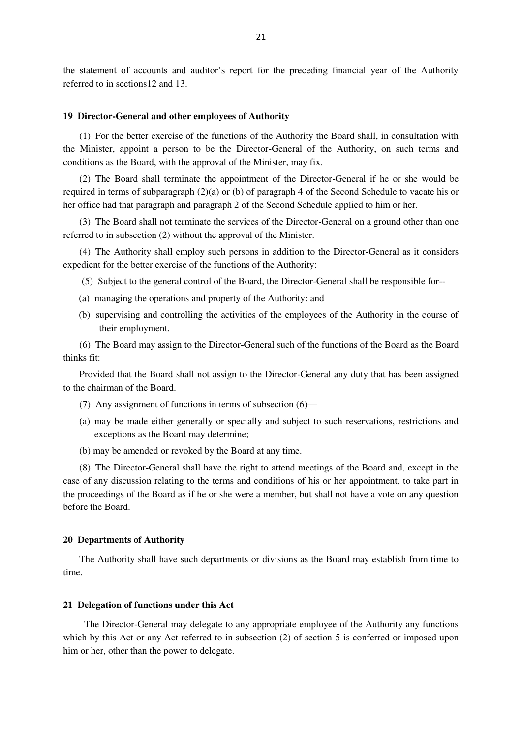the statement of accounts and auditor's report for the preceding financial year of the Authority referred to in sections12 and 13.

**19 Director-General and other employees of Authority**

(1) For the better exercise of the functions of the Authority the Board shall, in consultation with the Minister, appoint a person to be the Director-General of the Authority, on such terms and conditions as the Board, with the approval of the Minister, may fix.

(2) The Board shall terminate the appointment of the Director-General if he or she would be required in terms of subparagraph (2)(a) or (b) of paragraph 4 of the Second Schedule to vacate his or her office had that paragraph and paragraph 2 of the Second Schedule applied to him or her.

(3) The Board shall not terminate the services of the Director-General on a ground other than one referred to in subsection (2) without the approval of the Minister.

(4) The Authority shall employ such persons in addition to the Director-General as it considers expedient for the better exercise of the functions of the Authority:

(5) Subject to the general control of the Board, the Director-General shall be responsible for--

(a) managing the operations and property of the Authority; and

(b) supervising and controlling the activities of the employees of the Authority in the course of their employment.

(6) The Board may assign to the Director-General such of the functions of the Board as the Board thinks fit:

Provided that the Board shall not assign to the Director-General any duty that has been assigned to the chairman of the Board.

(7) Any assignment of functions in terms of subsection (6)—

(a) may be made either generally or specially and subject to such reservations, restrictions and exceptions as the Board may determine;

(b) may be amended or revoked by the Board at any time.

(8) The Director-General shall have the right to attend meetings of the Board and, except in the case of any discussion relating to the terms and conditions of his or her appointment, to take part in the proceedings of the Board as if he or she were a member, but shall not have a vote on any question before the Board.

**20 Departments of Authority**

The Authority shall have such departments or divisions as the Board may establish from time to time.

**21 Delegation of functions under this Act**

The Director-General may delegate to any appropriate employee of the Authority any functions which by this Act or any Act referred to in subsection (2) of section 5 is conferred or imposed upon him or her, other than the power to delegate.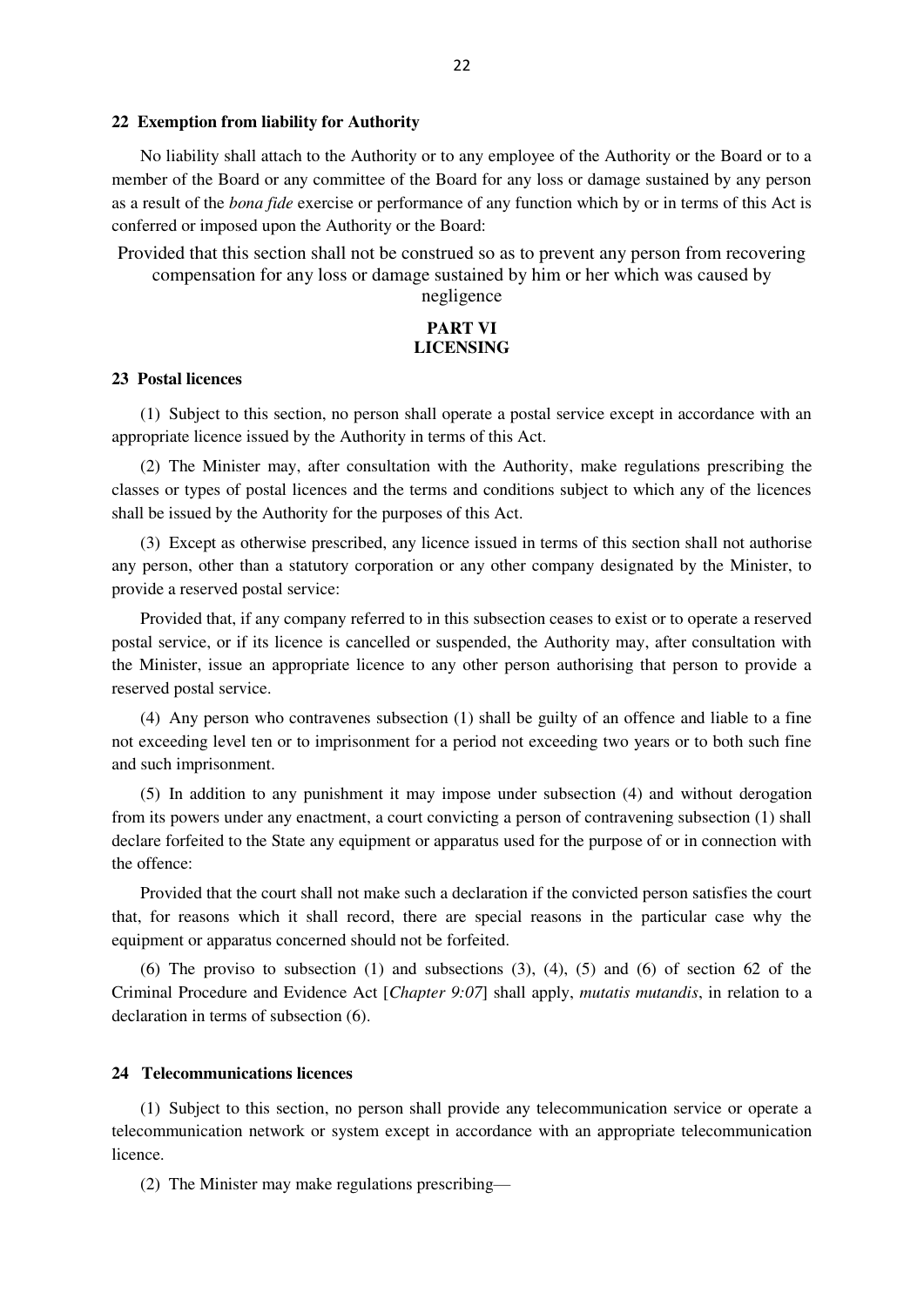**22 Exemption from liability for Authority**

No liability shall attach to the Authority or to any employee of the Authority or the Board or to a member of the Board or any committee of the Board for any loss or damage sustained by any person as a result of the *bona fide* exercise or performance of any function which by or in terms of this Act is conferred or imposed upon the Authority or the Board:

Provided that this section shall not be construed so as to prevent any person from recovering compensation for any loss or damage sustained by him or her which was caused by negligence

## PART VI
## LICENSING

**23 Postal licences**

(1) Subject to this section, no person shall operate a postal service except in accordance with an appropriate licence issued by the Authority in terms of this Act.

(2) The Minister may, after consultation with the Authority, make regulations prescribing the classes or types of postal licences and the terms and conditions subject to which any of the licences shall be issued by the Authority for the purposes of this Act.

(3) Except as otherwise prescribed, any licence issued in terms of this section shall not authorise any person, other than a statutory corporation or any other company designated by the Minister, to provide a reserved postal service:

Provided that, if any company referred to in this subsection ceases to exist or to operate a reserved postal service, or if its licence is cancelled or suspended, the Authority may, after consultation with the Minister, issue an appropriate licence to any other person authorising that person to provide a reserved postal service.

(4) Any person who contravenes subsection (1) shall be guilty of an offence and liable to a fine not exceeding level ten or to imprisonment for a period not exceeding two years or to both such fine and such imprisonment.

(5) In addition to any punishment it may impose under subsection (4) and without derogation from its powers under any enactment, a court convicting a person of contravening subsection (1) shall declare forfeited to the State any equipment or apparatus used for the purpose of or in connection with the offence:

Provided that the court shall not make such a declaration if the convicted person satisfies the court that, for reasons which it shall record, there are special reasons in the particular case why the equipment or apparatus concerned should not be forfeited.

(6) The proviso to subsection (1) and subsections (3), (4), (5) and (6) of section 62 of the Criminal Procedure and Evidence Act [*Chapter 9:07*] shall apply, *mutatis mutandis*, in relation to a declaration in terms of subsection (6).

**24 Telecommunications licences**

(1) Subject to this section, no person shall provide any telecommunication service or operate a telecommunication network or system except in accordance with an appropriate telecommunication licence.

(2) The Minister may make regulations prescribing—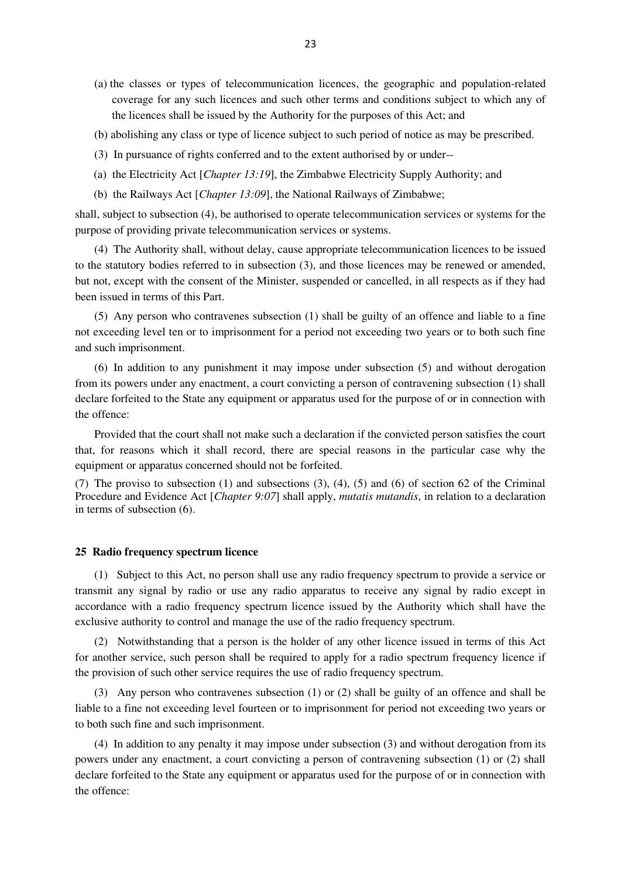(a) the classes or types of telecommunication licences, the geographic and population-related coverage for any such licences and such other terms and conditions subject to which any of the licences shall be issued by the Authority for the purposes of this Act; and

(b) abolishing any class or type of licence subject to such period of notice as may be prescribed.

(3) In pursuance of rights conferred and to the extent authorised by or under--

(a) the Electricity Act [*Chapter 13:19*], the Zimbabwe Electricity Supply Authority; and

(b) the Railways Act [*Chapter 13:09*], the National Railways of Zimbabwe;

shall, subject to subsection (4), be authorised to operate telecommunication services or systems for the purpose of providing private telecommunication services or systems.

(4) The Authority shall, without delay, cause appropriate telecommunication licences to be issued to the statutory bodies referred to in subsection (3), and those licences may be renewed or amended, but not, except with the consent of the Minister, suspended or cancelled, in all respects as if they had been issued in terms of this Part.

(5) Any person who contravenes subsection (1) shall be guilty of an offence and liable to a fine not exceeding level ten or to imprisonment for a period not exceeding two years or to both such fine and such imprisonment.

(6) In addition to any punishment it may impose under subsection (5) and without derogation from its powers under any enactment, a court convicting a person of contravening subsection (1) shall declare forfeited to the State any equipment or apparatus used for the purpose of or in connection with the offence:

Provided that the court shall not make such a declaration if the convicted person satisfies the court that, for reasons which it shall record, there are special reasons in the particular case why the equipment or apparatus concerned should not be forfeited.

(7) The proviso to subsection (1) and subsections (3), (4), (5) and (6) of section 62 of the Criminal Procedure and Evidence Act [*Chapter 9:07*] shall apply, *mutatis mutandis*, in relation to a declaration in terms of subsection (6).

**25 Radio frequency spectrum licence**

(1) Subject to this Act, no person shall use any radio frequency spectrum to provide a service or transmit any signal by radio or use any radio apparatus to receive any signal by radio except in accordance with a radio frequency spectrum licence issued by the Authority which shall have the exclusive authority to control and manage the use of the radio frequency spectrum.

(2) Notwithstanding that a person is the holder of any other licence issued in terms of this Act for another service, such person shall be required to apply for a radio spectrum frequency licence if the provision of such other service requires the use of radio frequency spectrum.

(3) Any person who contravenes subsection (1) or (2) shall be guilty of an offence and shall be liable to a fine not exceeding level fourteen or to imprisonment for period not exceeding two years or to both such fine and such imprisonment.

(4) In addition to any penalty it may impose under subsection (3) and without derogation from its powers under any enactment, a court convicting a person of contravening subsection (1) or (2) shall declare forfeited to the State any equipment or apparatus used for the purpose of or in connection with the offence: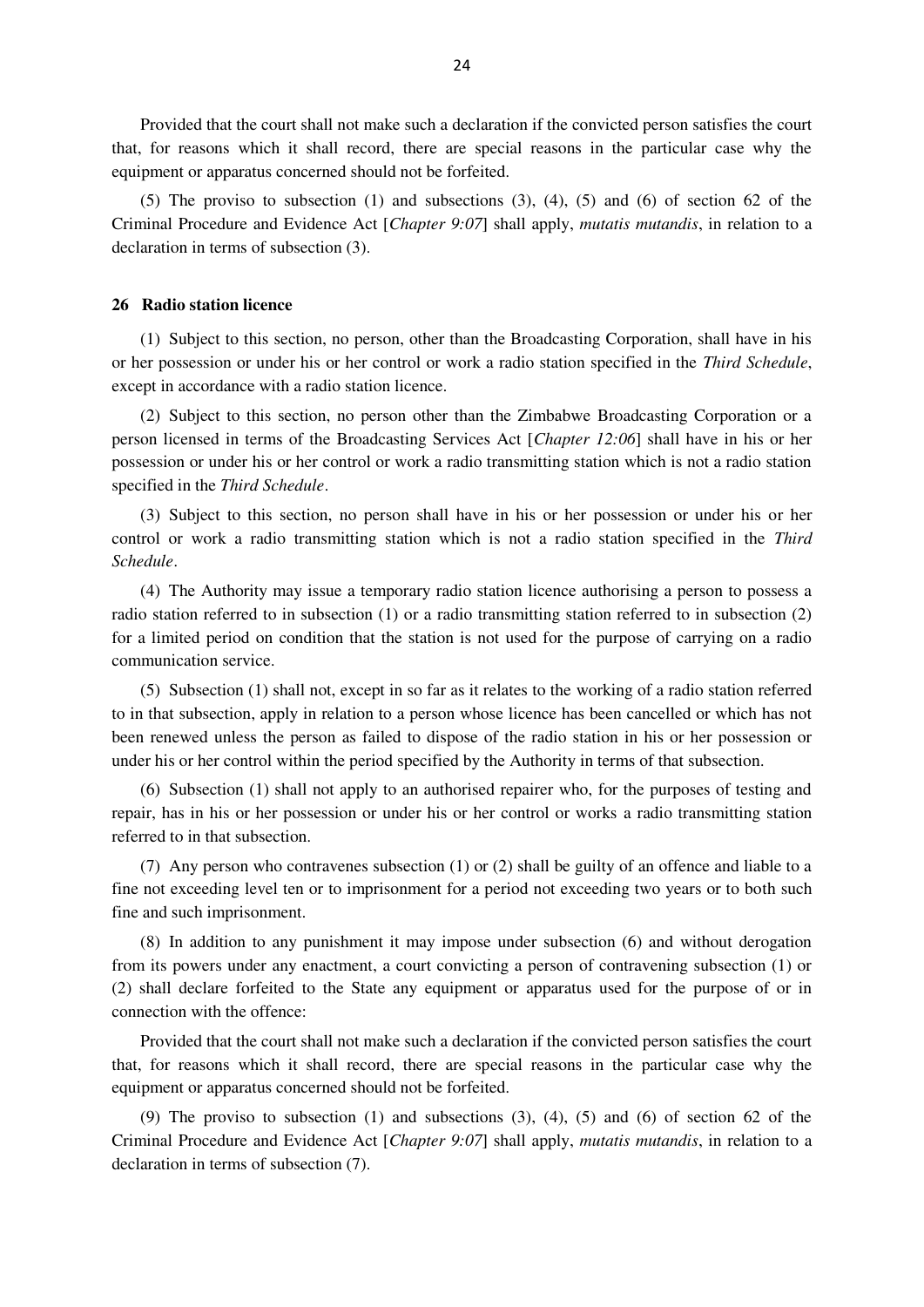Provided that the court shall not make such a declaration if the convicted person satisfies the court that, for reasons which it shall record, there are special reasons in the particular case why the equipment or apparatus concerned should not be forfeited.

(5) The proviso to subsection (1) and subsections (3), (4), (5) and (6) of section 62 of the Criminal Procedure and Evidence Act [*Chapter 9:07*] shall apply, *mutatis mutandis*, in relation to a declaration in terms of subsection (3).

**26 Radio station licence**

(1) Subject to this section, no person, other than the Broadcasting Corporation, shall have in his or her possession or under his or her control or work a radio station specified in the *Third Schedule*, except in accordance with a radio station licence.

(2) Subject to this section, no person other than the Zimbabwe Broadcasting Corporation or a person licensed in terms of the Broadcasting Services Act [*Chapter 12:06*] shall have in his or her possession or under his or her control or work a radio transmitting station which is not a radio station specified in the *Third Schedule*.

(3) Subject to this section, no person shall have in his or her possession or under his or her control or work a radio transmitting station which is not a radio station specified in the *Third Schedule*.

(4) The Authority may issue a temporary radio station licence authorising a person to possess a radio station referred to in subsection (1) or a radio transmitting station referred to in subsection (2) for a limited period on condition that the station is not used for the purpose of carrying on a radio communication service.

(5) Subsection (1) shall not, except in so far as it relates to the working of a radio station referred to in that subsection, apply in relation to a person whose licence has been cancelled or which has not been renewed unless the person as failed to dispose of the radio station in his or her possession or under his or her control within the period specified by the Authority in terms of that subsection.

(6) Subsection (1) shall not apply to an authorised repairer who, for the purposes of testing and repair, has in his or her possession or under his or her control or works a radio transmitting station referred to in that subsection.

(7) Any person who contravenes subsection (1) or (2) shall be guilty of an offence and liable to a fine not exceeding level ten or to imprisonment for a period not exceeding two years or to both such fine and such imprisonment.

(8) In addition to any punishment it may impose under subsection (6) and without derogation from its powers under any enactment, a court convicting a person of contravening subsection (1) or (2) shall declare forfeited to the State any equipment or apparatus used for the purpose of or in connection with the offence:

Provided that the court shall not make such a declaration if the convicted person satisfies the court that, for reasons which it shall record, there are special reasons in the particular case why the equipment or apparatus concerned should not be forfeited.

(9) The proviso to subsection (1) and subsections (3), (4), (5) and (6) of section 62 of the Criminal Procedure and Evidence Act [*Chapter 9:07*] shall apply, *mutatis mutandis*, in relation to a declaration in terms of subsection (7).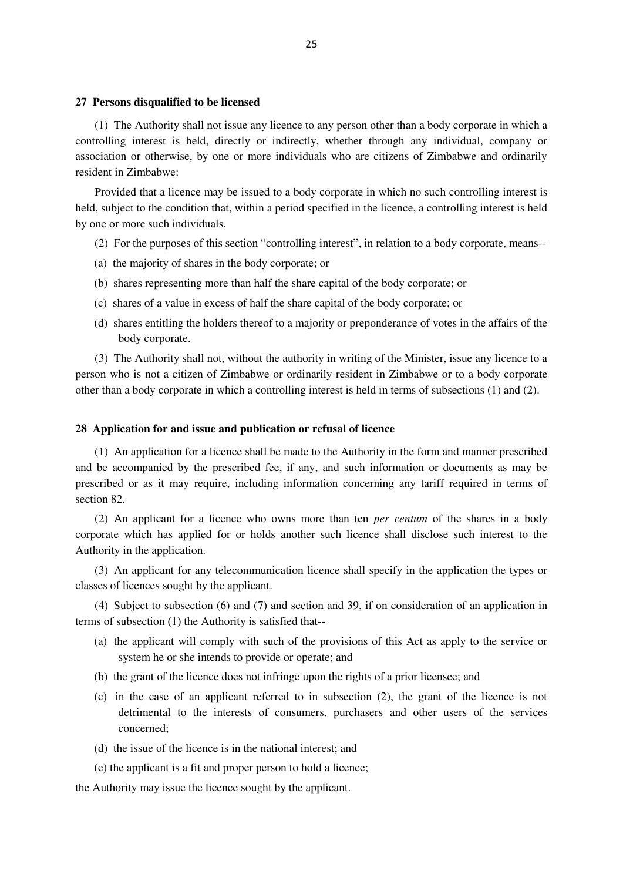**27 Persons disqualified to be licensed**

(1) The Authority shall not issue any licence to any person other than a body corporate in which a controlling interest is held, directly or indirectly, whether through any individual, company or association or otherwise, by one or more individuals who are citizens of Zimbabwe and ordinarily resident in Zimbabwe:

Provided that a licence may be issued to a body corporate in which no such controlling interest is held, subject to the condition that, within a period specified in the licence, a controlling interest is held by one or more such individuals.

(2) For the purposes of this section "controlling interest", in relation to a body corporate, means--

(a) the majority of shares in the body corporate; or

(b) shares representing more than half the share capital of the body corporate; or

(c) shares of a value in excess of half the share capital of the body corporate; or

(d) shares entitling the holders thereof to a majority or preponderance of votes in the affairs of the body corporate.

(3) The Authority shall not, without the authority in writing of the Minister, issue any licence to a person who is not a citizen of Zimbabwe or ordinarily resident in Zimbabwe or to a body corporate other than a body corporate in which a controlling interest is held in terms of subsections (1) and (2).

**28 Application for and issue and publication or refusal of licence**

(1) An application for a licence shall be made to the Authority in the form and manner prescribed and be accompanied by the prescribed fee, if any, and such information or documents as may be prescribed or as it may require, including information concerning any tariff required in terms of section 82.

(2) An applicant for a licence who owns more than ten *per centum* of the shares in a body corporate which has applied for or holds another such licence shall disclose such interest to the Authority in the application.

(3) An applicant for any telecommunication licence shall specify in the application the types or classes of licences sought by the applicant.

(4) Subject to subsection (6) and (7) and section and 39, if on consideration of an application in terms of subsection (1) the Authority is satisfied that--

(a) the applicant will comply with such of the provisions of this Act as apply to the service or system he or she intends to provide or operate; and

(b) the grant of the licence does not infringe upon the rights of a prior licensee; and

(c) in the case of an applicant referred to in subsection (2), the grant of the licence is not detrimental to the interests of consumers, purchasers and other users of the services concerned;

(d) the issue of the licence is in the national interest; and

(e) the applicant is a fit and proper person to hold a licence;

the Authority may issue the licence sought by the applicant.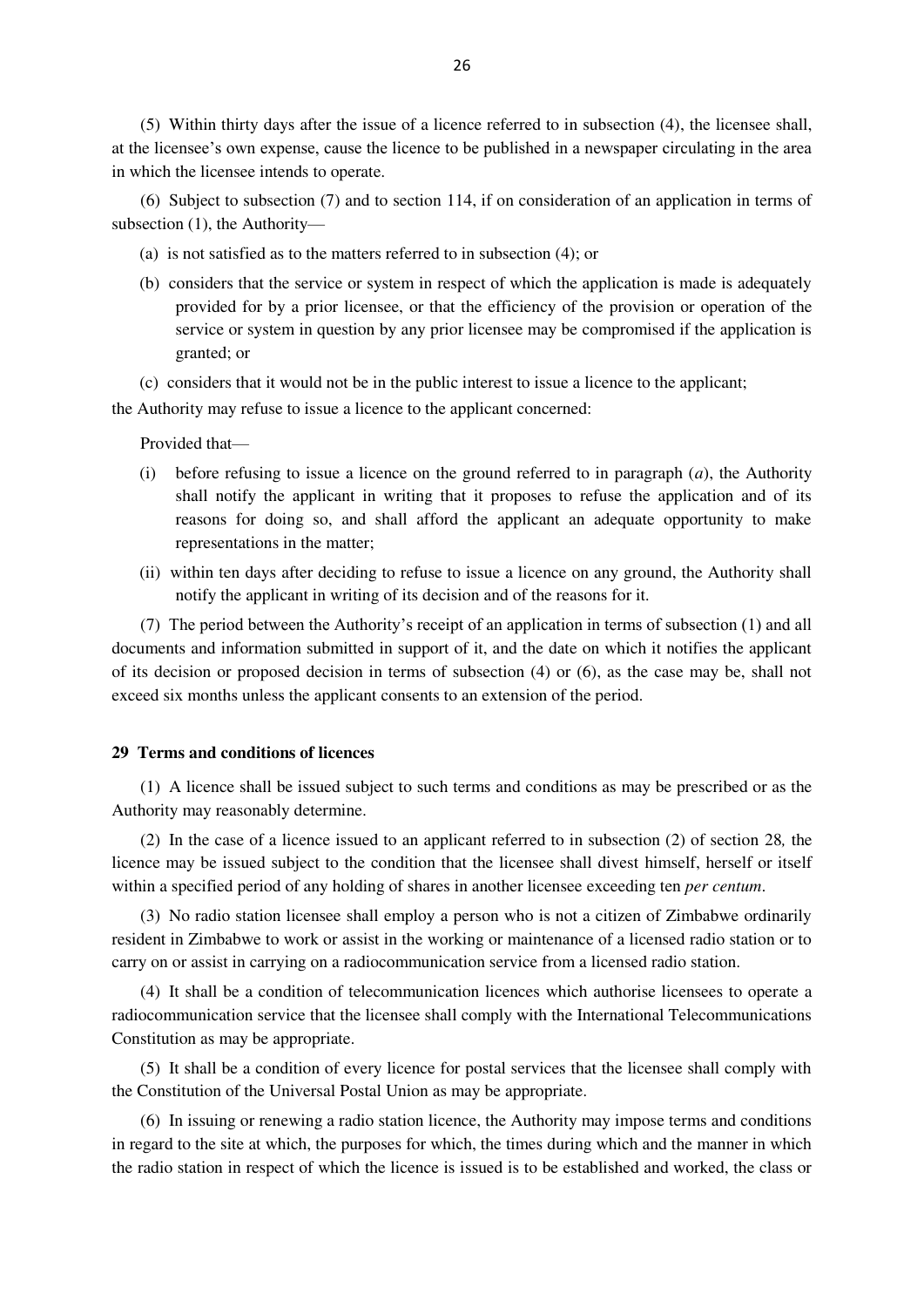(5) Within thirty days after the issue of a licence referred to in subsection (4), the licensee shall, at the licensee's own expense, cause the licence to be published in a newspaper circulating in the area in which the licensee intends to operate.

(6) Subject to subsection (7) and to section 114, if on consideration of an application in terms of subsection (1), the Authority—

(a) is not satisfied as to the matters referred to in subsection (4); or

(b) considers that the service or system in respect of which the application is made is adequately provided for by a prior licensee, or that the efficiency of the provision or operation of the service or system in question by any prior licensee may be compromised if the application is granted; or

(c) considers that it would not be in the public interest to issue a licence to the applicant;

the Authority may refuse to issue a licence to the applicant concerned:

Provided that—

(i) before refusing to issue a licence on the ground referred to in paragraph (*a*), the Authority shall notify the applicant in writing that it proposes to refuse the application and of its reasons for doing so, and shall afford the applicant an adequate opportunity to make representations in the matter;

(ii) within ten days after deciding to refuse to issue a licence on any ground, the Authority shall notify the applicant in writing of its decision and of the reasons for it.

(7) The period between the Authority's receipt of an application in terms of subsection (1) and all documents and information submitted in support of it, and the date on which it notifies the applicant of its decision or proposed decision in terms of subsection (4) or (6), as the case may be, shall not exceed six months unless the applicant consents to an extension of the period.

**29 Terms and conditions of licences**

(1) A licence shall be issued subject to such terms and conditions as may be prescribed or as the Authority may reasonably determine.

(2) In the case of a licence issued to an applicant referred to in subsection (2) of section 28*,* the licence may be issued subject to the condition that the licensee shall divest himself, herself or itself within a specified period of any holding of shares in another licensee exceeding ten *per centum*.

(3) No radio station licensee shall employ a person who is not a citizen of Zimbabwe ordinarily resident in Zimbabwe to work or assist in the working or maintenance of a licensed radio station or to carry on or assist in carrying on a radiocommunication service from a licensed radio station.

(4) It shall be a condition of telecommunication licences which authorise licensees to operate a radiocommunication service that the licensee shall comply with the International Telecommunications Constitution as may be appropriate.

(5) It shall be a condition of every licence for postal services that the licensee shall comply with the Constitution of the Universal Postal Union as may be appropriate.

(6) In issuing or renewing a radio station licence, the Authority may impose terms and conditions in regard to the site at which, the purposes for which, the times during which and the manner in which the radio station in respect of which the licence is issued is to be established and worked, the class or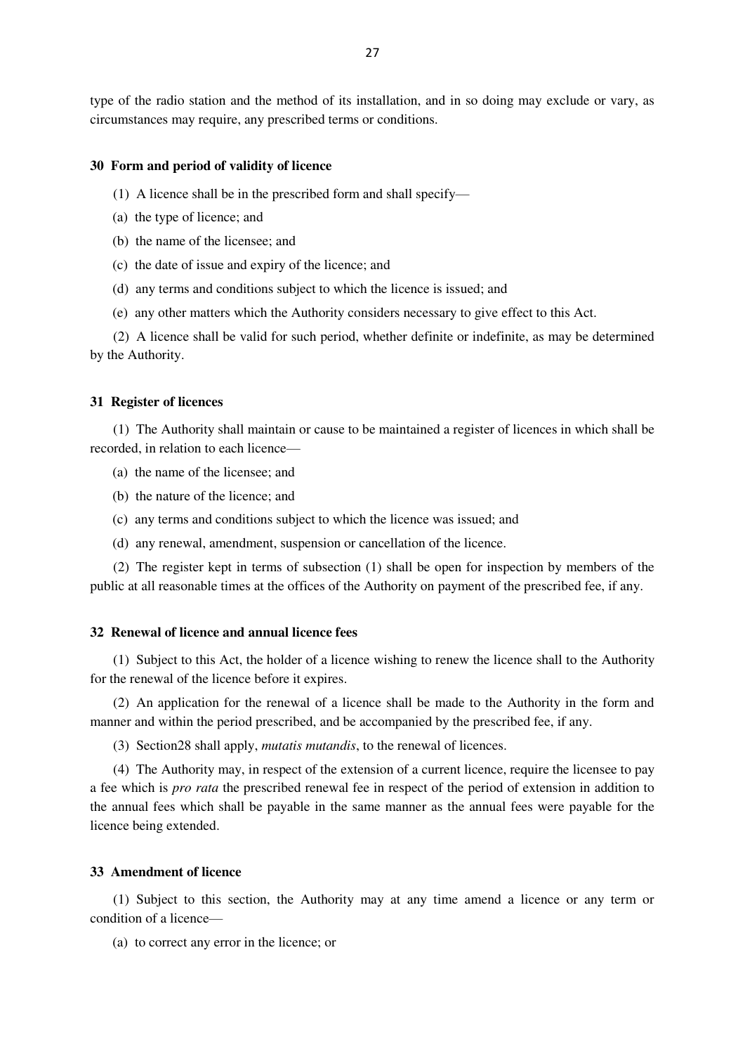type of the radio station and the method of its installation, and in so doing may exclude or vary, as circumstances may require, any prescribed terms or conditions.

### 30 Form and period of validity of licence

(1) A licence shall be in the prescribed form and shall specify—

(a) the type of licence; and

(b) the name of the licensee; and

(c) the date of issue and expiry of the licence; and

(d) any terms and conditions subject to which the licence is issued; and

(e) any other matters which the Authority considers necessary to give effect to this Act.

(2) A licence shall be valid for such period, whether definite or indefinite, as may be determined by the Authority.

### 31 Register of licences

(1) The Authority shall maintain or cause to be maintained a register of licences in which shall be recorded, in relation to each licence—

(a) the name of the licensee; and

(b) the nature of the licence; and

(c) any terms and conditions subject to which the licence was issued; and

(d) any renewal, amendment, suspension or cancellation of the licence.

(2) The register kept in terms of subsection (1) shall be open for inspection by members of the public at all reasonable times at the offices of the Authority on payment of the prescribed fee, if any.

### 32 Renewal of licence and annual licence fees

(1) Subject to this Act, the holder of a licence wishing to renew the licence shall to the Authority for the renewal of the licence before it expires.

(2) An application for the renewal of a licence shall be made to the Authority in the form and manner and within the period prescribed, and be accompanied by the prescribed fee, if any.

(3) Section28 shall apply, *mutatis mutandis*, to the renewal of licences.

(4) The Authority may, in respect of the extension of a current licence, require the licensee to pay a fee which is *pro rata* the prescribed renewal fee in respect of the period of extension in addition to the annual fees which shall be payable in the same manner as the annual fees were payable for the licence being extended.

### 33 Amendment of licence

(1) Subject to this section, the Authority may at any time amend a licence or any term or condition of a licence—

(a) to correct any error in the licence; or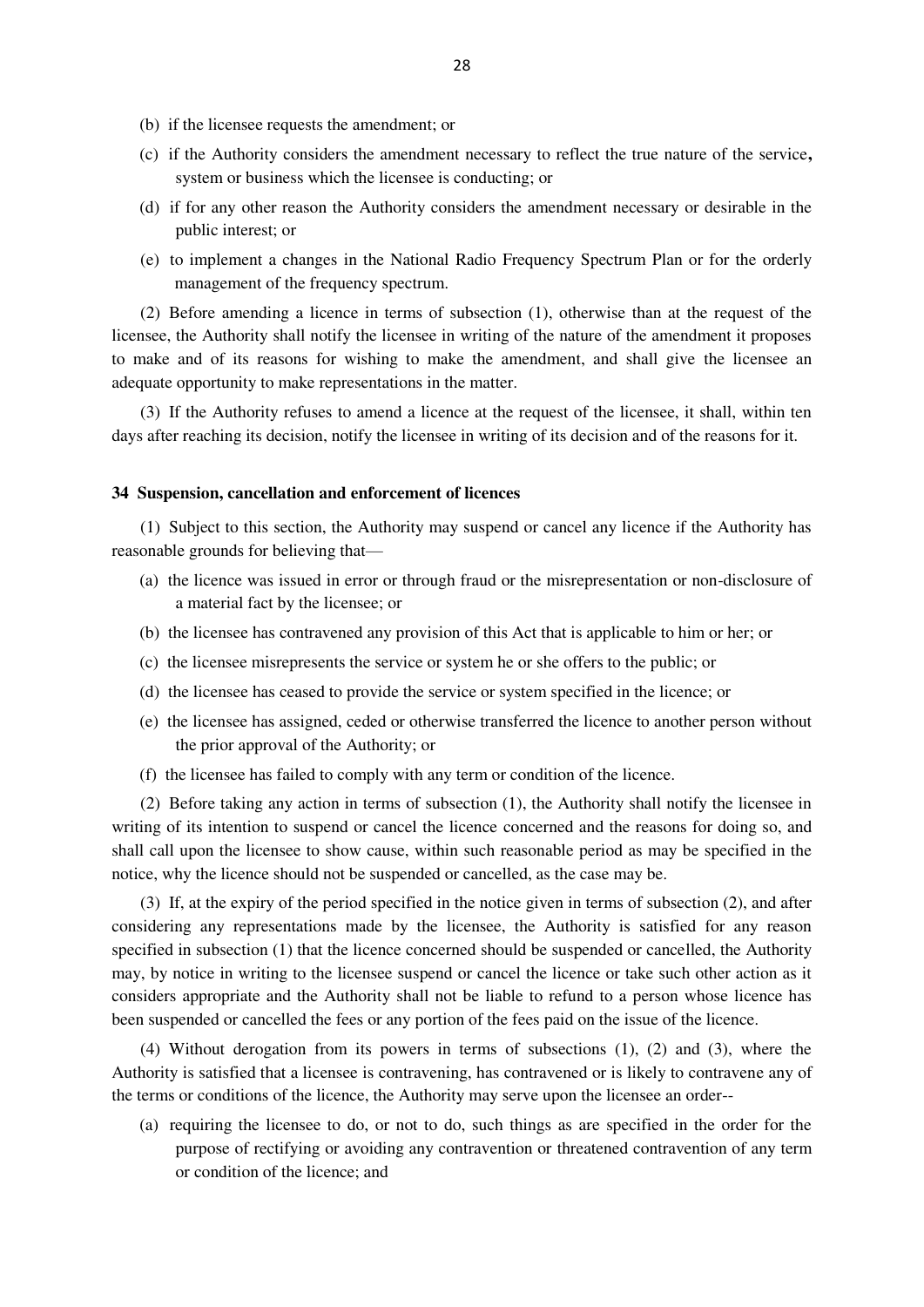(b) if the licensee requests the amendment; or

(c) if the Authority considers the amendment necessary to reflect the true nature of the service**,** system or business which the licensee is conducting; or

(d) if for any other reason the Authority considers the amendment necessary or desirable in the public interest; or

(e) to implement a changes in the National Radio Frequency Spectrum Plan or for the orderly management of the frequency spectrum.

(2) Before amending a licence in terms of subsection (1), otherwise than at the request of the licensee, the Authority shall notify the licensee in writing of the nature of the amendment it proposes to make and of its reasons for wishing to make the amendment, and shall give the licensee an adequate opportunity to make representations in the matter.

(3) If the Authority refuses to amend a licence at the request of the licensee, it shall, within ten days after reaching its decision, notify the licensee in writing of its decision and of the reasons for it.

**34 Suspension, cancellation and enforcement of licences**

(1) Subject to this section, the Authority may suspend or cancel any licence if the Authority has reasonable grounds for believing that—

(a) the licence was issued in error or through fraud or the misrepresentation or non-disclosure of a material fact by the licensee; or

(b) the licensee has contravened any provision of this Act that is applicable to him or her; or

(c) the licensee misrepresents the service or system he or she offers to the public; or

(d) the licensee has ceased to provide the service or system specified in the licence; or

(e) the licensee has assigned, ceded or otherwise transferred the licence to another person without the prior approval of the Authority; or

(f) the licensee has failed to comply with any term or condition of the licence.

(2) Before taking any action in terms of subsection (1), the Authority shall notify the licensee in writing of its intention to suspend or cancel the licence concerned and the reasons for doing so, and shall call upon the licensee to show cause, within such reasonable period as may be specified in the notice, why the licence should not be suspended or cancelled, as the case may be.

(3) If, at the expiry of the period specified in the notice given in terms of subsection (2), and after considering any representations made by the licensee, the Authority is satisfied for any reason specified in subsection (1) that the licence concerned should be suspended or cancelled, the Authority may, by notice in writing to the licensee suspend or cancel the licence or take such other action as it considers appropriate and the Authority shall not be liable to refund to a person whose licence has been suspended or cancelled the fees or any portion of the fees paid on the issue of the licence.

(4) Without derogation from its powers in terms of subsections (1), (2) and (3), where the Authority is satisfied that a licensee is contravening, has contravened or is likely to contravene any of the terms or conditions of the licence, the Authority may serve upon the licensee an order--

(a) requiring the licensee to do, or not to do, such things as are specified in the order for the purpose of rectifying or avoiding any contravention or threatened contravention of any term or condition of the licence; and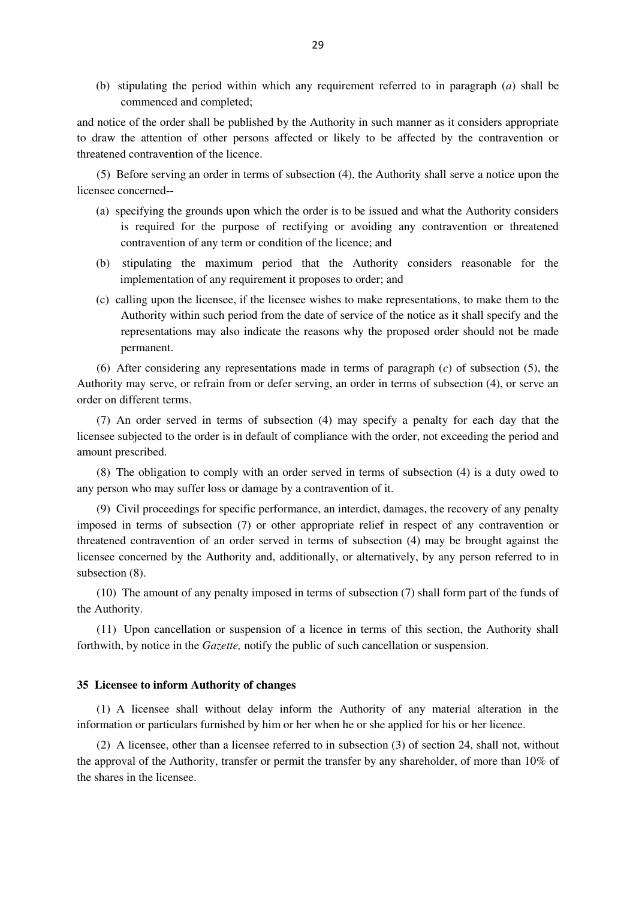(b) stipulating the period within which any requirement referred to in paragraph (*a*) shall be commenced and completed;

and notice of the order shall be published by the Authority in such manner as it considers appropriate to draw the attention of other persons affected or likely to be affected by the contravention or threatened contravention of the licence.

(5) Before serving an order in terms of subsection (4), the Authority shall serve a notice upon the licensee concerned--

(a) specifying the grounds upon which the order is to be issued and what the Authority considers is required for the purpose of rectifying or avoiding any contravention or threatened contravention of any term or condition of the licence; and

(b) stipulating the maximum period that the Authority considers reasonable for the implementation of any requirement it proposes to order; and

(c) calling upon the licensee, if the licensee wishes to make representations, to make them to the Authority within such period from the date of service of the notice as it shall specify and the representations may also indicate the reasons why the proposed order should not be made permanent.

(6) After considering any representations made in terms of paragraph (*c*) of subsection (5), the Authority may serve, or refrain from or defer serving, an order in terms of subsection (4), or serve an order on different terms.

(7) An order served in terms of subsection (4) may specify a penalty for each day that the licensee subjected to the order is in default of compliance with the order, not exceeding the period and amount prescribed.

(8) The obligation to comply with an order served in terms of subsection (4) is a duty owed to any person who may suffer loss or damage by a contravention of it.

(9) Civil proceedings for specific performance, an interdict, damages, the recovery of any penalty imposed in terms of subsection (7) or other appropriate relief in respect of any contravention or threatened contravention of an order served in terms of subsection (4) may be brought against the licensee concerned by the Authority and, additionally, or alternatively, by any person referred to in subsection (8).

(10) The amount of any penalty imposed in terms of subsection (7) shall form part of the funds of the Authority.

(11) Upon cancellation or suspension of a licence in terms of this section, the Authority shall forthwith, by notice in the *Gazette,* notify the public of such cancellation or suspension.

**35 Licensee to inform Authority of changes**

(1) A licensee shall without delay inform the Authority of any material alteration in the information or particulars furnished by him or her when he or she applied for his or her licence.

(2) A licensee, other than a licensee referred to in subsection (3) of section 24, shall not, without the approval of the Authority, transfer or permit the transfer by any shareholder, of more than 10% of the shares in the licensee.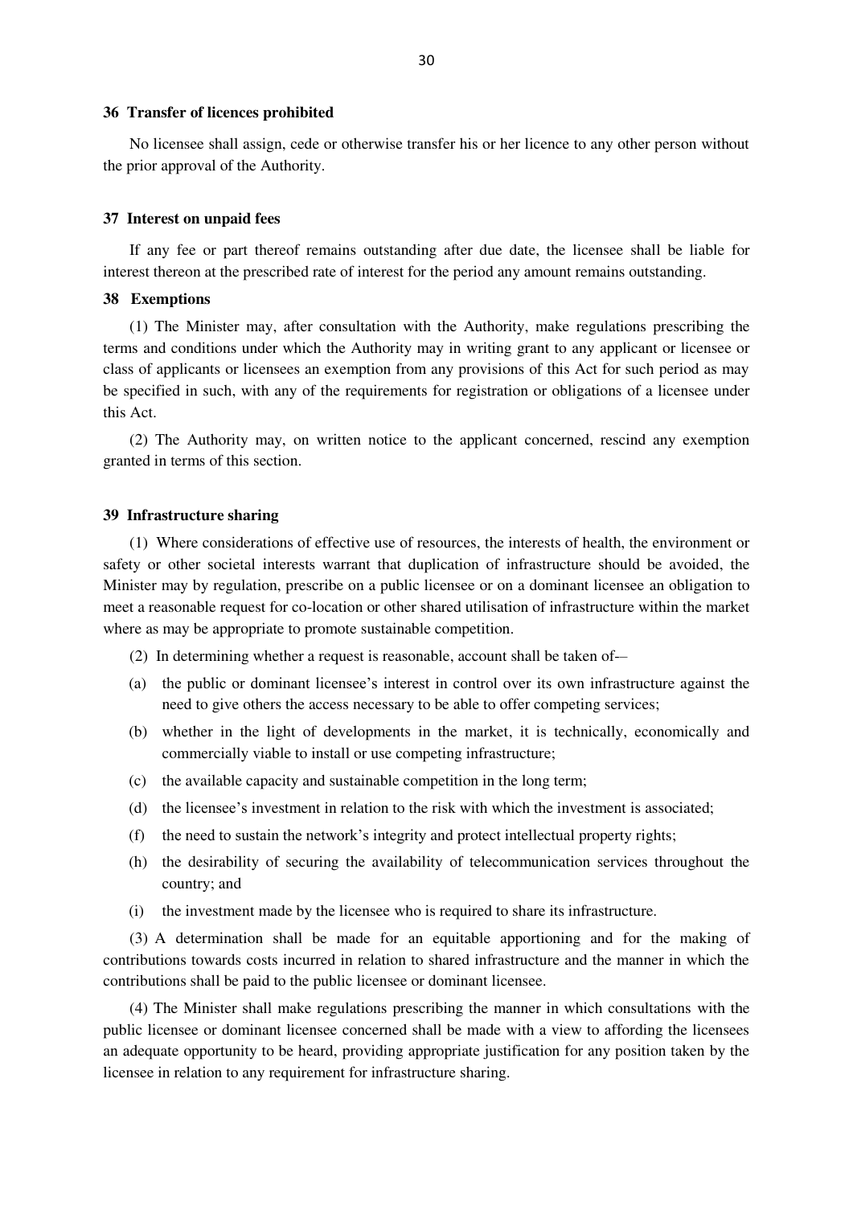### 36 Transfer of licences prohibited

No licensee shall assign, cede or otherwise transfer his or her licence to any other person without the prior approval of the Authority.

### 37 Interest on unpaid fees

If any fee or part thereof remains outstanding after due date, the licensee shall be liable for interest thereon at the prescribed rate of interest for the period any amount remains outstanding.

### 38 Exemptions

(1) The Minister may, after consultation with the Authority, make regulations prescribing the terms and conditions under which the Authority may in writing grant to any applicant or licensee or class of applicants or licensees an exemption from any provisions of this Act for such period as may be specified in such, with any of the requirements for registration or obligations of a licensee under this Act.

(2) The Authority may, on written notice to the applicant concerned, rescind any exemption granted in terms of this section.

### 39 Infrastructure sharing

(1) Where considerations of effective use of resources, the interests of health, the environment or safety or other societal interests warrant that duplication of infrastructure should be avoided, the Minister may by regulation, prescribe on a public licensee or on a dominant licensee an obligation to meet a reasonable request for co-location or other shared utilisation of infrastructure within the market where as may be appropriate to promote sustainable competition.

(2) In determining whether a request is reasonable, account shall be taken of—

(a) the public or dominant licensee's interest in control over its own infrastructure against the need to give others the access necessary to be able to offer competing services;

(b) whether in the light of developments in the market, it is technically, economically and commercially viable to install or use competing infrastructure;

(c) the available capacity and sustainable competition in the long term;

(d) the licensee's investment in relation to the risk with which the investment is associated;

(f) the need to sustain the network's integrity and protect intellectual property rights;

(h) the desirability of securing the availability of telecommunication services throughout the country; and

(i) the investment made by the licensee who is required to share its infrastructure.

(3) A determination shall be made for an equitable apportioning and for the making of contributions towards costs incurred in relation to shared infrastructure and the manner in which the contributions shall be paid to the public licensee or dominant licensee.

(4) The Minister shall make regulations prescribing the manner in which consultations with the public licensee or dominant licensee concerned shall be made with a view to affording the licensees an adequate opportunity to be heard, providing appropriate justification for any position taken by the licensee in relation to any requirement for infrastructure sharing.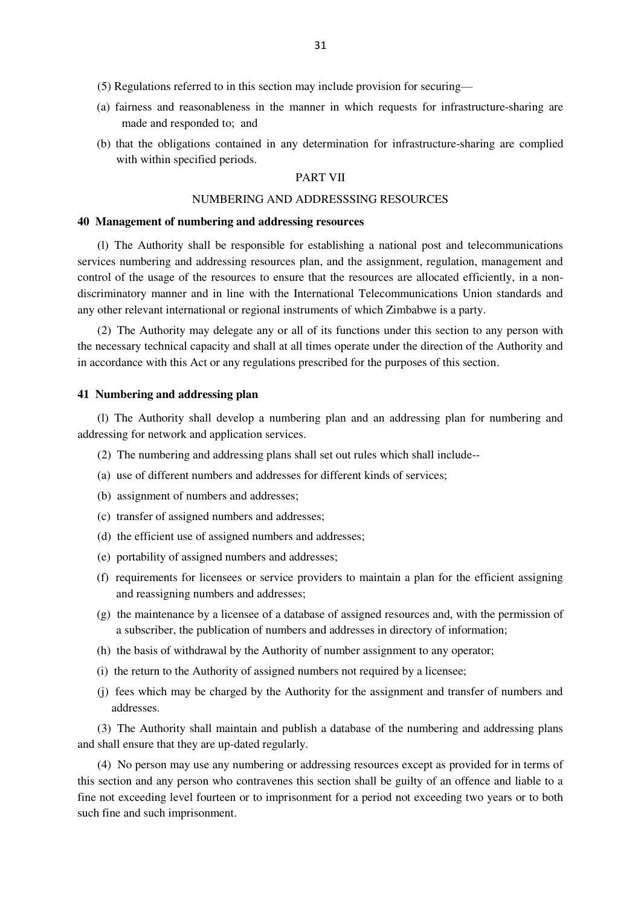(5) Regulations referred to in this section may include provision for securing—

(a) fairness and reasonableness in the manner in which requests for infrastructure-sharing are made and responded to; and

(b) that the obligations contained in any determination for infrastructure-sharing are complied with within specified periods.

PART VII

NUMBERING AND ADDRESSSING RESOURCES

**40 Management of numbering and addressing resources**

(l) The Authority shall be responsible for establishing a national post and telecommunications services numbering and addressing resources plan, and the assignment, regulation, management and control of the usage of the resources to ensure that the resources are allocated efficiently, in a non-discriminatory manner and in line with the International Telecommunications Union standards and any other relevant international or regional instruments of which Zimbabwe is a party.

(2) The Authority may delegate any or all of its functions under this section to any person with the necessary technical capacity and shall at all times operate under the direction of the Authority and in accordance with this Act or any regulations prescribed for the purposes of this section.

**41 Numbering and addressing plan**

(l) The Authority shall develop a numbering plan and an addressing plan for numbering and addressing for network and application services.

(2) The numbering and addressing plans shall set out rules which shall include--

(a) use of different numbers and addresses for different kinds of services;

(b) assignment of numbers and addresses;

(c) transfer of assigned numbers and addresses;

(d) the efficient use of assigned numbers and addresses;

(e) portability of assigned numbers and addresses;

(f) requirements for licensees or service providers to maintain a plan for the efficient assigning and reassigning numbers and addresses;

(g) the maintenance by a licensee of a database of assigned resources and, with the permission of a subscriber, the publication of numbers and addresses in directory of information;

(h) the basis of withdrawal by the Authority of number assignment to any operator;

(i) the return to the Authority of assigned numbers not required by a licensee;

(j) fees which may be charged by the Authority for the assignment and transfer of numbers and addresses.

(3) The Authority shall maintain and publish a database of the numbering and addressing plans and shall ensure that they are up-dated regularly.

(4) No person may use any numbering or addressing resources except as provided for in terms of this section and any person who contravenes this section shall be guilty of an offence and liable to a fine not exceeding level fourteen or to imprisonment for a period not exceeding two years or to both such fine and such imprisonment.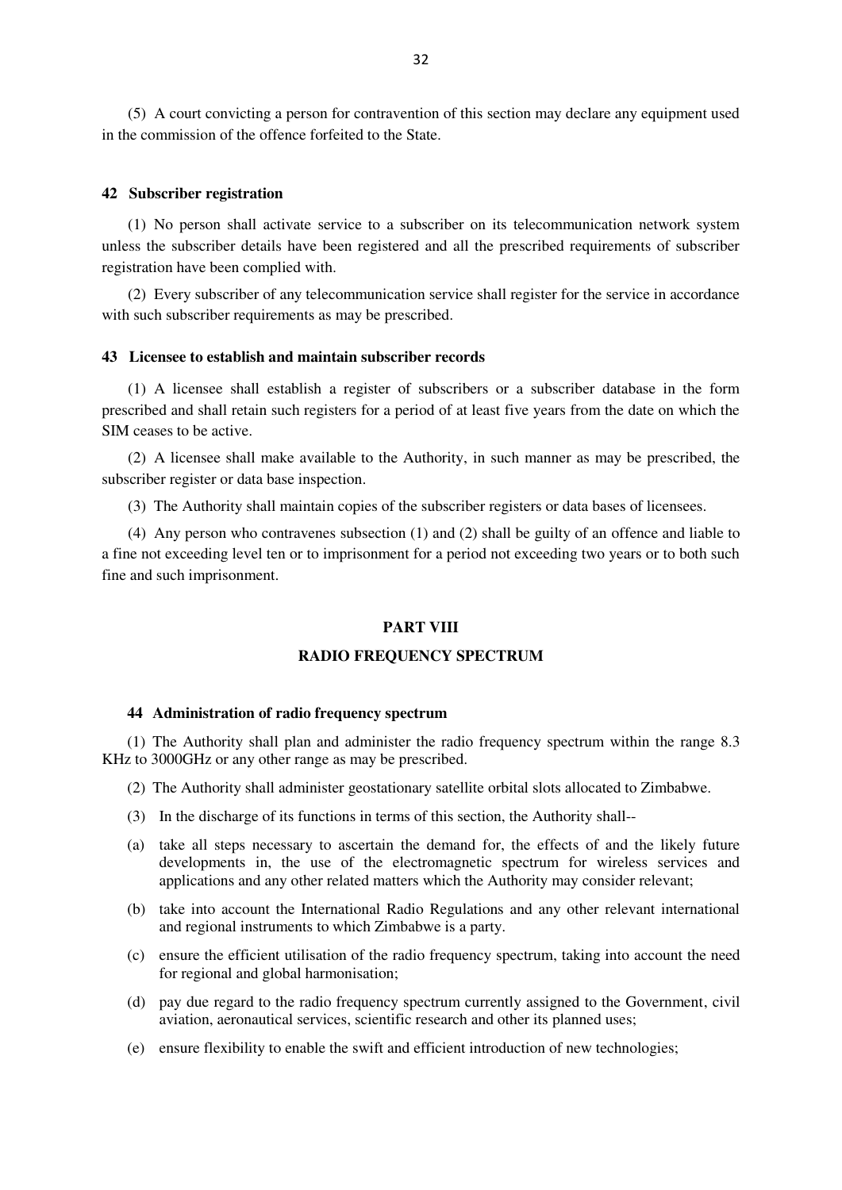(5) A court convicting a person for contravention of this section may declare any equipment used in the commission of the offence forfeited to the State.

**42 Subscriber registration**

(1) No person shall activate service to a subscriber on its telecommunication network system unless the subscriber details have been registered and all the prescribed requirements of subscriber registration have been complied with.

(2) Every subscriber of any telecommunication service shall register for the service in accordance with such subscriber requirements as may be prescribed.

**43 Licensee to establish and maintain subscriber records**

(1) A licensee shall establish a register of subscribers or a subscriber database in the form prescribed and shall retain such registers for a period of at least five years from the date on which the SIM ceases to be active.

(2) A licensee shall make available to the Authority, in such manner as may be prescribed, the subscriber register or data base inspection.

(3) The Authority shall maintain copies of the subscriber registers or data bases of licensees.

(4) Any person who contravenes subsection (1) and (2) shall be guilty of an offence and liable to a fine not exceeding level ten or to imprisonment for a period not exceeding two years or to both such fine and such imprisonment.

## PART VIII

## RADIO FREQUENCY SPECTRUM

**44 Administration of radio frequency spectrum**

(1) The Authority shall plan and administer the radio frequency spectrum within the range 8.3 KHz to 3000GHz or any other range as may be prescribed.

(2) The Authority shall administer geostationary satellite orbital slots allocated to Zimbabwe.

(3) In the discharge of its functions in terms of this section, the Authority shall--

(a) take all steps necessary to ascertain the demand for, the effects of and the likely future developments in, the use of the electromagnetic spectrum for wireless services and applications and any other related matters which the Authority may consider relevant;

(b) take into account the International Radio Regulations and any other relevant international and regional instruments to which Zimbabwe is a party.

(c) ensure the efficient utilisation of the radio frequency spectrum, taking into account the need for regional and global harmonisation;

(d) pay due regard to the radio frequency spectrum currently assigned to the Government, civil aviation, aeronautical services, scientific research and other its planned uses;

(e) ensure flexibility to enable the swift and efficient introduction of new technologies;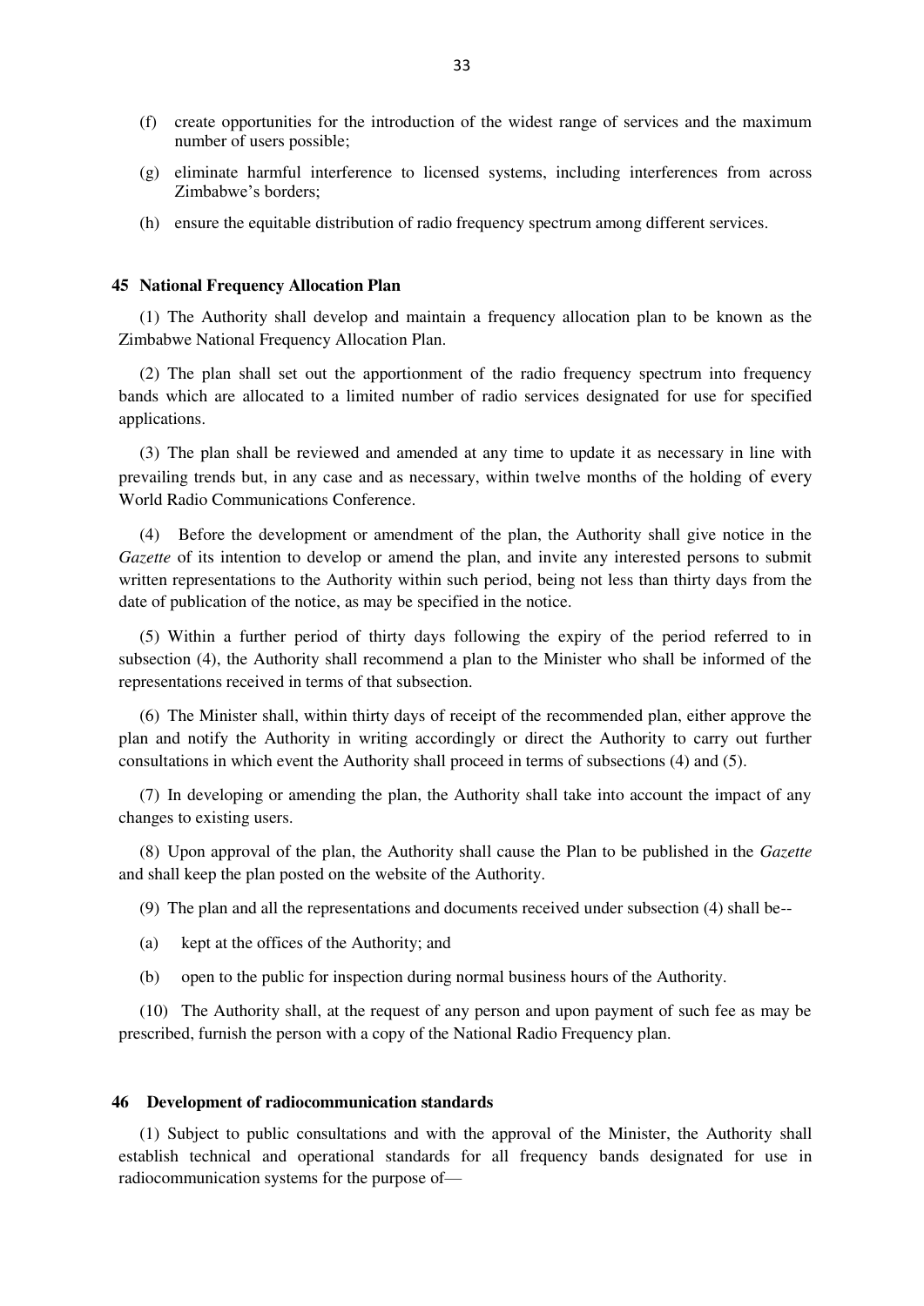(f) create opportunities for the introduction of the widest range of services and the maximum number of users possible;

(g) eliminate harmful interference to licensed systems, including interferences from across Zimbabwe's borders;

(h) ensure the equitable distribution of radio frequency spectrum among different services.

**45 National Frequency Allocation Plan**

(1) The Authority shall develop and maintain a frequency allocation plan to be known as the Zimbabwe National Frequency Allocation Plan.

(2) The plan shall set out the apportionment of the radio frequency spectrum into frequency bands which are allocated to a limited number of radio services designated for use for specified applications.

(3) The plan shall be reviewed and amended at any time to update it as necessary in line with prevailing trends but, in any case and as necessary, within twelve months of the holding of every World Radio Communications Conference.

(4) Before the development or amendment of the plan, the Authority shall give notice in the *Gazette* of its intention to develop or amend the plan, and invite any interested persons to submit written representations to the Authority within such period, being not less than thirty days from the date of publication of the notice, as may be specified in the notice.

(5) Within a further period of thirty days following the expiry of the period referred to in subsection (4), the Authority shall recommend a plan to the Minister who shall be informed of the representations received in terms of that subsection.

(6) The Minister shall, within thirty days of receipt of the recommended plan, either approve the plan and notify the Authority in writing accordingly or direct the Authority to carry out further consultations in which event the Authority shall proceed in terms of subsections (4) and (5).

(7) In developing or amending the plan, the Authority shall take into account the impact of any changes to existing users.

(8) Upon approval of the plan, the Authority shall cause the Plan to be published in the *Gazette* and shall keep the plan posted on the website of the Authority.

(9) The plan and all the representations and documents received under subsection (4) shall be--

(a) kept at the offices of the Authority; and

(b) open to the public for inspection during normal business hours of the Authority.

(10) The Authority shall, at the request of any person and upon payment of such fee as may be prescribed, furnish the person with a copy of the National Radio Frequency plan.

**46 Development of radiocommunication standards**

(1) Subject to public consultations and with the approval of the Minister, the Authority shall establish technical and operational standards for all frequency bands designated for use in radiocommunication systems for the purpose of—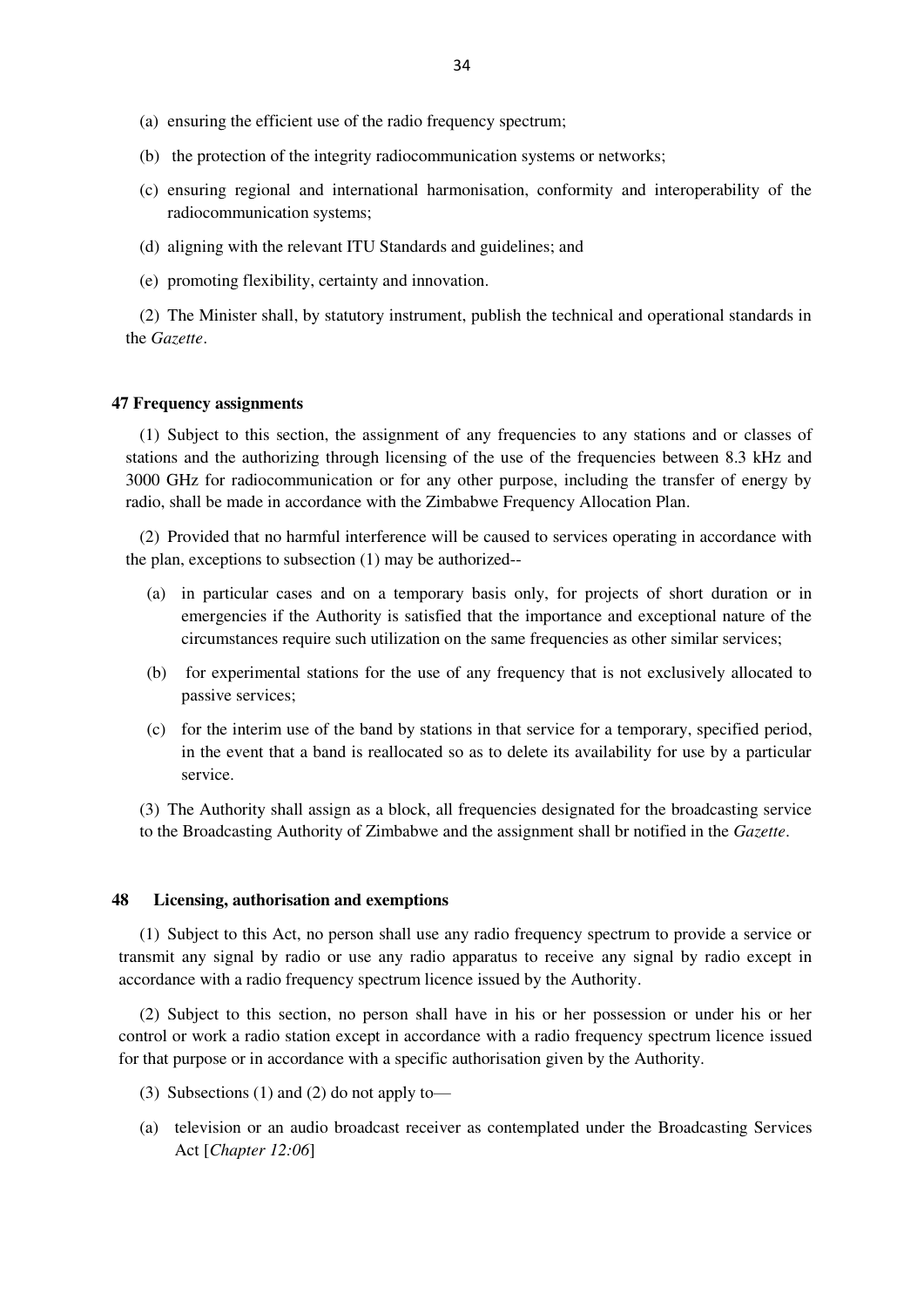(a) ensuring the efficient use of the radio frequency spectrum;

(b) the protection of the integrity radiocommunication systems or networks;

(c) ensuring regional and international harmonisation, conformity and interoperability of the radiocommunication systems;

(d) aligning with the relevant ITU Standards and guidelines; and

(e) promoting flexibility, certainty and innovation.

(2) The Minister shall, by statutory instrument, publish the technical and operational standards in the *Gazette*.

**47 Frequency assignments**

(1) Subject to this section, the assignment of any frequencies to any stations and or classes of stations and the authorizing through licensing of the use of the frequencies between 8.3 kHz and 3000 GHz for radiocommunication or for any other purpose, including the transfer of energy by radio, shall be made in accordance with the Zimbabwe Frequency Allocation Plan.

(2) Provided that no harmful interference will be caused to services operating in accordance with the plan, exceptions to subsection (1) may be authorized--

(a) in particular cases and on a temporary basis only, for projects of short duration or in emergencies if the Authority is satisfied that the importance and exceptional nature of the circumstances require such utilization on the same frequencies as other similar services;

(b) for experimental stations for the use of any frequency that is not exclusively allocated to passive services;

(c) for the interim use of the band by stations in that service for a temporary, specified period, in the event that a band is reallocated so as to delete its availability for use by a particular service.

(3) The Authority shall assign as a block, all frequencies designated for the broadcasting service to the Broadcasting Authority of Zimbabwe and the assignment shall br notified in the *Gazette*.

**48 Licensing, authorisation and exemptions**

(1) Subject to this Act, no person shall use any radio frequency spectrum to provide a service or transmit any signal by radio or use any radio apparatus to receive any signal by radio except in accordance with a radio frequency spectrum licence issued by the Authority.

(2) Subject to this section, no person shall have in his or her possession or under his or her control or work a radio station except in accordance with a radio frequency spectrum licence issued for that purpose or in accordance with a specific authorisation given by the Authority.

(3) Subsections (1) and (2) do not apply to—

(a) television or an audio broadcast receiver as contemplated under the Broadcasting Services Act [*Chapter 12:06*]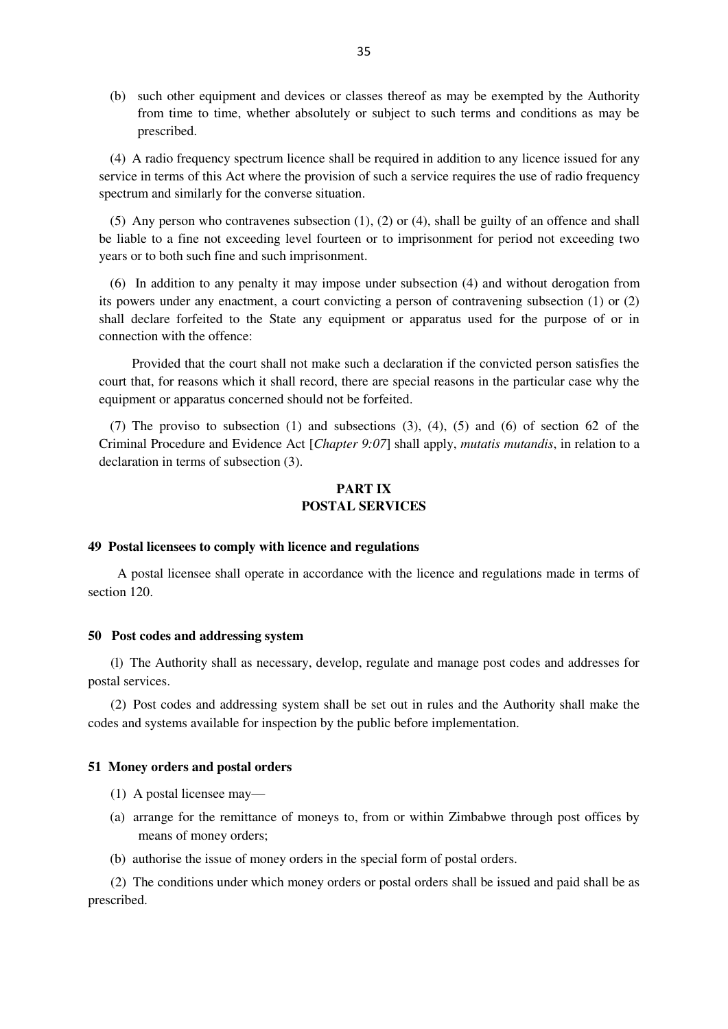(b) such other equipment and devices or classes thereof as may be exempted by the Authority from time to time, whether absolutely or subject to such terms and conditions as may be prescribed.

(4) A radio frequency spectrum licence shall be required in addition to any licence issued for any service in terms of this Act where the provision of such a service requires the use of radio frequency spectrum and similarly for the converse situation.

(5) Any person who contravenes subsection (1), (2) or (4), shall be guilty of an offence and shall be liable to a fine not exceeding level fourteen or to imprisonment for period not exceeding two years or to both such fine and such imprisonment.

(6) In addition to any penalty it may impose under subsection (4) and without derogation from its powers under any enactment, a court convicting a person of contravening subsection (1) or (2) shall declare forfeited to the State any equipment or apparatus used for the purpose of or in connection with the offence:

Provided that the court shall not make such a declaration if the convicted person satisfies the court that, for reasons which it shall record, there are special reasons in the particular case why the equipment or apparatus concerned should not be forfeited.

(7) The proviso to subsection (1) and subsections (3), (4), (5) and (6) of section 62 of the Criminal Procedure and Evidence Act [*Chapter 9:07*] shall apply, *mutatis mutandis*, in relation to a declaration in terms of subsection (3).

## PART IX
## POSTAL SERVICES

**49 Postal licensees to comply with licence and regulations**

A postal licensee shall operate in accordance with the licence and regulations made in terms of section 120.

**50 Post codes and addressing system**

(l) The Authority shall as necessary, develop, regulate and manage post codes and addresses for postal services.

(2) Post codes and addressing system shall be set out in rules and the Authority shall make the codes and systems available for inspection by the public before implementation.

**51 Money orders and postal orders**

(1) A postal licensee may—

(a) arrange for the remittance of moneys to, from or within Zimbabwe through post offices by means of money orders;

(b) authorise the issue of money orders in the special form of postal orders.

(2) The conditions under which money orders or postal orders shall be issued and paid shall be as prescribed.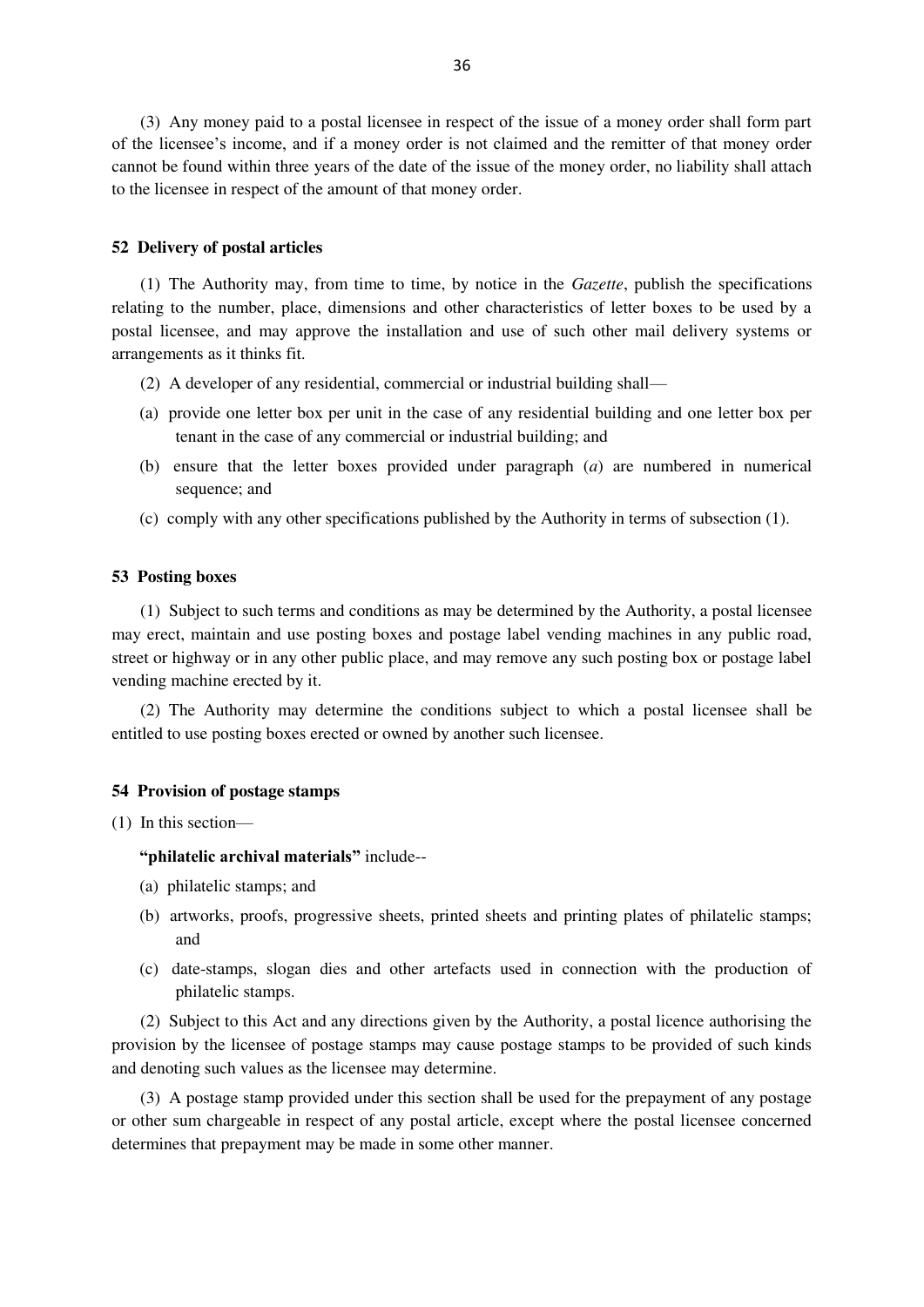(3) Any money paid to a postal licensee in respect of the issue of a money order shall form part of the licensee's income, and if a money order is not claimed and the remitter of that money order cannot be found within three years of the date of the issue of the money order, no liability shall attach to the licensee in respect of the amount of that money order.

**52 Delivery of postal articles**

(1) The Authority may, from time to time, by notice in the *Gazette*, publish the specifications relating to the number, place, dimensions and other characteristics of letter boxes to be used by a postal licensee, and may approve the installation and use of such other mail delivery systems or arrangements as it thinks fit.

(2) A developer of any residential, commercial or industrial building shall—

(a) provide one letter box per unit in the case of any residential building and one letter box per tenant in the case of any commercial or industrial building; and

(b) ensure that the letter boxes provided under paragraph (*a*) are numbered in numerical sequence; and

(c) comply with any other specifications published by the Authority in terms of subsection (1).

**53 Posting boxes**

(1) Subject to such terms and conditions as may be determined by the Authority, a postal licensee may erect, maintain and use posting boxes and postage label vending machines in any public road, street or highway or in any other public place, and may remove any such posting box or postage label vending machine erected by it.

(2) The Authority may determine the conditions subject to which a postal licensee shall be entitled to use posting boxes erected or owned by another such licensee.

**54 Provision of postage stamps**

(1) In this section—

**"philatelic archival materials"** include--

(a) philatelic stamps; and

(b) artworks, proofs, progressive sheets, printed sheets and printing plates of philatelic stamps; and

(c) date-stamps, slogan dies and other artefacts used in connection with the production of philatelic stamps.

(2) Subject to this Act and any directions given by the Authority, a postal licence authorising the provision by the licensee of postage stamps may cause postage stamps to be provided of such kinds and denoting such values as the licensee may determine.

(3) A postage stamp provided under this section shall be used for the prepayment of any postage or other sum chargeable in respect of any postal article, except where the postal licensee concerned determines that prepayment may be made in some other manner.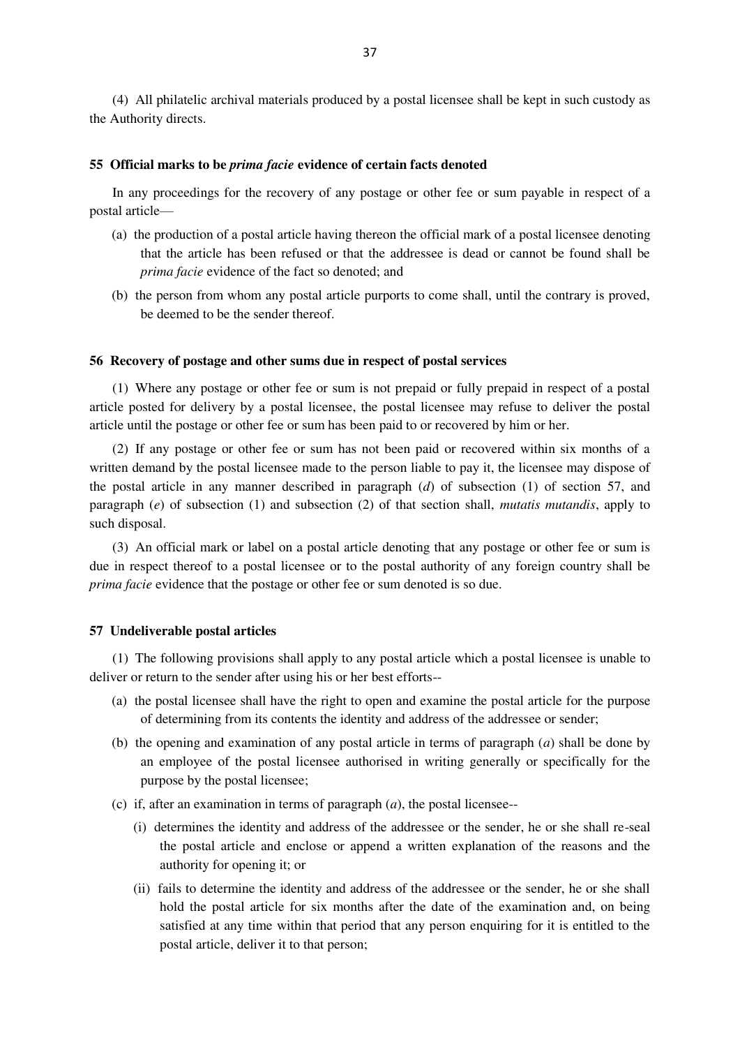(4) All philatelic archival materials produced by a postal licensee shall be kept in such custody as the Authority directs.

### 55 Official marks to be *prima facie* evidence of certain facts denoted

In any proceedings for the recovery of any postage or other fee or sum payable in respect of a postal article—

(a) the production of a postal article having thereon the official mark of a postal licensee denoting that the article has been refused or that the addressee is dead or cannot be found shall be *prima facie* evidence of the fact so denoted; and

(b) the person from whom any postal article purports to come shall, until the contrary is proved, be deemed to be the sender thereof.

### 56 Recovery of postage and other sums due in respect of postal services

(1) Where any postage or other fee or sum is not prepaid or fully prepaid in respect of a postal article posted for delivery by a postal licensee, the postal licensee may refuse to deliver the postal article until the postage or other fee or sum has been paid to or recovered by him or her.

(2) If any postage or other fee or sum has not been paid or recovered within six months of a written demand by the postal licensee made to the person liable to pay it, the licensee may dispose of the postal article in any manner described in paragraph (*d*) of subsection (1) of section 57, and paragraph (*e*) of subsection (1) and subsection (2) of that section shall, *mutatis mutandis*, apply to such disposal.

(3) An official mark or label on a postal article denoting that any postage or other fee or sum is due in respect thereof to a postal licensee or to the postal authority of any foreign country shall be *prima facie* evidence that the postage or other fee or sum denoted is so due.

### 57 Undeliverable postal articles

(1) The following provisions shall apply to any postal article which a postal licensee is unable to deliver or return to the sender after using his or her best efforts--

(a) the postal licensee shall have the right to open and examine the postal article for the purpose of determining from its contents the identity and address of the addressee or sender;

(b) the opening and examination of any postal article in terms of paragraph (*a*) shall be done by an employee of the postal licensee authorised in writing generally or specifically for the purpose by the postal licensee;

(c) if, after an examination in terms of paragraph (*a*), the postal licensee--

(i) determines the identity and address of the addressee or the sender, he or she shall re-seal the postal article and enclose or append a written explanation of the reasons and the authority for opening it; or

(ii) fails to determine the identity and address of the addressee or the sender, he or she shall hold the postal article for six months after the date of the examination and, on being satisfied at any time within that period that any person enquiring for it is entitled to the postal article, deliver it to that person;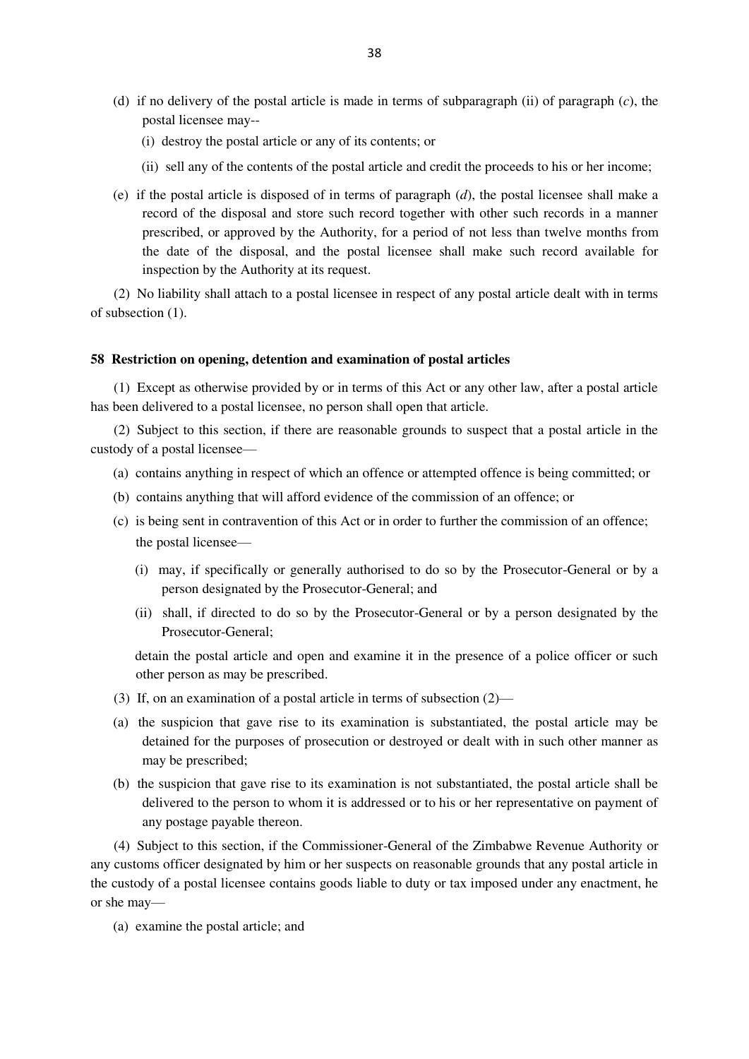(d) if no delivery of the postal article is made in terms of subparagraph (ii) of paragraph (*c*), the postal licensee may--

   (i) destroy the postal article or any of its contents; or

   (ii) sell any of the contents of the postal article and credit the proceeds to his or her income;

(e) if the postal article is disposed of in terms of paragraph (*d*), the postal licensee shall make a record of the disposal and store such record together with other such records in a manner prescribed, or approved by the Authority, for a period of not less than twelve months from the date of the disposal, and the postal licensee shall make such record available for inspection by the Authority at its request.

(2) No liability shall attach to a postal licensee in respect of any postal article dealt with in terms of subsection (1).

**58 Restriction on opening, detention and examination of postal articles**

(1) Except as otherwise provided by or in terms of this Act or any other law, after a postal article has been delivered to a postal licensee, no person shall open that article.

(2) Subject to this section, if there are reasonable grounds to suspect that a postal article in the custody of a postal licensee—

(a) contains anything in respect of which an offence or attempted offence is being committed; or

(b) contains anything that will afford evidence of the commission of an offence; or

(c) is being sent in contravention of this Act or in order to further the commission of an offence;

the postal licensee—

   (i) may, if specifically or generally authorised to do so by the Prosecutor-General or by a person designated by the Prosecutor-General; and

   (ii) shall, if directed to do so by the Prosecutor-General or by a person designated by the Prosecutor-General;

detain the postal article and open and examine it in the presence of a police officer or such other person as may be prescribed.

(3) If, on an examination of a postal article in terms of subsection (2)—

(a) the suspicion that gave rise to its examination is substantiated, the postal article may be detained for the purposes of prosecution or destroyed or dealt with in such other manner as may be prescribed;

(b) the suspicion that gave rise to its examination is not substantiated, the postal article shall be delivered to the person to whom it is addressed or to his or her representative on payment of any postage payable thereon.

(4) Subject to this section, if the Commissioner-General of the Zimbabwe Revenue Authority or any customs officer designated by him or her suspects on reasonable grounds that any postal article in the custody of a postal licensee contains goods liable to duty or tax imposed under any enactment, he or she may—

(a) examine the postal article; and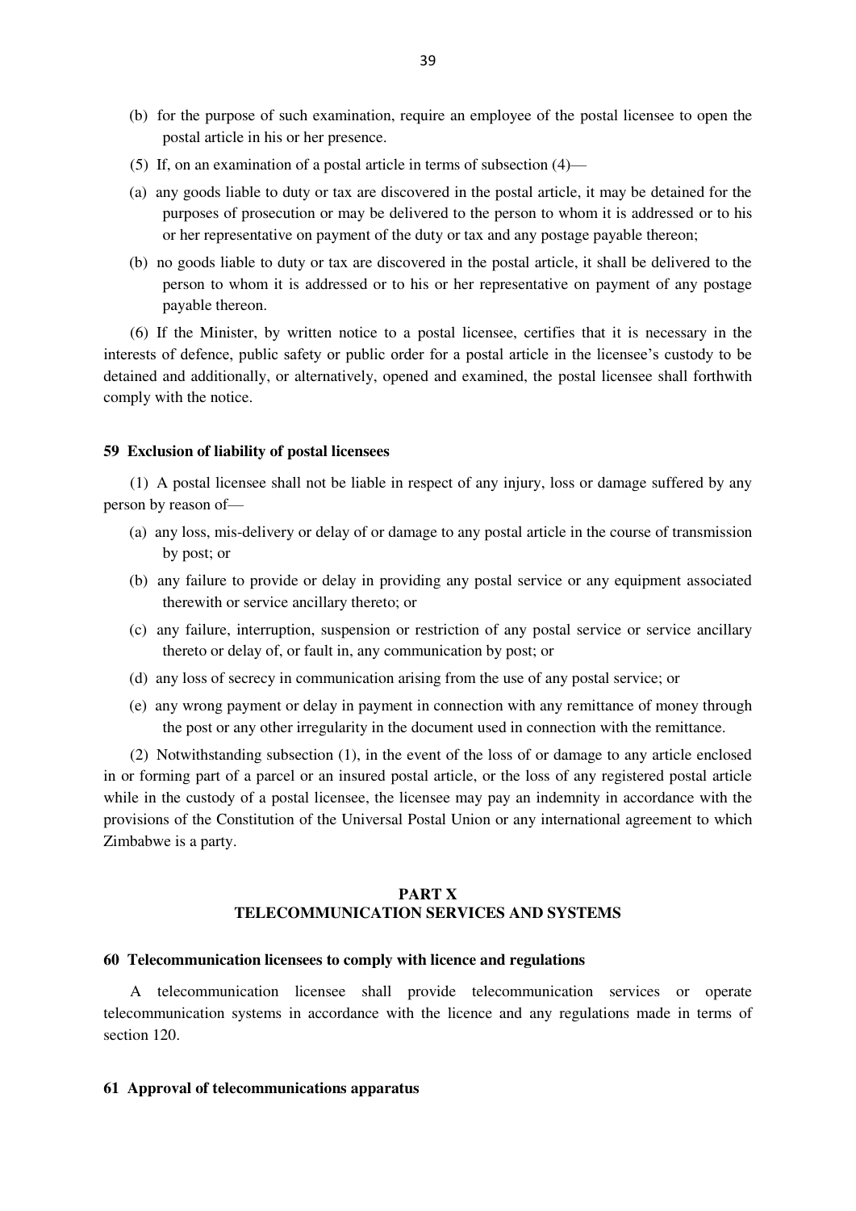(b) for the purpose of such examination, require an employee of the postal licensee to open the postal article in his or her presence.

(5) If, on an examination of a postal article in terms of subsection (4)—

(a) any goods liable to duty or tax are discovered in the postal article, it may be detained for the purposes of prosecution or may be delivered to the person to whom it is addressed or to his or her representative on payment of the duty or tax and any postage payable thereon;

(b) no goods liable to duty or tax are discovered in the postal article, it shall be delivered to the person to whom it is addressed or to his or her representative on payment of any postage payable thereon.

(6) If the Minister, by written notice to a postal licensee, certifies that it is necessary in the interests of defence, public safety or public order for a postal article in the licensee's custody to be detained and additionally, or alternatively, opened and examined, the postal licensee shall forthwith comply with the notice.

**59 Exclusion of liability of postal licensees**

(1) A postal licensee shall not be liable in respect of any injury, loss or damage suffered by any person by reason of—

(a) any loss, mis-delivery or delay of or damage to any postal article in the course of transmission by post; or

(b) any failure to provide or delay in providing any postal service or any equipment associated therewith or service ancillary thereto; or

(c) any failure, interruption, suspension or restriction of any postal service or service ancillary thereto or delay of, or fault in, any communication by post; or

(d) any loss of secrecy in communication arising from the use of any postal service; or

(e) any wrong payment or delay in payment in connection with any remittance of money through the post or any other irregularity in the document used in connection with the remittance.

(2) Notwithstanding subsection (1), in the event of the loss of or damage to any article enclosed in or forming part of a parcel or an insured postal article, or the loss of any registered postal article while in the custody of a postal licensee, the licensee may pay an indemnity in accordance with the provisions of the Constitution of the Universal Postal Union or any international agreement to which Zimbabwe is a party.

## PART X
## TELECOMMUNICATION SERVICES AND SYSTEMS

**60 Telecommunication licensees to comply with licence and regulations**

A telecommunication licensee shall provide telecommunication services or operate telecommunication systems in accordance with the licence and any regulations made in terms of section 120.

**61 Approval of telecommunications apparatus**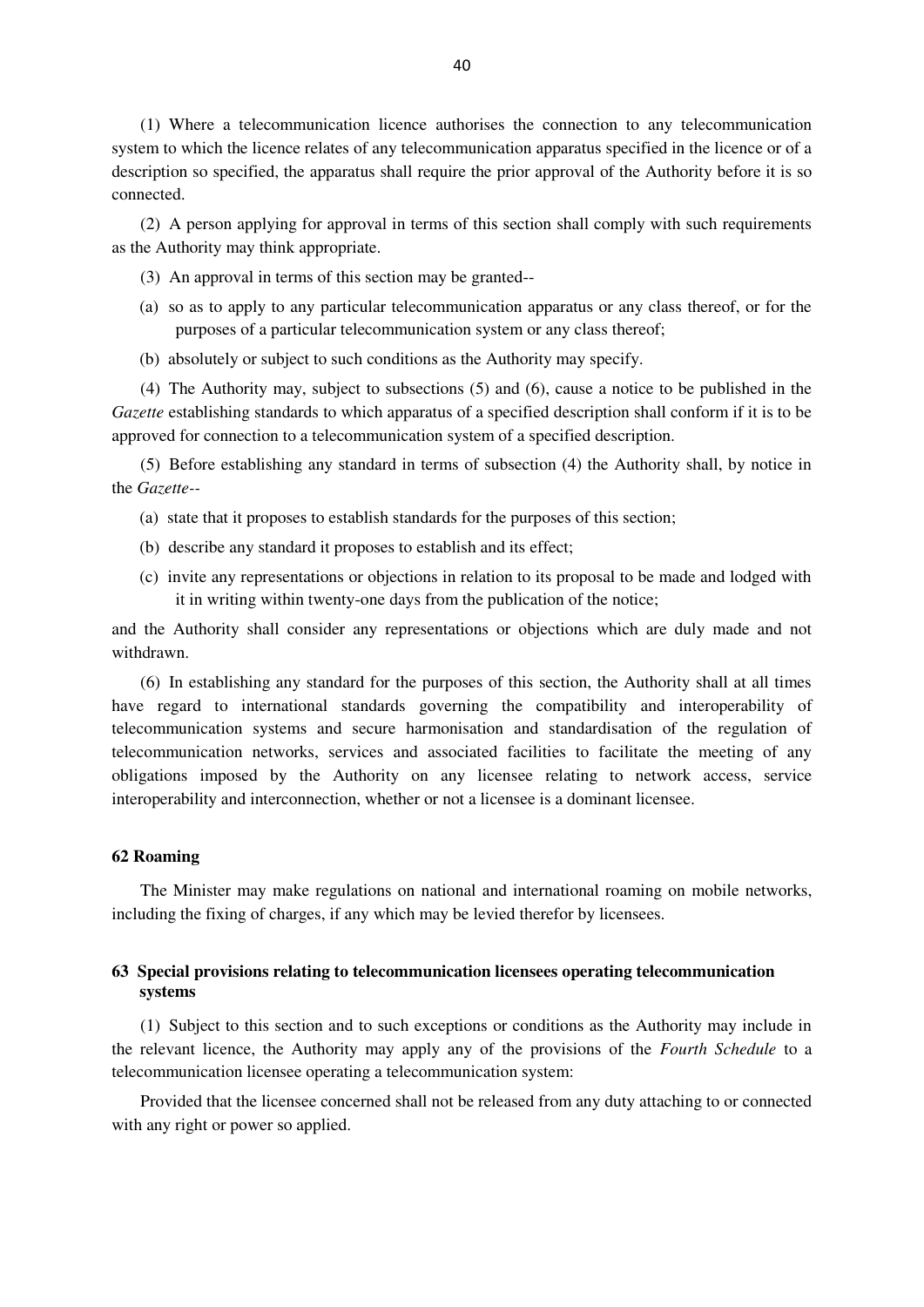(1) Where a telecommunication licence authorises the connection to any telecommunication system to which the licence relates of any telecommunication apparatus specified in the licence or of a description so specified, the apparatus shall require the prior approval of the Authority before it is so connected.

(2) A person applying for approval in terms of this section shall comply with such requirements as the Authority may think appropriate.

(3) An approval in terms of this section may be granted--

(a) so as to apply to any particular telecommunication apparatus or any class thereof, or for the purposes of a particular telecommunication system or any class thereof;

(b) absolutely or subject to such conditions as the Authority may specify.

(4) The Authority may, subject to subsections (5) and (6), cause a notice to be published in the *Gazette* establishing standards to which apparatus of a specified description shall conform if it is to be approved for connection to a telecommunication system of a specified description.

(5) Before establishing any standard in terms of subsection (4) the Authority shall, by notice in the *Gazette*--

(a) state that it proposes to establish standards for the purposes of this section;

(b) describe any standard it proposes to establish and its effect;

(c) invite any representations or objections in relation to its proposal to be made and lodged with it in writing within twenty-one days from the publication of the notice;

and the Authority shall consider any representations or objections which are duly made and not withdrawn.

(6) In establishing any standard for the purposes of this section, the Authority shall at all times have regard to international standards governing the compatibility and interoperability of telecommunication systems and secure harmonisation and standardisation of the regulation of telecommunication networks, services and associated facilities to facilitate the meeting of any obligations imposed by the Authority on any licensee relating to network access, service interoperability and interconnection, whether or not a licensee is a dominant licensee.

**62 Roaming**

The Minister may make regulations on national and international roaming on mobile networks, including the fixing of charges, if any which may be levied therefor by licensees.

**63 Special provisions relating to telecommunication licensees operating telecommunication systems**

(1) Subject to this section and to such exceptions or conditions as the Authority may include in the relevant licence, the Authority may apply any of the provisions of the *Fourth Schedule* to a telecommunication licensee operating a telecommunication system:

Provided that the licensee concerned shall not be released from any duty attaching to or connected with any right or power so applied.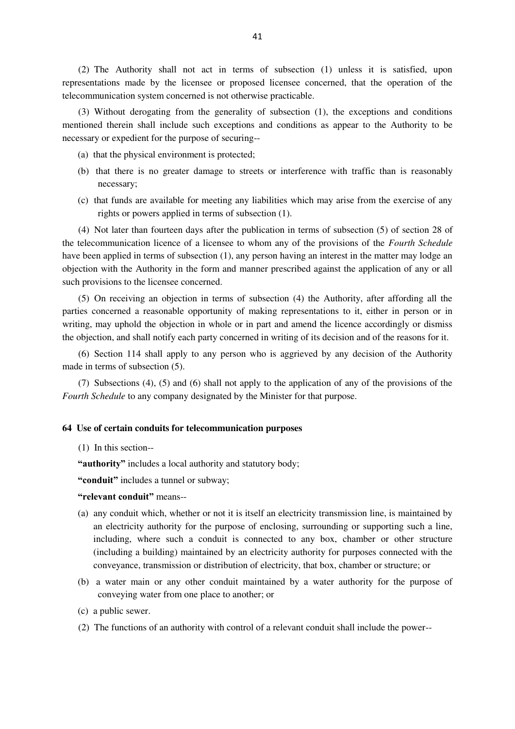(2) The Authority shall not act in terms of subsection (1) unless it is satisfied, upon representations made by the licensee or proposed licensee concerned, that the operation of the telecommunication system concerned is not otherwise practicable.

(3) Without derogating from the generality of subsection (1), the exceptions and conditions mentioned therein shall include such exceptions and conditions as appear to the Authority to be necessary or expedient for the purpose of securing--

(a) that the physical environment is protected;

(b) that there is no greater damage to streets or interference with traffic than is reasonably necessary;

(c) that funds are available for meeting any liabilities which may arise from the exercise of any rights or powers applied in terms of subsection (1).

(4) Not later than fourteen days after the publication in terms of subsection (5) of section 28 of the telecommunication licence of a licensee to whom any of the provisions of the *Fourth Schedule* have been applied in terms of subsection (1), any person having an interest in the matter may lodge an objection with the Authority in the form and manner prescribed against the application of any or all such provisions to the licensee concerned.

(5) On receiving an objection in terms of subsection (4) the Authority, after affording all the parties concerned a reasonable opportunity of making representations to it, either in person or in writing, may uphold the objection in whole or in part and amend the licence accordingly or dismiss the objection, and shall notify each party concerned in writing of its decision and of the reasons for it.

(6) Section 114 shall apply to any person who is aggrieved by any decision of the Authority made in terms of subsection (5).

(7) Subsections (4), (5) and (6) shall not apply to the application of any of the provisions of the *Fourth Schedule* to any company designated by the Minister for that purpose.

**64 Use of certain conduits for telecommunication purposes**

(1) In this section--

**"authority"** includes a local authority and statutory body;

**"conduit"** includes a tunnel or subway;

**"relevant conduit"** means--

(a) any conduit which, whether or not it is itself an electricity transmission line, is maintained by an electricity authority for the purpose of enclosing, surrounding or supporting such a line, including, where such a conduit is connected to any box, chamber or other structure (including a building) maintained by an electricity authority for purposes connected with the conveyance, transmission or distribution of electricity, that box, chamber or structure; or

(b) a water main or any other conduit maintained by a water authority for the purpose of conveying water from one place to another; or

(c) a public sewer.

(2) The functions of an authority with control of a relevant conduit shall include the power--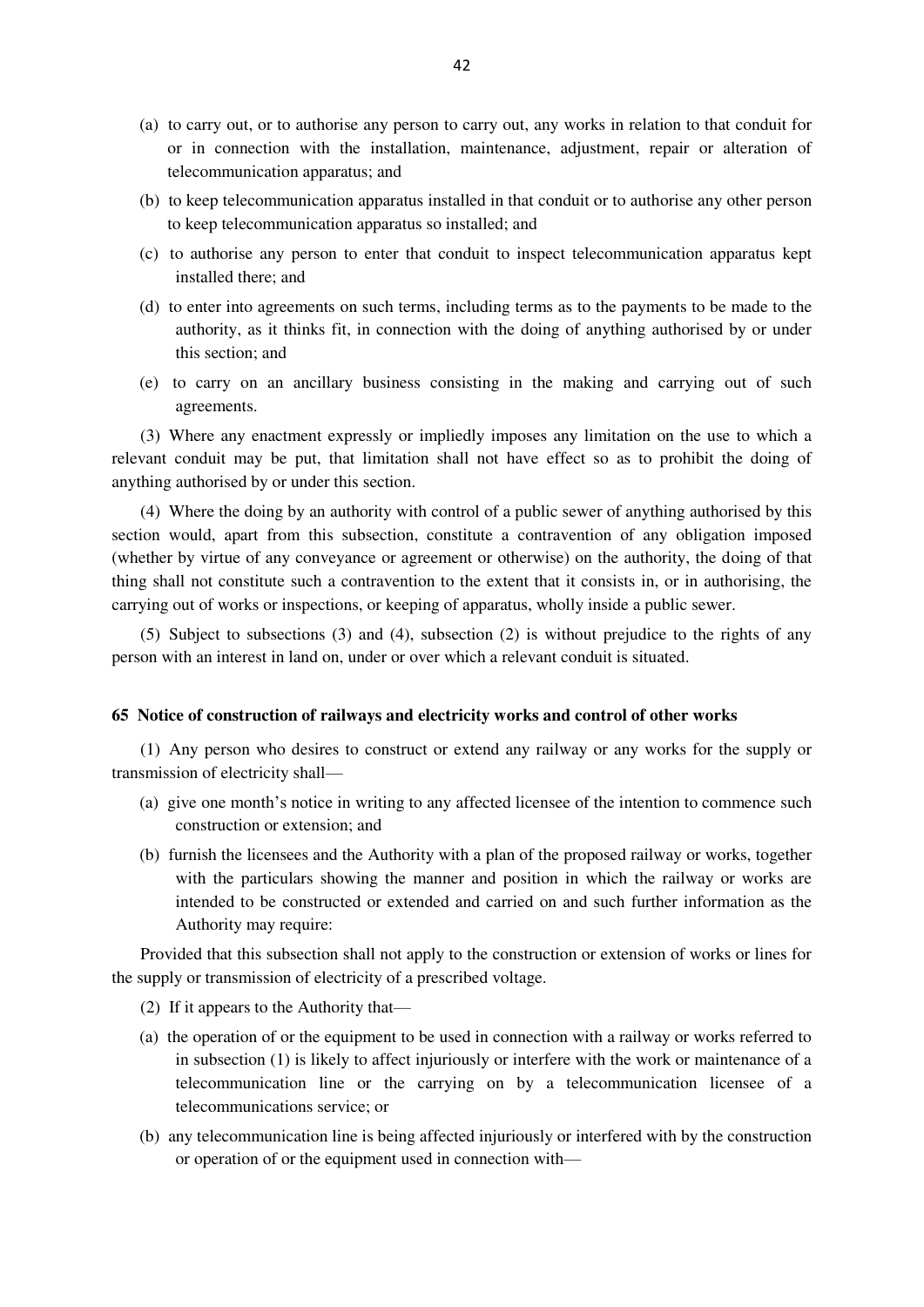(a) to carry out, or to authorise any person to carry out, any works in relation to that conduit for or in connection with the installation, maintenance, adjustment, repair or alteration of telecommunication apparatus; and

(b) to keep telecommunication apparatus installed in that conduit or to authorise any other person to keep telecommunication apparatus so installed; and

(c) to authorise any person to enter that conduit to inspect telecommunication apparatus kept installed there; and

(d) to enter into agreements on such terms, including terms as to the payments to be made to the authority, as it thinks fit, in connection with the doing of anything authorised by or under this section; and

(e) to carry on an ancillary business consisting in the making and carrying out of such agreements.

(3) Where any enactment expressly or impliedly imposes any limitation on the use to which a relevant conduit may be put, that limitation shall not have effect so as to prohibit the doing of anything authorised by or under this section.

(4) Where the doing by an authority with control of a public sewer of anything authorised by this section would, apart from this subsection, constitute a contravention of any obligation imposed (whether by virtue of any conveyance or agreement or otherwise) on the authority, the doing of that thing shall not constitute such a contravention to the extent that it consists in, or in authorising, the carrying out of works or inspections, or keeping of apparatus, wholly inside a public sewer.

(5) Subject to subsections (3) and (4), subsection (2) is without prejudice to the rights of any person with an interest in land on, under or over which a relevant conduit is situated.

**65 Notice of construction of railways and electricity works and control of other works**

(1) Any person who desires to construct or extend any railway or any works for the supply or transmission of electricity shall—

(a) give one month's notice in writing to any affected licensee of the intention to commence such construction or extension; and

(b) furnish the licensees and the Authority with a plan of the proposed railway or works, together with the particulars showing the manner and position in which the railway or works are intended to be constructed or extended and carried on and such further information as the Authority may require:

Provided that this subsection shall not apply to the construction or extension of works or lines for the supply or transmission of electricity of a prescribed voltage.

(2) If it appears to the Authority that—

(a) the operation of or the equipment to be used in connection with a railway or works referred to in subsection (1) is likely to affect injuriously or interfere with the work or maintenance of a telecommunication line or the carrying on by a telecommunication licensee of a telecommunications service; or

(b) any telecommunication line is being affected injuriously or interfered with by the construction or operation of or the equipment used in connection with—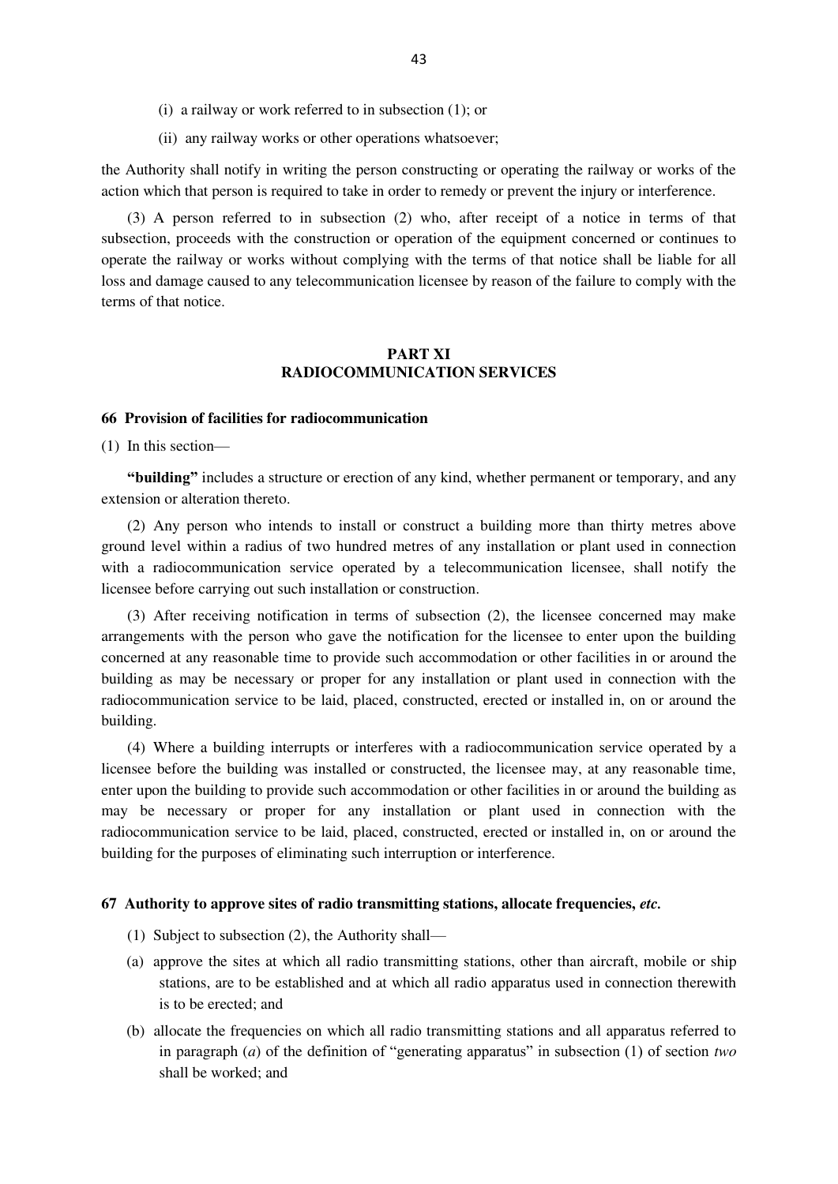(i) a railway or work referred to in subsection (1); or

(ii) any railway works or other operations whatsoever;

the Authority shall notify in writing the person constructing or operating the railway or works of the action which that person is required to take in order to remedy or prevent the injury or interference.

(3) A person referred to in subsection (2) who, after receipt of a notice in terms of that subsection, proceeds with the construction or operation of the equipment concerned or continues to operate the railway or works without complying with the terms of that notice shall be liable for all loss and damage caused to any telecommunication licensee by reason of the failure to comply with the terms of that notice.

## PART XI
## RADIOCOMMUNICATION SERVICES

### 66 Provision of facilities for radiocommunication

(1) In this section—

**"building"** includes a structure or erection of any kind, whether permanent or temporary, and any extension or alteration thereto.

(2) Any person who intends to install or construct a building more than thirty metres above ground level within a radius of two hundred metres of any installation or plant used in connection with a radiocommunication service operated by a telecommunication licensee, shall notify the licensee before carrying out such installation or construction.

(3) After receiving notification in terms of subsection (2), the licensee concerned may make arrangements with the person who gave the notification for the licensee to enter upon the building concerned at any reasonable time to provide such accommodation or other facilities in or around the building as may be necessary or proper for any installation or plant used in connection with the radiocommunication service to be laid, placed, constructed, erected or installed in, on or around the building.

(4) Where a building interrupts or interferes with a radiocommunication service operated by a licensee before the building was installed or constructed, the licensee may, at any reasonable time, enter upon the building to provide such accommodation or other facilities in or around the building as may be necessary or proper for any installation or plant used in connection with the radiocommunication service to be laid, placed, constructed, erected or installed in, on or around the building for the purposes of eliminating such interruption or interference.

### 67 Authority to approve sites of radio transmitting stations, allocate frequencies, *etc.*

(1) Subject to subsection (2), the Authority shall—

(a) approve the sites at which all radio transmitting stations, other than aircraft, mobile or ship stations, are to be established and at which all radio apparatus used in connection therewith is to be erected; and

(b) allocate the frequencies on which all radio transmitting stations and all apparatus referred to in paragraph (*a*) of the definition of "generating apparatus" in subsection (1) of section *two* shall be worked; and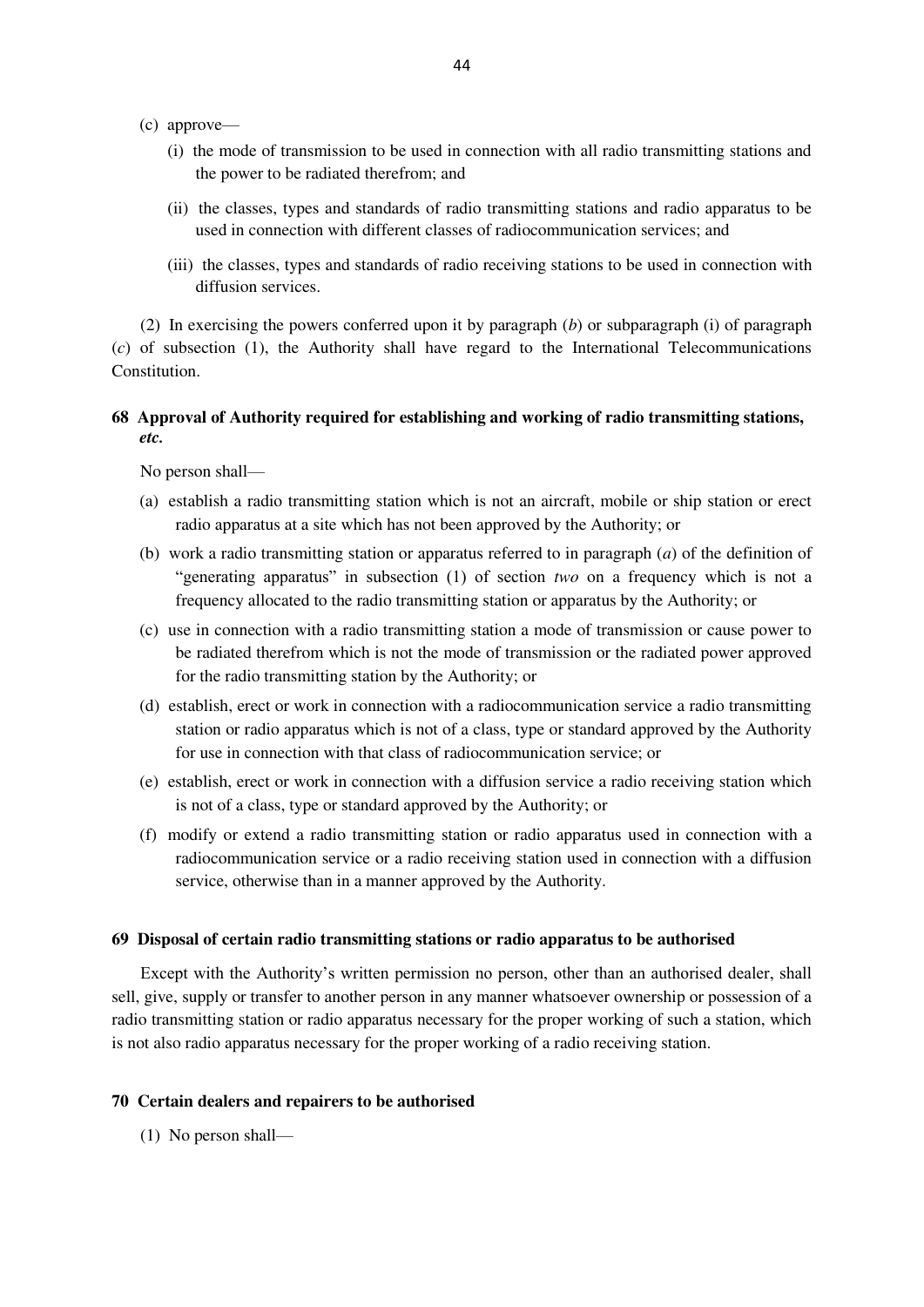(c) approve—

(i) the mode of transmission to be used in connection with all radio transmitting stations and the power to be radiated therefrom; and

(ii) the classes, types and standards of radio transmitting stations and radio apparatus to be used in connection with different classes of radiocommunication services; and

(iii) the classes, types and standards of radio receiving stations to be used in connection with diffusion services.

(2) In exercising the powers conferred upon it by paragraph (*b*) or subparagraph (i) of paragraph (*c*) of subsection (1), the Authority shall have regard to the International Telecommunications Constitution.

**68 Approval of Authority required for establishing and working of radio transmitting stations, *etc.***

No person shall—

(a) establish a radio transmitting station which is not an aircraft, mobile or ship station or erect radio apparatus at a site which has not been approved by the Authority; or

(b) work a radio transmitting station or apparatus referred to in paragraph (*a*) of the definition of "generating apparatus" in subsection (1) of section *two* on a frequency which is not a frequency allocated to the radio transmitting station or apparatus by the Authority; or

(c) use in connection with a radio transmitting station a mode of transmission or cause power to be radiated therefrom which is not the mode of transmission or the radiated power approved for the radio transmitting station by the Authority; or

(d) establish, erect or work in connection with a radiocommunication service a radio transmitting station or radio apparatus which is not of a class, type or standard approved by the Authority for use in connection with that class of radiocommunication service; or

(e) establish, erect or work in connection with a diffusion service a radio receiving station which is not of a class, type or standard approved by the Authority; or

(f) modify or extend a radio transmitting station or radio apparatus used in connection with a radiocommunication service or a radio receiving station used in connection with a diffusion service, otherwise than in a manner approved by the Authority.

**69 Disposal of certain radio transmitting stations or radio apparatus to be authorised**

Except with the Authority's written permission no person, other than an authorised dealer, shall sell, give, supply or transfer to another person in any manner whatsoever ownership or possession of a radio transmitting station or radio apparatus necessary for the proper working of such a station, which is not also radio apparatus necessary for the proper working of a radio receiving station.

**70 Certain dealers and repairers to be authorised**

(1) No person shall—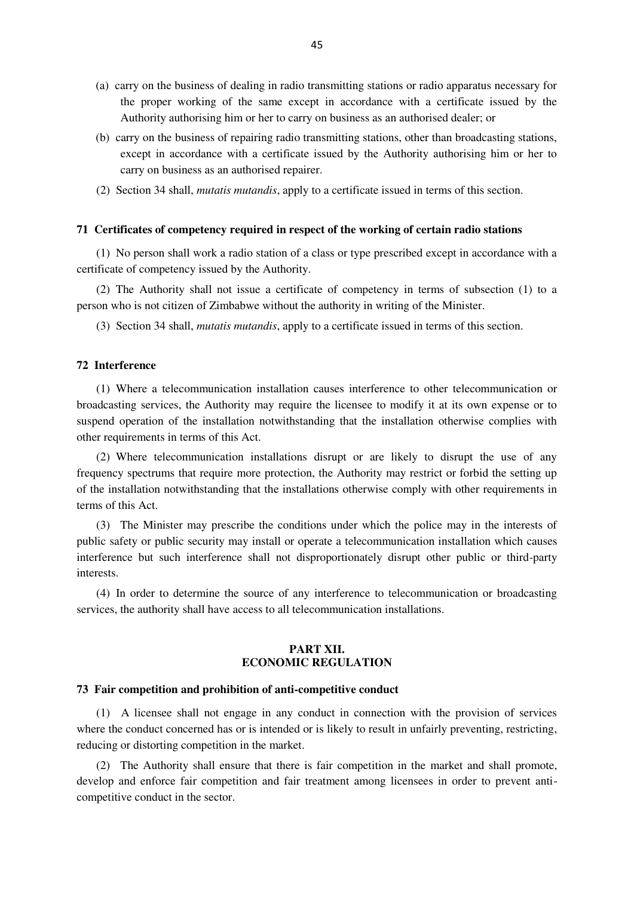(a) carry on the business of dealing in radio transmitting stations or radio apparatus necessary for the proper working of the same except in accordance with a certificate issued by the Authority authorising him or her to carry on business as an authorised dealer; or

(b) carry on the business of repairing radio transmitting stations, other than broadcasting stations, except in accordance with a certificate issued by the Authority authorising him or her to carry on business as an authorised repairer.

(2) Section 34 shall, *mutatis mutandis*, apply to a certificate issued in terms of this section.

**71 Certificates of competency required in respect of the working of certain radio stations**

(1) No person shall work a radio station of a class or type prescribed except in accordance with a certificate of competency issued by the Authority.

(2) The Authority shall not issue a certificate of competency in terms of subsection (1) to a person who is not citizen of Zimbabwe without the authority in writing of the Minister.

(3) Section 34 shall, *mutatis mutandis*, apply to a certificate issued in terms of this section.

**72 Interference**

(1) Where a telecommunication installation causes interference to other telecommunication or broadcasting services, the Authority may require the licensee to modify it at its own expense or to suspend operation of the installation notwithstanding that the installation otherwise complies with other requirements in terms of this Act.

(2) Where telecommunication installations disrupt or are likely to disrupt the use of any frequency spectrums that require more protection, the Authority may restrict or forbid the setting up of the installation notwithstanding that the installations otherwise comply with other requirements in terms of this Act.

(3) The Minister may prescribe the conditions under which the police may in the interests of public safety or public security may install or operate a telecommunication installation which causes interference but such interference shall not disproportionately disrupt other public or third-party interests.

(4) In order to determine the source of any interference to telecommunication or broadcasting services, the authority shall have access to all telecommunication installations.

## PART XII.
## ECONOMIC REGULATION

**73 Fair competition and prohibition of anti-competitive conduct**

(1) A licensee shall not engage in any conduct in connection with the provision of services where the conduct concerned has or is intended or is likely to result in unfairly preventing, restricting, reducing or distorting competition in the market.

(2) The Authority shall ensure that there is fair competition in the market and shall promote, develop and enforce fair competition and fair treatment among licensees in order to prevent anti-competitive conduct in the sector.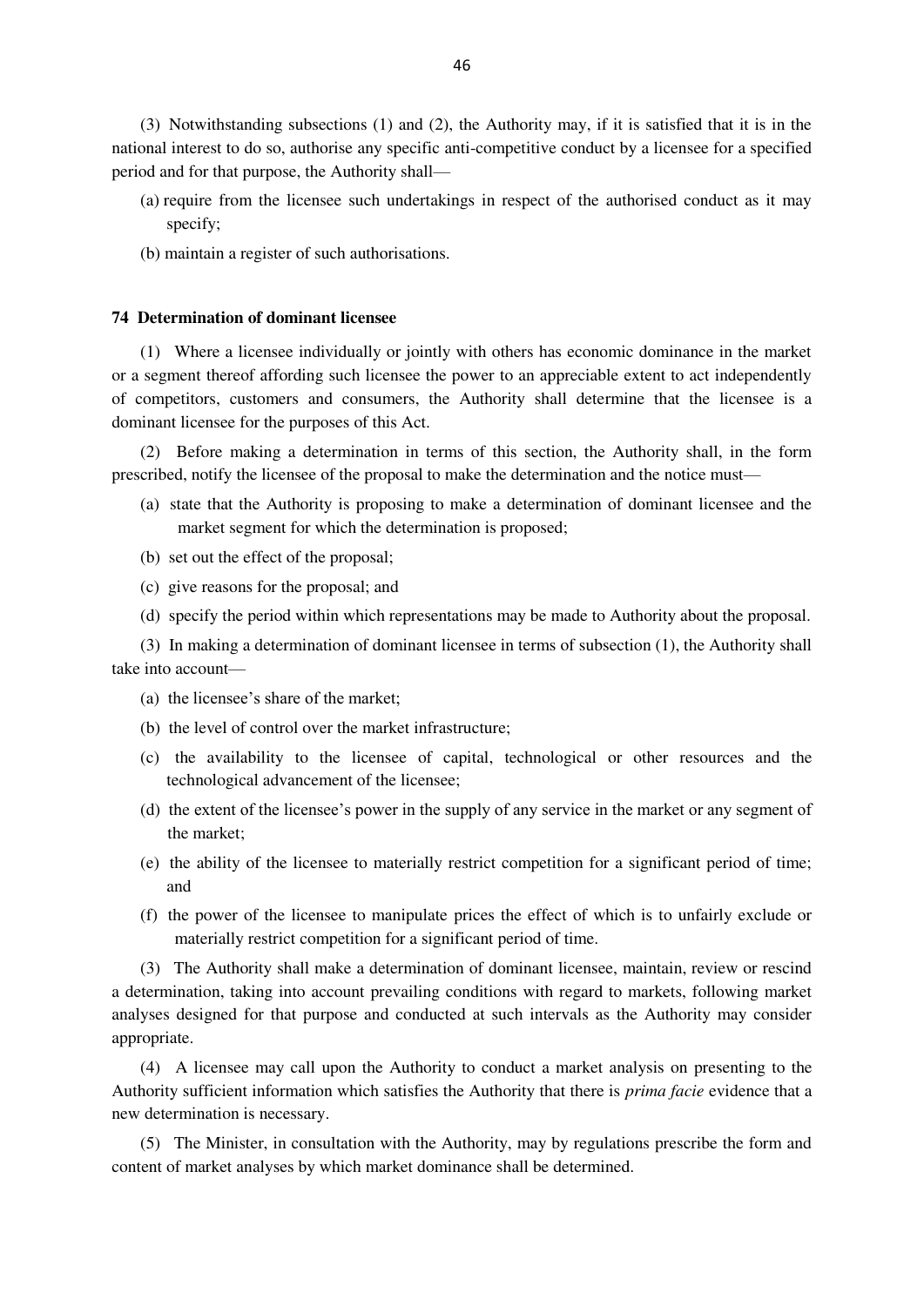(3) Notwithstanding subsections (1) and (2), the Authority may, if it is satisfied that it is in the national interest to do so, authorise any specific anti-competitive conduct by a licensee for a specified period and for that purpose, the Authority shall—

(a) require from the licensee such undertakings in respect of the authorised conduct as it may specify;

(b) maintain a register of such authorisations.

**74 Determination of dominant licensee**

(1) Where a licensee individually or jointly with others has economic dominance in the market or a segment thereof affording such licensee the power to an appreciable extent to act independently of competitors, customers and consumers, the Authority shall determine that the licensee is a dominant licensee for the purposes of this Act.

(2) Before making a determination in terms of this section, the Authority shall, in the form prescribed, notify the licensee of the proposal to make the determination and the notice must—

(a) state that the Authority is proposing to make a determination of dominant licensee and the market segment for which the determination is proposed;

(b) set out the effect of the proposal;

(c) give reasons for the proposal; and

(d) specify the period within which representations may be made to Authority about the proposal.

(3) In making a determination of dominant licensee in terms of subsection (1), the Authority shall take into account—

(a) the licensee's share of the market;

(b) the level of control over the market infrastructure;

(c) the availability to the licensee of capital, technological or other resources and the technological advancement of the licensee;

(d) the extent of the licensee's power in the supply of any service in the market or any segment of the market;

(e) the ability of the licensee to materially restrict competition for a significant period of time; and

(f) the power of the licensee to manipulate prices the effect of which is to unfairly exclude or materially restrict competition for a significant period of time.

(3) The Authority shall make a determination of dominant licensee, maintain, review or rescind a determination, taking into account prevailing conditions with regard to markets, following market analyses designed for that purpose and conducted at such intervals as the Authority may consider appropriate.

(4) A licensee may call upon the Authority to conduct a market analysis on presenting to the Authority sufficient information which satisfies the Authority that there is *prima facie* evidence that a new determination is necessary.

(5) The Minister, in consultation with the Authority, may by regulations prescribe the form and content of market analyses by which market dominance shall be determined.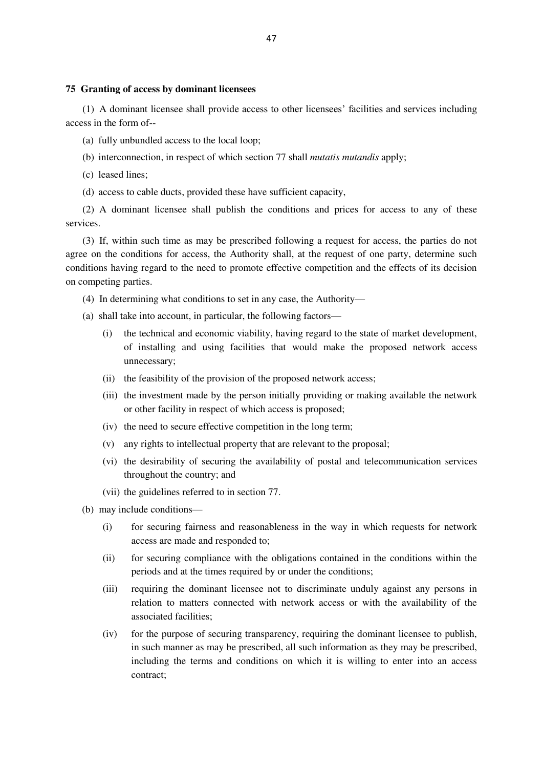**75 Granting of access by dominant licensees**

(1) A dominant licensee shall provide access to other licensees' facilities and services including access in the form of--

(a) fully unbundled access to the local loop;

(b) interconnection, in respect of which section 77 shall *mutatis mutandis* apply;

(c) leased lines;

(d) access to cable ducts, provided these have sufficient capacity,

(2) A dominant licensee shall publish the conditions and prices for access to any of these services.

(3) If, within such time as may be prescribed following a request for access, the parties do not agree on the conditions for access, the Authority shall, at the request of one party, determine such conditions having regard to the need to promote effective competition and the effects of its decision on competing parties.

(4) In determining what conditions to set in any case, the Authority—

(a) shall take into account, in particular, the following factors—

(i) the technical and economic viability, having regard to the state of market development, of installing and using facilities that would make the proposed network access unnecessary;

(ii) the feasibility of the provision of the proposed network access;

(iii) the investment made by the person initially providing or making available the network or other facility in respect of which access is proposed;

(iv) the need to secure effective competition in the long term;

(v) any rights to intellectual property that are relevant to the proposal;

(vi) the desirability of securing the availability of postal and telecommunication services throughout the country; and

(vii) the guidelines referred to in section 77.

(b) may include conditions—

(i) for securing fairness and reasonableness in the way in which requests for network access are made and responded to;

(ii) for securing compliance with the obligations contained in the conditions within the periods and at the times required by or under the conditions;

(iii) requiring the dominant licensee not to discriminate unduly against any persons in relation to matters connected with network access or with the availability of the associated facilities;

(iv) for the purpose of securing transparency, requiring the dominant licensee to publish, in such manner as may be prescribed, all such information as they may be prescribed, including the terms and conditions on which it is willing to enter into an access contract;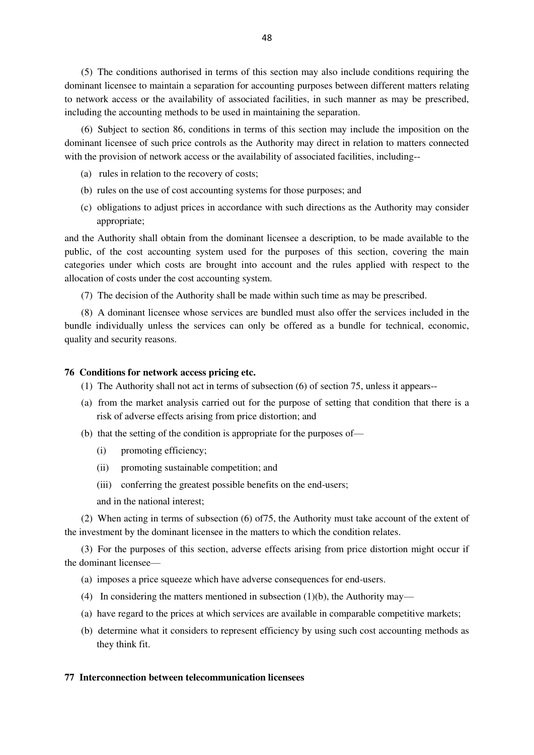(5) The conditions authorised in terms of this section may also include conditions requiring the dominant licensee to maintain a separation for accounting purposes between different matters relating to network access or the availability of associated facilities, in such manner as may be prescribed, including the accounting methods to be used in maintaining the separation.

(6) Subject to section 86, conditions in terms of this section may include the imposition on the dominant licensee of such price controls as the Authority may direct in relation to matters connected with the provision of network access or the availability of associated facilities, including--

(a) rules in relation to the recovery of costs;

(b) rules on the use of cost accounting systems for those purposes; and

(c) obligations to adjust prices in accordance with such directions as the Authority may consider appropriate;

and the Authority shall obtain from the dominant licensee a description, to be made available to the public, of the cost accounting system used for the purposes of this section, covering the main categories under which costs are brought into account and the rules applied with respect to the allocation of costs under the cost accounting system.

(7) The decision of the Authority shall be made within such time as may be prescribed.

(8) A dominant licensee whose services are bundled must also offer the services included in the bundle individually unless the services can only be offered as a bundle for technical, economic, quality and security reasons.

**76 Conditions for network access pricing etc.**

(1) The Authority shall not act in terms of subsection (6) of section 75, unless it appears--

(a) from the market analysis carried out for the purpose of setting that condition that there is a risk of adverse effects arising from price distortion; and

(b) that the setting of the condition is appropriate for the purposes of—

(i) promoting efficiency;

(ii) promoting sustainable competition; and

(iii) conferring the greatest possible benefits on the end-users;

and in the national interest;

(2) When acting in terms of subsection (6) of75, the Authority must take account of the extent of the investment by the dominant licensee in the matters to which the condition relates.

(3) For the purposes of this section, adverse effects arising from price distortion might occur if the dominant licensee—

(a) imposes a price squeeze which have adverse consequences for end-users.

(4) In considering the matters mentioned in subsection (1)(b), the Authority may—

(a) have regard to the prices at which services are available in comparable competitive markets;

(b) determine what it considers to represent efficiency by using such cost accounting methods as they think fit.

**77 Interconnection between telecommunication licensees**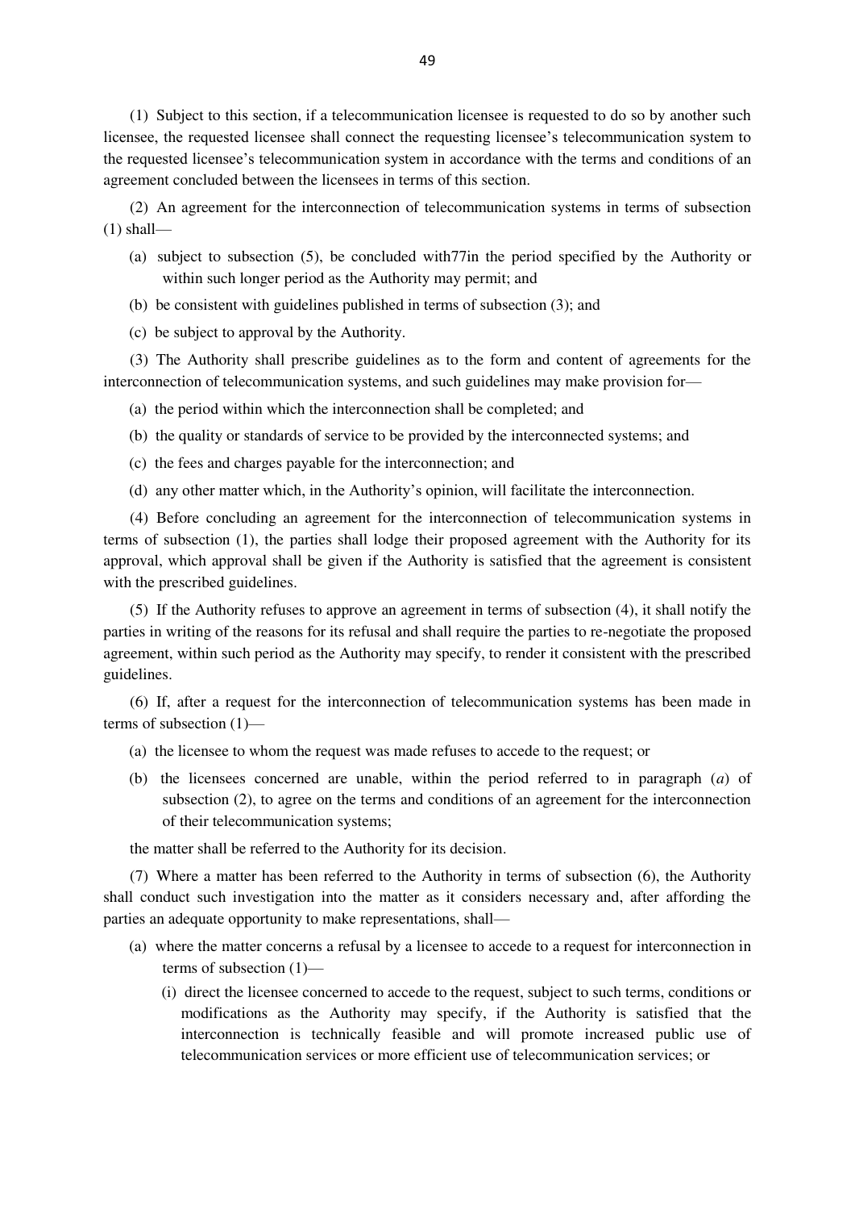(1) Subject to this section, if a telecommunication licensee is requested to do so by another such licensee, the requested licensee shall connect the requesting licensee's telecommunication system to the requested licensee's telecommunication system in accordance with the terms and conditions of an agreement concluded between the licensees in terms of this section.

(2) An agreement for the interconnection of telecommunication systems in terms of subsection (1) shall—

- (a) subject to subsection (5), be concluded with77in the period specified by the Authority or within such longer period as the Authority may permit; and
- (b) be consistent with guidelines published in terms of subsection (3); and
- (c) be subject to approval by the Authority.

(3) The Authority shall prescribe guidelines as to the form and content of agreements for the interconnection of telecommunication systems, and such guidelines may make provision for—

- (a) the period within which the interconnection shall be completed; and
- (b) the quality or standards of service to be provided by the interconnected systems; and
- (c) the fees and charges payable for the interconnection; and
- (d) any other matter which, in the Authority's opinion, will facilitate the interconnection.

(4) Before concluding an agreement for the interconnection of telecommunication systems in terms of subsection (1), the parties shall lodge their proposed agreement with the Authority for its approval, which approval shall be given if the Authority is satisfied that the agreement is consistent with the prescribed guidelines.

(5) If the Authority refuses to approve an agreement in terms of subsection (4), it shall notify the parties in writing of the reasons for its refusal and shall require the parties to re-negotiate the proposed agreement, within such period as the Authority may specify, to render it consistent with the prescribed guidelines.

(6) If, after a request for the interconnection of telecommunication systems has been made in terms of subsection (1)—

- (a) the licensee to whom the request was made refuses to accede to the request; or
- (b) the licensees concerned are unable, within the period referred to in paragraph (*a*) of subsection (2), to agree on the terms and conditions of an agreement for the interconnection of their telecommunication systems;

the matter shall be referred to the Authority for its decision.

(7) Where a matter has been referred to the Authority in terms of subsection (6), the Authority shall conduct such investigation into the matter as it considers necessary and, after affording the parties an adequate opportunity to make representations, shall—

- (a) where the matter concerns a refusal by a licensee to accede to a request for interconnection in terms of subsection (1)—
  - (i) direct the licensee concerned to accede to the request, subject to such terms, conditions or modifications as the Authority may specify, if the Authority is satisfied that the interconnection is technically feasible and will promote increased public use of telecommunication services or more efficient use of telecommunication services; or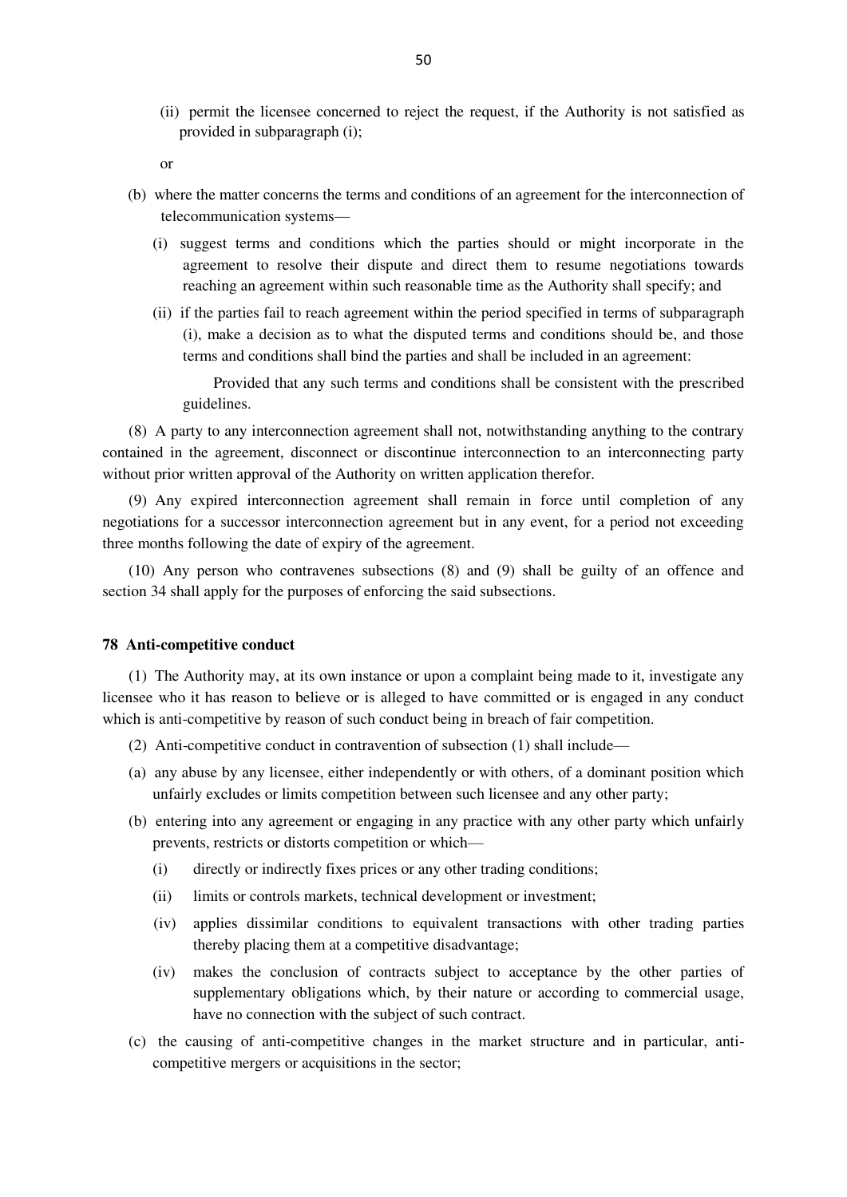(ii) permit the licensee concerned to reject the request, if the Authority is not satisfied as provided in subparagraph (i);

or

(b) where the matter concerns the terms and conditions of an agreement for the interconnection of telecommunication systems—

(i) suggest terms and conditions which the parties should or might incorporate in the agreement to resolve their dispute and direct them to resume negotiations towards reaching an agreement within such reasonable time as the Authority shall specify; and

(ii) if the parties fail to reach agreement within the period specified in terms of subparagraph (i), make a decision as to what the disputed terms and conditions should be, and those terms and conditions shall bind the parties and shall be included in an agreement:

Provided that any such terms and conditions shall be consistent with the prescribed guidelines.

(8) A party to any interconnection agreement shall not, notwithstanding anything to the contrary contained in the agreement, disconnect or discontinue interconnection to an interconnecting party without prior written approval of the Authority on written application therefor.

(9) Any expired interconnection agreement shall remain in force until completion of any negotiations for a successor interconnection agreement but in any event, for a period not exceeding three months following the date of expiry of the agreement.

(10) Any person who contravenes subsections (8) and (9) shall be guilty of an offence and section 34 shall apply for the purposes of enforcing the said subsections.

**78 Anti-competitive conduct**

(1) The Authority may, at its own instance or upon a complaint being made to it, investigate any licensee who it has reason to believe or is alleged to have committed or is engaged in any conduct which is anti-competitive by reason of such conduct being in breach of fair competition.

(2) Anti-competitive conduct in contravention of subsection (1) shall include—

(a) any abuse by any licensee, either independently or with others, of a dominant position which unfairly excludes or limits competition between such licensee and any other party;

(b) entering into any agreement or engaging in any practice with any other party which unfairly prevents, restricts or distorts competition or which—

(i) directly or indirectly fixes prices or any other trading conditions;

(ii) limits or controls markets, technical development or investment;

(iv) applies dissimilar conditions to equivalent transactions with other trading parties thereby placing them at a competitive disadvantage;

(iv) makes the conclusion of contracts subject to acceptance by the other parties of supplementary obligations which, by their nature or according to commercial usage, have no connection with the subject of such contract.

(c) the causing of anti-competitive changes in the market structure and in particular, anti-competitive mergers or acquisitions in the sector;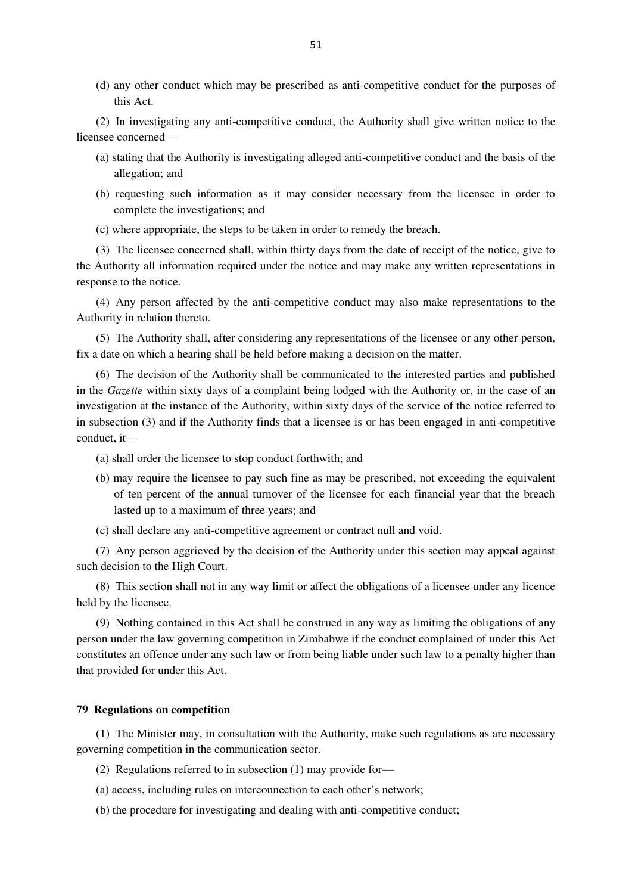(d) any other conduct which may be prescribed as anti-competitive conduct for the purposes of this Act.

(2) In investigating any anti-competitive conduct, the Authority shall give written notice to the licensee concerned—

(a) stating that the Authority is investigating alleged anti-competitive conduct and the basis of the allegation; and

(b) requesting such information as it may consider necessary from the licensee in order to complete the investigations; and

(c) where appropriate, the steps to be taken in order to remedy the breach.

(3) The licensee concerned shall, within thirty days from the date of receipt of the notice, give to the Authority all information required under the notice and may make any written representations in response to the notice.

(4) Any person affected by the anti-competitive conduct may also make representations to the Authority in relation thereto.

(5) The Authority shall, after considering any representations of the licensee or any other person, fix a date on which a hearing shall be held before making a decision on the matter.

(6) The decision of the Authority shall be communicated to the interested parties and published in the *Gazette* within sixty days of a complaint being lodged with the Authority or, in the case of an investigation at the instance of the Authority, within sixty days of the service of the notice referred to in subsection (3) and if the Authority finds that a licensee is or has been engaged in anti-competitive conduct, it—

(a) shall order the licensee to stop conduct forthwith; and

(b) may require the licensee to pay such fine as may be prescribed, not exceeding the equivalent of ten percent of the annual turnover of the licensee for each financial year that the breach lasted up to a maximum of three years; and

(c) shall declare any anti-competitive agreement or contract null and void.

(7) Any person aggrieved by the decision of the Authority under this section may appeal against such decision to the High Court.

(8) This section shall not in any way limit or affect the obligations of a licensee under any licence held by the licensee.

(9) Nothing contained in this Act shall be construed in any way as limiting the obligations of any person under the law governing competition in Zimbabwe if the conduct complained of under this Act constitutes an offence under any such law or from being liable under such law to a penalty higher than that provided for under this Act.

**79 Regulations on competition**

(1) The Minister may, in consultation with the Authority, make such regulations as are necessary governing competition in the communication sector.

(2) Regulations referred to in subsection (1) may provide for—

(a) access, including rules on interconnection to each other's network;

(b) the procedure for investigating and dealing with anti-competitive conduct;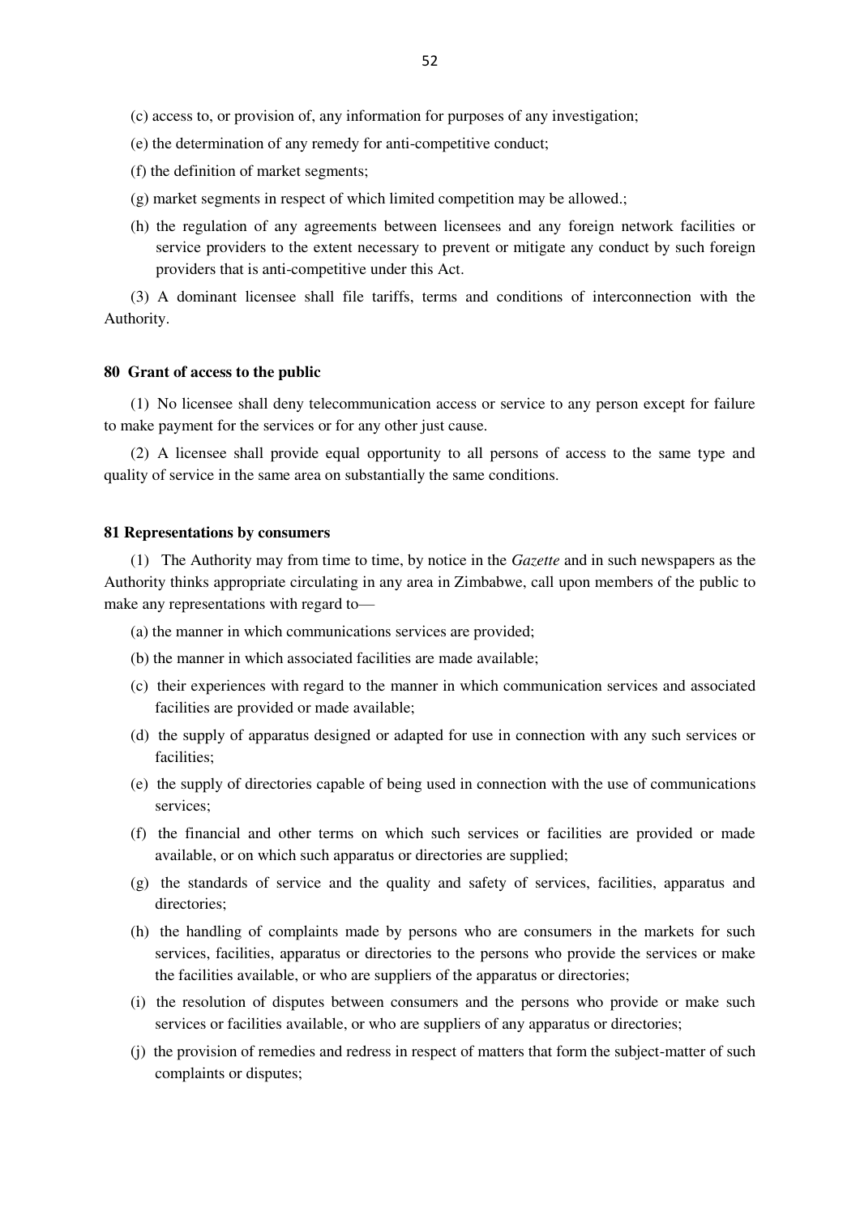(c) access to, or provision of, any information for purposes of any investigation;

(e) the determination of any remedy for anti-competitive conduct;

(f) the definition of market segments;

(g) market segments in respect of which limited competition may be allowed.;

(h) the regulation of any agreements between licensees and any foreign network facilities or service providers to the extent necessary to prevent or mitigate any conduct by such foreign providers that is anti-competitive under this Act.

(3) A dominant licensee shall file tariffs, terms and conditions of interconnection with the Authority.

**80 Grant of access to the public**

(1) No licensee shall deny telecommunication access or service to any person except for failure to make payment for the services or for any other just cause.

(2) A licensee shall provide equal opportunity to all persons of access to the same type and quality of service in the same area on substantially the same conditions.

**81 Representations by consumers**

(1) The Authority may from time to time, by notice in the *Gazette* and in such newspapers as the Authority thinks appropriate circulating in any area in Zimbabwe, call upon members of the public to make any representations with regard to—

(a) the manner in which communications services are provided;

(b) the manner in which associated facilities are made available;

(c) their experiences with regard to the manner in which communication services and associated facilities are provided or made available;

(d) the supply of apparatus designed or adapted for use in connection with any such services or facilities;

(e) the supply of directories capable of being used in connection with the use of communications services;

(f) the financial and other terms on which such services or facilities are provided or made available, or on which such apparatus or directories are supplied;

(g) the standards of service and the quality and safety of services, facilities, apparatus and directories;

(h) the handling of complaints made by persons who are consumers in the markets for such services, facilities, apparatus or directories to the persons who provide the services or make the facilities available, or who are suppliers of the apparatus or directories;

(i) the resolution of disputes between consumers and the persons who provide or make such services or facilities available, or who are suppliers of any apparatus or directories;

(j) the provision of remedies and redress in respect of matters that form the subject-matter of such complaints or disputes;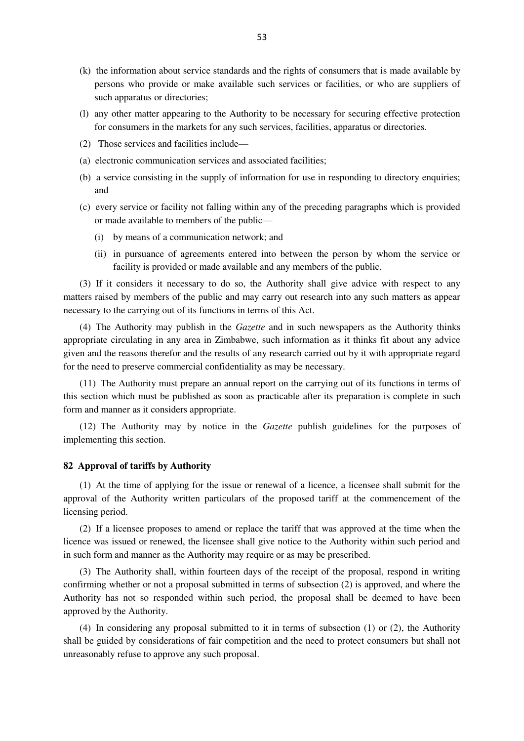(k) the information about service standards and the rights of consumers that is made available by persons who provide or make available such services or facilities, or who are suppliers of such apparatus or directories;

(l) any other matter appearing to the Authority to be necessary for securing effective protection for consumers in the markets for any such services, facilities, apparatus or directories.

(2) Those services and facilities include—

(a) electronic communication services and associated facilities;

(b) a service consisting in the supply of information for use in responding to directory enquiries; and

(c) every service or facility not falling within any of the preceding paragraphs which is provided or made available to members of the public—

(i) by means of a communication network; and

(ii) in pursuance of agreements entered into between the person by whom the service or facility is provided or made available and any members of the public.

(3) If it considers it necessary to do so, the Authority shall give advice with respect to any matters raised by members of the public and may carry out research into any such matters as appear necessary to the carrying out of its functions in terms of this Act.

(4) The Authority may publish in the *Gazette* and in such newspapers as the Authority thinks appropriate circulating in any area in Zimbabwe, such information as it thinks fit about any advice given and the reasons therefor and the results of any research carried out by it with appropriate regard for the need to preserve commercial confidentiality as may be necessary.

(11) The Authority must prepare an annual report on the carrying out of its functions in terms of this section which must be published as soon as practicable after its preparation is complete in such form and manner as it considers appropriate.

(12) The Authority may by notice in the *Gazette* publish guidelines for the purposes of implementing this section.

**82 Approval of tariffs by Authority**

(1) At the time of applying for the issue or renewal of a licence, a licensee shall submit for the approval of the Authority written particulars of the proposed tariff at the commencement of the licensing period.

(2) If a licensee proposes to amend or replace the tariff that was approved at the time when the licence was issued or renewed, the licensee shall give notice to the Authority within such period and in such form and manner as the Authority may require or as may be prescribed.

(3) The Authority shall, within fourteen days of the receipt of the proposal, respond in writing confirming whether or not a proposal submitted in terms of subsection (2) is approved, and where the Authority has not so responded within such period, the proposal shall be deemed to have been approved by the Authority.

(4) In considering any proposal submitted to it in terms of subsection (1) or (2), the Authority shall be guided by considerations of fair competition and the need to protect consumers but shall not unreasonably refuse to approve any such proposal.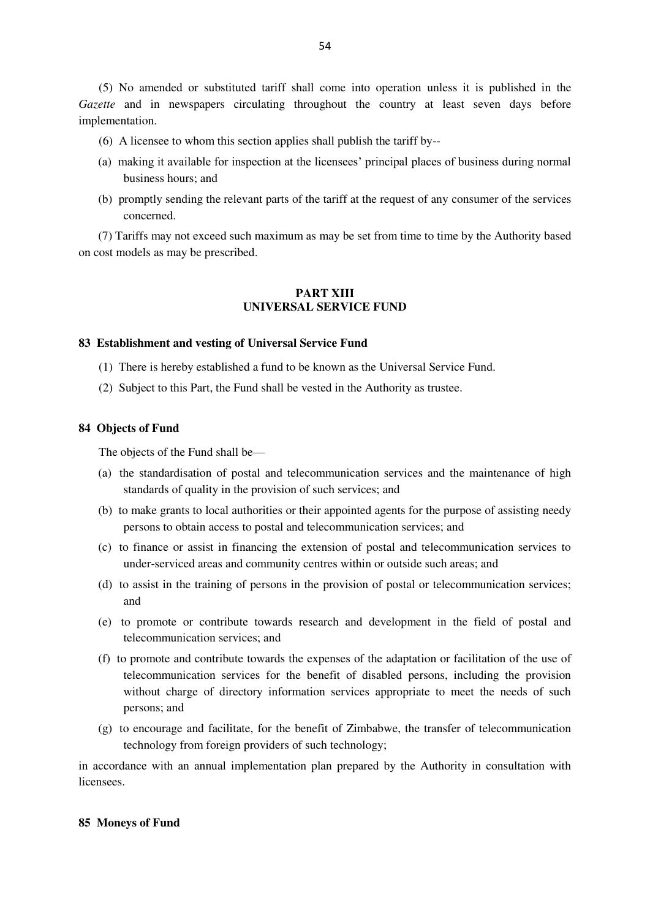(5) No amended or substituted tariff shall come into operation unless it is published in the *Gazette* and in newspapers circulating throughout the country at least seven days before implementation.

(6) A licensee to whom this section applies shall publish the tariff by--

(a) making it available for inspection at the licensees' principal places of business during normal business hours; and

(b) promptly sending the relevant parts of the tariff at the request of any consumer of the services concerned.

(7) Tariffs may not exceed such maximum as may be set from time to time by the Authority based on cost models as may be prescribed.

## PART XIII
## UNIVERSAL SERVICE FUND

### 83 Establishment and vesting of Universal Service Fund

(1) There is hereby established a fund to be known as the Universal Service Fund.

(2) Subject to this Part, the Fund shall be vested in the Authority as trustee.

### 84 Objects of Fund

The objects of the Fund shall be—

(a) the standardisation of postal and telecommunication services and the maintenance of high standards of quality in the provision of such services; and

(b) to make grants to local authorities or their appointed agents for the purpose of assisting needy persons to obtain access to postal and telecommunication services; and

(c) to finance or assist in financing the extension of postal and telecommunication services to under-serviced areas and community centres within or outside such areas; and

(d) to assist in the training of persons in the provision of postal or telecommunication services; and

(e) to promote or contribute towards research and development in the field of postal and telecommunication services; and

(f) to promote and contribute towards the expenses of the adaptation or facilitation of the use of telecommunication services for the benefit of disabled persons, including the provision without charge of directory information services appropriate to meet the needs of such persons; and

(g) to encourage and facilitate, for the benefit of Zimbabwe, the transfer of telecommunication technology from foreign providers of such technology;

in accordance with an annual implementation plan prepared by the Authority in consultation with licensees.

### 85 Moneys of Fund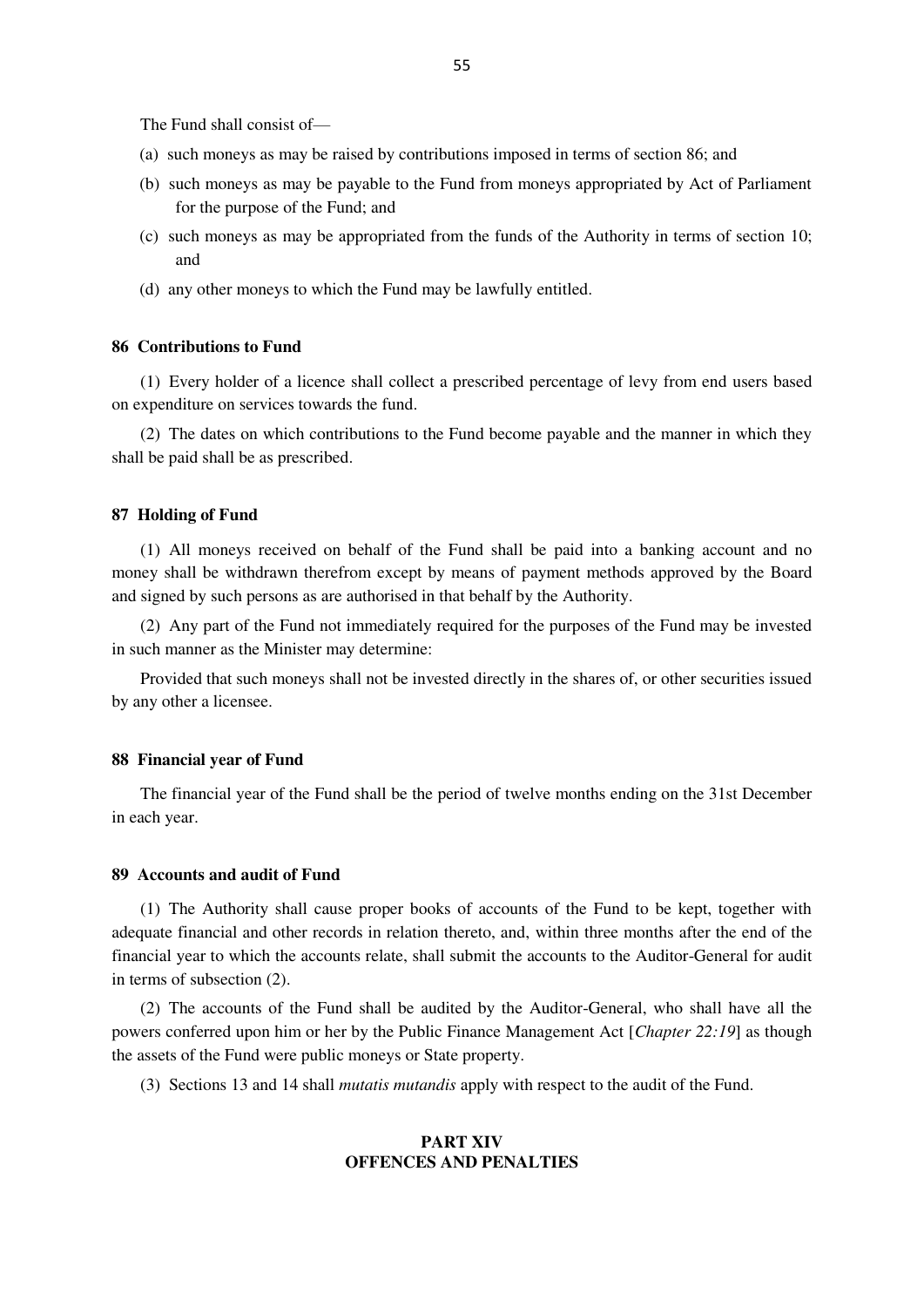The Fund shall consist of—

(a) such moneys as may be raised by contributions imposed in terms of section 86; and

(b) such moneys as may be payable to the Fund from moneys appropriated by Act of Parliament for the purpose of the Fund; and

(c) such moneys as may be appropriated from the funds of the Authority in terms of section 10; and

(d) any other moneys to which the Fund may be lawfully entitled.

**86 Contributions to Fund**

(1) Every holder of a licence shall collect a prescribed percentage of levy from end users based on expenditure on services towards the fund.

(2) The dates on which contributions to the Fund become payable and the manner in which they shall be paid shall be as prescribed.

**87 Holding of Fund**

(1) All moneys received on behalf of the Fund shall be paid into a banking account and no money shall be withdrawn therefrom except by means of payment methods approved by the Board and signed by such persons as are authorised in that behalf by the Authority.

(2) Any part of the Fund not immediately required for the purposes of the Fund may be invested in such manner as the Minister may determine:

Provided that such moneys shall not be invested directly in the shares of, or other securities issued by any other a licensee.

**88 Financial year of Fund**

The financial year of the Fund shall be the period of twelve months ending on the 31st December in each year.

**89 Accounts and audit of Fund**

(1) The Authority shall cause proper books of accounts of the Fund to be kept, together with adequate financial and other records in relation thereto, and, within three months after the end of the financial year to which the accounts relate, shall submit the accounts to the Auditor-General for audit in terms of subsection (2).

(2) The accounts of the Fund shall be audited by the Auditor-General, who shall have all the powers conferred upon him or her by the Public Finance Management Act [*Chapter 22:19*] as though the assets of the Fund were public moneys or State property.

(3) Sections 13 and 14 shall *mutatis mutandis* apply with respect to the audit of the Fund.

## PART XIV
## OFFENCES AND PENALTIES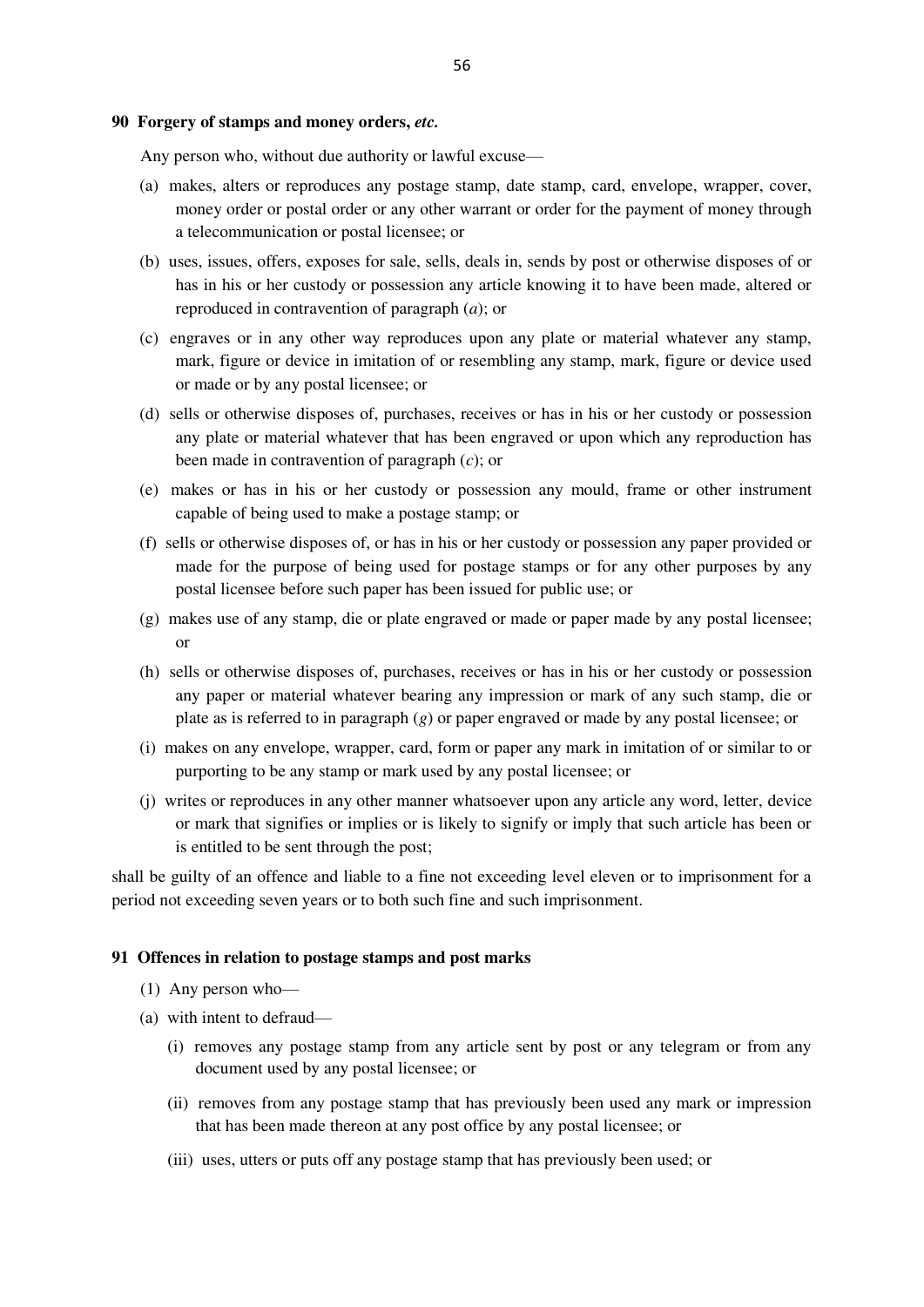### 90 Forgery of stamps and money orders, *etc.*

Any person who, without due authority or lawful excuse—

(a) makes, alters or reproduces any postage stamp, date stamp, card, envelope, wrapper, cover, money order or postal order or any other warrant or order for the payment of money through a telecommunication or postal licensee; or

(b) uses, issues, offers, exposes for sale, sells, deals in, sends by post or otherwise disposes of or has in his or her custody or possession any article knowing it to have been made, altered or reproduced in contravention of paragraph (*a*); or

(c) engraves or in any other way reproduces upon any plate or material whatever any stamp, mark, figure or device in imitation of or resembling any stamp, mark, figure or device used or made or by any postal licensee; or

(d) sells or otherwise disposes of, purchases, receives or has in his or her custody or possession any plate or material whatever that has been engraved or upon which any reproduction has been made in contravention of paragraph (*c*); or

(e) makes or has in his or her custody or possession any mould, frame or other instrument capable of being used to make a postage stamp; or

(f) sells or otherwise disposes of, or has in his or her custody or possession any paper provided or made for the purpose of being used for postage stamps or for any other purposes by any postal licensee before such paper has been issued for public use; or

(g) makes use of any stamp, die or plate engraved or made or paper made by any postal licensee; or

(h) sells or otherwise disposes of, purchases, receives or has in his or her custody or possession any paper or material whatever bearing any impression or mark of any such stamp, die or plate as is referred to in paragraph (*g*) or paper engraved or made by any postal licensee; or

(i) makes on any envelope, wrapper, card, form or paper any mark in imitation of or similar to or purporting to be any stamp or mark used by any postal licensee; or

(j) writes or reproduces in any other manner whatsoever upon any article any word, letter, device or mark that signifies or implies or is likely to signify or imply that such article has been or is entitled to be sent through the post;

shall be guilty of an offence and liable to a fine not exceeding level eleven or to imprisonment for a period not exceeding seven years or to both such fine and such imprisonment.

### 91 Offences in relation to postage stamps and post marks

(1) Any person who—

(a) with intent to defraud—

(i) removes any postage stamp from any article sent by post or any telegram or from any document used by any postal licensee; or

(ii) removes from any postage stamp that has previously been used any mark or impression that has been made thereon at any post office by any postal licensee; or

(iii) uses, utters or puts off any postage stamp that has previously been used; or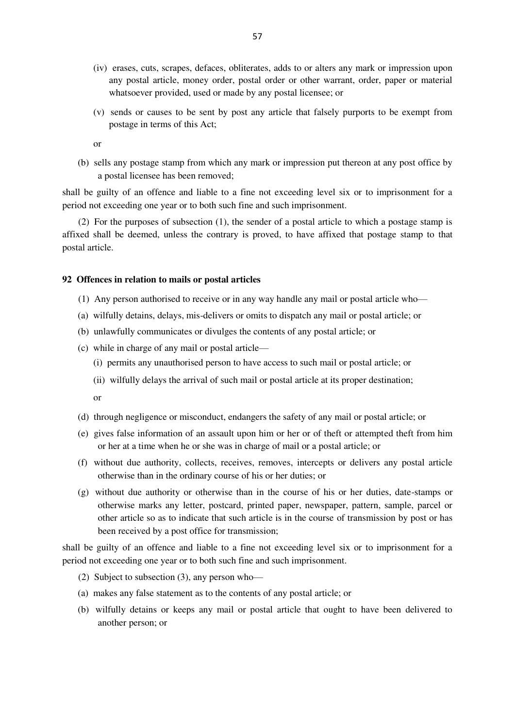(iv) erases, cuts, scrapes, defaces, obliterates, adds to or alters any mark or impression upon any postal article, money order, postal order or other warrant, order, paper or material whatsoever provided, used or made by any postal licensee; or

(v) sends or causes to be sent by post any article that falsely purports to be exempt from postage in terms of this Act;

or

(b) sells any postage stamp from which any mark or impression put thereon at any post office by a postal licensee has been removed;

shall be guilty of an offence and liable to a fine not exceeding level six or to imprisonment for a period not exceeding one year or to both such fine and such imprisonment.

(2) For the purposes of subsection (1), the sender of a postal article to which a postage stamp is affixed shall be deemed, unless the contrary is proved, to have affixed that postage stamp to that postal article.

**92 Offences in relation to mails or postal articles**

(1) Any person authorised to receive or in any way handle any mail or postal article who—

(a) wilfully detains, delays, mis-delivers or omits to dispatch any mail or postal article; or

(b) unlawfully communicates or divulges the contents of any postal article; or

(c) while in charge of any mail or postal article—

(i) permits any unauthorised person to have access to such mail or postal article; or

(ii) wilfully delays the arrival of such mail or postal article at its proper destination;

or

(d) through negligence or misconduct, endangers the safety of any mail or postal article; or

(e) gives false information of an assault upon him or her or of theft or attempted theft from him or her at a time when he or she was in charge of mail or a postal article; or

(f) without due authority, collects, receives, removes, intercepts or delivers any postal article otherwise than in the ordinary course of his or her duties; or

(g) without due authority or otherwise than in the course of his or her duties, date-stamps or otherwise marks any letter, postcard, printed paper, newspaper, pattern, sample, parcel or other article so as to indicate that such article is in the course of transmission by post or has been received by a post office for transmission;

shall be guilty of an offence and liable to a fine not exceeding level six or to imprisonment for a period not exceeding one year or to both such fine and such imprisonment.

(2) Subject to subsection (3), any person who—

(a) makes any false statement as to the contents of any postal article; or

(b) wilfully detains or keeps any mail or postal article that ought to have been delivered to another person; or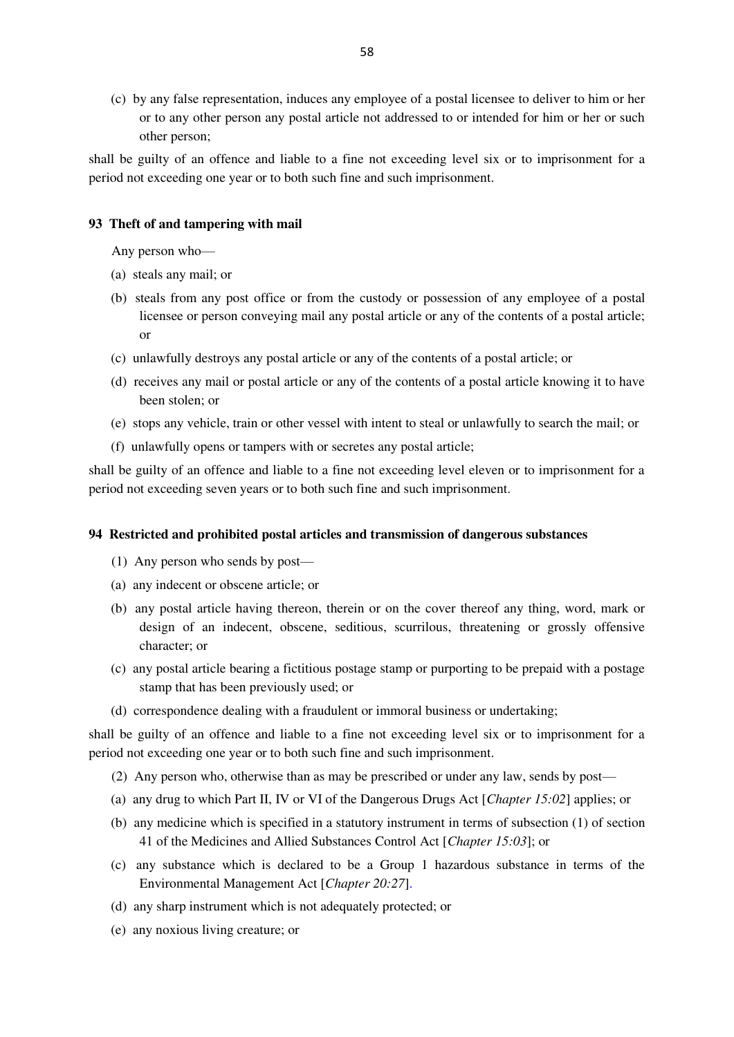(c) by any false representation, induces any employee of a postal licensee to deliver to him or her or to any other person any postal article not addressed to or intended for him or her or such other person;

shall be guilty of an offence and liable to a fine not exceeding level six or to imprisonment for a period not exceeding one year or to both such fine and such imprisonment.

### 93 Theft of and tampering with mail

Any person who—

(a) steals any mail; or

(b) steals from any post office or from the custody or possession of any employee of a postal licensee or person conveying mail any postal article or any of the contents of a postal article; or

(c) unlawfully destroys any postal article or any of the contents of a postal article; or

(d) receives any mail or postal article or any of the contents of a postal article knowing it to have been stolen; or

(e) stops any vehicle, train or other vessel with intent to steal or unlawfully to search the mail; or

(f) unlawfully opens or tampers with or secretes any postal article;

shall be guilty of an offence and liable to a fine not exceeding level eleven or to imprisonment for a period not exceeding seven years or to both such fine and such imprisonment.

### 94 Restricted and prohibited postal articles and transmission of dangerous substances

(1) Any person who sends by post—

(a) any indecent or obscene article; or

(b) any postal article having thereon, therein or on the cover thereof any thing, word, mark or design of an indecent, obscene, seditious, scurrilous, threatening or grossly offensive character; or

(c) any postal article bearing a fictitious postage stamp or purporting to be prepaid with a postage stamp that has been previously used; or

(d) correspondence dealing with a fraudulent or immoral business or undertaking;

shall be guilty of an offence and liable to a fine not exceeding level six or to imprisonment for a period not exceeding one year or to both such fine and such imprisonment.

(2) Any person who, otherwise than as may be prescribed or under any law, sends by post—

(a) any drug to which Part II, IV or VI of the Dangerous Drugs Act [*Chapter 15:02*] applies; or

(b) any medicine which is specified in a statutory instrument in terms of subsection (1) of section 41 of the Medicines and Allied Substances Control Act [*Chapter 15:03*]; or

(c) any substance which is declared to be a Group 1 hazardous substance in terms of the Environmental Management Act [*Chapter 20:27*].

(d) any sharp instrument which is not adequately protected; or

(e) any noxious living creature; or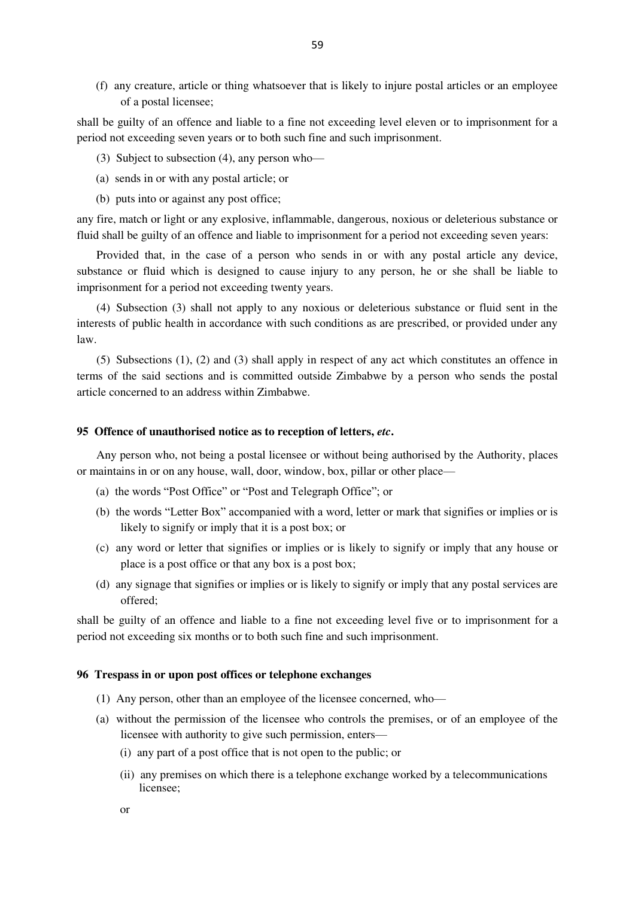(f) any creature, article or thing whatsoever that is likely to injure postal articles or an employee of a postal licensee;

shall be guilty of an offence and liable to a fine not exceeding level eleven or to imprisonment for a period not exceeding seven years or to both such fine and such imprisonment.

(3) Subject to subsection (4), any person who—

(a) sends in or with any postal article; or

(b) puts into or against any post office;

any fire, match or light or any explosive, inflammable, dangerous, noxious or deleterious substance or fluid shall be guilty of an offence and liable to imprisonment for a period not exceeding seven years:

Provided that, in the case of a person who sends in or with any postal article any device, substance or fluid which is designed to cause injury to any person, he or she shall be liable to imprisonment for a period not exceeding twenty years.

(4) Subsection (3) shall not apply to any noxious or deleterious substance or fluid sent in the interests of public health in accordance with such conditions as are prescribed, or provided under any law.

(5) Subsections (1), (2) and (3) shall apply in respect of any act which constitutes an offence in terms of the said sections and is committed outside Zimbabwe by a person who sends the postal article concerned to an address within Zimbabwe.

### 95 Offence of unauthorised notice as to reception of letters, *etc*.

Any person who, not being a postal licensee or without being authorised by the Authority, places or maintains in or on any house, wall, door, window, box, pillar or other place—

(a) the words "Post Office" or "Post and Telegraph Office"; or

(b) the words "Letter Box" accompanied with a word, letter or mark that signifies or implies or is likely to signify or imply that it is a post box; or

(c) any word or letter that signifies or implies or is likely to signify or imply that any house or place is a post office or that any box is a post box;

(d) any signage that signifies or implies or is likely to signify or imply that any postal services are offered;

shall be guilty of an offence and liable to a fine not exceeding level five or to imprisonment for a period not exceeding six months or to both such fine and such imprisonment.

### 96 Trespass in or upon post offices or telephone exchanges

(1) Any person, other than an employee of the licensee concerned, who—

(a) without the permission of the licensee who controls the premises, or of an employee of the licensee with authority to give such permission, enters—

(i) any part of a post office that is not open to the public; or

(ii) any premises on which there is a telephone exchange worked by a telecommunications licensee;

or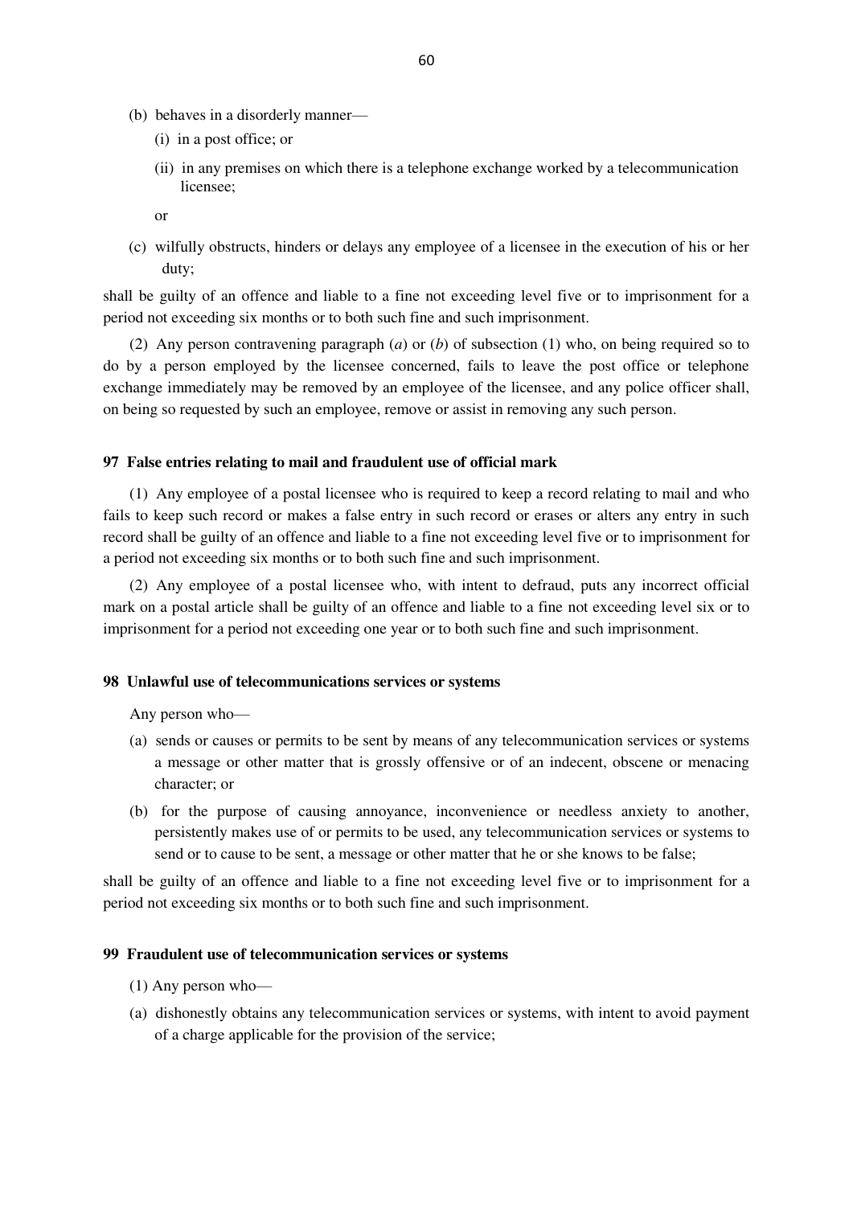(b) behaves in a disorderly manner—

(i) in a post office; or

(ii) in any premises on which there is a telephone exchange worked by a telecommunication licensee;

or

(c) wilfully obstructs, hinders or delays any employee of a licensee in the execution of his or her duty;

shall be guilty of an offence and liable to a fine not exceeding level five or to imprisonment for a period not exceeding six months or to both such fine and such imprisonment.

(2) Any person contravening paragraph (*a*) or (*b*) of subsection (1) who, on being required so to do by a person employed by the licensee concerned, fails to leave the post office or telephone exchange immediately may be removed by an employee of the licensee, and any police officer shall, on being so requested by such an employee, remove or assist in removing any such person.

**97 False entries relating to mail and fraudulent use of official mark**

(1) Any employee of a postal licensee who is required to keep a record relating to mail and who fails to keep such record or makes a false entry in such record or erases or alters any entry in such record shall be guilty of an offence and liable to a fine not exceeding level five or to imprisonment for a period not exceeding six months or to both such fine and such imprisonment.

(2) Any employee of a postal licensee who, with intent to defraud, puts any incorrect official mark on a postal article shall be guilty of an offence and liable to a fine not exceeding level six or to imprisonment for a period not exceeding one year or to both such fine and such imprisonment.

**98 Unlawful use of telecommunications services or systems**

Any person who—

(a) sends or causes or permits to be sent by means of any telecommunication services or systems a message or other matter that is grossly offensive or of an indecent, obscene or menacing character; or

(b) for the purpose of causing annoyance, inconvenience or needless anxiety to another, persistently makes use of or permits to be used, any telecommunication services or systems to send or to cause to be sent, a message or other matter that he or she knows to be false;

shall be guilty of an offence and liable to a fine not exceeding level five or to imprisonment for a period not exceeding six months or to both such fine and such imprisonment.

**99 Fraudulent use of telecommunication services or systems**

(1) Any person who—

(a) dishonestly obtains any telecommunication services or systems, with intent to avoid payment of a charge applicable for the provision of the service;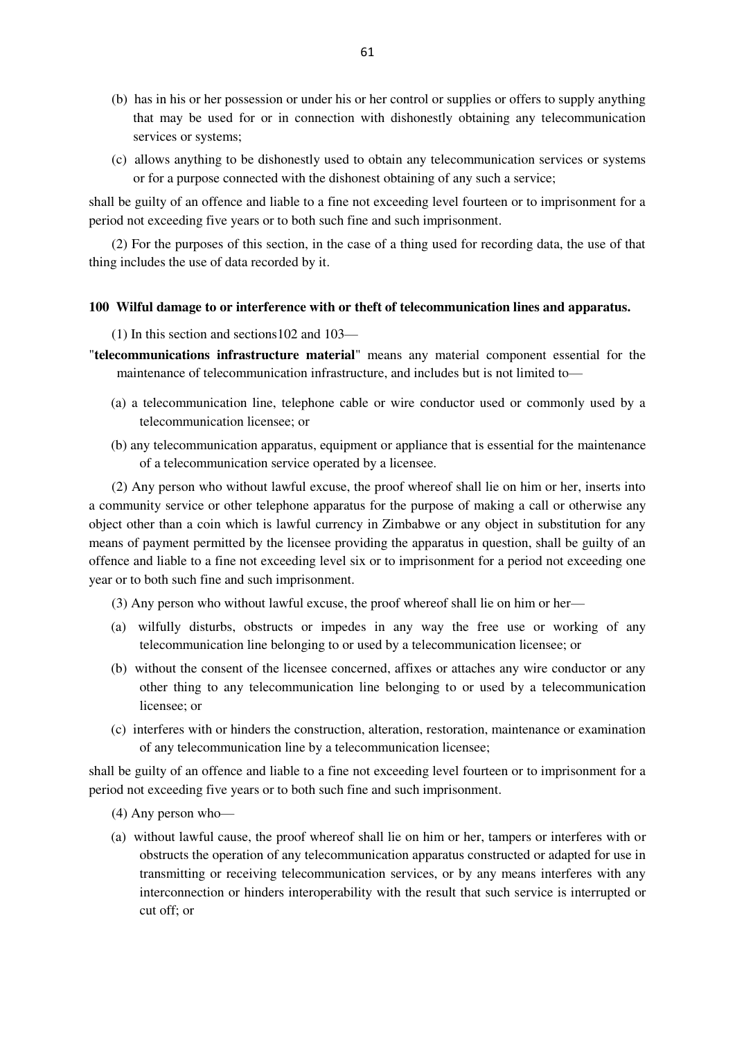(b) has in his or her possession or under his or her control or supplies or offers to supply anything that may be used for or in connection with dishonestly obtaining any telecommunication services or systems;

(c) allows anything to be dishonestly used to obtain any telecommunication services or systems or for a purpose connected with the dishonest obtaining of any such a service;

shall be guilty of an offence and liable to a fine not exceeding level fourteen or to imprisonment for a period not exceeding five years or to both such fine and such imprisonment.

(2) For the purposes of this section, in the case of a thing used for recording data, the use of that thing includes the use of data recorded by it.

**100 Wilful damage to or interference with or theft of telecommunication lines and apparatus.**

(1) In this section and sections102 and 103—

"**telecommunications infrastructure material**" means any material component essential for the maintenance of telecommunication infrastructure, and includes but is not limited to—

(a) a telecommunication line, telephone cable or wire conductor used or commonly used by a telecommunication licensee; or

(b) any telecommunication apparatus, equipment or appliance that is essential for the maintenance of a telecommunication service operated by a licensee.

(2) Any person who without lawful excuse, the proof whereof shall lie on him or her, inserts into a community service or other telephone apparatus for the purpose of making a call or otherwise any object other than a coin which is lawful currency in Zimbabwe or any object in substitution for any means of payment permitted by the licensee providing the apparatus in question, shall be guilty of an offence and liable to a fine not exceeding level six or to imprisonment for a period not exceeding one year or to both such fine and such imprisonment.

(3) Any person who without lawful excuse, the proof whereof shall lie on him or her—

(a) wilfully disturbs, obstructs or impedes in any way the free use or working of any telecommunication line belonging to or used by a telecommunication licensee; or

(b) without the consent of the licensee concerned, affixes or attaches any wire conductor or any other thing to any telecommunication line belonging to or used by a telecommunication licensee; or

(c) interferes with or hinders the construction, alteration, restoration, maintenance or examination of any telecommunication line by a telecommunication licensee;

shall be guilty of an offence and liable to a fine not exceeding level fourteen or to imprisonment for a period not exceeding five years or to both such fine and such imprisonment.

(4) Any person who—

(a) without lawful cause, the proof whereof shall lie on him or her, tampers or interferes with or obstructs the operation of any telecommunication apparatus constructed or adapted for use in transmitting or receiving telecommunication services, or by any means interferes with any interconnection or hinders interoperability with the result that such service is interrupted or cut off; or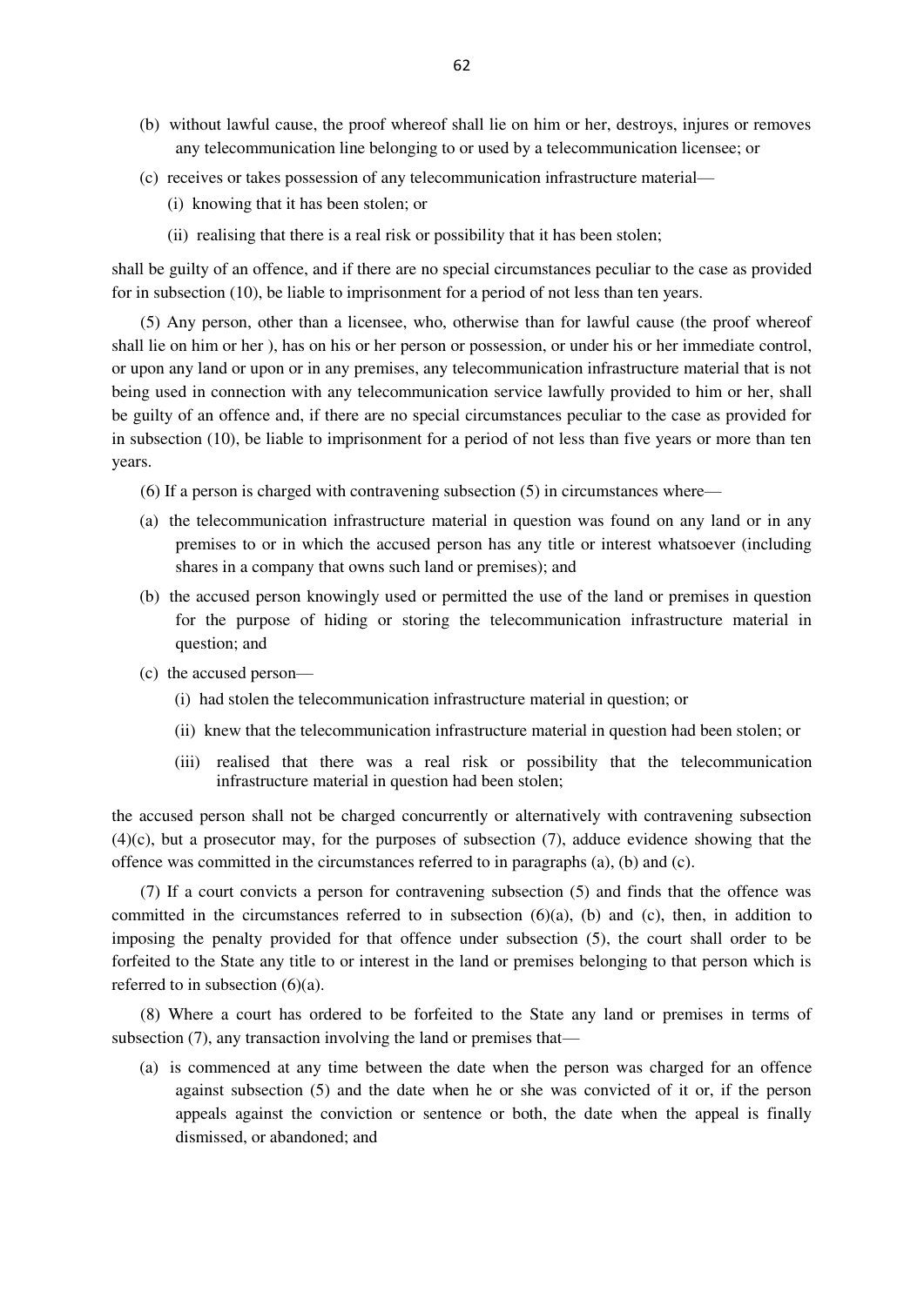(b) without lawful cause, the proof whereof shall lie on him or her, destroys, injures or removes any telecommunication line belonging to or used by a telecommunication licensee; or

(c) receives or takes possession of any telecommunication infrastructure material—

(i) knowing that it has been stolen; or

(ii) realising that there is a real risk or possibility that it has been stolen;

shall be guilty of an offence, and if there are no special circumstances peculiar to the case as provided for in subsection (10), be liable to imprisonment for a period of not less than ten years.

(5) Any person, other than a licensee, who, otherwise than for lawful cause (the proof whereof shall lie on him or her ), has on his or her person or possession, or under his or her immediate control, or upon any land or upon or in any premises, any telecommunication infrastructure material that is not being used in connection with any telecommunication service lawfully provided to him or her, shall be guilty of an offence and, if there are no special circumstances peculiar to the case as provided for in subsection (10), be liable to imprisonment for a period of not less than five years or more than ten years.

(6) If a person is charged with contravening subsection (5) in circumstances where—

(a) the telecommunication infrastructure material in question was found on any land or in any premises to or in which the accused person has any title or interest whatsoever (including shares in a company that owns such land or premises); and

(b) the accused person knowingly used or permitted the use of the land or premises in question for the purpose of hiding or storing the telecommunication infrastructure material in question; and

(c) the accused person—

(i) had stolen the telecommunication infrastructure material in question; or

(ii) knew that the telecommunication infrastructure material in question had been stolen; or

(iii) realised that there was a real risk or possibility that the telecommunication infrastructure material in question had been stolen;

the accused person shall not be charged concurrently or alternatively with contravening subsection (4)(c), but a prosecutor may, for the purposes of subsection (7), adduce evidence showing that the offence was committed in the circumstances referred to in paragraphs (a), (b) and (c).

(7) If a court convicts a person for contravening subsection (5) and finds that the offence was committed in the circumstances referred to in subsection (6)(a), (b) and (c), then, in addition to imposing the penalty provided for that offence under subsection (5), the court shall order to be forfeited to the State any title to or interest in the land or premises belonging to that person which is referred to in subsection (6)(a).

(8) Where a court has ordered to be forfeited to the State any land or premises in terms of subsection (7), any transaction involving the land or premises that—

(a) is commenced at any time between the date when the person was charged for an offence against subsection (5) and the date when he or she was convicted of it or, if the person appeals against the conviction or sentence or both, the date when the appeal is finally dismissed, or abandoned; and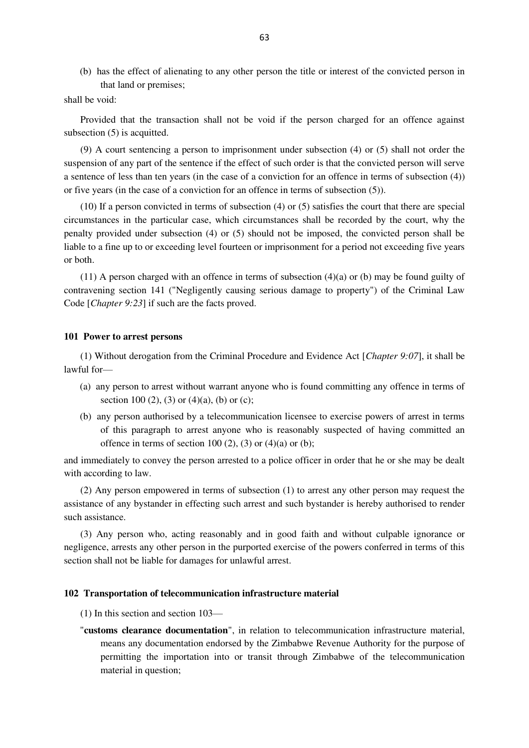(b) has the effect of alienating to any other person the title or interest of the convicted person in that land or premises;

shall be void:

Provided that the transaction shall not be void if the person charged for an offence against subsection (5) is acquitted.

(9) A court sentencing a person to imprisonment under subsection (4) or (5) shall not order the suspension of any part of the sentence if the effect of such order is that the convicted person will serve a sentence of less than ten years (in the case of a conviction for an offence in terms of subsection (4)) or five years (in the case of a conviction for an offence in terms of subsection (5)).

(10) If a person convicted in terms of subsection (4) or (5) satisfies the court that there are special circumstances in the particular case, which circumstances shall be recorded by the court, why the penalty provided under subsection (4) or (5) should not be imposed, the convicted person shall be liable to a fine up to or exceeding level fourteen or imprisonment for a period not exceeding five years or both.

(11) A person charged with an offence in terms of subsection (4)(a) or (b) may be found guilty of contravening section 141 ("Negligently causing serious damage to property") of the Criminal Law Code [*Chapter 9:23*] if such are the facts proved.

**101 Power to arrest persons**

(1) Without derogation from the Criminal Procedure and Evidence Act [*Chapter 9:07*], it shall be lawful for—

(a) any person to arrest without warrant anyone who is found committing any offence in terms of section 100 (2), (3) or (4)(a), (b) or (c);

(b) any person authorised by a telecommunication licensee to exercise powers of arrest in terms of this paragraph to arrest anyone who is reasonably suspected of having committed an offence in terms of section 100 (2), (3) or (4)(a) or (b);

and immediately to convey the person arrested to a police officer in order that he or she may be dealt with according to law.

(2) Any person empowered in terms of subsection (1) to arrest any other person may request the assistance of any bystander in effecting such arrest and such bystander is hereby authorised to render such assistance.

(3) Any person who, acting reasonably and in good faith and without culpable ignorance or negligence, arrests any other person in the purported exercise of the powers conferred in terms of this section shall not be liable for damages for unlawful arrest.

**102 Transportation of telecommunication infrastructure material**

(1) In this section and section 103—

"**customs clearance documentation**", in relation to telecommunication infrastructure material, means any documentation endorsed by the Zimbabwe Revenue Authority for the purpose of permitting the importation into or transit through Zimbabwe of the telecommunication material in question;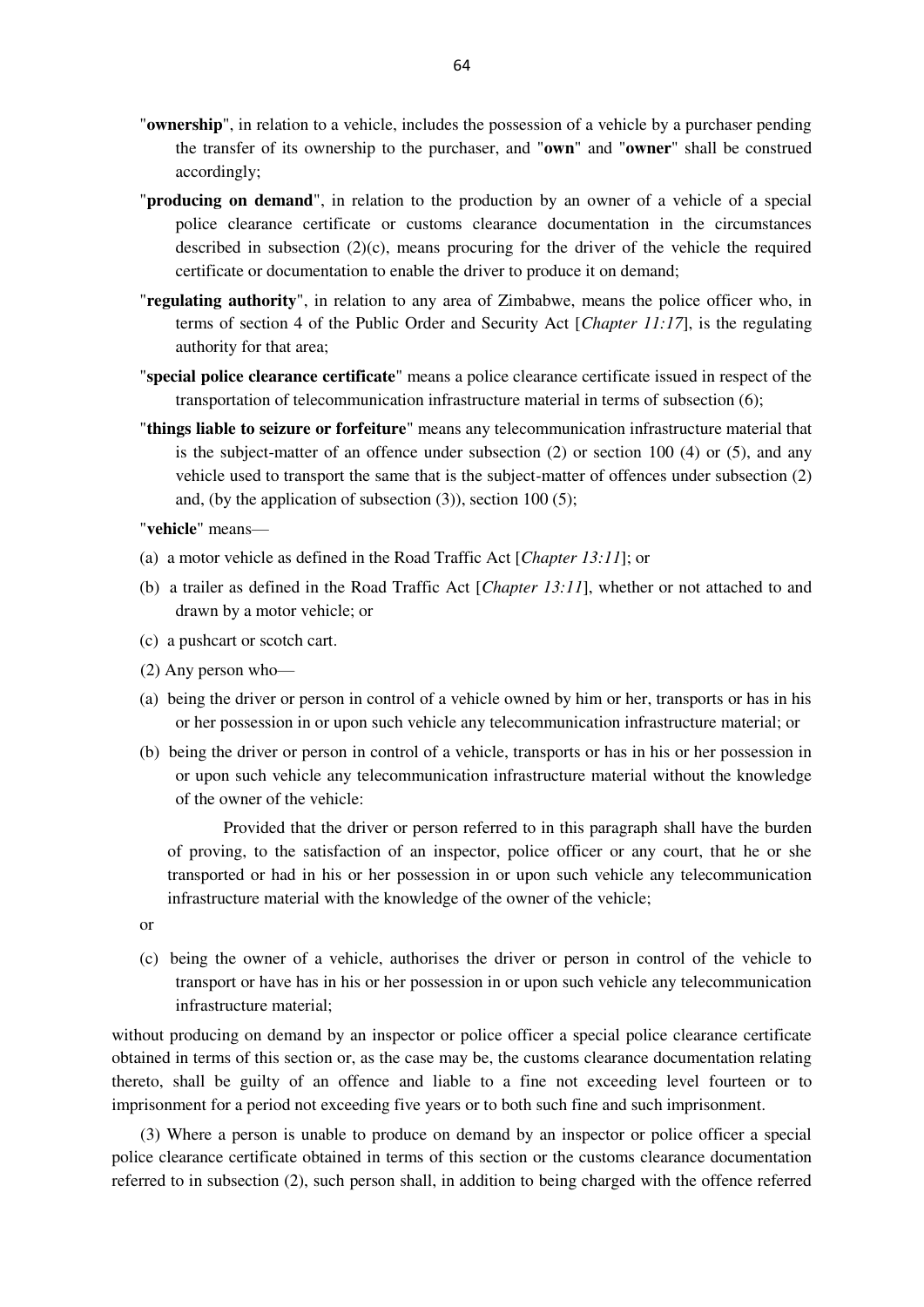"**ownership**", in relation to a vehicle, includes the possession of a vehicle by a purchaser pending the transfer of its ownership to the purchaser, and "**own**" and "**owner**" shall be construed accordingly;

"**producing on demand**", in relation to the production by an owner of a vehicle of a special police clearance certificate or customs clearance documentation in the circumstances described in subsection (2)(c), means procuring for the driver of the vehicle the required certificate or documentation to enable the driver to produce it on demand;

"**regulating authority**", in relation to any area of Zimbabwe, means the police officer who, in terms of section 4 of the Public Order and Security Act [*Chapter 11:17*], is the regulating authority for that area;

"**special police clearance certificate**" means a police clearance certificate issued in respect of the transportation of telecommunication infrastructure material in terms of subsection (6);

"**things liable to seizure or forfeiture**" means any telecommunication infrastructure material that is the subject-matter of an offence under subsection (2) or section 100 (4) or (5), and any vehicle used to transport the same that is the subject-matter of offences under subsection (2) and, (by the application of subsection (3)), section 100 (5);

"**vehicle**" means—

(a) a motor vehicle as defined in the Road Traffic Act [*Chapter 13:11*]; or

(b) a trailer as defined in the Road Traffic Act [*Chapter 13:11*], whether or not attached to and drawn by a motor vehicle; or

(c) a pushcart or scotch cart.

(2) Any person who—

(a) being the driver or person in control of a vehicle owned by him or her, transports or has in his or her possession in or upon such vehicle any telecommunication infrastructure material; or

(b) being the driver or person in control of a vehicle, transports or has in his or her possession in or upon such vehicle any telecommunication infrastructure material without the knowledge of the owner of the vehicle:

Provided that the driver or person referred to in this paragraph shall have the burden of proving, to the satisfaction of an inspector, police officer or any court, that he or she transported or had in his or her possession in or upon such vehicle any telecommunication infrastructure material with the knowledge of the owner of the vehicle;

or

(c) being the owner of a vehicle, authorises the driver or person in control of the vehicle to transport or have has in his or her possession in or upon such vehicle any telecommunication infrastructure material;

without producing on demand by an inspector or police officer a special police clearance certificate obtained in terms of this section or, as the case may be, the customs clearance documentation relating thereto, shall be guilty of an offence and liable to a fine not exceeding level fourteen or to imprisonment for a period not exceeding five years or to both such fine and such imprisonment.

(3) Where a person is unable to produce on demand by an inspector or police officer a special police clearance certificate obtained in terms of this section or the customs clearance documentation referred to in subsection (2), such person shall, in addition to being charged with the offence referred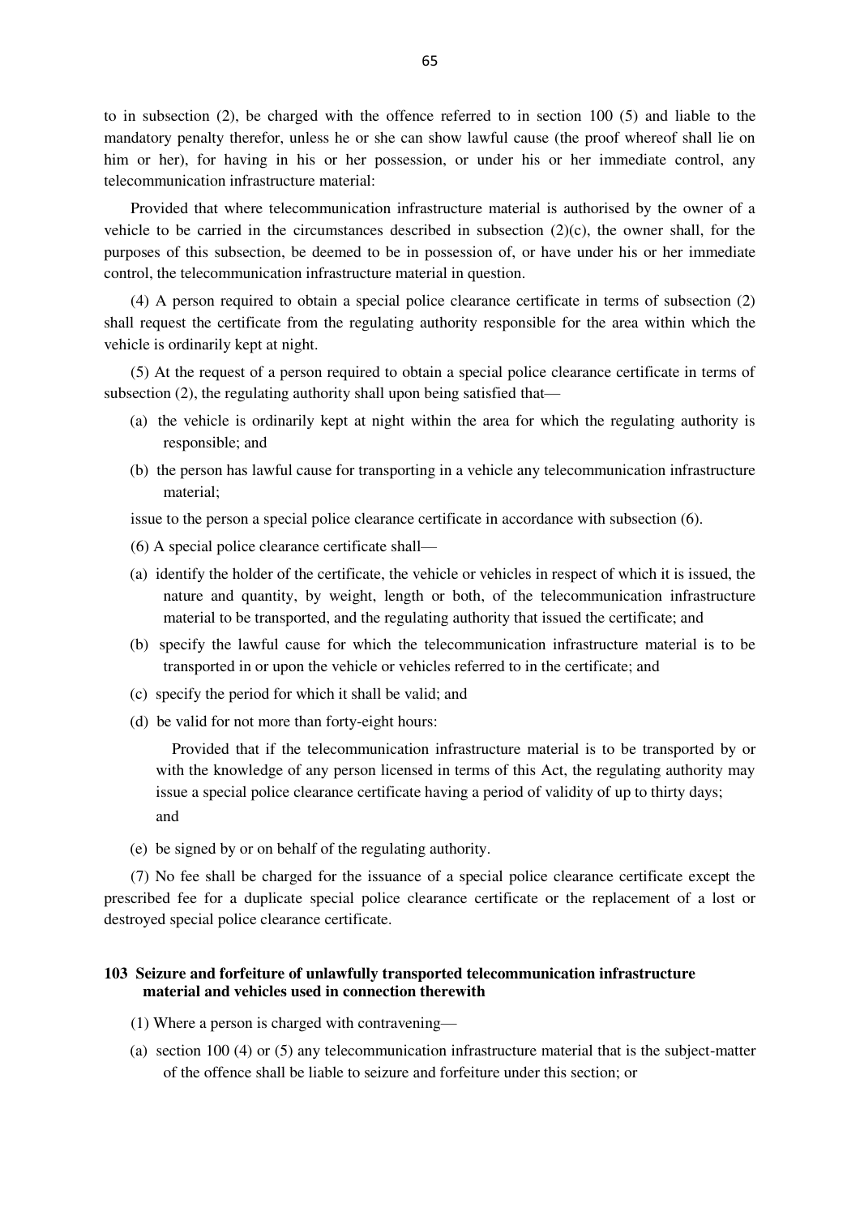to in subsection (2), be charged with the offence referred to in section 100 (5) and liable to the mandatory penalty therefor, unless he or she can show lawful cause (the proof whereof shall lie on him or her), for having in his or her possession, or under his or her immediate control, any telecommunication infrastructure material:

Provided that where telecommunication infrastructure material is authorised by the owner of a vehicle to be carried in the circumstances described in subsection (2)(c), the owner shall, for the purposes of this subsection, be deemed to be in possession of, or have under his or her immediate control, the telecommunication infrastructure material in question.

(4) A person required to obtain a special police clearance certificate in terms of subsection (2) shall request the certificate from the regulating authority responsible for the area within which the vehicle is ordinarily kept at night.

(5) At the request of a person required to obtain a special police clearance certificate in terms of subsection (2), the regulating authority shall upon being satisfied that—

(a) the vehicle is ordinarily kept at night within the area for which the regulating authority is responsible; and

(b) the person has lawful cause for transporting in a vehicle any telecommunication infrastructure material;

issue to the person a special police clearance certificate in accordance with subsection (6).

(6) A special police clearance certificate shall—

(a) identify the holder of the certificate, the vehicle or vehicles in respect of which it is issued, the nature and quantity, by weight, length or both, of the telecommunication infrastructure material to be transported, and the regulating authority that issued the certificate; and

(b) specify the lawful cause for which the telecommunication infrastructure material is to be transported in or upon the vehicle or vehicles referred to in the certificate; and

(c) specify the period for which it shall be valid; and

(d) be valid for not more than forty-eight hours:

Provided that if the telecommunication infrastructure material is to be transported by or with the knowledge of any person licensed in terms of this Act, the regulating authority may issue a special police clearance certificate having a period of validity of up to thirty days; and

(e) be signed by or on behalf of the regulating authority.

(7) No fee shall be charged for the issuance of a special police clearance certificate except the prescribed fee for a duplicate special police clearance certificate or the replacement of a lost or destroyed special police clearance certificate.

**103 Seizure and forfeiture of unlawfully transported telecommunication infrastructure material and vehicles used in connection therewith**

(1) Where a person is charged with contravening—

(a) section 100 (4) or (5) any telecommunication infrastructure material that is the subject-matter of the offence shall be liable to seizure and forfeiture under this section; or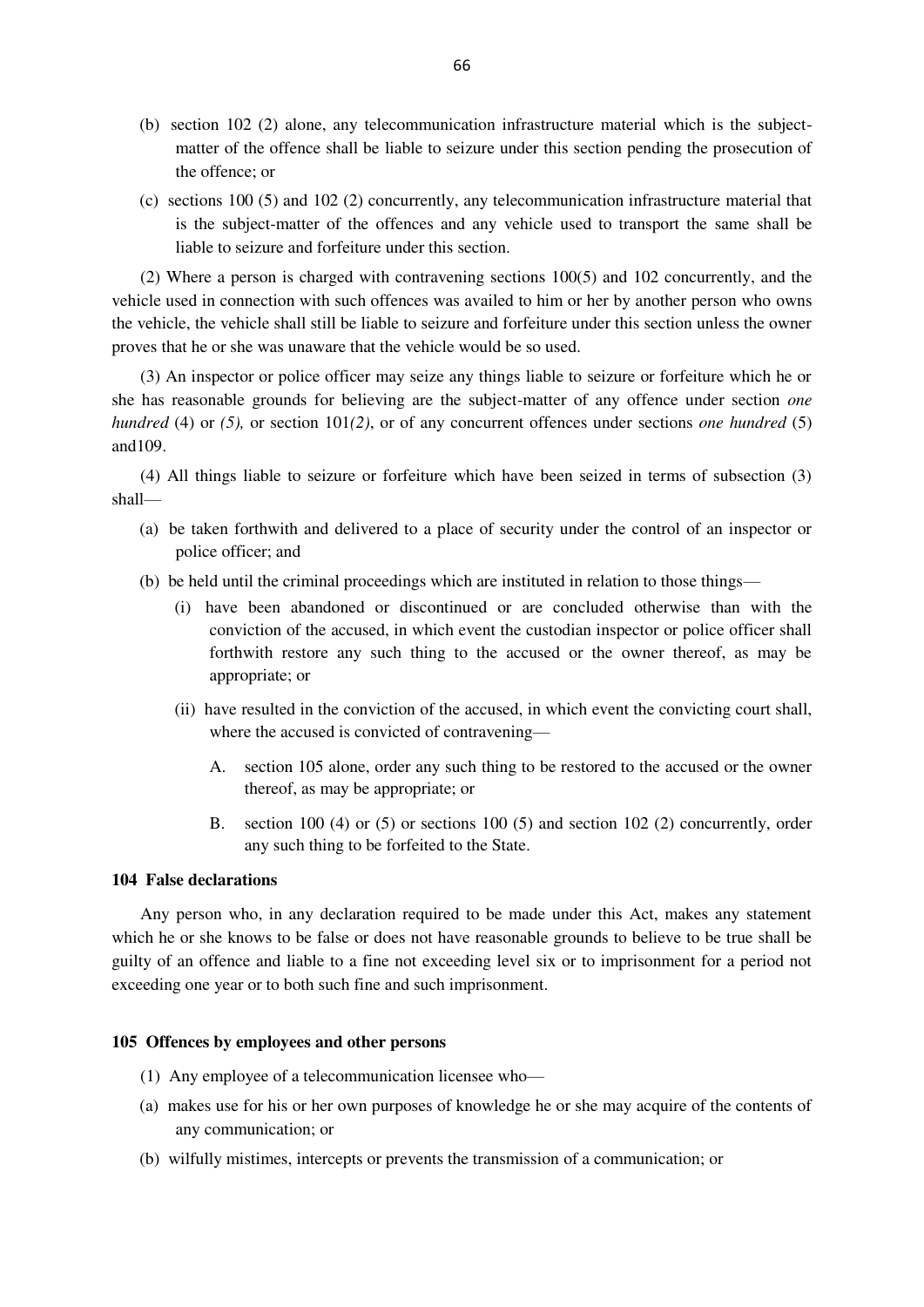(b) section 102 (2) alone, any telecommunication infrastructure material which is the subject-matter of the offence shall be liable to seizure under this section pending the prosecution of the offence; or

(c) sections 100 (5) and 102 (2) concurrently, any telecommunication infrastructure material that is the subject-matter of the offences and any vehicle used to transport the same shall be liable to seizure and forfeiture under this section.

(2) Where a person is charged with contravening sections 100(5) and 102 concurrently, and the vehicle used in connection with such offences was availed to him or her by another person who owns the vehicle, the vehicle shall still be liable to seizure and forfeiture under this section unless the owner proves that he or she was unaware that the vehicle would be so used.

(3) An inspector or police officer may seize any things liable to seizure or forfeiture which he or she has reasonable grounds for believing are the subject-matter of any offence under section *one hundred* (4) or *(5),* or section 101*(2)*, or of any concurrent offences under sections *one hundred* (5) and109.

(4) All things liable to seizure or forfeiture which have been seized in terms of subsection (3) shall—

(a) be taken forthwith and delivered to a place of security under the control of an inspector or police officer; and

(b) be held until the criminal proceedings which are instituted in relation to those things—

   (i) have been abandoned or discontinued or are concluded otherwise than with the conviction of the accused, in which event the custodian inspector or police officer shall forthwith restore any such thing to the accused or the owner thereof, as may be appropriate; or

   (ii) have resulted in the conviction of the accused, in which event the convicting court shall, where the accused is convicted of contravening—

      A. section 105 alone, order any such thing to be restored to the accused or the owner thereof, as may be appropriate; or

      B. section 100 (4) or (5) or sections 100 (5) and section 102 (2) concurrently, order any such thing to be forfeited to the State.

**104 False declarations**

Any person who, in any declaration required to be made under this Act, makes any statement which he or she knows to be false or does not have reasonable grounds to believe to be true shall be guilty of an offence and liable to a fine not exceeding level six or to imprisonment for a period not exceeding one year or to both such fine and such imprisonment.

**105 Offences by employees and other persons**

(1) Any employee of a telecommunication licensee who—

(a) makes use for his or her own purposes of knowledge he or she may acquire of the contents of any communication; or

(b) wilfully mistimes, intercepts or prevents the transmission of a communication; or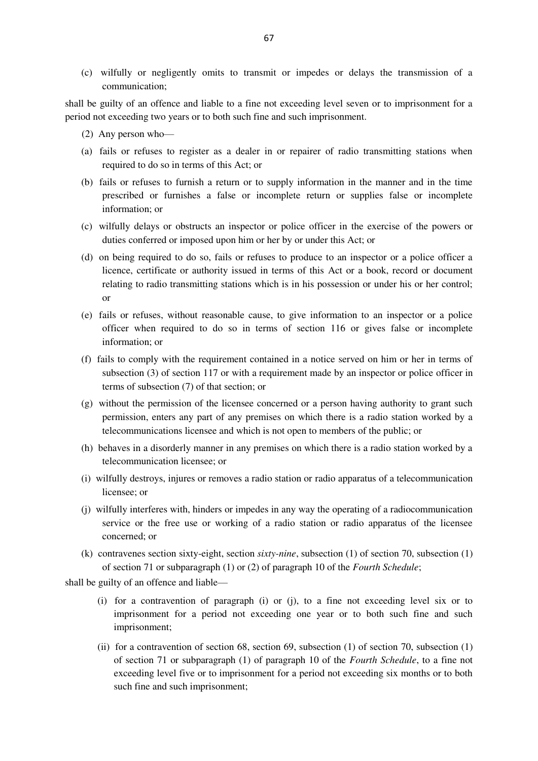(c) wilfully or negligently omits to transmit or impedes or delays the transmission of a communication;

shall be guilty of an offence and liable to a fine not exceeding level seven or to imprisonment for a period not exceeding two years or to both such fine and such imprisonment.

(2) Any person who—

(a) fails or refuses to register as a dealer in or repairer of radio transmitting stations when required to do so in terms of this Act; or

(b) fails or refuses to furnish a return or to supply information in the manner and in the time prescribed or furnishes a false or incomplete return or supplies false or incomplete information; or

(c) wilfully delays or obstructs an inspector or police officer in the exercise of the powers or duties conferred or imposed upon him or her by or under this Act; or

(d) on being required to do so, fails or refuses to produce to an inspector or a police officer a licence, certificate or authority issued in terms of this Act or a book, record or document relating to radio transmitting stations which is in his possession or under his or her control; or

(e) fails or refuses, without reasonable cause, to give information to an inspector or a police officer when required to do so in terms of section 116 or gives false or incomplete information; or

(f) fails to comply with the requirement contained in a notice served on him or her in terms of subsection (3) of section 117 or with a requirement made by an inspector or police officer in terms of subsection (7) of that section; or

(g) without the permission of the licensee concerned or a person having authority to grant such permission, enters any part of any premises on which there is a radio station worked by a telecommunications licensee and which is not open to members of the public; or

(h) behaves in a disorderly manner in any premises on which there is a radio station worked by a telecommunication licensee; or

(i) wilfully destroys, injures or removes a radio station or radio apparatus of a telecommunication licensee; or

(j) wilfully interferes with, hinders or impedes in any way the operating of a radiocommunication service or the free use or working of a radio station or radio apparatus of the licensee concerned; or

(k) contravenes section sixty-eight, section *sixty-nine*, subsection (1) of section 70, subsection (1) of section 71 or subparagraph (1) or (2) of paragraph 10 of the *Fourth Schedule*;

shall be guilty of an offence and liable—

(i) for a contravention of paragraph (i) or (j), to a fine not exceeding level six or to imprisonment for a period not exceeding one year or to both such fine and such imprisonment;

(ii) for a contravention of section 68, section 69, subsection (1) of section 70, subsection (1) of section 71 or subparagraph (1) of paragraph 10 of the *Fourth Schedule*, to a fine not exceeding level five or to imprisonment for a period not exceeding six months or to both such fine and such imprisonment;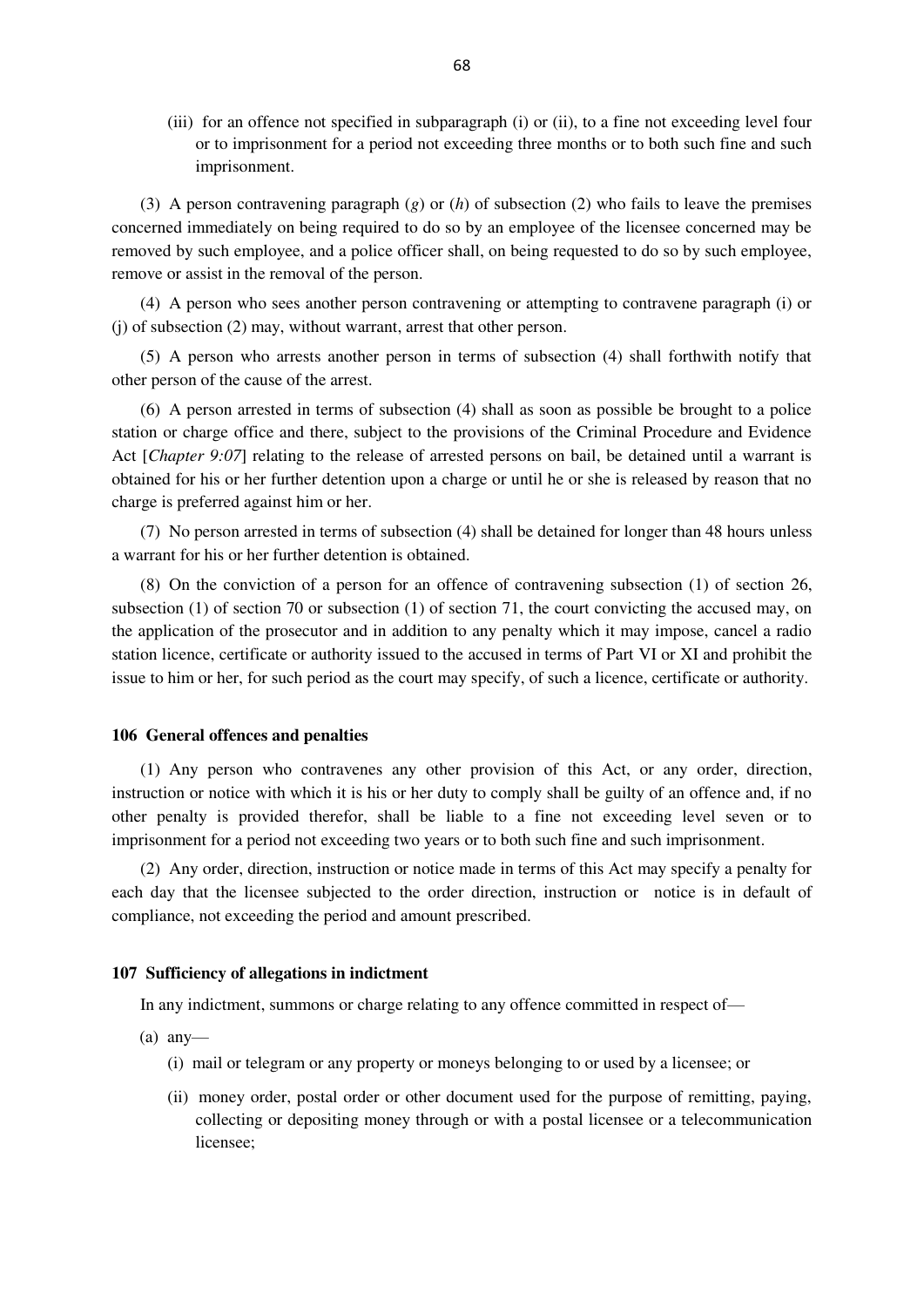(iii) for an offence not specified in subparagraph (i) or (ii), to a fine not exceeding level four or to imprisonment for a period not exceeding three months or to both such fine and such imprisonment.

(3) A person contravening paragraph (*g*) or (*h*) of subsection (2) who fails to leave the premises concerned immediately on being required to do so by an employee of the licensee concerned may be removed by such employee, and a police officer shall, on being requested to do so by such employee, remove or assist in the removal of the person.

(4) A person who sees another person contravening or attempting to contravene paragraph (i) or (j) of subsection (2) may, without warrant, arrest that other person.

(5) A person who arrests another person in terms of subsection (4) shall forthwith notify that other person of the cause of the arrest.

(6) A person arrested in terms of subsection (4) shall as soon as possible be brought to a police station or charge office and there, subject to the provisions of the Criminal Procedure and Evidence Act [*Chapter 9:07*] relating to the release of arrested persons on bail, be detained until a warrant is obtained for his or her further detention upon a charge or until he or she is released by reason that no charge is preferred against him or her.

(7) No person arrested in terms of subsection (4) shall be detained for longer than 48 hours unless a warrant for his or her further detention is obtained.

(8) On the conviction of a person for an offence of contravening subsection (1) of section 26, subsection (1) of section 70 or subsection (1) of section 71, the court convicting the accused may, on the application of the prosecutor and in addition to any penalty which it may impose, cancel a radio station licence, certificate or authority issued to the accused in terms of Part VI or XI and prohibit the issue to him or her, for such period as the court may specify, of such a licence, certificate or authority.

**106 General offences and penalties**

(1) Any person who contravenes any other provision of this Act, or any order, direction, instruction or notice with which it is his or her duty to comply shall be guilty of an offence and, if no other penalty is provided therefor, shall be liable to a fine not exceeding level seven or to imprisonment for a period not exceeding two years or to both such fine and such imprisonment.

(2) Any order, direction, instruction or notice made in terms of this Act may specify a penalty for each day that the licensee subjected to the order direction, instruction or notice is in default of compliance, not exceeding the period and amount prescribed.

**107 Sufficiency of allegations in indictment**

In any indictment, summons or charge relating to any offence committed in respect of—

(a) any—

(i) mail or telegram or any property or moneys belonging to or used by a licensee; or

(ii) money order, postal order or other document used for the purpose of remitting, paying, collecting or depositing money through or with a postal licensee or a telecommunication licensee;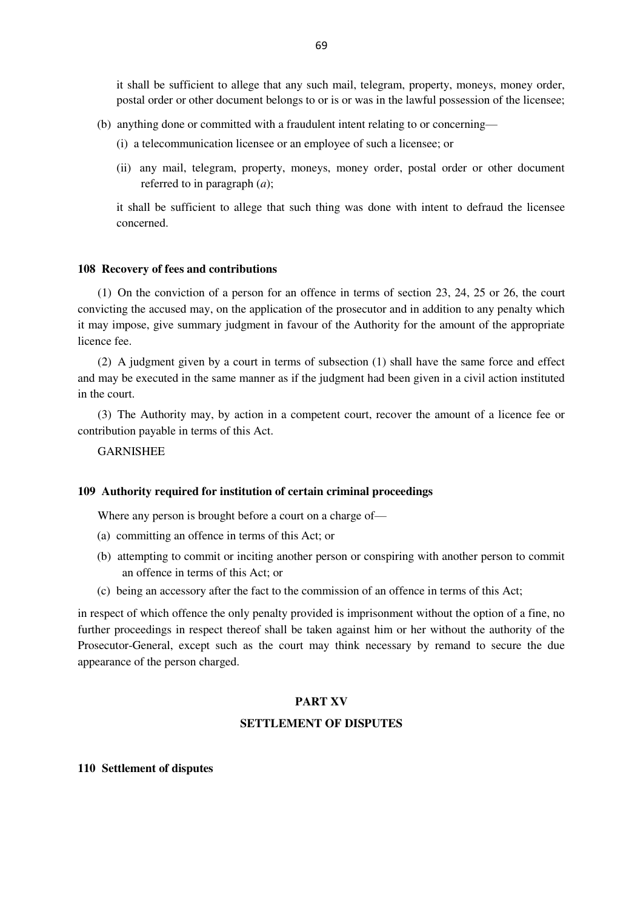it shall be sufficient to allege that any such mail, telegram, property, moneys, money order, postal order or other document belongs to or is or was in the lawful possession of the licensee;

(b) anything done or committed with a fraudulent intent relating to or concerning—

(i) a telecommunication licensee or an employee of such a licensee; or

(ii) any mail, telegram, property, moneys, money order, postal order or other document referred to in paragraph (*a*);

it shall be sufficient to allege that such thing was done with intent to defraud the licensee concerned.

**108 Recovery of fees and contributions**

(1) On the conviction of a person for an offence in terms of section 23, 24, 25 or 26, the court convicting the accused may, on the application of the prosecutor and in addition to any penalty which it may impose, give summary judgment in favour of the Authority for the amount of the appropriate licence fee.

(2) A judgment given by a court in terms of subsection (1) shall have the same force and effect and may be executed in the same manner as if the judgment had been given in a civil action instituted in the court.

(3) The Authority may, by action in a competent court, recover the amount of a licence fee or contribution payable in terms of this Act.

GARNISHEE

**109 Authority required for institution of certain criminal proceedings**

Where any person is brought before a court on a charge of—

(a) committing an offence in terms of this Act; or

(b) attempting to commit or inciting another person or conspiring with another person to commit an offence in terms of this Act; or

(c) being an accessory after the fact to the commission of an offence in terms of this Act;

in respect of which offence the only penalty provided is imprisonment without the option of a fine, no further proceedings in respect thereof shall be taken against him or her without the authority of the Prosecutor-General, except such as the court may think necessary by remand to secure the due appearance of the person charged.

## PART XV

## SETTLEMENT OF DISPUTES

**110 Settlement of disputes**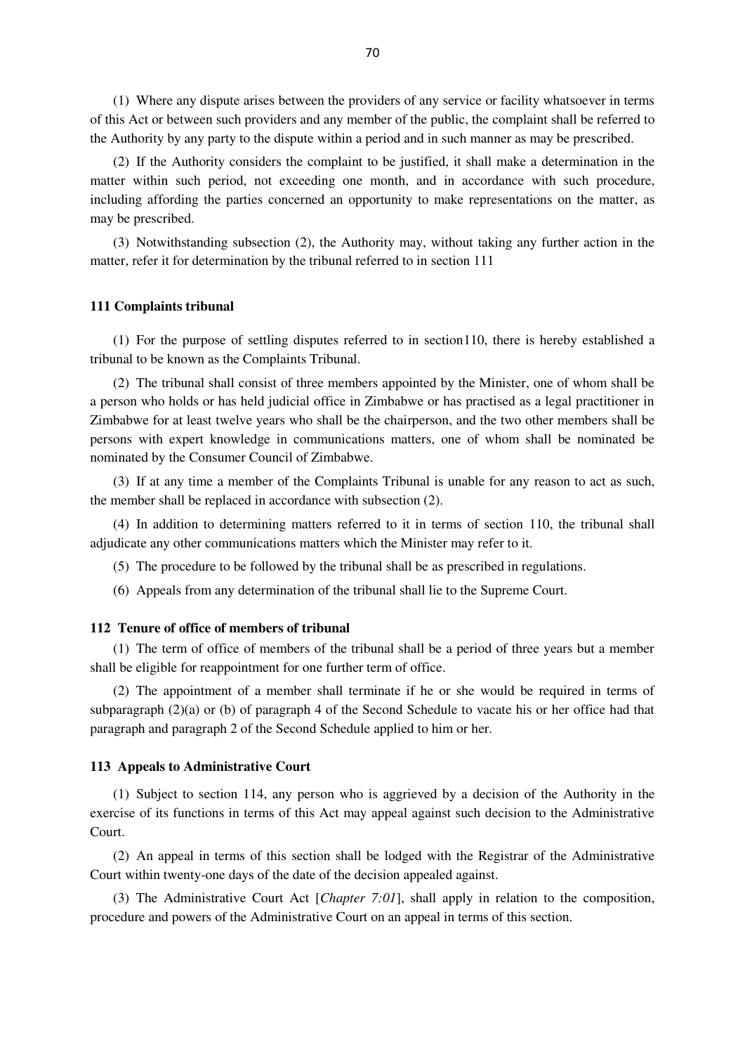(1) Where any dispute arises between the providers of any service or facility whatsoever in terms of this Act or between such providers and any member of the public, the complaint shall be referred to the Authority by any party to the dispute within a period and in such manner as may be prescribed.

(2) If the Authority considers the complaint to be justified, it shall make a determination in the matter within such period, not exceeding one month, and in accordance with such procedure, including affording the parties concerned an opportunity to make representations on the matter, as may be prescribed.

(3) Notwithstanding subsection (2), the Authority may, without taking any further action in the matter, refer it for determination by the tribunal referred to in section 111

**111 Complaints tribunal**

(1) For the purpose of settling disputes referred to in section110, there is hereby established a tribunal to be known as the Complaints Tribunal.

(2) The tribunal shall consist of three members appointed by the Minister, one of whom shall be a person who holds or has held judicial office in Zimbabwe or has practised as a legal practitioner in Zimbabwe for at least twelve years who shall be the chairperson, and the two other members shall be persons with expert knowledge in communications matters, one of whom shall be nominated be nominated by the Consumer Council of Zimbabwe.

(3) If at any time a member of the Complaints Tribunal is unable for any reason to act as such, the member shall be replaced in accordance with subsection (2).

(4) In addition to determining matters referred to it in terms of section 110, the tribunal shall adjudicate any other communications matters which the Minister may refer to it.

(5) The procedure to be followed by the tribunal shall be as prescribed in regulations.

(6) Appeals from any determination of the tribunal shall lie to the Supreme Court.

**112 Tenure of office of members of tribunal**

(1) The term of office of members of the tribunal shall be a period of three years but a member shall be eligible for reappointment for one further term of office.

(2) The appointment of a member shall terminate if he or she would be required in terms of subparagraph (2)(a) or (b) of paragraph 4 of the Second Schedule to vacate his or her office had that paragraph and paragraph 2 of the Second Schedule applied to him or her.

**113 Appeals to Administrative Court**

(1) Subject to section 114, any person who is aggrieved by a decision of the Authority in the exercise of its functions in terms of this Act may appeal against such decision to the Administrative Court.

(2) An appeal in terms of this section shall be lodged with the Registrar of the Administrative Court within twenty-one days of the date of the decision appealed against.

(3) The Administrative Court Act [*Chapter 7:01*], shall apply in relation to the composition, procedure and powers of the Administrative Court on an appeal in terms of this section.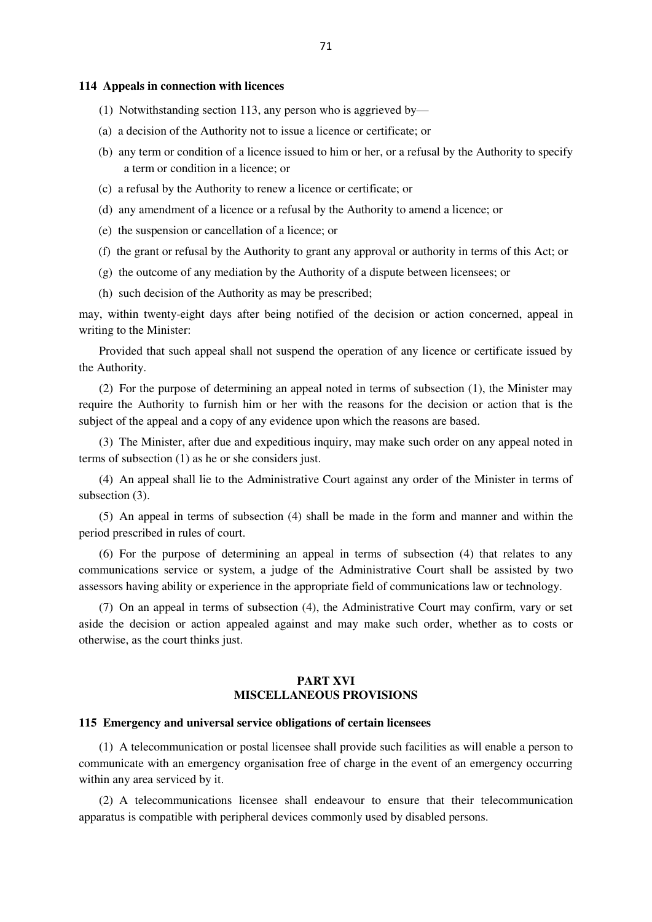### 114 Appeals in connection with licences

(1) Notwithstanding section 113, any person who is aggrieved by—

(a) a decision of the Authority not to issue a licence or certificate; or

(b) any term or condition of a licence issued to him or her, or a refusal by the Authority to specify a term or condition in a licence; or

(c) a refusal by the Authority to renew a licence or certificate; or

(d) any amendment of a licence or a refusal by the Authority to amend a licence; or

(e) the suspension or cancellation of a licence; or

(f) the grant or refusal by the Authority to grant any approval or authority in terms of this Act; or

(g) the outcome of any mediation by the Authority of a dispute between licensees; or

(h) such decision of the Authority as may be prescribed;

may, within twenty-eight days after being notified of the decision or action concerned, appeal in writing to the Minister:

Provided that such appeal shall not suspend the operation of any licence or certificate issued by the Authority.

(2) For the purpose of determining an appeal noted in terms of subsection (1), the Minister may require the Authority to furnish him or her with the reasons for the decision or action that is the subject of the appeal and a copy of any evidence upon which the reasons are based.

(3) The Minister, after due and expeditious inquiry, may make such order on any appeal noted in terms of subsection (1) as he or she considers just.

(4) An appeal shall lie to the Administrative Court against any order of the Minister in terms of subsection (3).

(5) An appeal in terms of subsection (4) shall be made in the form and manner and within the period prescribed in rules of court.

(6) For the purpose of determining an appeal in terms of subsection (4) that relates to any communications service or system, a judge of the Administrative Court shall be assisted by two assessors having ability or experience in the appropriate field of communications law or technology.

(7) On an appeal in terms of subsection (4), the Administrative Court may confirm, vary or set aside the decision or action appealed against and may make such order, whether as to costs or otherwise, as the court thinks just.

## PART XVI
## MISCELLANEOUS PROVISIONS

### 115 Emergency and universal service obligations of certain licensees

(1) A telecommunication or postal licensee shall provide such facilities as will enable a person to communicate with an emergency organisation free of charge in the event of an emergency occurring within any area serviced by it.

(2) A telecommunications licensee shall endeavour to ensure that their telecommunication apparatus is compatible with peripheral devices commonly used by disabled persons.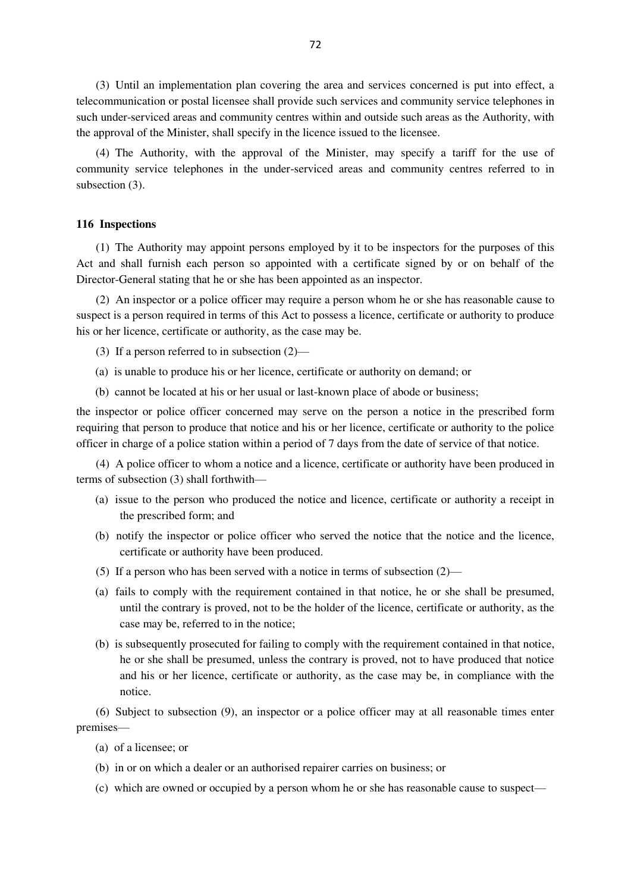(3) Until an implementation plan covering the area and services concerned is put into effect, a telecommunication or postal licensee shall provide such services and community service telephones in such under-serviced areas and community centres within and outside such areas as the Authority, with the approval of the Minister, shall specify in the licence issued to the licensee.

(4) The Authority, with the approval of the Minister, may specify a tariff for the use of community service telephones in the under-serviced areas and community centres referred to in subsection (3).

**116 Inspections**

(1) The Authority may appoint persons employed by it to be inspectors for the purposes of this Act and shall furnish each person so appointed with a certificate signed by or on behalf of the Director-General stating that he or she has been appointed as an inspector.

(2) An inspector or a police officer may require a person whom he or she has reasonable cause to suspect is a person required in terms of this Act to possess a licence, certificate or authority to produce his or her licence, certificate or authority, as the case may be.

(3) If a person referred to in subsection (2)—

(a) is unable to produce his or her licence, certificate or authority on demand; or

(b) cannot be located at his or her usual or last-known place of abode or business;

the inspector or police officer concerned may serve on the person a notice in the prescribed form requiring that person to produce that notice and his or her licence, certificate or authority to the police officer in charge of a police station within a period of 7 days from the date of service of that notice.

(4) A police officer to whom a notice and a licence, certificate or authority have been produced in terms of subsection (3) shall forthwith—

(a) issue to the person who produced the notice and licence, certificate or authority a receipt in the prescribed form; and

(b) notify the inspector or police officer who served the notice that the notice and the licence, certificate or authority have been produced.

(5) If a person who has been served with a notice in terms of subsection (2)—

(a) fails to comply with the requirement contained in that notice, he or she shall be presumed, until the contrary is proved, not to be the holder of the licence, certificate or authority, as the case may be, referred to in the notice;

(b) is subsequently prosecuted for failing to comply with the requirement contained in that notice, he or she shall be presumed, unless the contrary is proved, not to have produced that notice and his or her licence, certificate or authority, as the case may be, in compliance with the notice.

(6) Subject to subsection (9), an inspector or a police officer may at all reasonable times enter premises—

(a) of a licensee; or

(b) in or on which a dealer or an authorised repairer carries on business; or

(c) which are owned or occupied by a person whom he or she has reasonable cause to suspect—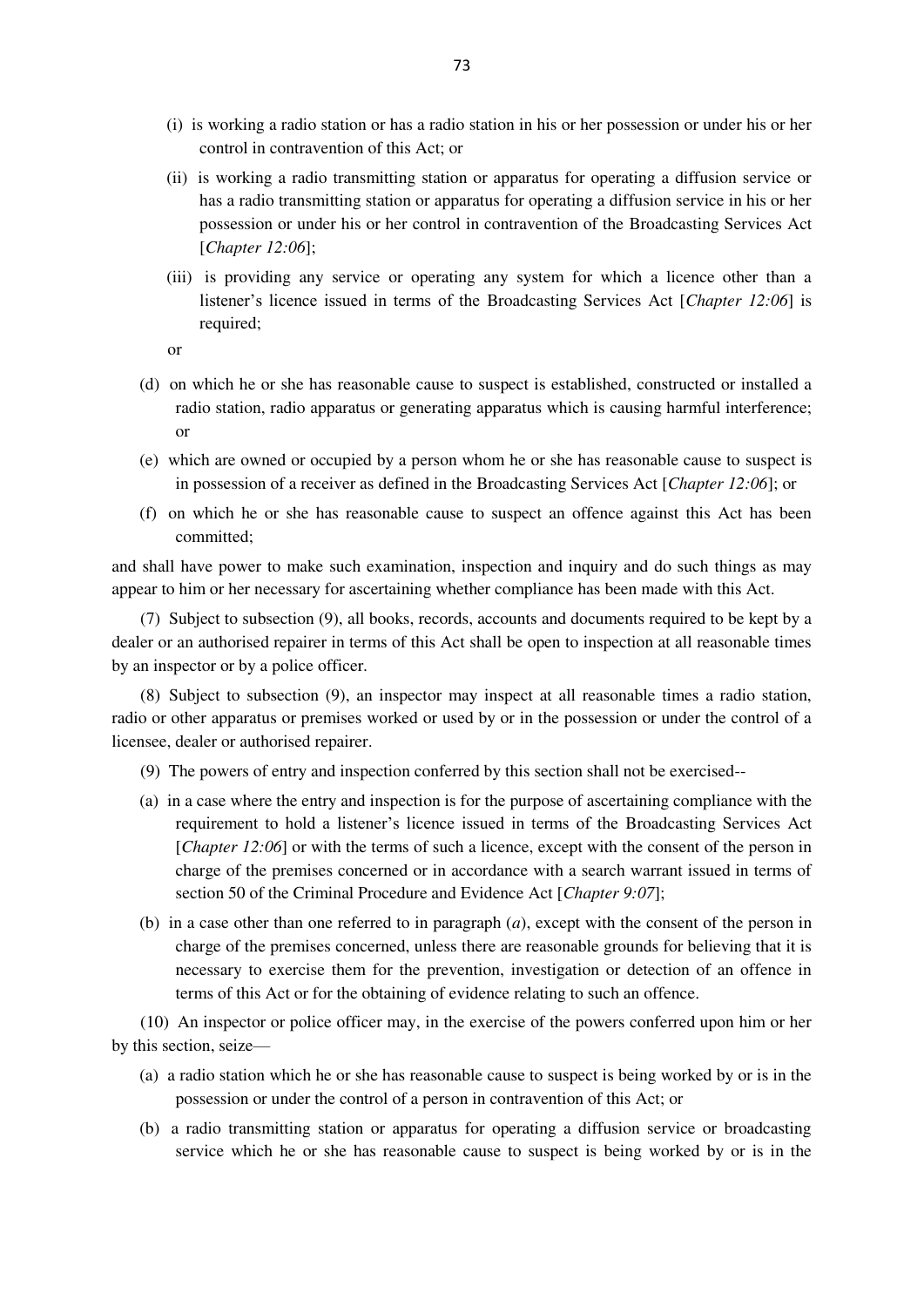(i) is working a radio station or has a radio station in his or her possession or under his or her control in contravention of this Act; or

(ii) is working a radio transmitting station or apparatus for operating a diffusion service or has a radio transmitting station or apparatus for operating a diffusion service in his or her possession or under his or her control in contravention of the Broadcasting Services Act [*Chapter 12:06*];

(iii) is providing any service or operating any system for which a licence other than a listener's licence issued in terms of the Broadcasting Services Act [*Chapter 12:06*] is required;

or

(d) on which he or she has reasonable cause to suspect is established, constructed or installed a radio station, radio apparatus or generating apparatus which is causing harmful interference; or

(e) which are owned or occupied by a person whom he or she has reasonable cause to suspect is in possession of a receiver as defined in the Broadcasting Services Act [*Chapter 12:06*]; or

(f) on which he or she has reasonable cause to suspect an offence against this Act has been committed;

and shall have power to make such examination, inspection and inquiry and do such things as may appear to him or her necessary for ascertaining whether compliance has been made with this Act.

(7) Subject to subsection (9), all books, records, accounts and documents required to be kept by a dealer or an authorised repairer in terms of this Act shall be open to inspection at all reasonable times by an inspector or by a police officer.

(8) Subject to subsection (9), an inspector may inspect at all reasonable times a radio station, radio or other apparatus or premises worked or used by or in the possession or under the control of a licensee, dealer or authorised repairer.

(9) The powers of entry and inspection conferred by this section shall not be exercised--

(a) in a case where the entry and inspection is for the purpose of ascertaining compliance with the requirement to hold a listener's licence issued in terms of the Broadcasting Services Act [*Chapter 12:06*] or with the terms of such a licence, except with the consent of the person in charge of the premises concerned or in accordance with a search warrant issued in terms of section 50 of the Criminal Procedure and Evidence Act [*Chapter 9:07*];

(b) in a case other than one referred to in paragraph (*a*), except with the consent of the person in charge of the premises concerned, unless there are reasonable grounds for believing that it is necessary to exercise them for the prevention, investigation or detection of an offence in terms of this Act or for the obtaining of evidence relating to such an offence.

(10) An inspector or police officer may, in the exercise of the powers conferred upon him or her by this section, seize—

(a) a radio station which he or she has reasonable cause to suspect is being worked by or is in the possession or under the control of a person in contravention of this Act; or

(b) a radio transmitting station or apparatus for operating a diffusion service or broadcasting service which he or she has reasonable cause to suspect is being worked by or is in the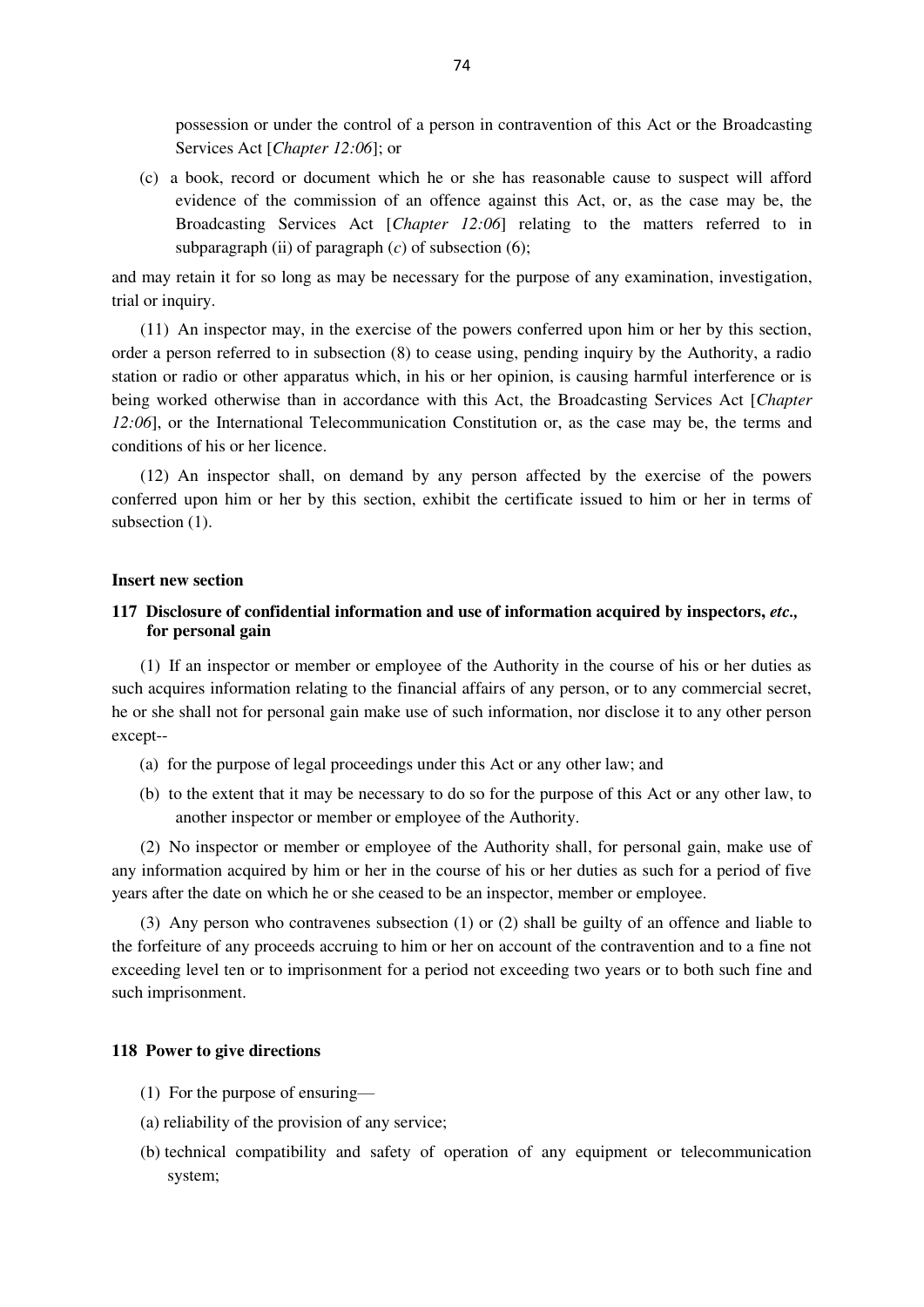possession or under the control of a person in contravention of this Act or the Broadcasting Services Act [*Chapter 12:06*]; or

(c) a book, record or document which he or she has reasonable cause to suspect will afford evidence of the commission of an offence against this Act, or, as the case may be, the Broadcasting Services Act [*Chapter 12:06*] relating to the matters referred to in subparagraph (ii) of paragraph (*c*) of subsection (6);

and may retain it for so long as may be necessary for the purpose of any examination, investigation, trial or inquiry.

(11) An inspector may, in the exercise of the powers conferred upon him or her by this section, order a person referred to in subsection (8) to cease using, pending inquiry by the Authority, a radio station or radio or other apparatus which, in his or her opinion, is causing harmful interference or is being worked otherwise than in accordance with this Act, the Broadcasting Services Act [*Chapter 12:06*], or the International Telecommunication Constitution or, as the case may be, the terms and conditions of his or her licence.

(12) An inspector shall, on demand by any person affected by the exercise of the powers conferred upon him or her by this section, exhibit the certificate issued to him or her in terms of subsection (1).

**Insert new section**

**117 Disclosure of confidential information and use of information acquired by inspectors, *etc.,* for personal gain**

(1) If an inspector or member or employee of the Authority in the course of his or her duties as such acquires information relating to the financial affairs of any person, or to any commercial secret, he or she shall not for personal gain make use of such information, nor disclose it to any other person except--

(a) for the purpose of legal proceedings under this Act or any other law; and

(b) to the extent that it may be necessary to do so for the purpose of this Act or any other law, to another inspector or member or employee of the Authority.

(2) No inspector or member or employee of the Authority shall, for personal gain, make use of any information acquired by him or her in the course of his or her duties as such for a period of five years after the date on which he or she ceased to be an inspector, member or employee.

(3) Any person who contravenes subsection (1) or (2) shall be guilty of an offence and liable to the forfeiture of any proceeds accruing to him or her on account of the contravention and to a fine not exceeding level ten or to imprisonment for a period not exceeding two years or to both such fine and such imprisonment.

**118 Power to give directions**

(1) For the purpose of ensuring—

(a) reliability of the provision of any service;

(b) technical compatibility and safety of operation of any equipment or telecommunication system;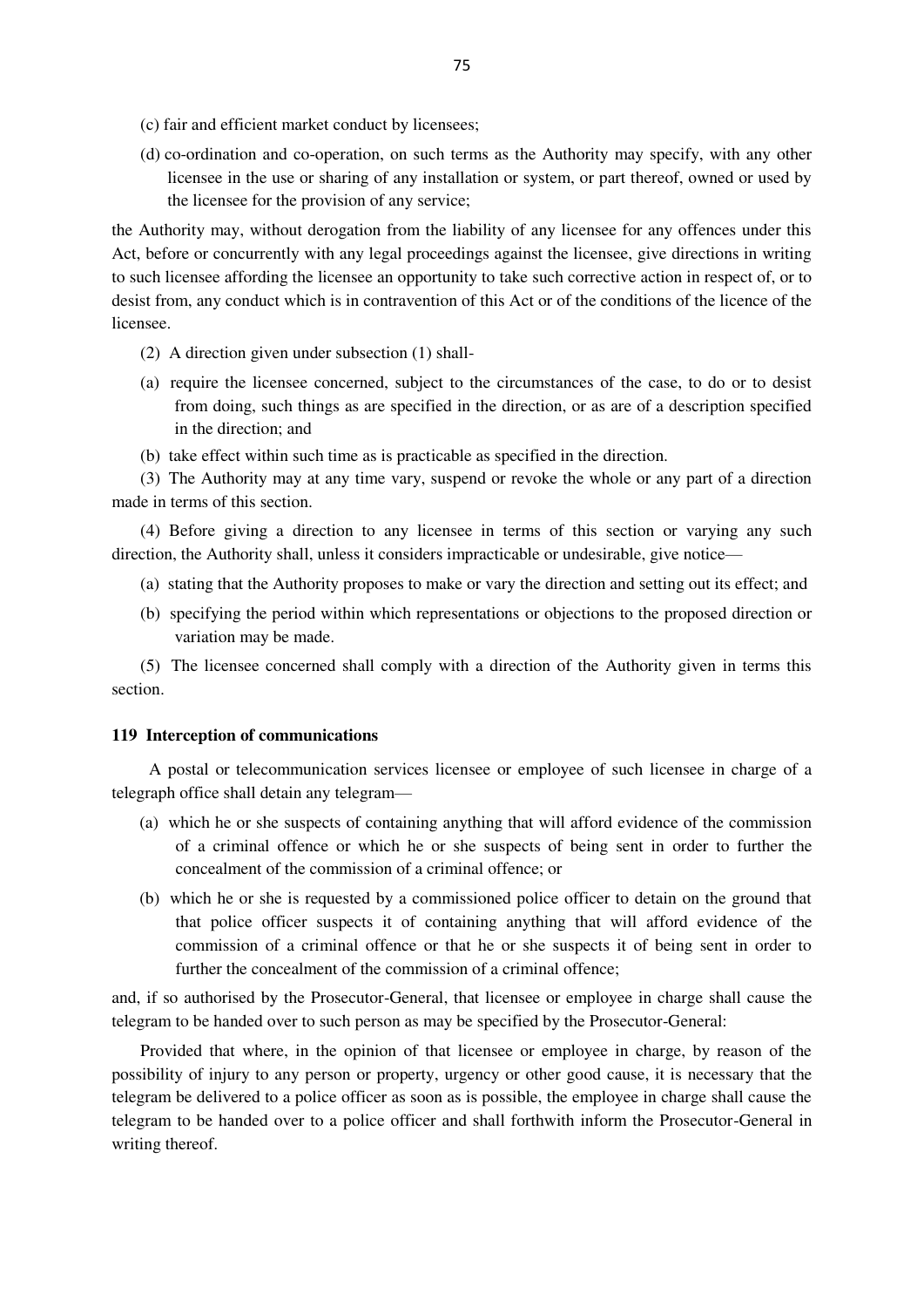(c) fair and efficient market conduct by licensees;

(d) co-ordination and co-operation, on such terms as the Authority may specify, with any other licensee in the use or sharing of any installation or system, or part thereof, owned or used by the licensee for the provision of any service;

the Authority may, without derogation from the liability of any licensee for any offences under this Act, before or concurrently with any legal proceedings against the licensee, give directions in writing to such licensee affording the licensee an opportunity to take such corrective action in respect of, or to desist from, any conduct which is in contravention of this Act or of the conditions of the licence of the licensee.

(2) A direction given under subsection (1) shall-

(a) require the licensee concerned, subject to the circumstances of the case, to do or to desist from doing, such things as are specified in the direction, or as are of a description specified in the direction; and

(b) take effect within such time as is practicable as specified in the direction.

(3) The Authority may at any time vary, suspend or revoke the whole or any part of a direction made in terms of this section.

(4) Before giving a direction to any licensee in terms of this section or varying any such direction, the Authority shall, unless it considers impracticable or undesirable, give notice—

(a) stating that the Authority proposes to make or vary the direction and setting out its effect; and

(b) specifying the period within which representations or objections to the proposed direction or variation may be made.

(5) The licensee concerned shall comply with a direction of the Authority given in terms this section.

**119 Interception of communications**

A postal or telecommunication services licensee or employee of such licensee in charge of a telegraph office shall detain any telegram—

(a) which he or she suspects of containing anything that will afford evidence of the commission of a criminal offence or which he or she suspects of being sent in order to further the concealment of the commission of a criminal offence; or

(b) which he or she is requested by a commissioned police officer to detain on the ground that that police officer suspects it of containing anything that will afford evidence of the commission of a criminal offence or that he or she suspects it of being sent in order to further the concealment of the commission of a criminal offence;

and, if so authorised by the Prosecutor-General, that licensee or employee in charge shall cause the telegram to be handed over to such person as may be specified by the Prosecutor-General:

Provided that where, in the opinion of that licensee or employee in charge, by reason of the possibility of injury to any person or property, urgency or other good cause, it is necessary that the telegram be delivered to a police officer as soon as is possible, the employee in charge shall cause the telegram to be handed over to a police officer and shall forthwith inform the Prosecutor-General in writing thereof.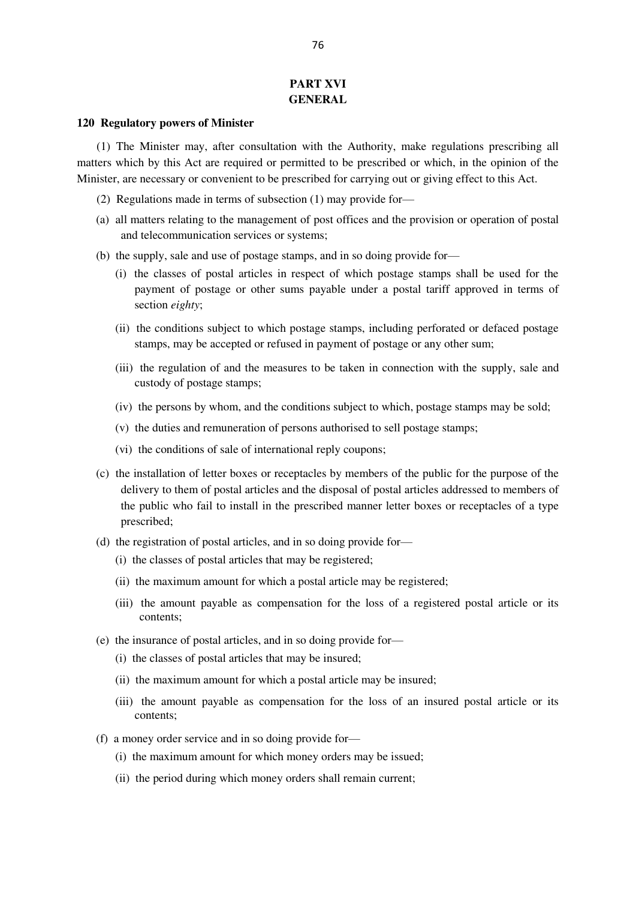## PART XVI
## GENERAL

**120 Regulatory powers of Minister**

(1) The Minister may, after consultation with the Authority, make regulations prescribing all matters which by this Act are required or permitted to be prescribed or which, in the opinion of the Minister, are necessary or convenient to be prescribed for carrying out or giving effect to this Act.

(2) Regulations made in terms of subsection (1) may provide for—

(a) all matters relating to the management of post offices and the provision or operation of postal and telecommunication services or systems;

(b) the supply, sale and use of postage stamps, and in so doing provide for—

(i) the classes of postal articles in respect of which postage stamps shall be used for the payment of postage or other sums payable under a postal tariff approved in terms of section *eighty*;

(ii) the conditions subject to which postage stamps, including perforated or defaced postage stamps, may be accepted or refused in payment of postage or any other sum;

(iii) the regulation of and the measures to be taken in connection with the supply, sale and custody of postage stamps;

(iv) the persons by whom, and the conditions subject to which, postage stamps may be sold;

(v) the duties and remuneration of persons authorised to sell postage stamps;

(vi) the conditions of sale of international reply coupons;

(c) the installation of letter boxes or receptacles by members of the public for the purpose of the delivery to them of postal articles and the disposal of postal articles addressed to members of the public who fail to install in the prescribed manner letter boxes or receptacles of a type prescribed;

(d) the registration of postal articles, and in so doing provide for—

(i) the classes of postal articles that may be registered;

(ii) the maximum amount for which a postal article may be registered;

(iii) the amount payable as compensation for the loss of a registered postal article or its contents;

(e) the insurance of postal articles, and in so doing provide for—

(i) the classes of postal articles that may be insured;

(ii) the maximum amount for which a postal article may be insured;

(iii) the amount payable as compensation for the loss of an insured postal article or its contents;

(f) a money order service and in so doing provide for—

(i) the maximum amount for which money orders may be issued;

(ii) the period during which money orders shall remain current;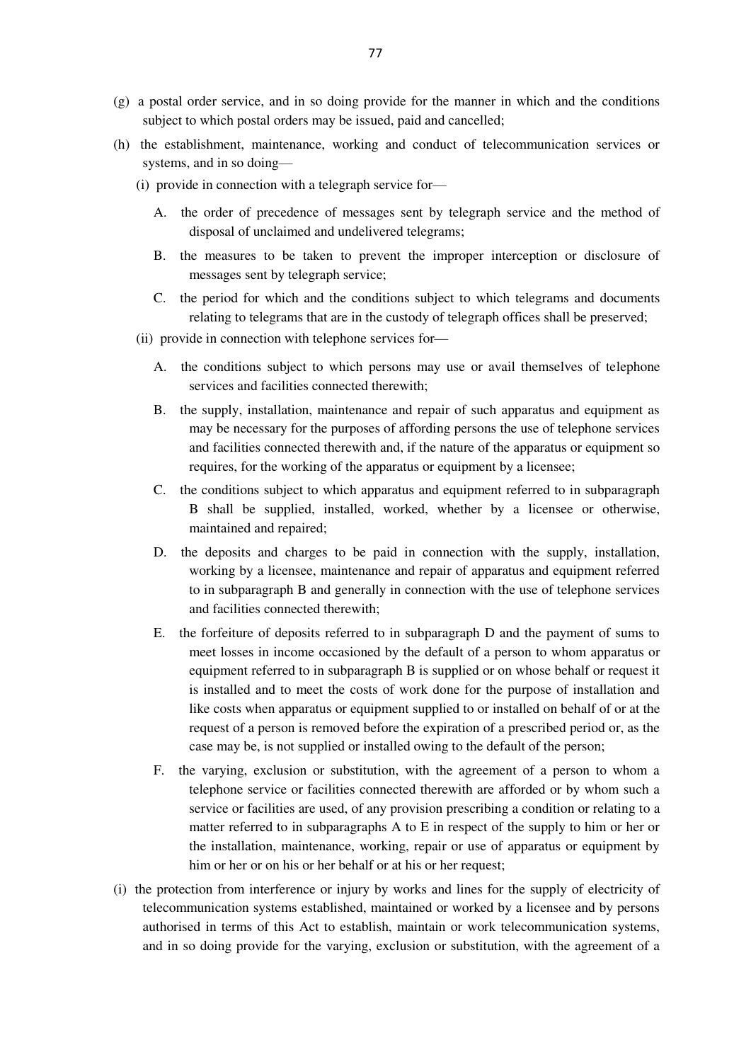(g) a postal order service, and in so doing provide for the manner in which and the conditions subject to which postal orders may be issued, paid and cancelled;

(h) the establishment, maintenance, working and conduct of telecommunication services or systems, and in so doing—

(i) provide in connection with a telegraph service for—

A. the order of precedence of messages sent by telegraph service and the method of disposal of unclaimed and undelivered telegrams;

B. the measures to be taken to prevent the improper interception or disclosure of messages sent by telegraph service;

C. the period for which and the conditions subject to which telegrams and documents relating to telegrams that are in the custody of telegraph offices shall be preserved;

(ii) provide in connection with telephone services for—

A. the conditions subject to which persons may use or avail themselves of telephone services and facilities connected therewith;

B. the supply, installation, maintenance and repair of such apparatus and equipment as may be necessary for the purposes of affording persons the use of telephone services and facilities connected therewith and, if the nature of the apparatus or equipment so requires, for the working of the apparatus or equipment by a licensee;

C. the conditions subject to which apparatus and equipment referred to in subparagraph B shall be supplied, installed, worked, whether by a licensee or otherwise, maintained and repaired;

D. the deposits and charges to be paid in connection with the supply, installation, working by a licensee, maintenance and repair of apparatus and equipment referred to in subparagraph B and generally in connection with the use of telephone services and facilities connected therewith;

E. the forfeiture of deposits referred to in subparagraph D and the payment of sums to meet losses in income occasioned by the default of a person to whom apparatus or equipment referred to in subparagraph B is supplied or on whose behalf or request it is installed and to meet the costs of work done for the purpose of installation and like costs when apparatus or equipment supplied to or installed on behalf of or at the request of a person is removed before the expiration of a prescribed period or, as the case may be, is not supplied or installed owing to the default of the person;

F. the varying, exclusion or substitution, with the agreement of a person to whom a telephone service or facilities connected therewith are afforded or by whom such a service or facilities are used, of any provision prescribing a condition or relating to a matter referred to in subparagraphs A to E in respect of the supply to him or her or the installation, maintenance, working, repair or use of apparatus or equipment by him or her or on his or her behalf or at his or her request;

(i) the protection from interference or injury by works and lines for the supply of electricity of telecommunication systems established, maintained or worked by a licensee and by persons authorised in terms of this Act to establish, maintain or work telecommunication systems, and in so doing provide for the varying, exclusion or substitution, with the agreement of a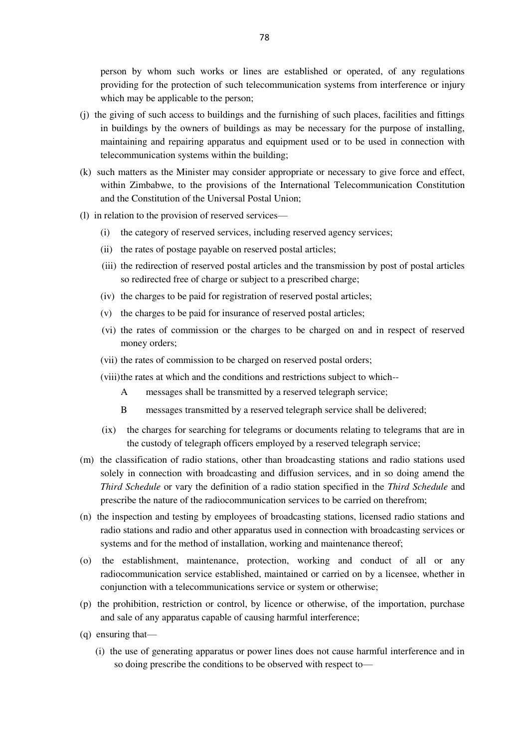person by whom such works or lines are established or operated, of any regulations providing for the protection of such telecommunication systems from interference or injury which may be applicable to the person;

(j) the giving of such access to buildings and the furnishing of such places, facilities and fittings in buildings by the owners of buildings as may be necessary for the purpose of installing, maintaining and repairing apparatus and equipment used or to be used in connection with telecommunication systems within the building;

(k) such matters as the Minister may consider appropriate or necessary to give force and effect, within Zimbabwe, to the provisions of the International Telecommunication Constitution and the Constitution of the Universal Postal Union;

(l) in relation to the provision of reserved services—

(i) the category of reserved services, including reserved agency services;

(ii) the rates of postage payable on reserved postal articles;

(iii) the redirection of reserved postal articles and the transmission by post of postal articles so redirected free of charge or subject to a prescribed charge;

(iv) the charges to be paid for registration of reserved postal articles;

(v) the charges to be paid for insurance of reserved postal articles;

(vi) the rates of commission or the charges to be charged on and in respect of reserved money orders;

(vii) the rates of commission to be charged on reserved postal orders;

(viii) the rates at which and the conditions and restrictions subject to which--

A messages shall be transmitted by a reserved telegraph service;

B messages transmitted by a reserved telegraph service shall be delivered;

(ix) the charges for searching for telegrams or documents relating to telegrams that are in the custody of telegraph officers employed by a reserved telegraph service;

(m) the classification of radio stations, other than broadcasting stations and radio stations used solely in connection with broadcasting and diffusion services, and in so doing amend the *Third Schedule* or vary the definition of a radio station specified in the *Third Schedule* and prescribe the nature of the radiocommunication services to be carried on therefrom;

(n) the inspection and testing by employees of broadcasting stations, licensed radio stations and radio stations and radio and other apparatus used in connection with broadcasting services or systems and for the method of installation, working and maintenance thereof;

(o) the establishment, maintenance, protection, working and conduct of all or any radiocommunication service established, maintained or carried on by a licensee, whether in conjunction with a telecommunications service or system or otherwise;

(p) the prohibition, restriction or control, by licence or otherwise, of the importation, purchase and sale of any apparatus capable of causing harmful interference;

(q) ensuring that—

(i) the use of generating apparatus or power lines does not cause harmful interference and in so doing prescribe the conditions to be observed with respect to—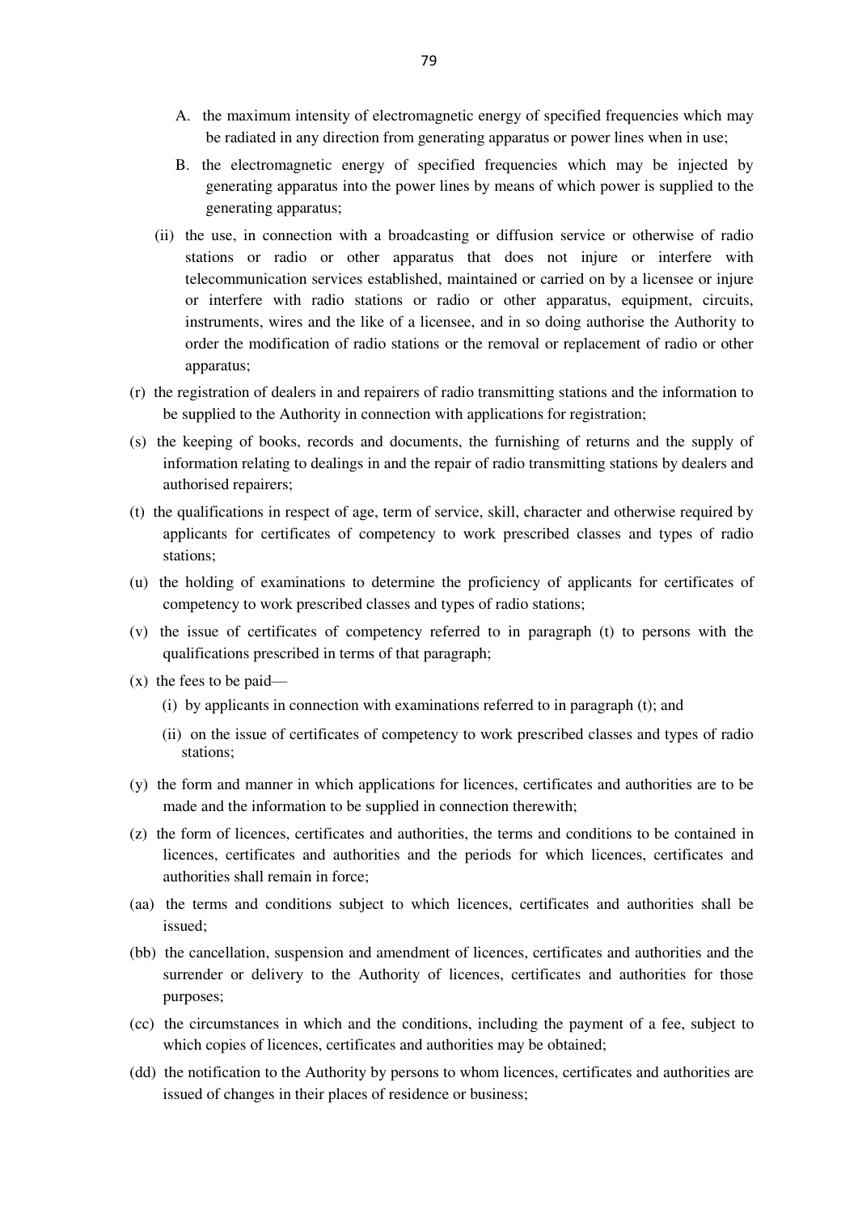A. the maximum intensity of electromagnetic energy of specified frequencies which may be radiated in any direction from generating apparatus or power lines when in use;

B. the electromagnetic energy of specified frequencies which may be injected by generating apparatus into the power lines by means of which power is supplied to the generating apparatus;

(ii) the use, in connection with a broadcasting or diffusion service or otherwise of radio stations or radio or other apparatus that does not injure or interfere with telecommunication services established, maintained or carried on by a licensee or injure or interfere with radio stations or radio or other apparatus, equipment, circuits, instruments, wires and the like of a licensee, and in so doing authorise the Authority to order the modification of radio stations or the removal or replacement of radio or other apparatus;

(r) the registration of dealers in and repairers of radio transmitting stations and the information to be supplied to the Authority in connection with applications for registration;

(s) the keeping of books, records and documents, the furnishing of returns and the supply of information relating to dealings in and the repair of radio transmitting stations by dealers and authorised repairers;

(t) the qualifications in respect of age, term of service, skill, character and otherwise required by applicants for certificates of competency to work prescribed classes and types of radio stations;

(u) the holding of examinations to determine the proficiency of applicants for certificates of competency to work prescribed classes and types of radio stations;

(v) the issue of certificates of competency referred to in paragraph (t) to persons with the qualifications prescribed in terms of that paragraph;

(x) the fees to be paid—

(i) by applicants in connection with examinations referred to in paragraph (t); and

(ii) on the issue of certificates of competency to work prescribed classes and types of radio stations;

(y) the form and manner in which applications for licences, certificates and authorities are to be made and the information to be supplied in connection therewith;

(z) the form of licences, certificates and authorities, the terms and conditions to be contained in licences, certificates and authorities and the periods for which licences, certificates and authorities shall remain in force;

(aa) the terms and conditions subject to which licences, certificates and authorities shall be issued;

(bb) the cancellation, suspension and amendment of licences, certificates and authorities and the surrender or delivery to the Authority of licences, certificates and authorities for those purposes;

(cc) the circumstances in which and the conditions, including the payment of a fee, subject to which copies of licences, certificates and authorities may be obtained;

(dd) the notification to the Authority by persons to whom licences, certificates and authorities are issued of changes in their places of residence or business;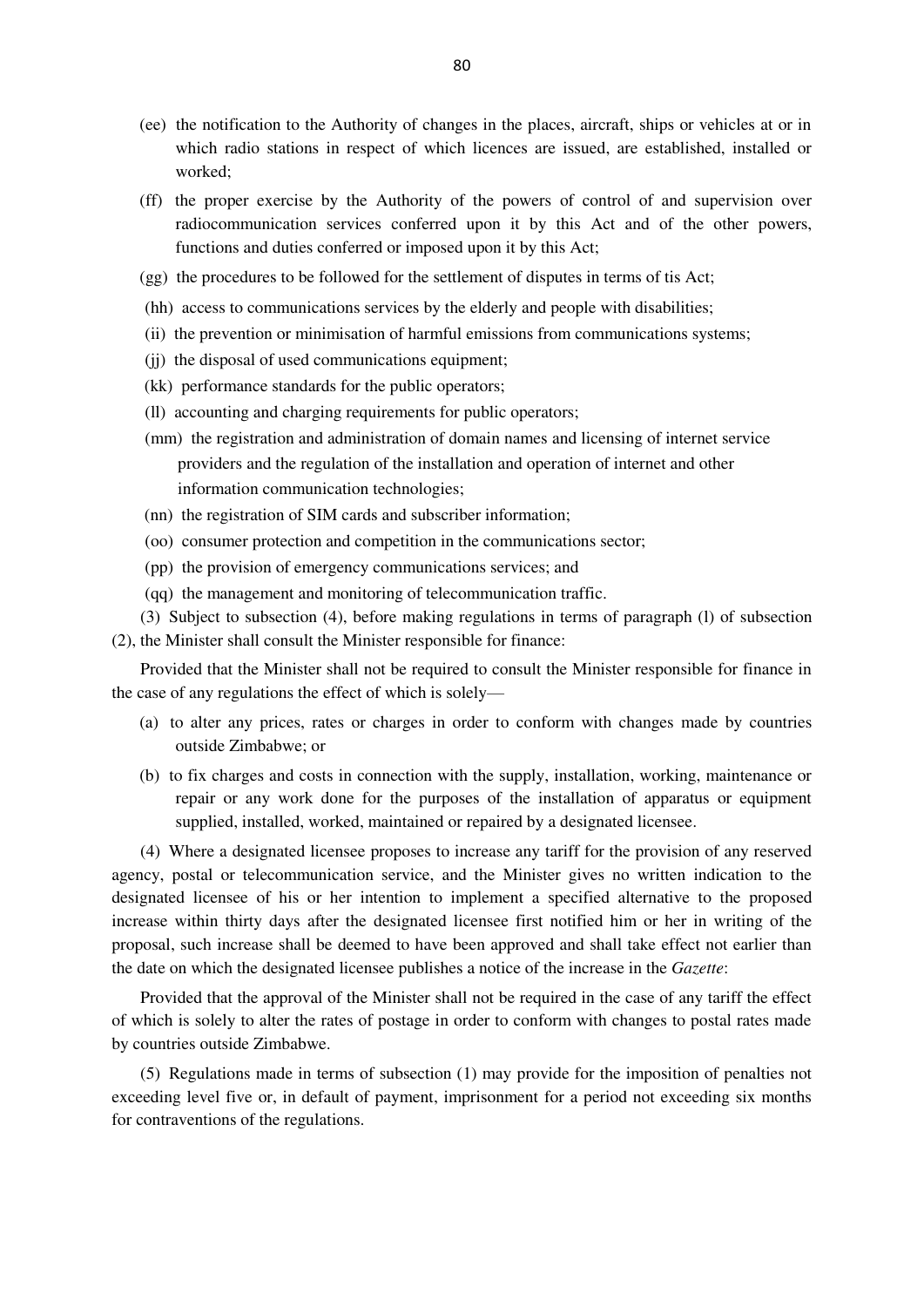(ee) the notification to the Authority of changes in the places, aircraft, ships or vehicles at or in which radio stations in respect of which licences are issued, are established, installed or worked;

(ff) the proper exercise by the Authority of the powers of control of and supervision over radiocommunication services conferred upon it by this Act and of the other powers, functions and duties conferred or imposed upon it by this Act;

(gg) the procedures to be followed for the settlement of disputes in terms of tis Act;

(hh) access to communications services by the elderly and people with disabilities;

(ii) the prevention or minimisation of harmful emissions from communications systems;

(jj) the disposal of used communications equipment;

(kk) performance standards for the public operators;

(ll) accounting and charging requirements for public operators;

(mm) the registration and administration of domain names and licensing of internet service providers and the regulation of the installation and operation of internet and other information communication technologies;

(nn) the registration of SIM cards and subscriber information;

(oo) consumer protection and competition in the communications sector;

(pp) the provision of emergency communications services; and

(qq) the management and monitoring of telecommunication traffic.

(3) Subject to subsection (4), before making regulations in terms of paragraph (l) of subsection (2), the Minister shall consult the Minister responsible for finance:

Provided that the Minister shall not be required to consult the Minister responsible for finance in the case of any regulations the effect of which is solely—

(a) to alter any prices, rates or charges in order to conform with changes made by countries outside Zimbabwe; or

(b) to fix charges and costs in connection with the supply, installation, working, maintenance or repair or any work done for the purposes of the installation of apparatus or equipment supplied, installed, worked, maintained or repaired by a designated licensee.

(4) Where a designated licensee proposes to increase any tariff for the provision of any reserved agency, postal or telecommunication service, and the Minister gives no written indication to the designated licensee of his or her intention to implement a specified alternative to the proposed increase within thirty days after the designated licensee first notified him or her in writing of the proposal, such increase shall be deemed to have been approved and shall take effect not earlier than the date on which the designated licensee publishes a notice of the increase in the *Gazette*:

Provided that the approval of the Minister shall not be required in the case of any tariff the effect of which is solely to alter the rates of postage in order to conform with changes to postal rates made by countries outside Zimbabwe.

(5) Regulations made in terms of subsection (1) may provide for the imposition of penalties not exceeding level five or, in default of payment, imprisonment for a period not exceeding six months for contraventions of the regulations.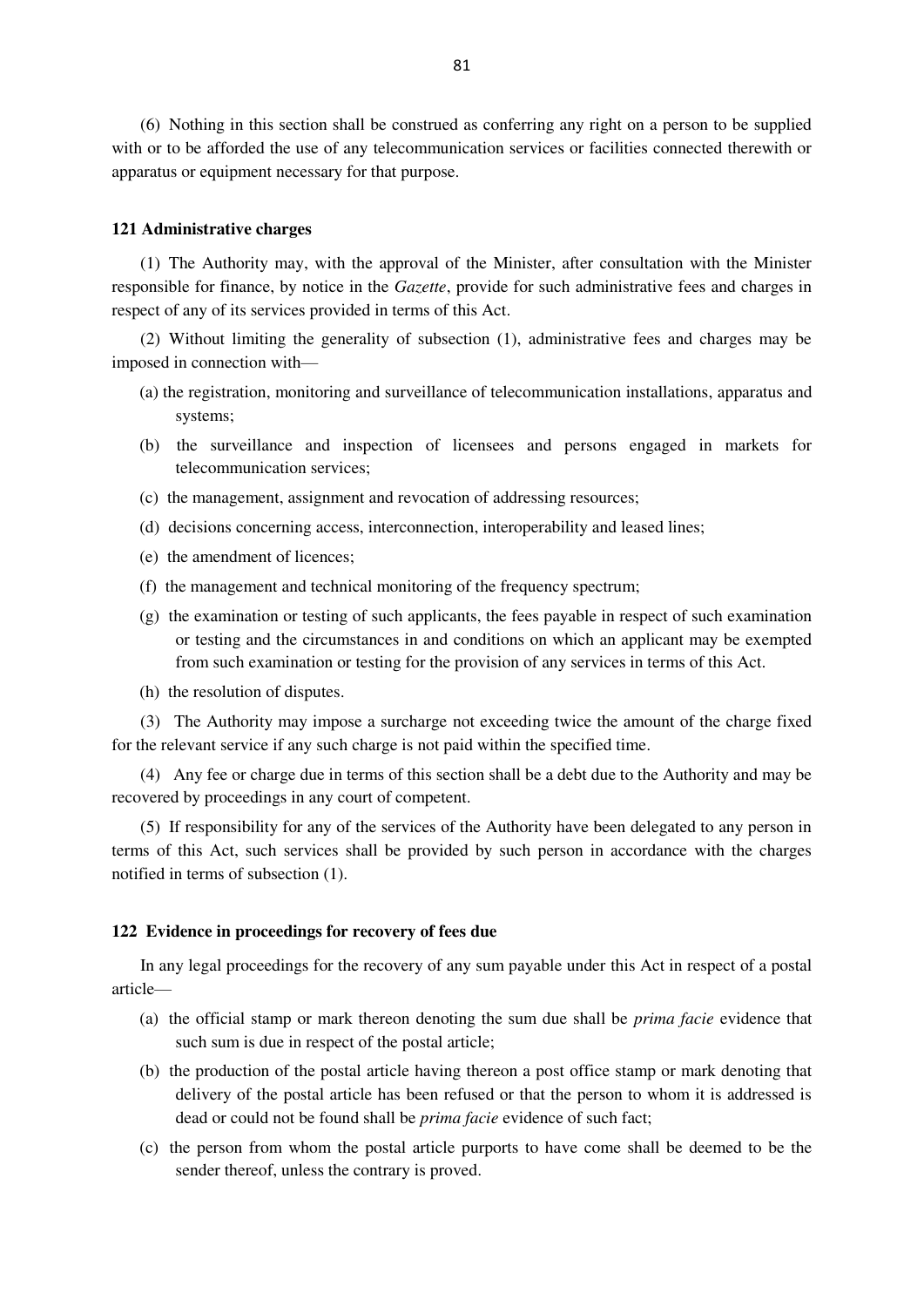(6) Nothing in this section shall be construed as conferring any right on a person to be supplied with or to be afforded the use of any telecommunication services or facilities connected therewith or apparatus or equipment necessary for that purpose.

**121 Administrative charges**

(1) The Authority may, with the approval of the Minister, after consultation with the Minister responsible for finance, by notice in the *Gazette*, provide for such administrative fees and charges in respect of any of its services provided in terms of this Act.

(2) Without limiting the generality of subsection (1), administrative fees and charges may be imposed in connection with—

(a) the registration, monitoring and surveillance of telecommunication installations, apparatus and systems;

(b) the surveillance and inspection of licensees and persons engaged in markets for telecommunication services;

(c) the management, assignment and revocation of addressing resources;

(d) decisions concerning access, interconnection, interoperability and leased lines;

(e) the amendment of licences;

(f) the management and technical monitoring of the frequency spectrum;

(g) the examination or testing of such applicants, the fees payable in respect of such examination or testing and the circumstances in and conditions on which an applicant may be exempted from such examination or testing for the provision of any services in terms of this Act.

(h) the resolution of disputes.

(3) The Authority may impose a surcharge not exceeding twice the amount of the charge fixed for the relevant service if any such charge is not paid within the specified time.

(4) Any fee or charge due in terms of this section shall be a debt due to the Authority and may be recovered by proceedings in any court of competent.

(5) If responsibility for any of the services of the Authority have been delegated to any person in terms of this Act, such services shall be provided by such person in accordance with the charges notified in terms of subsection (1).

**122 Evidence in proceedings for recovery of fees due**

In any legal proceedings for the recovery of any sum payable under this Act in respect of a postal article—

(a) the official stamp or mark thereon denoting the sum due shall be *prima facie* evidence that such sum is due in respect of the postal article;

(b) the production of the postal article having thereon a post office stamp or mark denoting that delivery of the postal article has been refused or that the person to whom it is addressed is dead or could not be found shall be *prima facie* evidence of such fact;

(c) the person from whom the postal article purports to have come shall be deemed to be the sender thereof, unless the contrary is proved.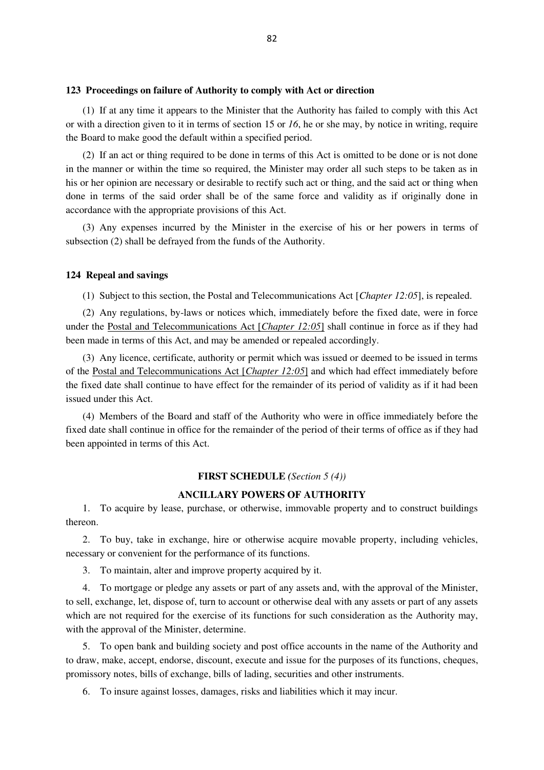### 123 Proceedings on failure of Authority to comply with Act or direction

(1) If at any time it appears to the Minister that the Authority has failed to comply with this Act or with a direction given to it in terms of section 15 or *16*, he or she may, by notice in writing, require the Board to make good the default within a specified period.

(2) If an act or thing required to be done in terms of this Act is omitted to be done or is not done in the manner or within the time so required, the Minister may order all such steps to be taken as in his or her opinion are necessary or desirable to rectify such act or thing, and the said act or thing when done in terms of the said order shall be of the same force and validity as if originally done in accordance with the appropriate provisions of this Act.

(3) Any expenses incurred by the Minister in the exercise of his or her powers in terms of subsection (2) shall be defrayed from the funds of the Authority.

### 124 Repeal and savings

(1) Subject to this section, the Postal and Telecommunications Act [*Chapter 12:05*], is repealed.

(2) Any regulations, by-laws or notices which, immediately before the fixed date, were in force under the Postal and Telecommunications Act [*Chapter 12:05*] shall continue in force as if they had been made in terms of this Act, and may be amended or repealed accordingly.

(3) Any licence, certificate, authority or permit which was issued or deemed to be issued in terms of the Postal and Telecommunications Act [*Chapter 12:05*] and which had effect immediately before the fixed date shall continue to have effect for the remainder of its period of validity as if it had been issued under this Act.

(4) Members of the Board and staff of the Authority who were in office immediately before the fixed date shall continue in office for the remainder of the period of their terms of office as if they had been appointed in terms of this Act.

## FIRST SCHEDULE *(Section 5 (4))*

## ANCILLARY POWERS OF AUTHORITY

1. To acquire by lease, purchase, or otherwise, immovable property and to construct buildings thereon.

2. To buy, take in exchange, hire or otherwise acquire movable property, including vehicles, necessary or convenient for the performance of its functions.

3. To maintain, alter and improve property acquired by it.

4. To mortgage or pledge any assets or part of any assets and, with the approval of the Minister, to sell, exchange, let, dispose of, turn to account or otherwise deal with any assets or part of any assets which are not required for the exercise of its functions for such consideration as the Authority may, with the approval of the Minister, determine.

5. To open bank and building society and post office accounts in the name of the Authority and to draw, make, accept, endorse, discount, execute and issue for the purposes of its functions, cheques, promissory notes, bills of exchange, bills of lading, securities and other instruments.

6. To insure against losses, damages, risks and liabilities which it may incur.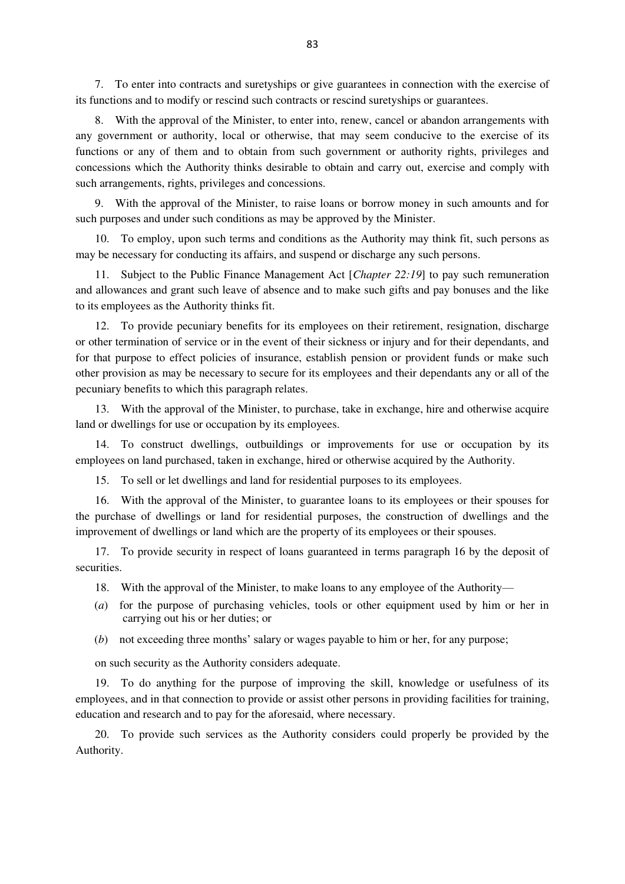7. To enter into contracts and suretyships or give guarantees in connection with the exercise of its functions and to modify or rescind such contracts or rescind suretyships or guarantees.

8. With the approval of the Minister, to enter into, renew, cancel or abandon arrangements with any government or authority, local or otherwise, that may seem conducive to the exercise of its functions or any of them and to obtain from such government or authority rights, privileges and concessions which the Authority thinks desirable to obtain and carry out, exercise and comply with such arrangements, rights, privileges and concessions.

9. With the approval of the Minister, to raise loans or borrow money in such amounts and for such purposes and under such conditions as may be approved by the Minister.

10. To employ, upon such terms and conditions as the Authority may think fit, such persons as may be necessary for conducting its affairs, and suspend or discharge any such persons.

11. Subject to the Public Finance Management Act [*Chapter 22:19*] to pay such remuneration and allowances and grant such leave of absence and to make such gifts and pay bonuses and the like to its employees as the Authority thinks fit.

12. To provide pecuniary benefits for its employees on their retirement, resignation, discharge or other termination of service or in the event of their sickness or injury and for their dependants, and for that purpose to effect policies of insurance, establish pension or provident funds or make such other provision as may be necessary to secure for its employees and their dependants any or all of the pecuniary benefits to which this paragraph relates.

13. With the approval of the Minister, to purchase, take in exchange, hire and otherwise acquire land or dwellings for use or occupation by its employees.

14. To construct dwellings, outbuildings or improvements for use or occupation by its employees on land purchased, taken in exchange, hired or otherwise acquired by the Authority.

15. To sell or let dwellings and land for residential purposes to its employees.

16. With the approval of the Minister, to guarantee loans to its employees or their spouses for the purchase of dwellings or land for residential purposes, the construction of dwellings and the improvement of dwellings or land which are the property of its employees or their spouses.

17. To provide security in respect of loans guaranteed in terms paragraph 16 by the deposit of securities.

18. With the approval of the Minister, to make loans to any employee of the Authority—

(*a*) for the purpose of purchasing vehicles, tools or other equipment used by him or her in carrying out his or her duties; or

(*b*) not exceeding three months' salary or wages payable to him or her, for any purpose;

on such security as the Authority considers adequate.

19. To do anything for the purpose of improving the skill, knowledge or usefulness of its employees, and in that connection to provide or assist other persons in providing facilities for training, education and research and to pay for the aforesaid, where necessary.

20. To provide such services as the Authority considers could properly be provided by the Authority.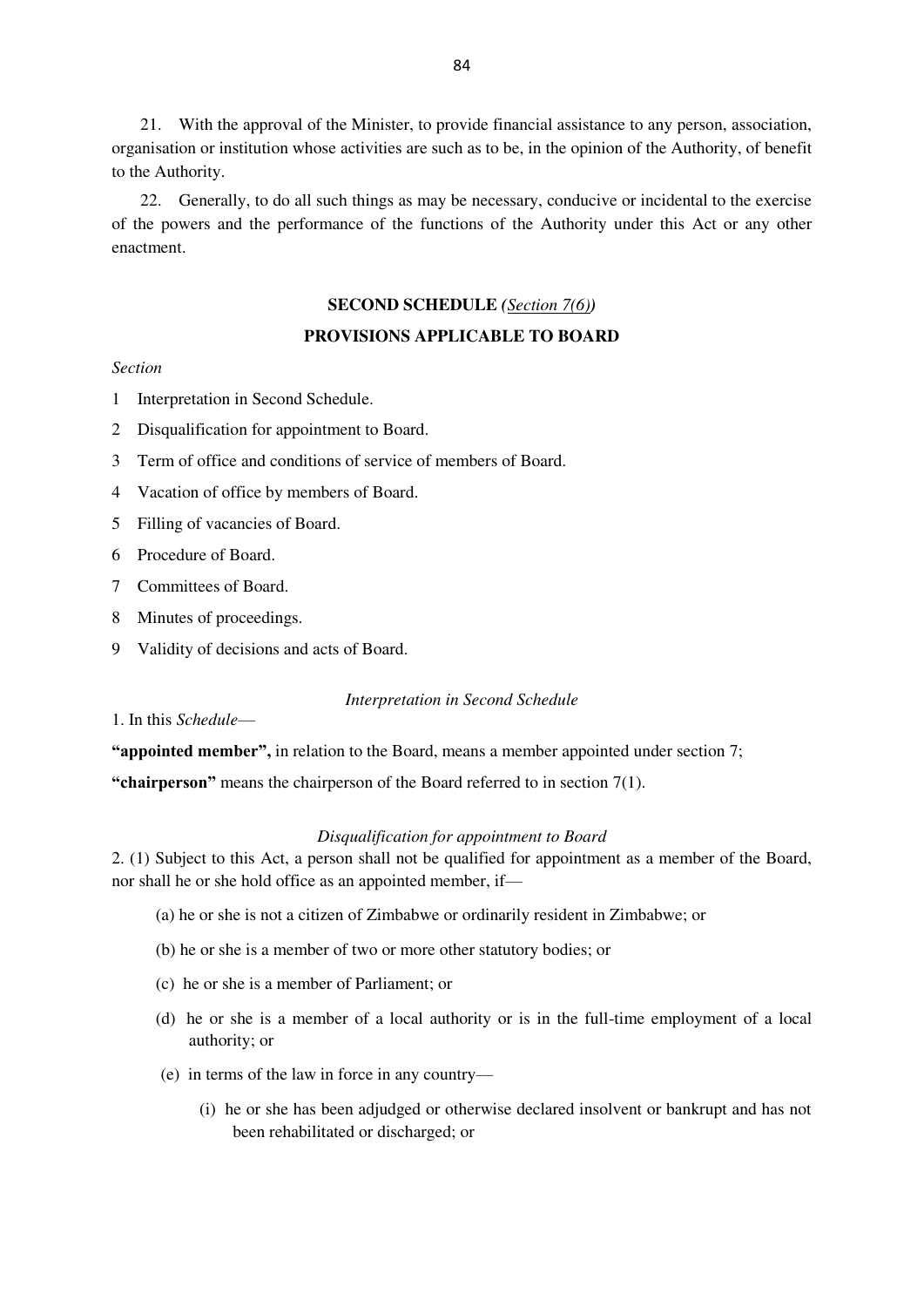21. With the approval of the Minister, to provide financial assistance to any person, association, organisation or institution whose activities are such as to be, in the opinion of the Authority, of benefit to the Authority.

22. Generally, to do all such things as may be necessary, conducive or incidental to the exercise of the powers and the performance of the functions of the Authority under this Act or any other enactment.

## SECOND SCHEDULE *(Section 7(6))*

## PROVISIONS APPLICABLE TO BOARD

*Section*

1 Interpretation in Second Schedule.

2 Disqualification for appointment to Board.

3 Term of office and conditions of service of members of Board.

4 Vacation of office by members of Board.

5 Filling of vacancies of Board.

6 Procedure of Board.

7 Committees of Board.

8 Minutes of proceedings.

9 Validity of decisions and acts of Board.

*Interpretation in Second Schedule*

1. In this *Schedule*—

**"appointed member",** in relation to the Board, means a member appointed under section 7;

**"chairperson"** means the chairperson of the Board referred to in section 7(1).

*Disqualification for appointment to Board*

2. (1) Subject to this Act, a person shall not be qualified for appointment as a member of the Board, nor shall he or she hold office as an appointed member, if—

(a) he or she is not a citizen of Zimbabwe or ordinarily resident in Zimbabwe; or

(b) he or she is a member of two or more other statutory bodies; or

(c) he or she is a member of Parliament; or

(d) he or she is a member of a local authority or is in the full-time employment of a local authority; or

(e) in terms of the law in force in any country—

(i) he or she has been adjudged or otherwise declared insolvent or bankrupt and has not been rehabilitated or discharged; or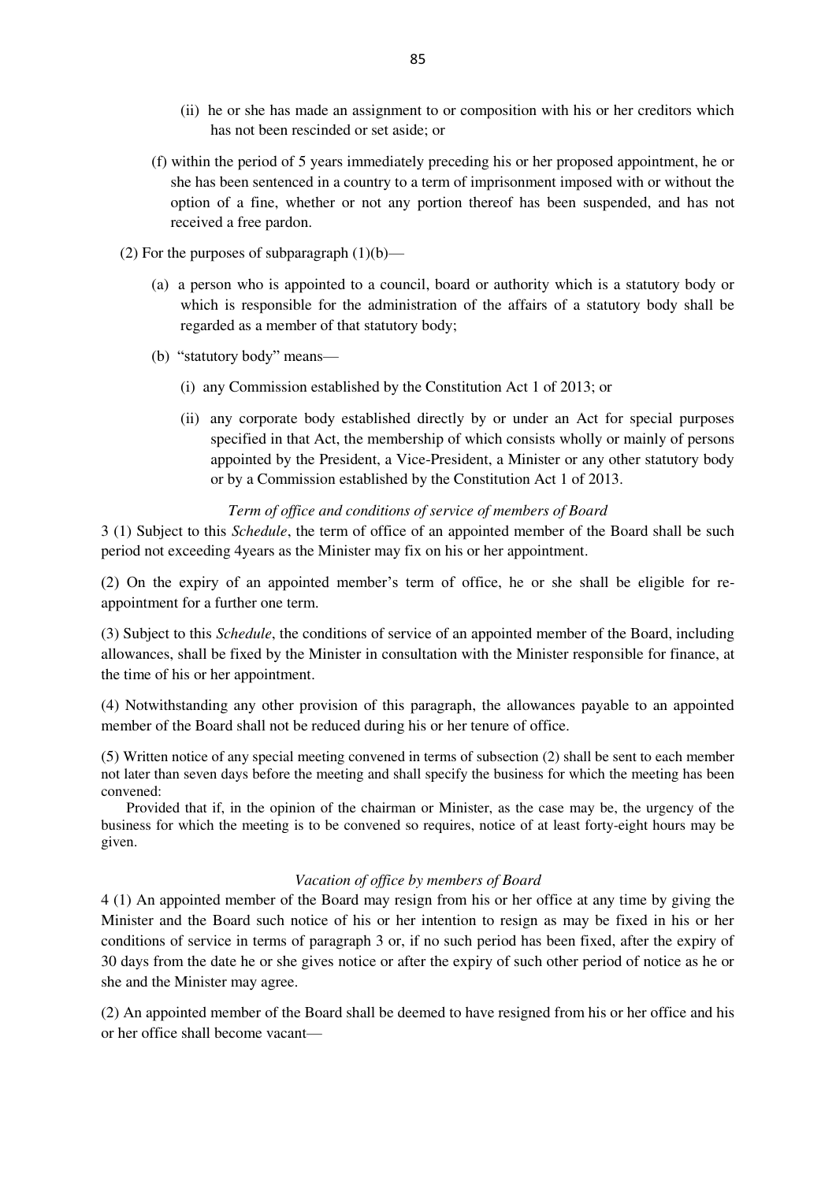(ii) he or she has made an assignment to or composition with his or her creditors which has not been rescinded or set aside; or

(f) within the period of 5 years immediately preceding his or her proposed appointment, he or she has been sentenced in a country to a term of imprisonment imposed with or without the option of a fine, whether or not any portion thereof has been suspended, and has not received a free pardon.

(2) For the purposes of subparagraph (1)(b)—

(a) a person who is appointed to a council, board or authority which is a statutory body or which is responsible for the administration of the affairs of a statutory body shall be regarded as a member of that statutory body;

(b) "statutory body" means—

(i) any Commission established by the Constitution Act 1 of 2013; or

(ii) any corporate body established directly by or under an Act for special purposes specified in that Act, the membership of which consists wholly or mainly of persons appointed by the President, a Vice-President, a Minister or any other statutory body or by a Commission established by the Constitution Act 1 of 2013.

*Term of office and conditions of service of members of Board*

3 (1) Subject to this *Schedule*, the term of office of an appointed member of the Board shall be such period not exceeding 4years as the Minister may fix on his or her appointment.

(2) On the expiry of an appointed member's term of office, he or she shall be eligible for re-appointment for a further one term.

(3) Subject to this *Schedule*, the conditions of service of an appointed member of the Board, including allowances, shall be fixed by the Minister in consultation with the Minister responsible for finance, at the time of his or her appointment.

(4) Notwithstanding any other provision of this paragraph, the allowances payable to an appointed member of the Board shall not be reduced during his or her tenure of office.

(5) Written notice of any special meeting convened in terms of subsection (2) shall be sent to each member not later than seven days before the meeting and shall specify the business for which the meeting has been convened:

Provided that if, in the opinion of the chairman or Minister, as the case may be, the urgency of the business for which the meeting is to be convened so requires, notice of at least forty-eight hours may be given.

*Vacation of office by members of Board*

4 (1) An appointed member of the Board may resign from his or her office at any time by giving the Minister and the Board such notice of his or her intention to resign as may be fixed in his or her conditions of service in terms of paragraph 3 or, if no such period has been fixed, after the expiry of 30 days from the date he or she gives notice or after the expiry of such other period of notice as he or she and the Minister may agree.

(2) An appointed member of the Board shall be deemed to have resigned from his or her office and his or her office shall become vacant—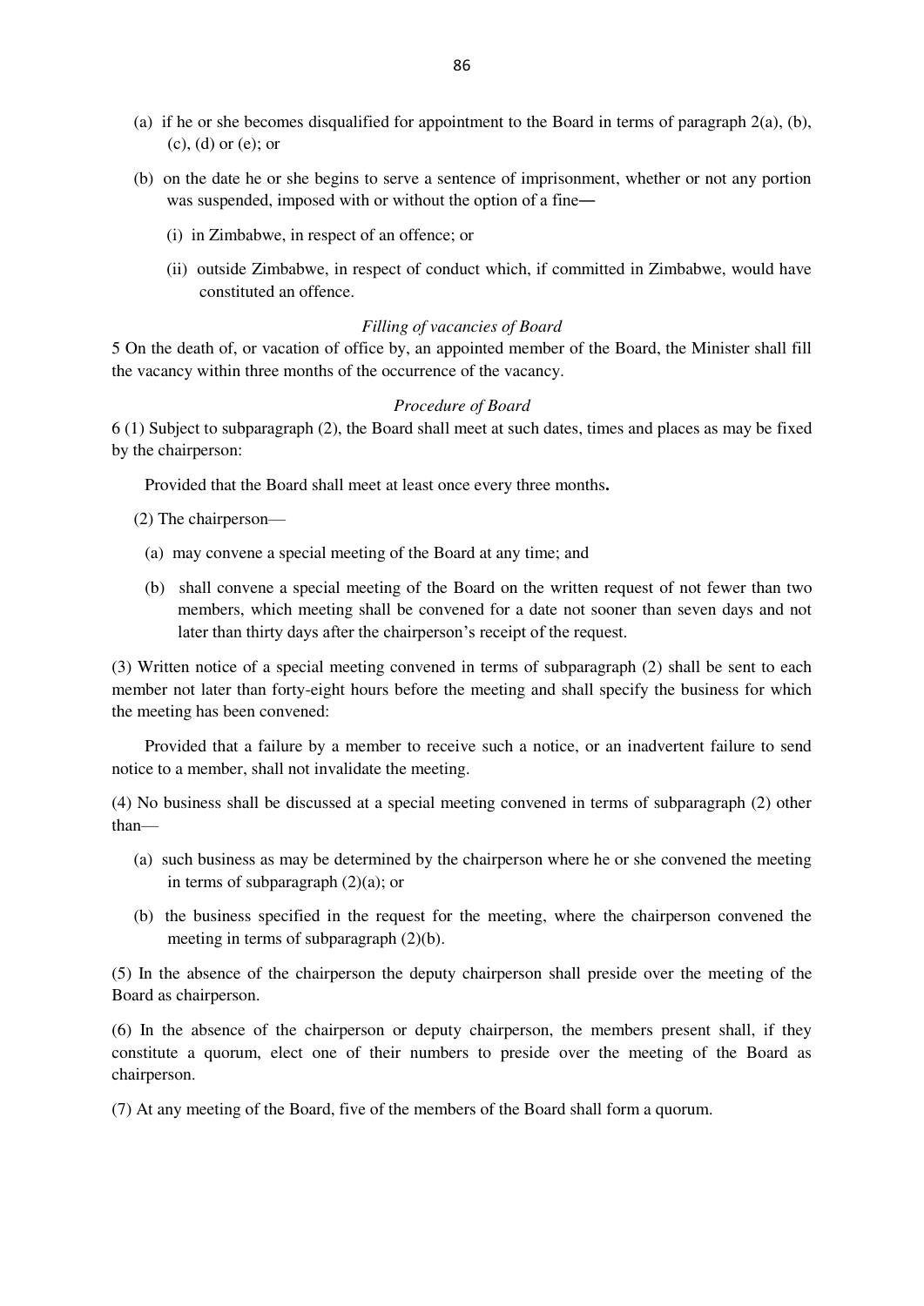(a) if he or she becomes disqualified for appointment to the Board in terms of paragraph 2(a), (b), (c), (d) or (e); or

(b) on the date he or she begins to serve a sentence of imprisonment, whether or not any portion was suspended, imposed with or without the option of a fine—

(i) in Zimbabwe, in respect of an offence; or

(ii) outside Zimbabwe, in respect of conduct which, if committed in Zimbabwe, would have constituted an offence.

*Filling of vacancies of Board*

5 On the death of, or vacation of office by, an appointed member of the Board, the Minister shall fill the vacancy within three months of the occurrence of the vacancy.

*Procedure of Board*

6 (1) Subject to subparagraph (2), the Board shall meet at such dates, times and places as may be fixed by the chairperson:

Provided that the Board shall meet at least once every three months.

(2) The chairperson—

(a) may convene a special meeting of the Board at any time; and

(b) shall convene a special meeting of the Board on the written request of not fewer than two members, which meeting shall be convened for a date not sooner than seven days and not later than thirty days after the chairperson's receipt of the request.

(3) Written notice of a special meeting convened in terms of subparagraph (2) shall be sent to each member not later than forty-eight hours before the meeting and shall specify the business for which the meeting has been convened:

Provided that a failure by a member to receive such a notice, or an inadvertent failure to send notice to a member, shall not invalidate the meeting.

(4) No business shall be discussed at a special meeting convened in terms of subparagraph (2) other than—

(a) such business as may be determined by the chairperson where he or she convened the meeting in terms of subparagraph (2)(a); or

(b) the business specified in the request for the meeting, where the chairperson convened the meeting in terms of subparagraph (2)(b).

(5) In the absence of the chairperson the deputy chairperson shall preside over the meeting of the Board as chairperson.

(6) In the absence of the chairperson or deputy chairperson, the members present shall, if they constitute a quorum, elect one of their numbers to preside over the meeting of the Board as chairperson.

(7) At any meeting of the Board, five of the members of the Board shall form a quorum.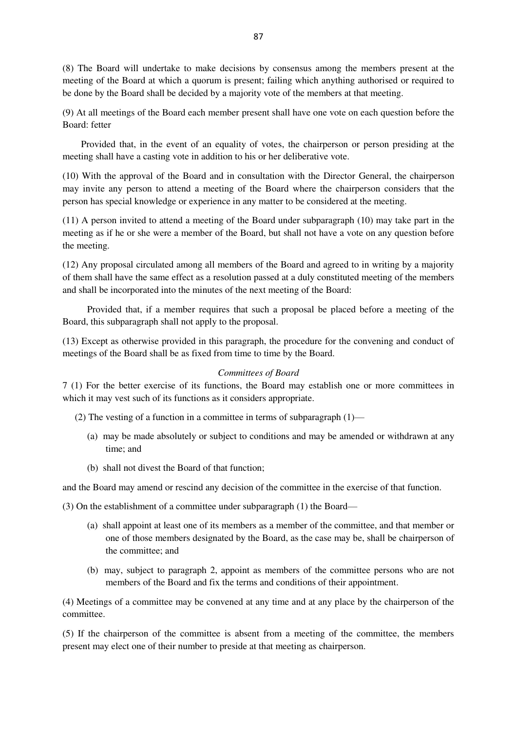(8) The Board will undertake to make decisions by consensus among the members present at the meeting of the Board at which a quorum is present; failing which anything authorised or required to be done by the Board shall be decided by a majority vote of the members at that meeting.

(9) At all meetings of the Board each member present shall have one vote on each question before the Board: fetter

Provided that, in the event of an equality of votes, the chairperson or person presiding at the meeting shall have a casting vote in addition to his or her deliberative vote.

(10) With the approval of the Board and in consultation with the Director General, the chairperson may invite any person to attend a meeting of the Board where the chairperson considers that the person has special knowledge or experience in any matter to be considered at the meeting.

(11) A person invited to attend a meeting of the Board under subparagraph (10) may take part in the meeting as if he or she were a member of the Board, but shall not have a vote on any question before the meeting.

(12) Any proposal circulated among all members of the Board and agreed to in writing by a majority of them shall have the same effect as a resolution passed at a duly constituted meeting of the members and shall be incorporated into the minutes of the next meeting of the Board:

Provided that, if a member requires that such a proposal be placed before a meeting of the Board, this subparagraph shall not apply to the proposal.

(13) Except as otherwise provided in this paragraph, the procedure for the convening and conduct of meetings of the Board shall be as fixed from time to time by the Board.

*Committees of Board*

7 (1) For the better exercise of its functions, the Board may establish one or more committees in which it may vest such of its functions as it considers appropriate.

(2) The vesting of a function in a committee in terms of subparagraph (1)—

(a) may be made absolutely or subject to conditions and may be amended or withdrawn at any time; and

(b) shall not divest the Board of that function;

and the Board may amend or rescind any decision of the committee in the exercise of that function.

(3) On the establishment of a committee under subparagraph (1) the Board—

(a) shall appoint at least one of its members as a member of the committee, and that member or one of those members designated by the Board, as the case may be, shall be chairperson of the committee; and

(b) may, subject to paragraph 2, appoint as members of the committee persons who are not members of the Board and fix the terms and conditions of their appointment.

(4) Meetings of a committee may be convened at any time and at any place by the chairperson of the committee.

(5) If the chairperson of the committee is absent from a meeting of the committee, the members present may elect one of their number to preside at that meeting as chairperson.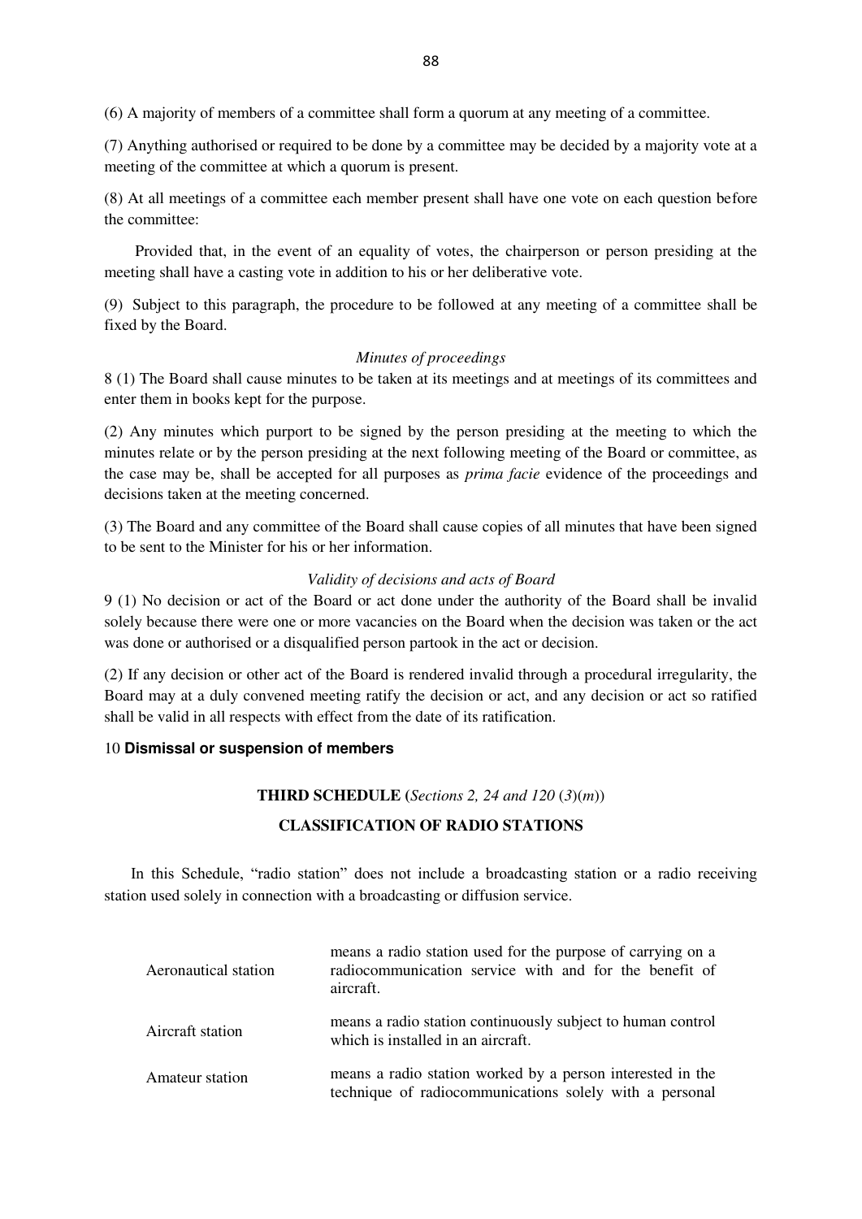(6) A majority of members of a committee shall form a quorum at any meeting of a committee.

(7) Anything authorised or required to be done by a committee may be decided by a majority vote at a meeting of the committee at which a quorum is present.

(8) At all meetings of a committee each member present shall have one vote on each question before the committee:

Provided that, in the event of an equality of votes, the chairperson or person presiding at the meeting shall have a casting vote in addition to his or her deliberative vote.

(9) Subject to this paragraph, the procedure to be followed at any meeting of a committee shall be fixed by the Board.

*Minutes of proceedings*

8 (1) The Board shall cause minutes to be taken at its meetings and at meetings of its committees and enter them in books kept for the purpose.

(2) Any minutes which purport to be signed by the person presiding at the meeting to which the minutes relate or by the person presiding at the next following meeting of the Board or committee, as the case may be, shall be accepted for all purposes as *prima facie* evidence of the proceedings and decisions taken at the meeting concerned.

(3) The Board and any committee of the Board shall cause copies of all minutes that have been signed to be sent to the Minister for his or her information.

*Validity of decisions and acts of Board*

9 (1) No decision or act of the Board or act done under the authority of the Board shall be invalid solely because there were one or more vacancies on the Board when the decision was taken or the act was done or authorised or a disqualified person partook in the act or decision.

(2) If any decision or other act of the Board is rendered invalid through a procedural irregularity, the Board may at a duly convened meeting ratify the decision or act, and any decision or act so ratified shall be valid in all respects with effect from the date of its ratification.

10 **Dismissal or suspension of members**

## THIRD SCHEDULE (*Sections 2, 24 and 120* (*3*)(*m*))

## CLASSIFICATION OF RADIO STATIONS

In this Schedule, "radio station" does not include a broadcasting station or a radio receiving station used solely in connection with a broadcasting or diffusion service.

| | |
|---|---|
| Aeronautical station | means a radio station used for the purpose of carrying on a radiocommunication service with and for the benefit of aircraft. |
| Aircraft station | means a radio station continuously subject to human control which is installed in an aircraft. |
| Amateur station | means a radio station worked by a person interested in the technique of radiocommunications solely with a personal |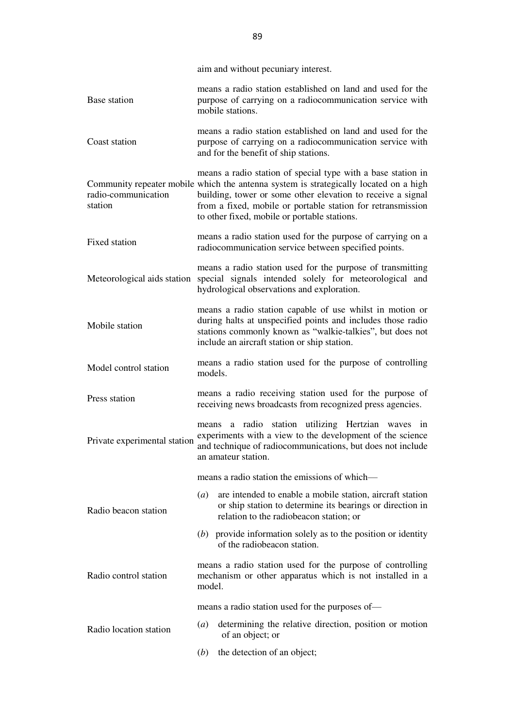aim and without pecuniary interest.

| | |
|---|---|
| Base station | means a radio station established on land and used for the purpose of carrying on a radiocommunication service with mobile stations. |
| Coast station | means a radio station established on land and used for the purpose of carrying on a radiocommunication service with and for the benefit of ship stations. |
| Community repeater mobile radio-communication station | means a radio station of special type with a base station in which the antenna system is strategically located on a high building, tower or some other elevation to receive a signal from a fixed, mobile or portable station for retransmission to other fixed, mobile or portable stations. |
| Fixed station | means a radio station used for the purpose of carrying on a radiocommunication service between specified points. |
| Meteorological aids station | means a radio station used for the purpose of transmitting special signals intended solely for meteorological and hydrological observations and exploration. |
| Mobile station | means a radio station capable of use whilst in motion or during halts at unspecified points and includes those radio stations commonly known as "walkie-talkies", but does not include an aircraft station or ship station. |
| Model control station | means a radio station used for the purpose of controlling models. |
| Press station | means a radio receiving station used for the purpose of receiving news broadcasts from recognized press agencies. |
| Private experimental station | means a radio station utilizing Hertzian waves in experiments with a view to the development of the science and technique of radiocommunications, but does not include an amateur station. |
| Radio beacon station | means a radio station the emissions of which— (*a*) are intended to enable a mobile station, aircraft station or ship station to determine its bearings or direction in relation to the radiobeacon station; or (*b*) provide information solely as to the position or identity of the radiobeacon station. |
| Radio control station | means a radio station used for the purpose of controlling mechanism or other apparatus which is not installed in a model. |
| Radio location station | means a radio station used for the purposes of— (*a*) determining the relative direction, position or motion of an object; or (*b*) the detection of an object; |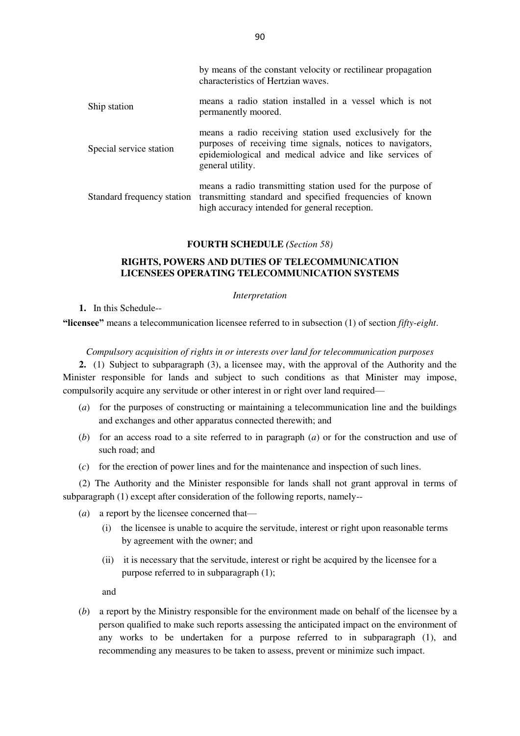| | |
|---|---|
| | by means of the constant velocity or rectilinear propagation characteristics of Hertzian waves. |
| Ship station | means a radio station installed in a vessel which is not permanently moored. |
| Special service station | means a radio receiving station used exclusively for the purposes of receiving time signals, notices to navigators, epidemiological and medical advice and like services of general utility. |
| Standard frequency station | means a radio transmitting station used for the purpose of transmitting standard and specified frequencies of known high accuracy intended for general reception. |

## FOURTH SCHEDULE *(Section 58)*

## RIGHTS, POWERS AND DUTIES OF TELECOMMUNICATION LICENSEES OPERATING TELECOMMUNICATION SYSTEMS

*Interpretation*

**1.** In this Schedule--

**"licensee"** means a telecommunication licensee referred to in subsection (1) of section *fifty-eight*.

*Compulsory acquisition of rights in or interests over land for telecommunication purposes*

**2.** (1) Subject to subparagraph (3), a licensee may, with the approval of the Authority and the Minister responsible for lands and subject to such conditions as that Minister may impose, compulsorily acquire any servitude or other interest in or right over land required—

(*a*) for the purposes of constructing or maintaining a telecommunication line and the buildings and exchanges and other apparatus connected therewith; and

(*b*) for an access road to a site referred to in paragraph (*a*) or for the construction and use of such road; and

(*c*) for the erection of power lines and for the maintenance and inspection of such lines.

(2) The Authority and the Minister responsible for lands shall not grant approval in terms of subparagraph (1) except after consideration of the following reports, namely--

(*a*) a report by the licensee concerned that—

(i) the licensee is unable to acquire the servitude, interest or right upon reasonable terms by agreement with the owner; and

(ii) it is necessary that the servitude, interest or right be acquired by the licensee for a purpose referred to in subparagraph (1);

and

(*b*) a report by the Ministry responsible for the environment made on behalf of the licensee by a person qualified to make such reports assessing the anticipated impact on the environment of any works to be undertaken for a purpose referred to in subparagraph (1), and recommending any measures to be taken to assess, prevent or minimize such impact.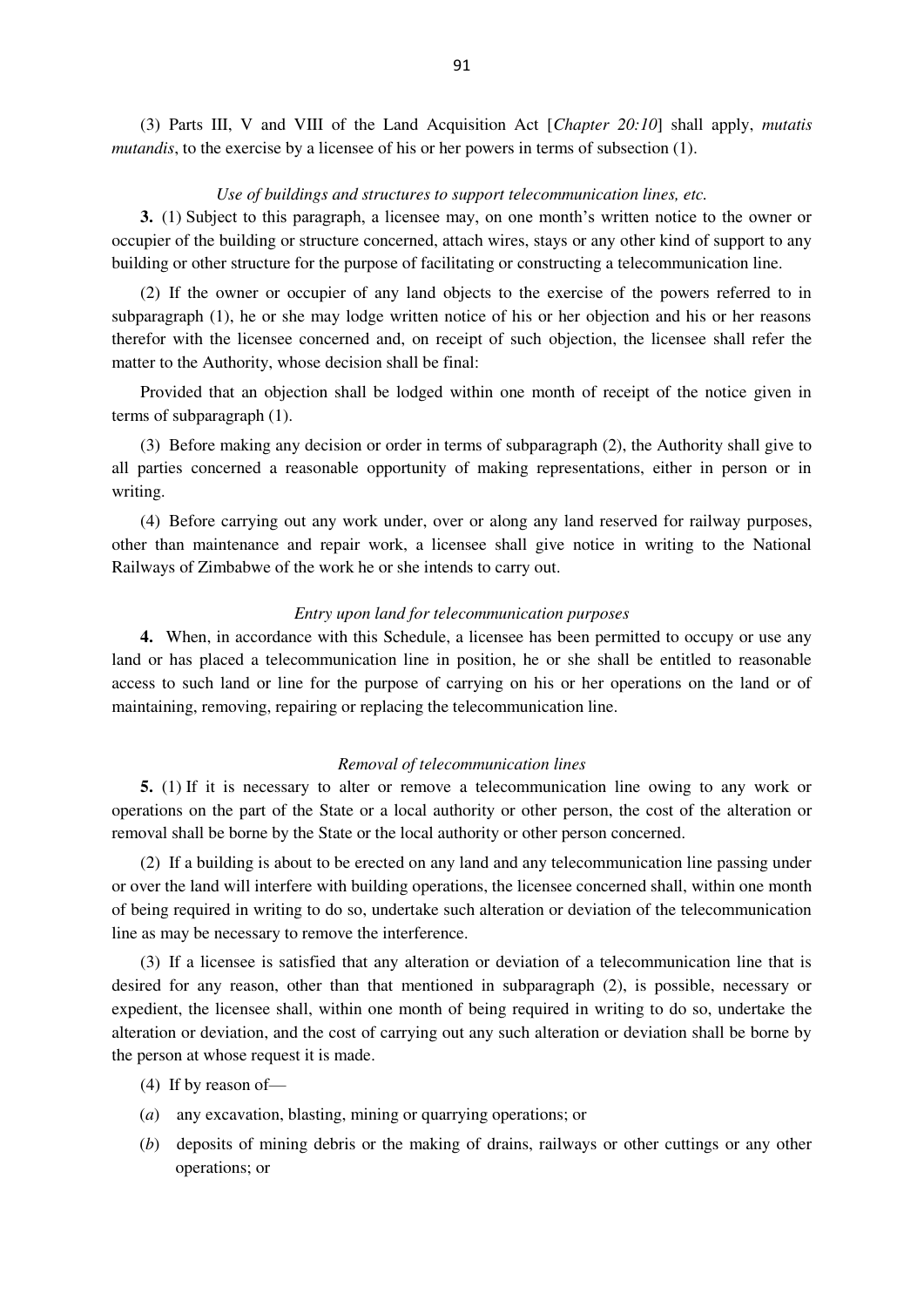(3) Parts III, V and VIII of the Land Acquisition Act [*Chapter 20:10*] shall apply, *mutatis mutandis*, to the exercise by a licensee of his or her powers in terms of subsection (1).

*Use of buildings and structures to support telecommunication lines, etc.*

**3.** (1) Subject to this paragraph, a licensee may, on one month's written notice to the owner or occupier of the building or structure concerned, attach wires, stays or any other kind of support to any building or other structure for the purpose of facilitating or constructing a telecommunication line.

(2) If the owner or occupier of any land objects to the exercise of the powers referred to in subparagraph (1), he or she may lodge written notice of his or her objection and his or her reasons therefor with the licensee concerned and, on receipt of such objection, the licensee shall refer the matter to the Authority, whose decision shall be final:

Provided that an objection shall be lodged within one month of receipt of the notice given in terms of subparagraph (1).

(3) Before making any decision or order in terms of subparagraph (2), the Authority shall give to all parties concerned a reasonable opportunity of making representations, either in person or in writing.

(4) Before carrying out any work under, over or along any land reserved for railway purposes, other than maintenance and repair work, a licensee shall give notice in writing to the National Railways of Zimbabwe of the work he or she intends to carry out.

*Entry upon land for telecommunication purposes*

**4.** When, in accordance with this Schedule, a licensee has been permitted to occupy or use any land or has placed a telecommunication line in position, he or she shall be entitled to reasonable access to such land or line for the purpose of carrying on his or her operations on the land or of maintaining, removing, repairing or replacing the telecommunication line.

*Removal of telecommunication lines*

**5.** (1) If it is necessary to alter or remove a telecommunication line owing to any work or operations on the part of the State or a local authority or other person, the cost of the alteration or removal shall be borne by the State or the local authority or other person concerned.

(2) If a building is about to be erected on any land and any telecommunication line passing under or over the land will interfere with building operations, the licensee concerned shall, within one month of being required in writing to do so, undertake such alteration or deviation of the telecommunication line as may be necessary to remove the interference.

(3) If a licensee is satisfied that any alteration or deviation of a telecommunication line that is desired for any reason, other than that mentioned in subparagraph (2), is possible, necessary or expedient, the licensee shall, within one month of being required in writing to do so, undertake the alteration or deviation, and the cost of carrying out any such alteration or deviation shall be borne by the person at whose request it is made.

(4) If by reason of—

(*a*) any excavation, blasting, mining or quarrying operations; or

(*b*) deposits of mining debris or the making of drains, railways or other cuttings or any other operations; or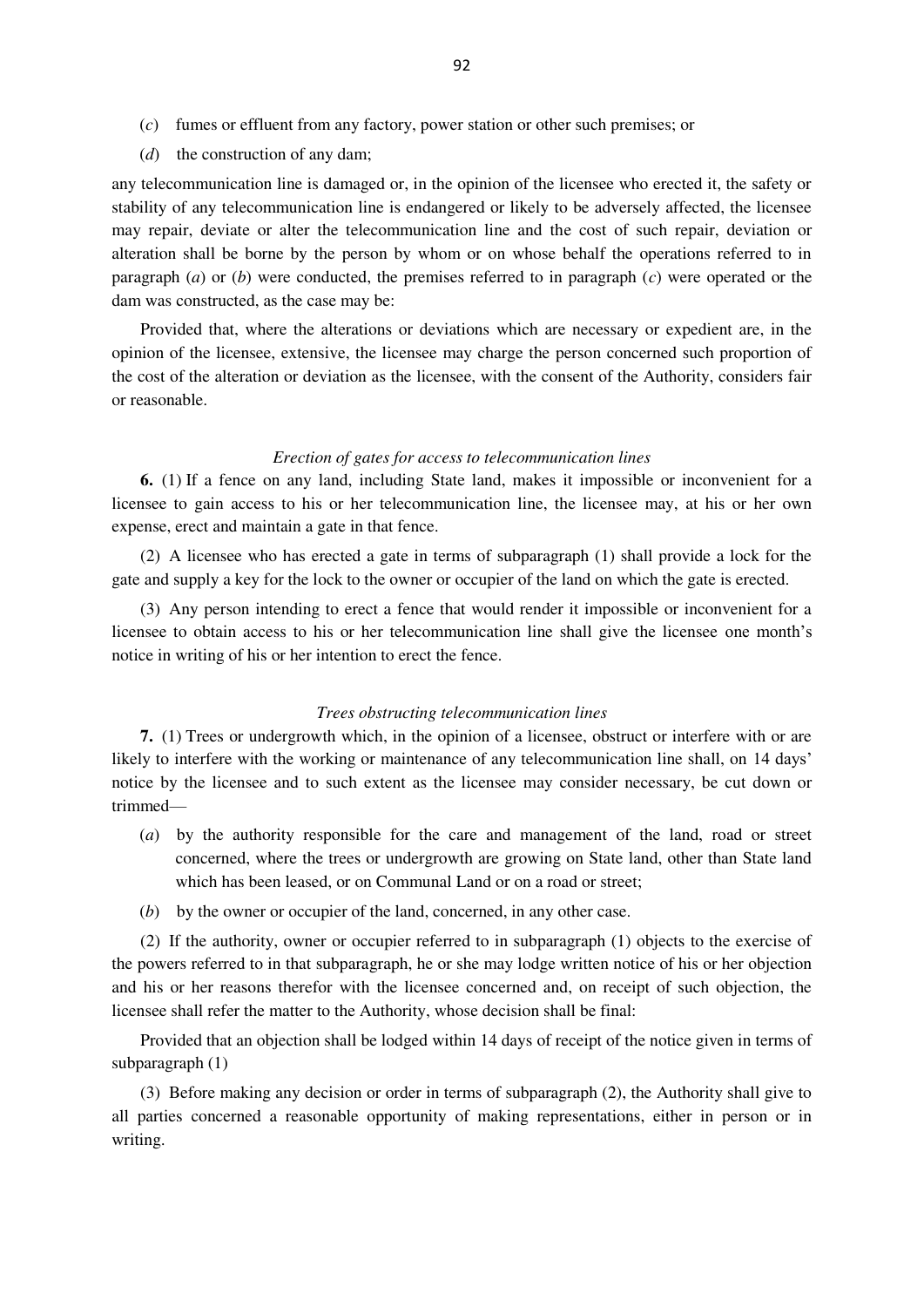(*c*) fumes or effluent from any factory, power station or other such premises; or

(*d*) the construction of any dam;

any telecommunication line is damaged or, in the opinion of the licensee who erected it, the safety or stability of any telecommunication line is endangered or likely to be adversely affected, the licensee may repair, deviate or alter the telecommunication line and the cost of such repair, deviation or alteration shall be borne by the person by whom or on whose behalf the operations referred to in paragraph (*a*) or (*b*) were conducted, the premises referred to in paragraph (*c*) were operated or the dam was constructed, as the case may be:

Provided that, where the alterations or deviations which are necessary or expedient are, in the opinion of the licensee, extensive, the licensee may charge the person concerned such proportion of the cost of the alteration or deviation as the licensee, with the consent of the Authority, considers fair or reasonable.

*Erection of gates for access to telecommunication lines*

**6.** (1) If a fence on any land, including State land, makes it impossible or inconvenient for a licensee to gain access to his or her telecommunication line, the licensee may, at his or her own expense, erect and maintain a gate in that fence.

(2) A licensee who has erected a gate in terms of subparagraph (1) shall provide a lock for the gate and supply a key for the lock to the owner or occupier of the land on which the gate is erected.

(3) Any person intending to erect a fence that would render it impossible or inconvenient for a licensee to obtain access to his or her telecommunication line shall give the licensee one month's notice in writing of his or her intention to erect the fence.

*Trees obstructing telecommunication lines*

**7.** (1) Trees or undergrowth which, in the opinion of a licensee, obstruct or interfere with or are likely to interfere with the working or maintenance of any telecommunication line shall, on 14 days' notice by the licensee and to such extent as the licensee may consider necessary, be cut down or trimmed—

(*a*) by the authority responsible for the care and management of the land, road or street concerned, where the trees or undergrowth are growing on State land, other than State land which has been leased, or on Communal Land or on a road or street;

(*b*) by the owner or occupier of the land, concerned, in any other case.

(2) If the authority, owner or occupier referred to in subparagraph (1) objects to the exercise of the powers referred to in that subparagraph, he or she may lodge written notice of his or her objection and his or her reasons therefor with the licensee concerned and, on receipt of such objection, the licensee shall refer the matter to the Authority, whose decision shall be final:

Provided that an objection shall be lodged within 14 days of receipt of the notice given in terms of subparagraph (1)

(3) Before making any decision or order in terms of subparagraph (2), the Authority shall give to all parties concerned a reasonable opportunity of making representations, either in person or in writing.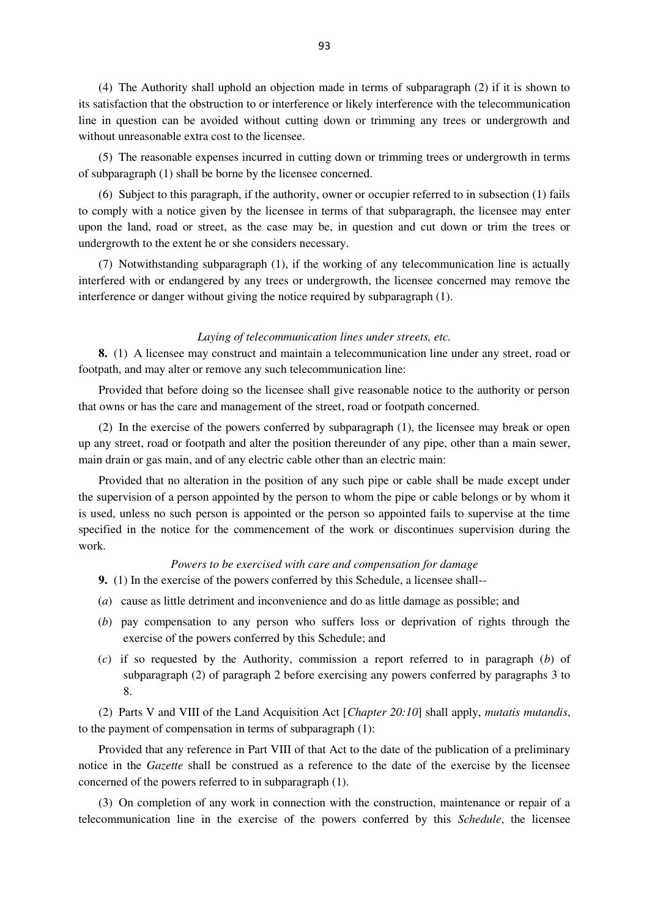(4) The Authority shall uphold an objection made in terms of subparagraph (2) if it is shown to its satisfaction that the obstruction to or interference or likely interference with the telecommunication line in question can be avoided without cutting down or trimming any trees or undergrowth and without unreasonable extra cost to the licensee.

(5) The reasonable expenses incurred in cutting down or trimming trees or undergrowth in terms of subparagraph (1) shall be borne by the licensee concerned.

(6) Subject to this paragraph, if the authority, owner or occupier referred to in subsection (1) fails to comply with a notice given by the licensee in terms of that subparagraph, the licensee may enter upon the land, road or street, as the case may be, in question and cut down or trim the trees or undergrowth to the extent he or she considers necessary.

(7) Notwithstanding subparagraph (1), if the working of any telecommunication line is actually interfered with or endangered by any trees or undergrowth, the licensee concerned may remove the interference or danger without giving the notice required by subparagraph (1).

*Laying of telecommunication lines under streets, etc.*

**8.** (1) A licensee may construct and maintain a telecommunication line under any street, road or footpath, and may alter or remove any such telecommunication line:

Provided that before doing so the licensee shall give reasonable notice to the authority or person that owns or has the care and management of the street, road or footpath concerned.

(2) In the exercise of the powers conferred by subparagraph (1), the licensee may break or open up any street, road or footpath and alter the position thereunder of any pipe, other than a main sewer, main drain or gas main, and of any electric cable other than an electric main:

Provided that no alteration in the position of any such pipe or cable shall be made except under the supervision of a person appointed by the person to whom the pipe or cable belongs or by whom it is used, unless no such person is appointed or the person so appointed fails to supervise at the time specified in the notice for the commencement of the work or discontinues supervision during the work.

*Powers to be exercised with care and compensation for damage*

**9.** (1) In the exercise of the powers conferred by this Schedule, a licensee shall--

(*a*) cause as little detriment and inconvenience and do as little damage as possible; and

(*b*) pay compensation to any person who suffers loss or deprivation of rights through the exercise of the powers conferred by this Schedule; and

(*c*) if so requested by the Authority, commission a report referred to in paragraph (*b*) of subparagraph (2) of paragraph 2 before exercising any powers conferred by paragraphs 3 to 8.

(2) Parts V and VIII of the Land Acquisition Act [*Chapter 20:10*] shall apply, *mutatis mutandis*, to the payment of compensation in terms of subparagraph (1):

Provided that any reference in Part VIII of that Act to the date of the publication of a preliminary notice in the *Gazette* shall be construed as a reference to the date of the exercise by the licensee concerned of the powers referred to in subparagraph (1).

(3) On completion of any work in connection with the construction, maintenance or repair of a telecommunication line in the exercise of the powers conferred by this *Schedule*, the licensee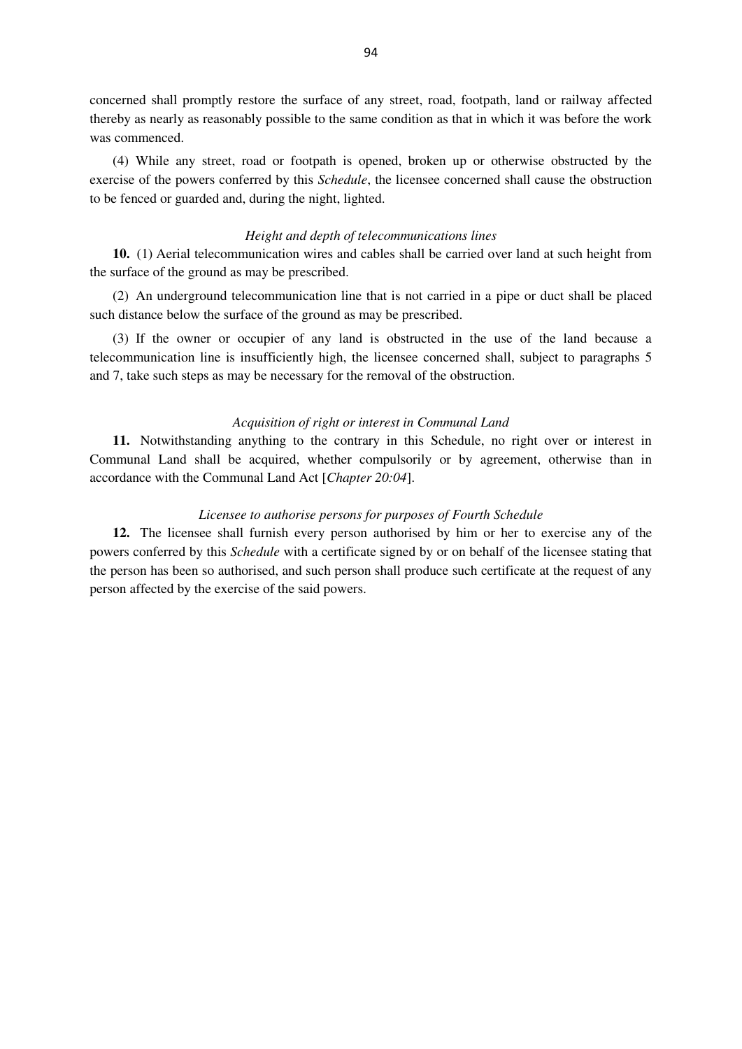concerned shall promptly restore the surface of any street, road, footpath, land or railway affected thereby as nearly as reasonably possible to the same condition as that in which it was before the work was commenced.

(4) While any street, road or footpath is opened, broken up or otherwise obstructed by the exercise of the powers conferred by this *Schedule*, the licensee concerned shall cause the obstruction to be fenced or guarded and, during the night, lighted.

*Height and depth of telecommunications lines*

**10.** (1) Aerial telecommunication wires and cables shall be carried over land at such height from the surface of the ground as may be prescribed.

(2) An underground telecommunication line that is not carried in a pipe or duct shall be placed such distance below the surface of the ground as may be prescribed.

(3) If the owner or occupier of any land is obstructed in the use of the land because a telecommunication line is insufficiently high, the licensee concerned shall, subject to paragraphs 5 and 7, take such steps as may be necessary for the removal of the obstruction.

*Acquisition of right or interest in Communal Land*

**11.** Notwithstanding anything to the contrary in this Schedule, no right over or interest in Communal Land shall be acquired, whether compulsorily or by agreement, otherwise than in accordance with the Communal Land Act [*Chapter 20:04*].

*Licensee to authorise persons for purposes of Fourth Schedule*

**12.** The licensee shall furnish every person authorised by him or her to exercise any of the powers conferred by this *Schedule* with a certificate signed by or on behalf of the licensee stating that the person has been so authorised, and such person shall produce such certificate at the request of any person affected by the exercise of the said powers.